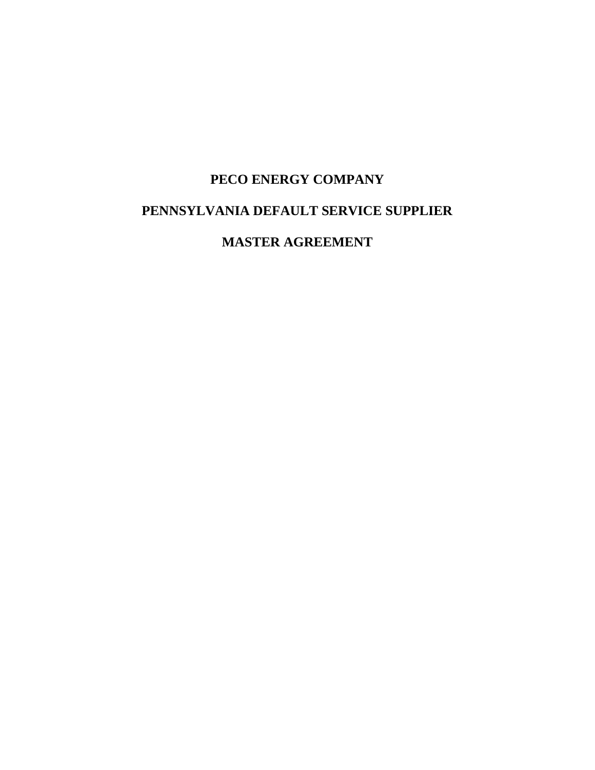# PECO ENERGY COMPANY

# PENNSYLVANIA DEFAULT SERVICE SUPPLIER

# MASTER AGREEMENT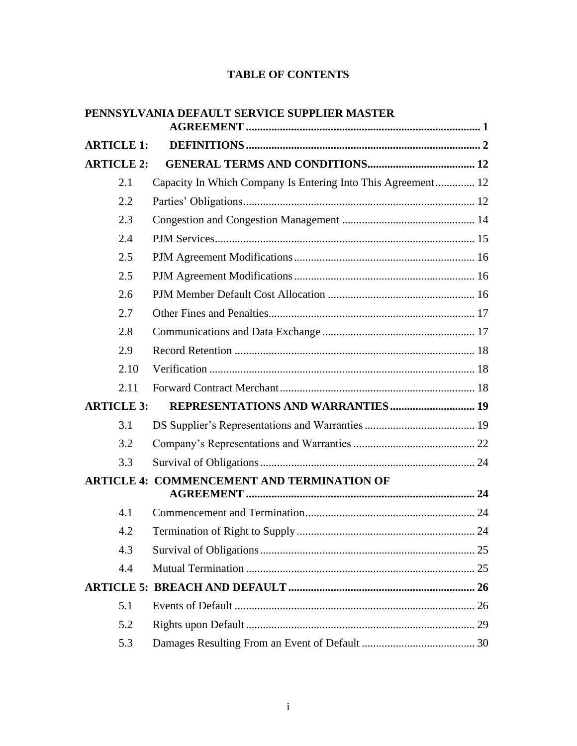**TABLE OF CONTENTS**

**PENNSYLVANIA DEFAULT SERVICE SUPPLIER MASTER AGREEMENT** ........ **1**

**ARTICLE 1: DEFINITIONS** ........ **2**

**ARTICLE 2: GENERAL TERMS AND CONDITIONS** ........ **12**

- 2.1 Capacity In Which Company Is Entering Into This Agreement ........ 12
- 2.2 Parties' Obligations ........ 12
- 2.3 Congestion and Congestion Management ........ 14
- 2.4 PJM Services ........ 15
- 2.5 PJM Agreement Modifications ........ 16
- 2.5 PJM Agreement Modifications ........ 16
- 2.6 PJM Member Default Cost Allocation ........ 16
- 2.7 Other Fines and Penalties ........ 17
- 2.8 Communications and Data Exchange ........ 17
- 2.9 Record Retention ........ 18
- 2.10 Verification ........ 18
- 2.11 Forward Contract Merchant ........ 18

**ARTICLE 3: REPRESENTATIONS AND WARRANTIES** ........ **19**

- 3.1 DS Supplier's Representations and Warranties ........ 19
- 3.2 Company's Representations and Warranties ........ 22
- 3.3 Survival of Obligations ........ 24

**ARTICLE 4: COMMENCEMENT AND TERMINATION OF AGREEMENT** ........ **24**

- 4.1 Commencement and Termination ........ 24
- 4.2 Termination of Right to Supply ........ 24
- 4.3 Survival of Obligations ........ 25
- 4.4 Mutual Termination ........ 25

**ARTICLE 5: BREACH AND DEFAULT** ........ **26**

- 5.1 Events of Default ........ 26
- 5.2 Rights upon Default ........ 29
- 5.3 Damages Resulting From an Event of Default ........ 30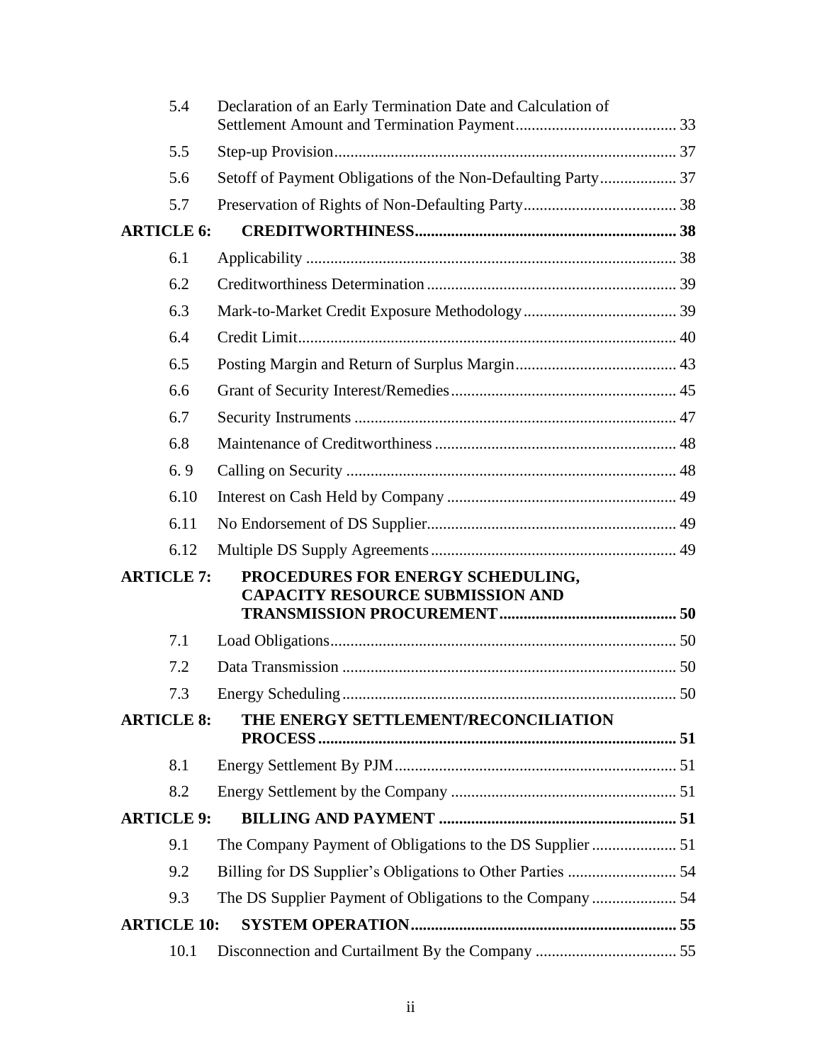| | | |
|---|---|---|
| 5.4 | Declaration of an Early Termination Date and Calculation of Settlement Amount and Termination Payment | 33 |
| 5.5 | Step-up Provision | 37 |
| 5.6 | Setoff of Payment Obligations of the Non-Defaulting Party | 37 |
| 5.7 | Preservation of Rights of Non-Defaulting Party | 38 |
| **ARTICLE 6:** | **CREDITWORTHINESS** | **38** |
| 6.1 | Applicability | 38 |
| 6.2 | Creditworthiness Determination | 39 |
| 6.3 | Mark-to-Market Credit Exposure Methodology | 39 |
| 6.4 | Credit Limit | 40 |
| 6.5 | Posting Margin and Return of Surplus Margin | 43 |
| 6.6 | Grant of Security Interest/Remedies | 45 |
| 6.7 | Security Instruments | 47 |
| 6.8 | Maintenance of Creditworthiness | 48 |
| 6. 9 | Calling on Security | 48 |
| 6.10 | Interest on Cash Held by Company | 49 |
| 6.11 | No Endorsement of DS Supplier | 49 |
| 6.12 | Multiple DS Supply Agreements | 49 |
| **ARTICLE 7:** | **PROCEDURES FOR ENERGY SCHEDULING, CAPACITY RESOURCE SUBMISSION AND TRANSMISSION PROCUREMENT** | **50** |
| 7.1 | Load Obligations | 50 |
| 7.2 | Data Transmission | 50 |
| 7.3 | Energy Scheduling | 50 |
| **ARTICLE 8:** | **THE ENERGY SETTLEMENT/RECONCILIATION PROCESS** | **51** |
| 8.1 | Energy Settlement By PJM | 51 |
| 8.2 | Energy Settlement by the Company | 51 |
| **ARTICLE 9:** | **BILLING AND PAYMENT** | **51** |
| 9.1 | The Company Payment of Obligations to the DS Supplier | 51 |
| 9.2 | Billing for DS Supplier's Obligations to Other Parties | 54 |
| 9.3 | The DS Supplier Payment of Obligations to the Company | 54 |
| **ARTICLE 10:** | **SYSTEM OPERATION** | **55** |
| 10.1 | Disconnection and Curtailment By the Company | 55 |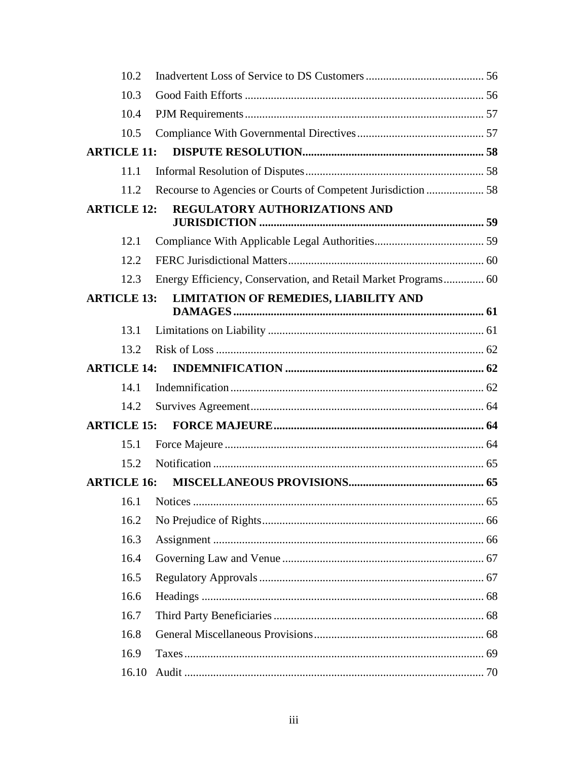| | | |
|---|---|---|
| 10.2 | Inadvertent Loss of Service to DS Customers | 56 |
| 10.3 | Good Faith Efforts | 56 |
| 10.4 | PJM Requirements | 57 |
| 10.5 | Compliance With Governmental Directives | 57 |
| **ARTICLE 11:** | **DISPUTE RESOLUTION** | **58** |
| 11.1 | Informal Resolution of Disputes | 58 |
| 11.2 | Recourse to Agencies or Courts of Competent Jurisdiction | 58 |
| **ARTICLE 12:** | **REGULATORY AUTHORIZATIONS AND JURISDICTION** | **59** |
| 12.1 | Compliance With Applicable Legal Authorities | 59 |
| 12.2 | FERC Jurisdictional Matters | 60 |
| 12.3 | Energy Efficiency, Conservation, and Retail Market Programs | 60 |
| **ARTICLE 13:** | **LIMITATION OF REMEDIES, LIABILITY AND DAMAGES** | **61** |
| 13.1 | Limitations on Liability | 61 |
| 13.2 | Risk of Loss | 62 |
| **ARTICLE 14:** | **INDEMNIFICATION** | **62** |
| 14.1 | Indemnification | 62 |
| 14.2 | Survives Agreement | 64 |
| **ARTICLE 15:** | **FORCE MAJEURE** | **64** |
| 15.1 | Force Majeure | 64 |
| 15.2 | Notification | 65 |
| **ARTICLE 16:** | **MISCELLANEOUS PROVISIONS** | **65** |
| 16.1 | Notices | 65 |
| 16.2 | No Prejudice of Rights | 66 |
| 16.3 | Assignment | 66 |
| 16.4 | Governing Law and Venue | 67 |
| 16.5 | Regulatory Approvals | 67 |
| 16.6 | Headings | 68 |
| 16.7 | Third Party Beneficiaries | 68 |
| 16.8 | General Miscellaneous Provisions | 68 |
| 16.9 | Taxes | 69 |
| 16.10 | Audit | 70 |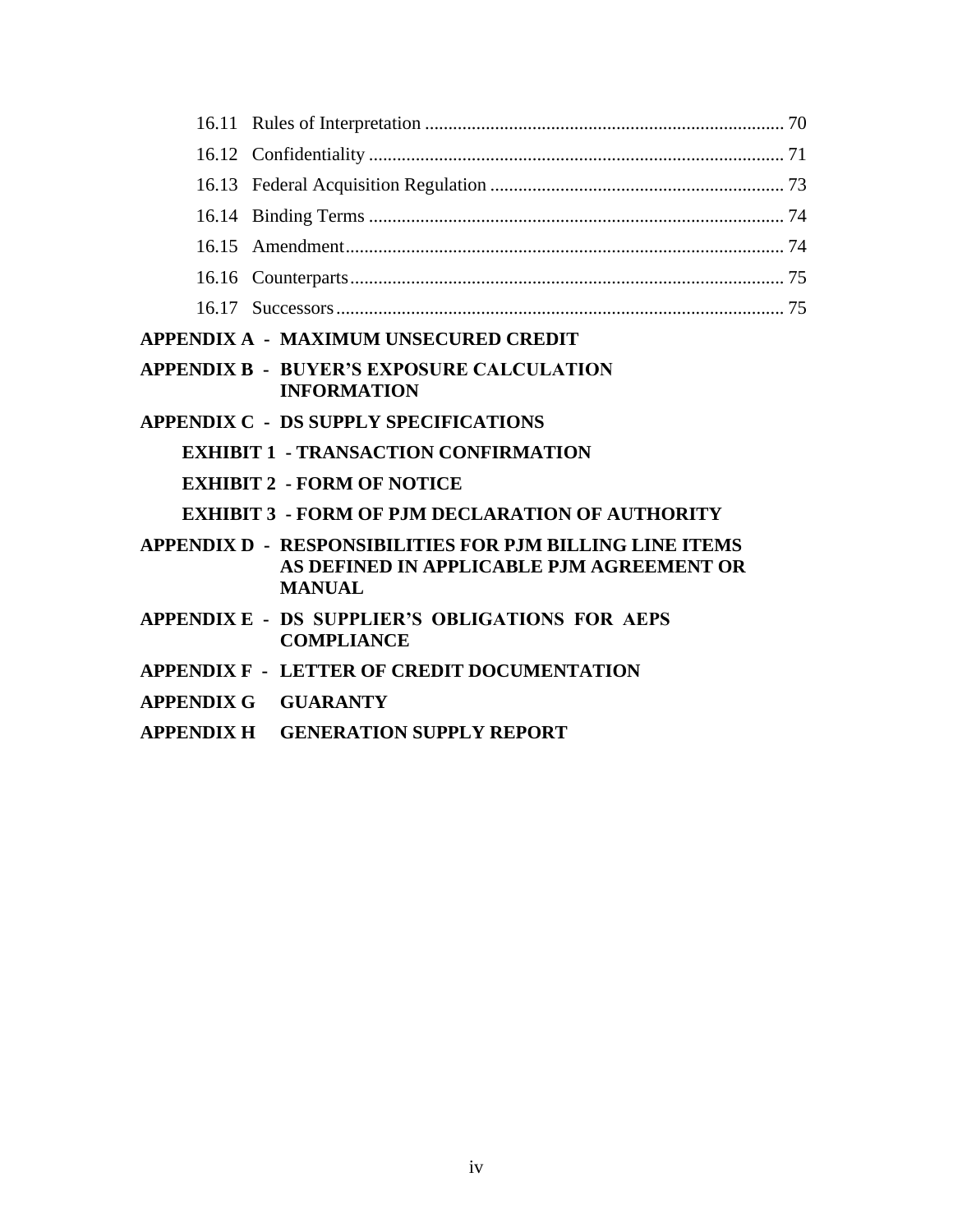16.11 Rules of Interpretation ............................................................................ 70

16.12 Confidentiality ........................................................................................ 71

16.13 Federal Acquisition Regulation .............................................................. 73

16.14 Binding Terms ........................................................................................ 74

16.15 Amendment............................................................................................. 74

16.16 Counterparts............................................................................................ 75

16.17 Successors............................................................................................... 75

**APPENDIX A - MAXIMUM UNSECURED CREDIT**

**APPENDIX B - BUYER'S EXPOSURE CALCULATION INFORMATION**

**APPENDIX C - DS SUPPLY SPECIFICATIONS**

**EXHIBIT 1 - TRANSACTION CONFIRMATION**

**EXHIBIT 2 - FORM OF NOTICE**

**EXHIBIT 3 - FORM OF PJM DECLARATION OF AUTHORITY**

**APPENDIX D - RESPONSIBILITIES FOR PJM BILLING LINE ITEMS AS DEFINED IN APPLICABLE PJM AGREEMENT OR MANUAL**

**APPENDIX E - DS SUPPLIER'S OBLIGATIONS FOR AEPS COMPLIANCE**

**APPENDIX F - LETTER OF CREDIT DOCUMENTATION**

**APPENDIX G GUARANTY**

**APPENDIX H GENERATION SUPPLY REPORT**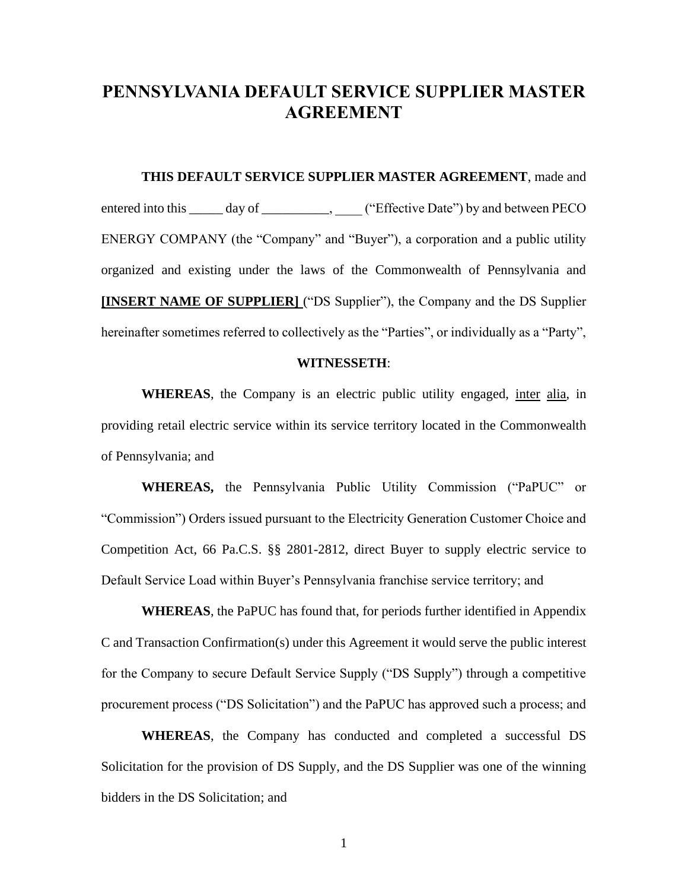# PENNSYLVANIA DEFAULT SERVICE SUPPLIER MASTER AGREEMENT

**THIS DEFAULT SERVICE SUPPLIER MASTER AGREEMENT**, made and entered into this _____ day of __________, ____ ("Effective Date") by and between PECO ENERGY COMPANY (the "Company" and "Buyer"), a corporation and a public utility organized and existing under the laws of the Commonwealth of Pennsylvania and **[INSERT NAME OF SUPPLIER]** ("DS Supplier"), the Company and the DS Supplier hereinafter sometimes referred to collectively as the "Parties", or individually as a "Party",

**WITNESSETH**:

**WHEREAS**, the Company is an electric public utility engaged, inter alia, in providing retail electric service within its service territory located in the Commonwealth of Pennsylvania; and

**WHEREAS,** the Pennsylvania Public Utility Commission ("PaPUC" or "Commission") Orders issued pursuant to the Electricity Generation Customer Choice and Competition Act, 66 Pa.C.S. §§ 2801-2812, direct Buyer to supply electric service to Default Service Load within Buyer's Pennsylvania franchise service territory; and

**WHEREAS**, the PaPUC has found that, for periods further identified in Appendix C and Transaction Confirmation(s) under this Agreement it would serve the public interest for the Company to secure Default Service Supply ("DS Supply") through a competitive procurement process ("DS Solicitation") and the PaPUC has approved such a process; and

**WHEREAS**, the Company has conducted and completed a successful DS Solicitation for the provision of DS Supply, and the DS Supplier was one of the winning bidders in the DS Solicitation; and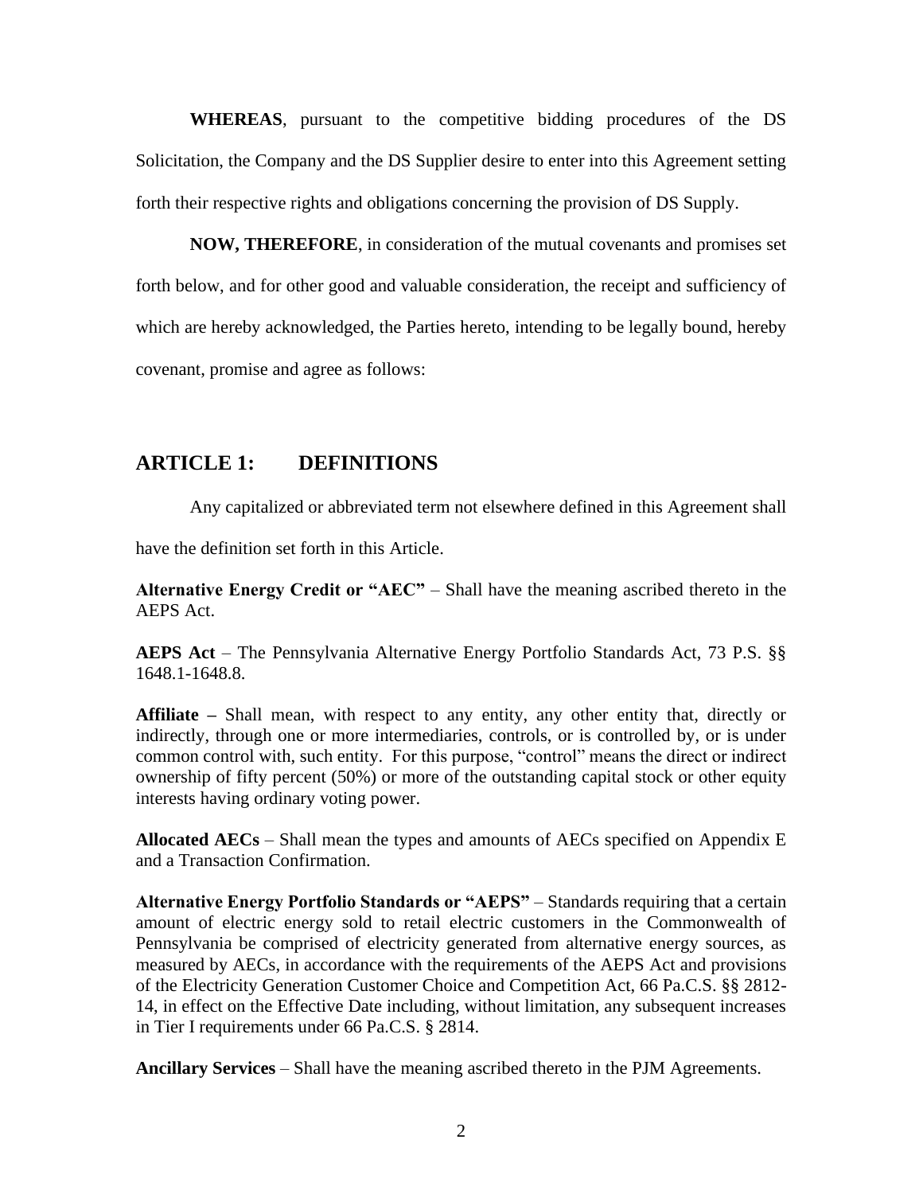**WHEREAS**, pursuant to the competitive bidding procedures of the DS Solicitation, the Company and the DS Supplier desire to enter into this Agreement setting forth their respective rights and obligations concerning the provision of DS Supply.

**NOW, THEREFORE**, in consideration of the mutual covenants and promises set forth below, and for other good and valuable consideration, the receipt and sufficiency of which are hereby acknowledged, the Parties hereto, intending to be legally bound, hereby covenant, promise and agree as follows:

## ARTICLE 1: DEFINITIONS

Any capitalized or abbreviated term not elsewhere defined in this Agreement shall have the definition set forth in this Article.

**Alternative Energy Credit or "AEC"** – Shall have the meaning ascribed thereto in the AEPS Act.

**AEPS Act** – The Pennsylvania Alternative Energy Portfolio Standards Act, 73 P.S. §§ 1648.1-1648.8.

**Affiliate –** Shall mean, with respect to any entity, any other entity that, directly or indirectly, through one or more intermediaries, controls, or is controlled by, or is under common control with, such entity. For this purpose, "control" means the direct or indirect ownership of fifty percent (50%) or more of the outstanding capital stock or other equity interests having ordinary voting power.

**Allocated AECs** – Shall mean the types and amounts of AECs specified on Appendix E and a Transaction Confirmation.

**Alternative Energy Portfolio Standards or "AEPS"** – Standards requiring that a certain amount of electric energy sold to retail electric customers in the Commonwealth of Pennsylvania be comprised of electricity generated from alternative energy sources, as measured by AECs, in accordance with the requirements of the AEPS Act and provisions of the Electricity Generation Customer Choice and Competition Act, 66 Pa.C.S. §§ 2812-14, in effect on the Effective Date including, without limitation, any subsequent increases in Tier I requirements under 66 Pa.C.S. § 2814.

**Ancillary Services** – Shall have the meaning ascribed thereto in the PJM Agreements.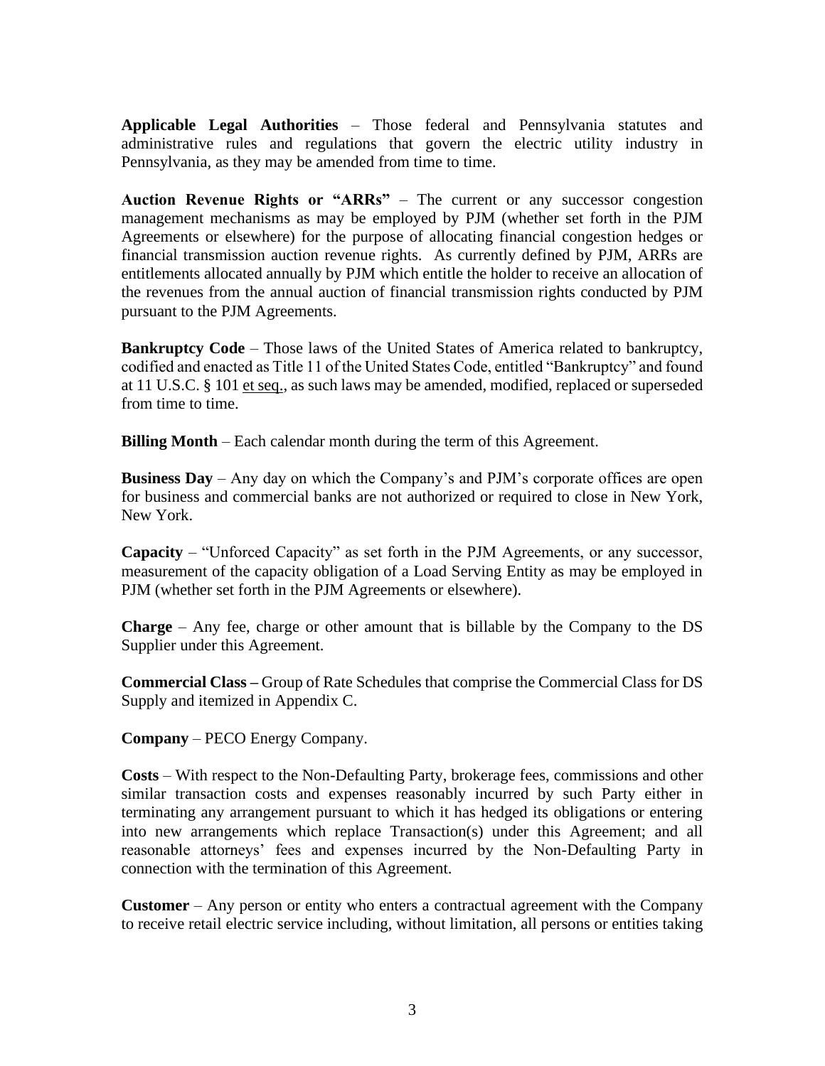**Applicable Legal Authorities** – Those federal and Pennsylvania statutes and administrative rules and regulations that govern the electric utility industry in Pennsylvania, as they may be amended from time to time.

**Auction Revenue Rights or "ARRs"** – The current or any successor congestion management mechanisms as may be employed by PJM (whether set forth in the PJM Agreements or elsewhere) for the purpose of allocating financial congestion hedges or financial transmission auction revenue rights. As currently defined by PJM, ARRs are entitlements allocated annually by PJM which entitle the holder to receive an allocation of the revenues from the annual auction of financial transmission rights conducted by PJM pursuant to the PJM Agreements.

**Bankruptcy Code** – Those laws of the United States of America related to bankruptcy, codified and enacted as Title 11 of the United States Code, entitled "Bankruptcy" and found at 11 U.S.C. § 101 et seq., as such laws may be amended, modified, replaced or superseded from time to time.

**Billing Month** – Each calendar month during the term of this Agreement.

**Business Day** – Any day on which the Company's and PJM's corporate offices are open for business and commercial banks are not authorized or required to close in New York, New York.

**Capacity** – "Unforced Capacity" as set forth in the PJM Agreements, or any successor, measurement of the capacity obligation of a Load Serving Entity as may be employed in PJM (whether set forth in the PJM Agreements or elsewhere).

**Charge** – Any fee, charge or other amount that is billable by the Company to the DS Supplier under this Agreement.

**Commercial Class –** Group of Rate Schedules that comprise the Commercial Class for DS Supply and itemized in Appendix C.

**Company** – PECO Energy Company.

**Costs** – With respect to the Non-Defaulting Party, brokerage fees, commissions and other similar transaction costs and expenses reasonably incurred by such Party either in terminating any arrangement pursuant to which it has hedged its obligations or entering into new arrangements which replace Transaction(s) under this Agreement; and all reasonable attorneys' fees and expenses incurred by the Non-Defaulting Party in connection with the termination of this Agreement.

**Customer** – Any person or entity who enters a contractual agreement with the Company to receive retail electric service including, without limitation, all persons or entities taking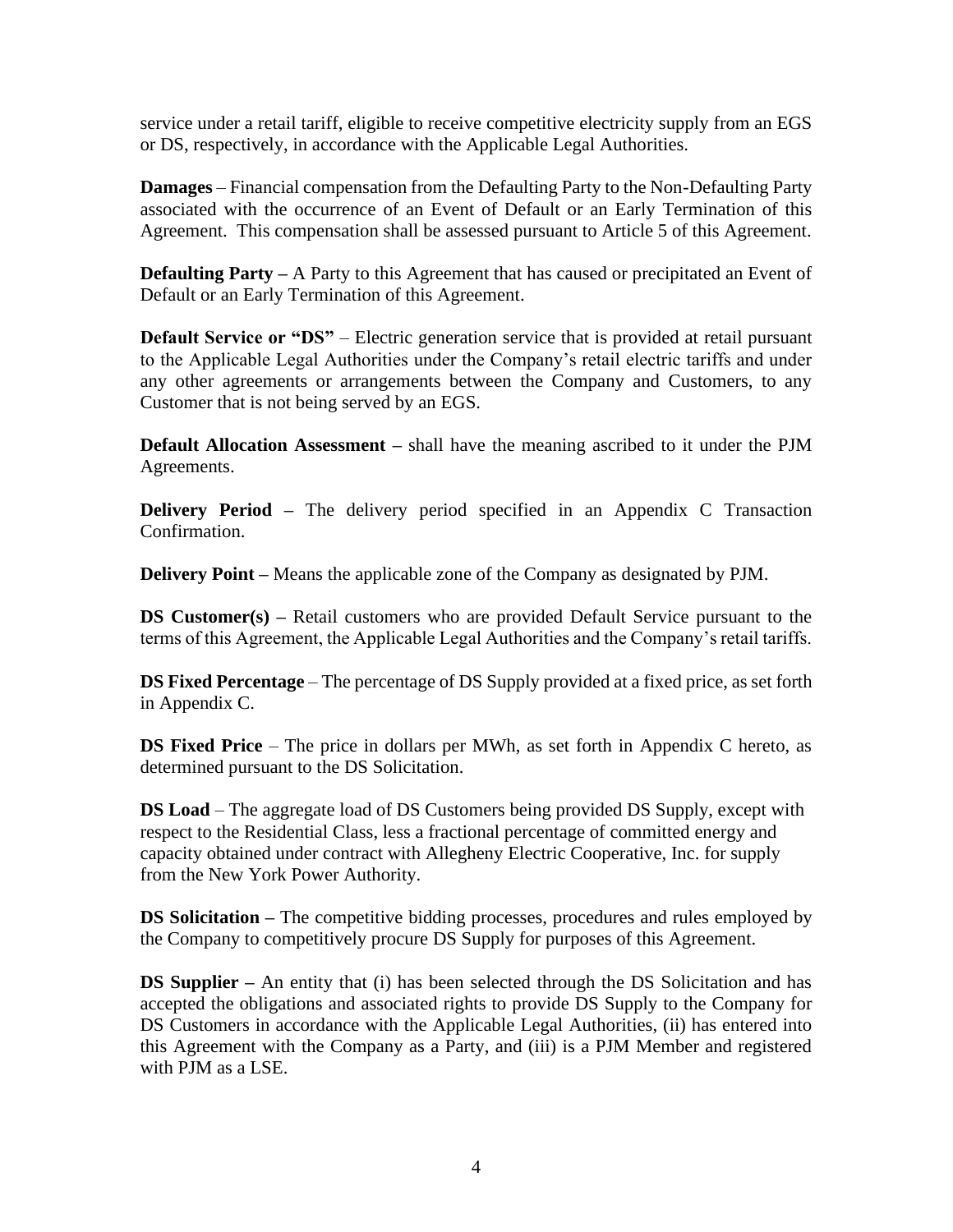service under a retail tariff, eligible to receive competitive electricity supply from an EGS or DS, respectively, in accordance with the Applicable Legal Authorities.

**Damages** – Financial compensation from the Defaulting Party to the Non-Defaulting Party associated with the occurrence of an Event of Default or an Early Termination of this Agreement. This compensation shall be assessed pursuant to Article 5 of this Agreement.

**Defaulting Party –** A Party to this Agreement that has caused or precipitated an Event of Default or an Early Termination of this Agreement.

**Default Service or "DS"** – Electric generation service that is provided at retail pursuant to the Applicable Legal Authorities under the Company's retail electric tariffs and under any other agreements or arrangements between the Company and Customers, to any Customer that is not being served by an EGS.

**Default Allocation Assessment –** shall have the meaning ascribed to it under the PJM Agreements.

**Delivery Period –** The delivery period specified in an Appendix C Transaction Confirmation.

**Delivery Point –** Means the applicable zone of the Company as designated by PJM.

**DS Customer(s) –** Retail customers who are provided Default Service pursuant to the terms of this Agreement, the Applicable Legal Authorities and the Company's retail tariffs.

**DS Fixed Percentage** – The percentage of DS Supply provided at a fixed price, as set forth in Appendix C.

**DS Fixed Price** – The price in dollars per MWh, as set forth in Appendix C hereto, as determined pursuant to the DS Solicitation.

**DS Load** – The aggregate load of DS Customers being provided DS Supply, except with respect to the Residential Class, less a fractional percentage of committed energy and capacity obtained under contract with Allegheny Electric Cooperative, Inc. for supply from the New York Power Authority.

**DS Solicitation –** The competitive bidding processes, procedures and rules employed by the Company to competitively procure DS Supply for purposes of this Agreement.

**DS Supplier –** An entity that (i) has been selected through the DS Solicitation and has accepted the obligations and associated rights to provide DS Supply to the Company for DS Customers in accordance with the Applicable Legal Authorities, (ii) has entered into this Agreement with the Company as a Party, and (iii) is a PJM Member and registered with PJM as a LSE.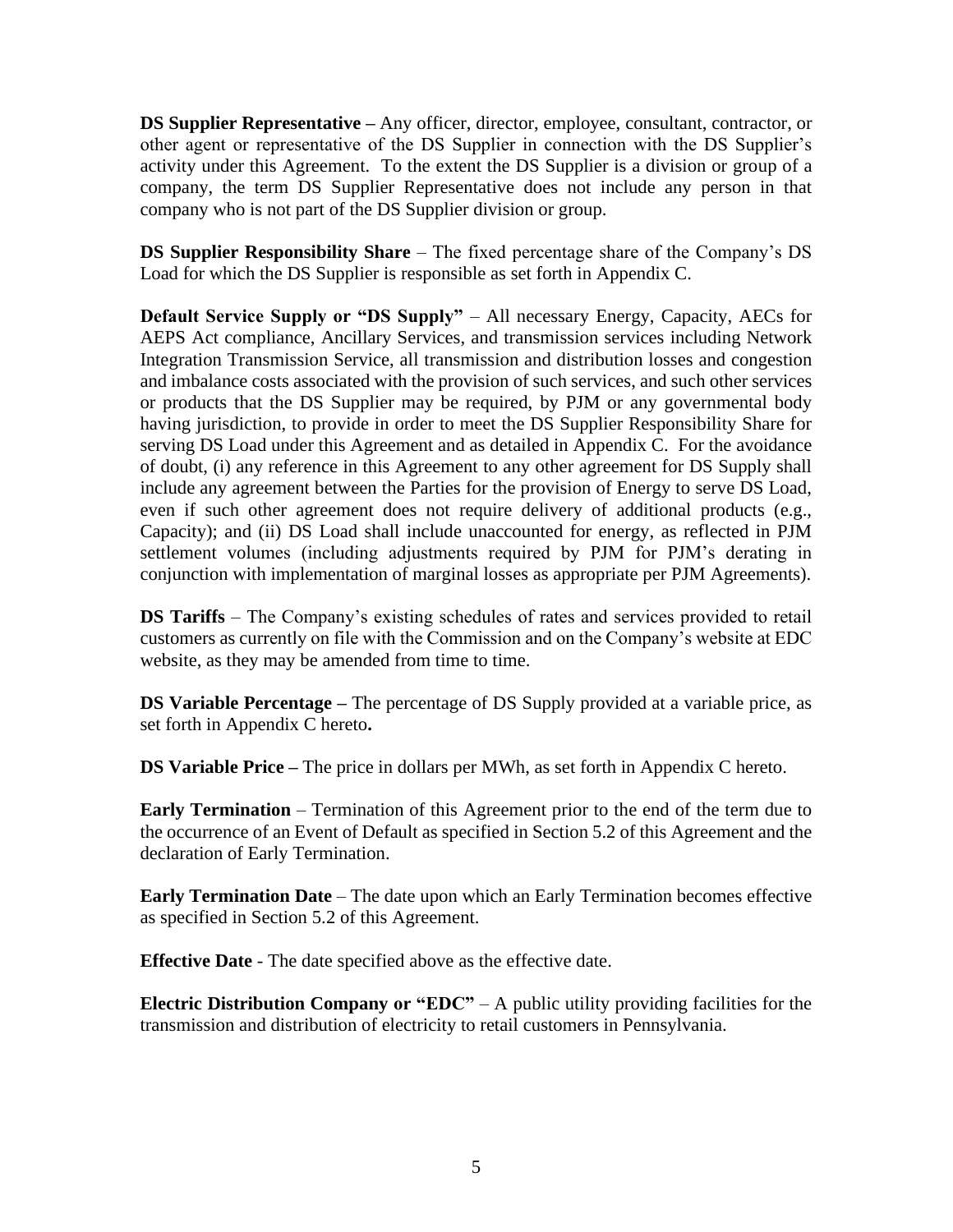**DS Supplier Representative –** Any officer, director, employee, consultant, contractor, or other agent or representative of the DS Supplier in connection with the DS Supplier's activity under this Agreement. To the extent the DS Supplier is a division or group of a company, the term DS Supplier Representative does not include any person in that company who is not part of the DS Supplier division or group.

**DS Supplier Responsibility Share** – The fixed percentage share of the Company's DS Load for which the DS Supplier is responsible as set forth in Appendix C.

**Default Service Supply or "DS Supply"** – All necessary Energy, Capacity, AECs for AEPS Act compliance, Ancillary Services, and transmission services including Network Integration Transmission Service, all transmission and distribution losses and congestion and imbalance costs associated with the provision of such services, and such other services or products that the DS Supplier may be required, by PJM or any governmental body having jurisdiction, to provide in order to meet the DS Supplier Responsibility Share for serving DS Load under this Agreement and as detailed in Appendix C. For the avoidance of doubt, (i) any reference in this Agreement to any other agreement for DS Supply shall include any agreement between the Parties for the provision of Energy to serve DS Load, even if such other agreement does not require delivery of additional products (e.g., Capacity); and (ii) DS Load shall include unaccounted for energy, as reflected in PJM settlement volumes (including adjustments required by PJM for PJM's derating in conjunction with implementation of marginal losses as appropriate per PJM Agreements).

**DS Tariffs** – The Company's existing schedules of rates and services provided to retail customers as currently on file with the Commission and on the Company's website at EDC website, as they may be amended from time to time.

**DS Variable Percentage –** The percentage of DS Supply provided at a variable price, as set forth in Appendix C hereto**.**

**DS Variable Price –** The price in dollars per MWh, as set forth in Appendix C hereto.

**Early Termination** – Termination of this Agreement prior to the end of the term due to the occurrence of an Event of Default as specified in Section 5.2 of this Agreement and the declaration of Early Termination.

**Early Termination Date** – The date upon which an Early Termination becomes effective as specified in Section 5.2 of this Agreement.

**Effective Date** - The date specified above as the effective date.

**Electric Distribution Company or "EDC"** – A public utility providing facilities for the transmission and distribution of electricity to retail customers in Pennsylvania.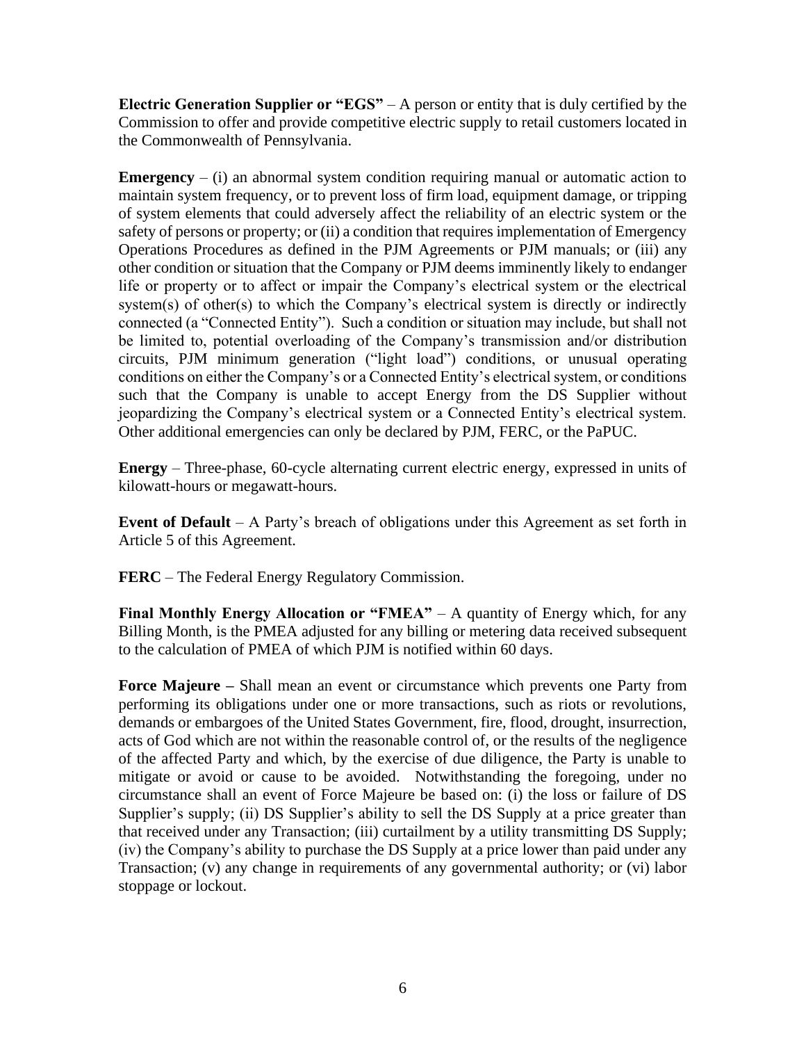**Electric Generation Supplier or "EGS"** – A person or entity that is duly certified by the Commission to offer and provide competitive electric supply to retail customers located in the Commonwealth of Pennsylvania.

**Emergency** – (i) an abnormal system condition requiring manual or automatic action to maintain system frequency, or to prevent loss of firm load, equipment damage, or tripping of system elements that could adversely affect the reliability of an electric system or the safety of persons or property; or (ii) a condition that requires implementation of Emergency Operations Procedures as defined in the PJM Agreements or PJM manuals; or (iii) any other condition or situation that the Company or PJM deems imminently likely to endanger life or property or to affect or impair the Company's electrical system or the electrical system(s) of other(s) to which the Company's electrical system is directly or indirectly connected (a "Connected Entity"). Such a condition or situation may include, but shall not be limited to, potential overloading of the Company's transmission and/or distribution circuits, PJM minimum generation ("light load") conditions, or unusual operating conditions on either the Company's or a Connected Entity's electrical system, or conditions such that the Company is unable to accept Energy from the DS Supplier without jeopardizing the Company's electrical system or a Connected Entity's electrical system. Other additional emergencies can only be declared by PJM, FERC, or the PaPUC.

**Energy** – Three-phase, 60-cycle alternating current electric energy, expressed in units of kilowatt-hours or megawatt-hours.

**Event of Default** – A Party's breach of obligations under this Agreement as set forth in Article 5 of this Agreement.

**FERC** – The Federal Energy Regulatory Commission.

**Final Monthly Energy Allocation or "FMEA"** – A quantity of Energy which, for any Billing Month, is the PMEA adjusted for any billing or metering data received subsequent to the calculation of PMEA of which PJM is notified within 60 days.

**Force Majeure –** Shall mean an event or circumstance which prevents one Party from performing its obligations under one or more transactions, such as riots or revolutions, demands or embargoes of the United States Government, fire, flood, drought, insurrection, acts of God which are not within the reasonable control of, or the results of the negligence of the affected Party and which, by the exercise of due diligence, the Party is unable to mitigate or avoid or cause to be avoided. Notwithstanding the foregoing, under no circumstance shall an event of Force Majeure be based on: (i) the loss or failure of DS Supplier's supply; (ii) DS Supplier's ability to sell the DS Supply at a price greater than that received under any Transaction; (iii) curtailment by a utility transmitting DS Supply; (iv) the Company's ability to purchase the DS Supply at a price lower than paid under any Transaction; (v) any change in requirements of any governmental authority; or (vi) labor stoppage or lockout.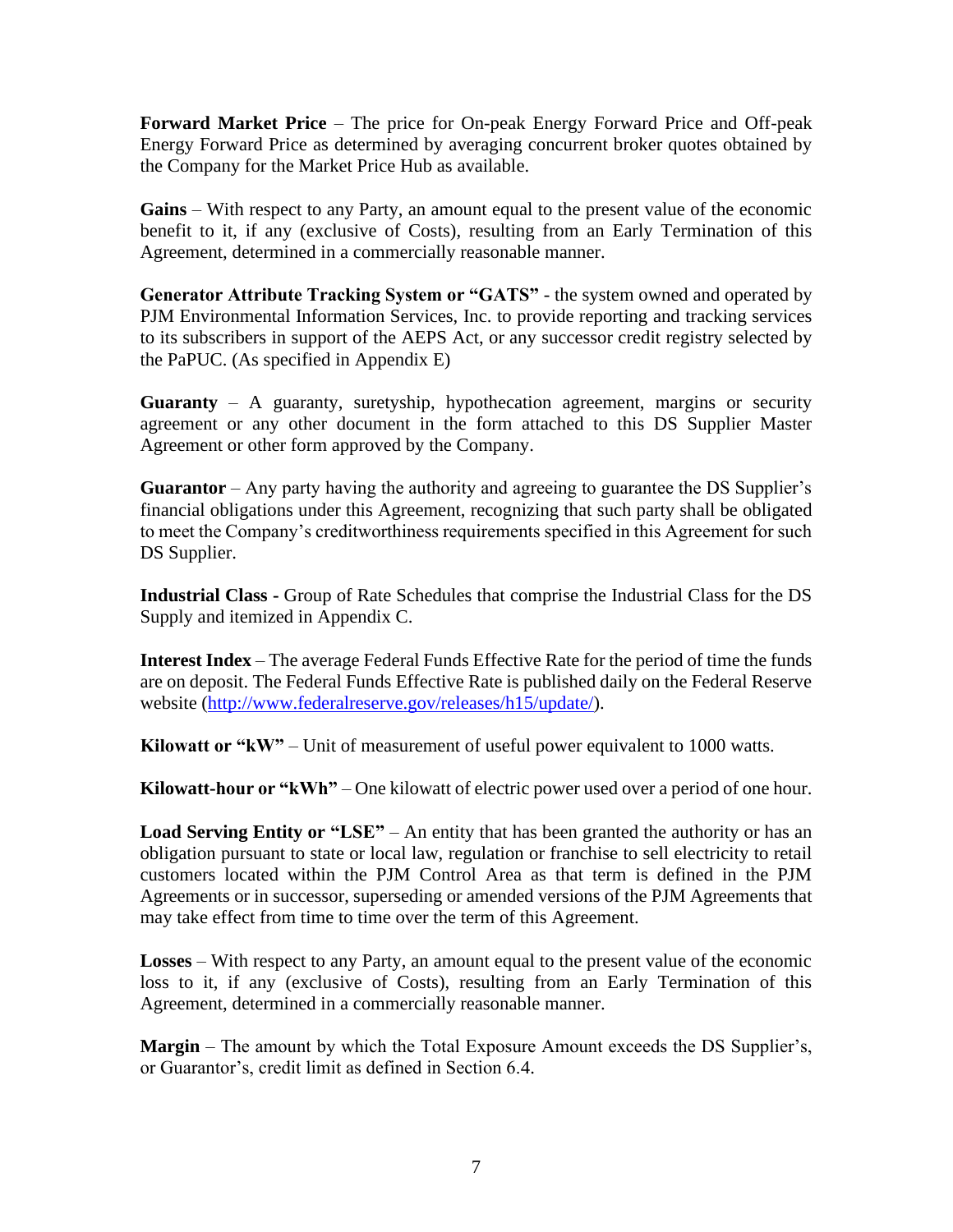**Forward Market Price** – The price for On-peak Energy Forward Price and Off-peak Energy Forward Price as determined by averaging concurrent broker quotes obtained by the Company for the Market Price Hub as available.

**Gains** – With respect to any Party, an amount equal to the present value of the economic benefit to it, if any (exclusive of Costs), resulting from an Early Termination of this Agreement, determined in a commercially reasonable manner.

**Generator Attribute Tracking System or "GATS"** - the system owned and operated by PJM Environmental Information Services, Inc. to provide reporting and tracking services to its subscribers in support of the AEPS Act, or any successor credit registry selected by the PaPUC. (As specified in Appendix E)

**Guaranty** – A guaranty, suretyship, hypothecation agreement, margins or security agreement or any other document in the form attached to this DS Supplier Master Agreement or other form approved by the Company.

**Guarantor** – Any party having the authority and agreeing to guarantee the DS Supplier's financial obligations under this Agreement, recognizing that such party shall be obligated to meet the Company's creditworthiness requirements specified in this Agreement for such DS Supplier.

**Industrial Class -** Group of Rate Schedules that comprise the Industrial Class for the DS Supply and itemized in Appendix C.

**Interest Index** – The average Federal Funds Effective Rate for the period of time the funds are on deposit. The Federal Funds Effective Rate is published daily on the Federal Reserve website (http://www.federalreserve.gov/releases/h15/update/).

**Kilowatt or "kW"** – Unit of measurement of useful power equivalent to 1000 watts.

**Kilowatt-hour or "kWh"** – One kilowatt of electric power used over a period of one hour.

**Load Serving Entity or "LSE"** – An entity that has been granted the authority or has an obligation pursuant to state or local law, regulation or franchise to sell electricity to retail customers located within the PJM Control Area as that term is defined in the PJM Agreements or in successor, superseding or amended versions of the PJM Agreements that may take effect from time to time over the term of this Agreement.

**Losses** – With respect to any Party, an amount equal to the present value of the economic loss to it, if any (exclusive of Costs), resulting from an Early Termination of this Agreement, determined in a commercially reasonable manner.

**Margin** – The amount by which the Total Exposure Amount exceeds the DS Supplier's, or Guarantor's, credit limit as defined in Section 6.4.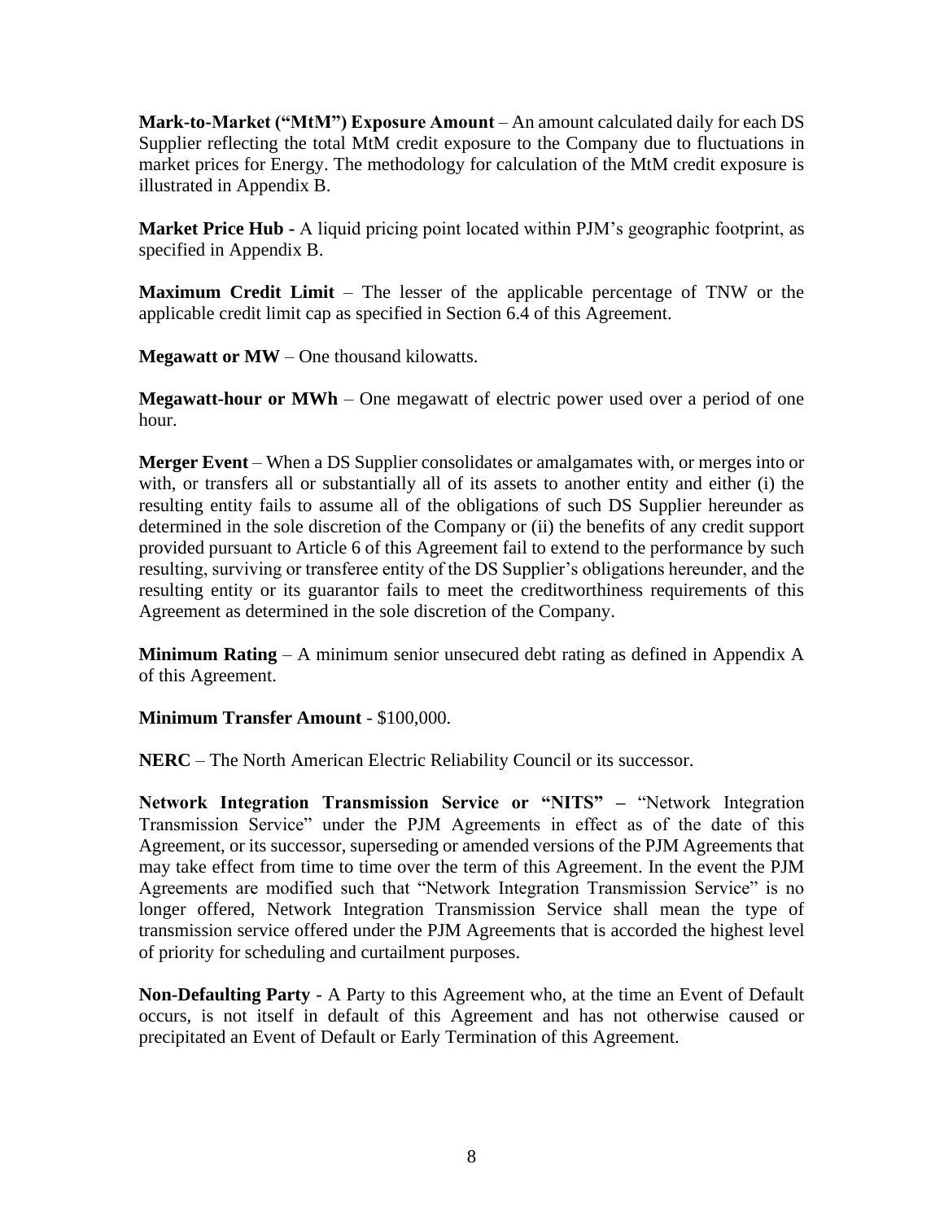**Mark-to-Market ("MtM") Exposure Amount** – An amount calculated daily for each DS Supplier reflecting the total MtM credit exposure to the Company due to fluctuations in market prices for Energy. The methodology for calculation of the MtM credit exposure is illustrated in Appendix B.

**Market Price Hub -** A liquid pricing point located within PJM's geographic footprint, as specified in Appendix B.

**Maximum Credit Limit** – The lesser of the applicable percentage of TNW or the applicable credit limit cap as specified in Section 6.4 of this Agreement.

**Megawatt or MW** – One thousand kilowatts.

**Megawatt-hour or MWh** – One megawatt of electric power used over a period of one hour.

**Merger Event** – When a DS Supplier consolidates or amalgamates with, or merges into or with, or transfers all or substantially all of its assets to another entity and either (i) the resulting entity fails to assume all of the obligations of such DS Supplier hereunder as determined in the sole discretion of the Company or (ii) the benefits of any credit support provided pursuant to Article 6 of this Agreement fail to extend to the performance by such resulting, surviving or transferee entity of the DS Supplier's obligations hereunder, and the resulting entity or its guarantor fails to meet the creditworthiness requirements of this Agreement as determined in the sole discretion of the Company.

**Minimum Rating** – A minimum senior unsecured debt rating as defined in Appendix A of this Agreement.

**Minimum Transfer Amount** - $100,000.

**NERC** – The North American Electric Reliability Council or its successor.

**Network Integration Transmission Service or "NITS" –** "Network Integration Transmission Service" under the PJM Agreements in effect as of the date of this Agreement, or its successor, superseding or amended versions of the PJM Agreements that may take effect from time to time over the term of this Agreement. In the event the PJM Agreements are modified such that "Network Integration Transmission Service" is no longer offered, Network Integration Transmission Service shall mean the type of transmission service offered under the PJM Agreements that is accorded the highest level of priority for scheduling and curtailment purposes.

**Non-Defaulting Party** - A Party to this Agreement who, at the time an Event of Default occurs, is not itself in default of this Agreement and has not otherwise caused or precipitated an Event of Default or Early Termination of this Agreement.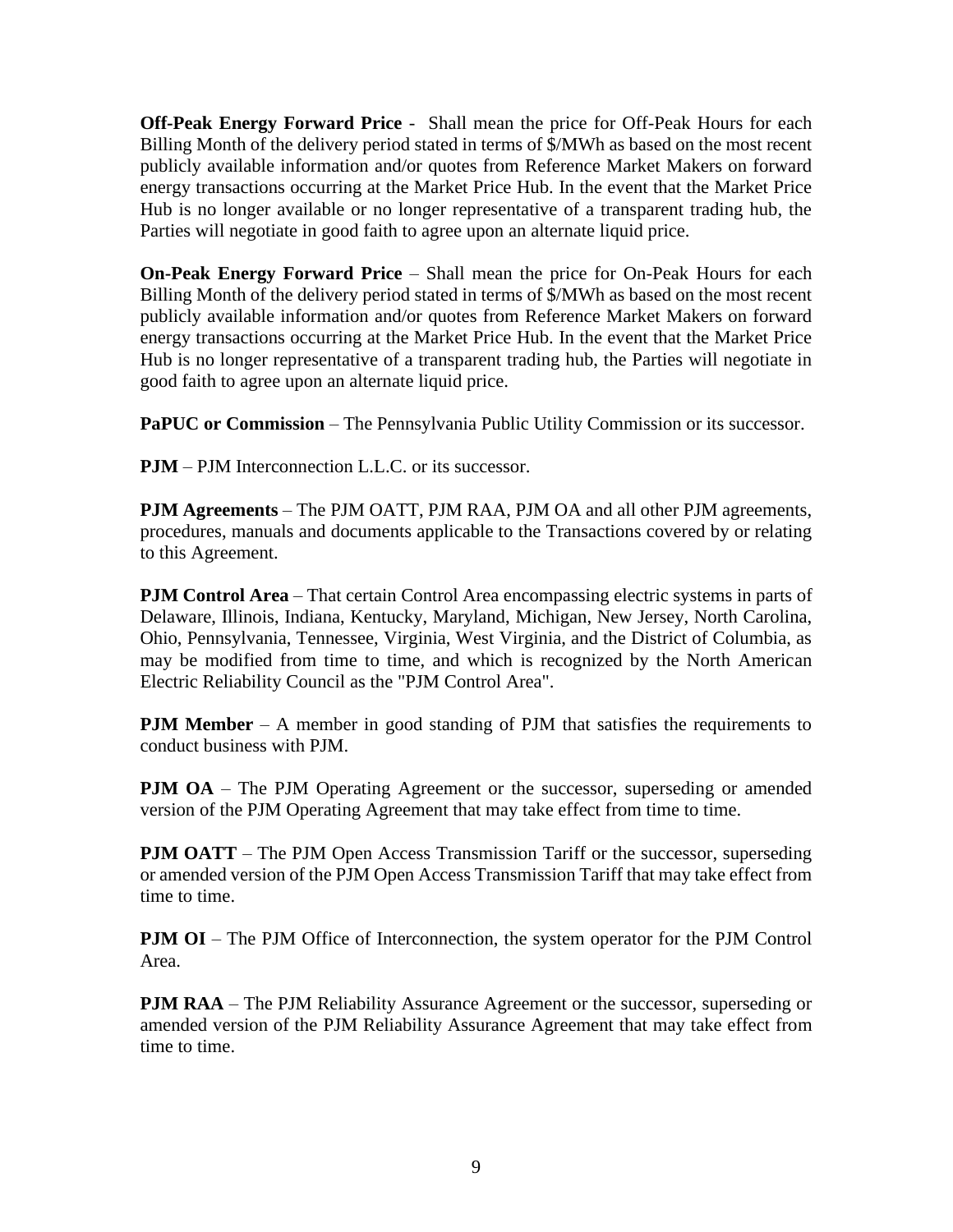**Off-Peak Energy Forward Price** - Shall mean the price for Off-Peak Hours for each Billing Month of the delivery period stated in terms of $/MWh as based on the most recent publicly available information and/or quotes from Reference Market Makers on forward energy transactions occurring at the Market Price Hub. In the event that the Market Price Hub is no longer available or no longer representative of a transparent trading hub, the Parties will negotiate in good faith to agree upon an alternate liquid price.

**On-Peak Energy Forward Price** – Shall mean the price for On-Peak Hours for each Billing Month of the delivery period stated in terms of $/MWh as based on the most recent publicly available information and/or quotes from Reference Market Makers on forward energy transactions occurring at the Market Price Hub. In the event that the Market Price Hub is no longer representative of a transparent trading hub, the Parties will negotiate in good faith to agree upon an alternate liquid price.

**PaPUC or Commission** – The Pennsylvania Public Utility Commission or its successor.

**PJM** – PJM Interconnection L.L.C. or its successor.

**PJM Agreements** – The PJM OATT, PJM RAA, PJM OA and all other PJM agreements, procedures, manuals and documents applicable to the Transactions covered by or relating to this Agreement.

**PJM Control Area** – That certain Control Area encompassing electric systems in parts of Delaware, Illinois, Indiana, Kentucky, Maryland, Michigan, New Jersey, North Carolina, Ohio, Pennsylvania, Tennessee, Virginia, West Virginia, and the District of Columbia, as may be modified from time to time, and which is recognized by the North American Electric Reliability Council as the "PJM Control Area".

**PJM Member** – A member in good standing of PJM that satisfies the requirements to conduct business with PJM.

**PJM OA** – The PJM Operating Agreement or the successor, superseding or amended version of the PJM Operating Agreement that may take effect from time to time.

**PJM OATT** – The PJM Open Access Transmission Tariff or the successor, superseding or amended version of the PJM Open Access Transmission Tariff that may take effect from time to time.

**PJM OI** – The PJM Office of Interconnection, the system operator for the PJM Control Area.

**PJM RAA** – The PJM Reliability Assurance Agreement or the successor, superseding or amended version of the PJM Reliability Assurance Agreement that may take effect from time to time.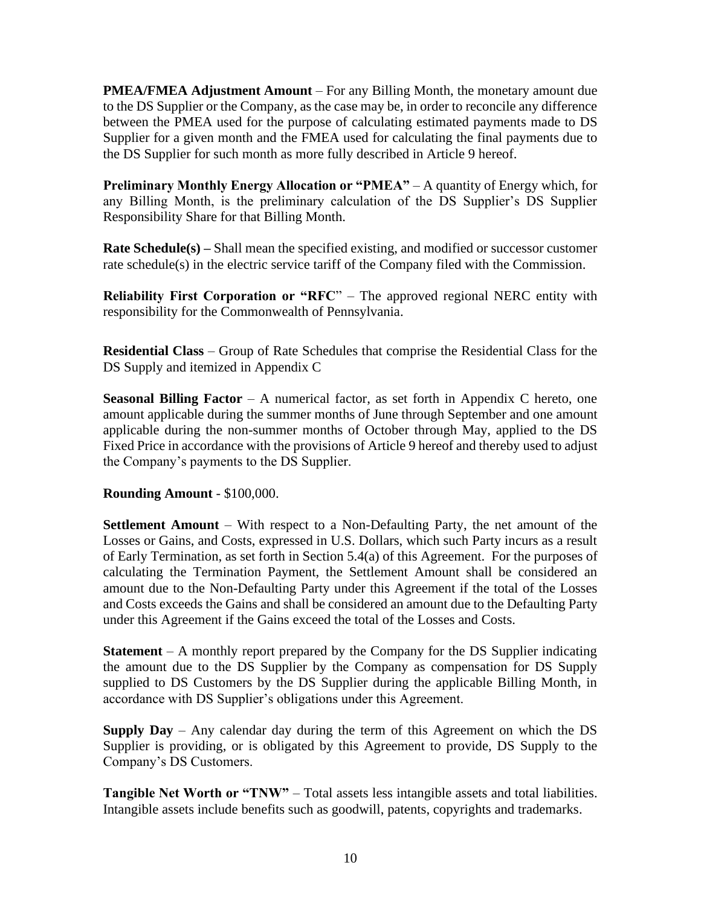**PMEA/FMEA Adjustment Amount** – For any Billing Month, the monetary amount due to the DS Supplier or the Company, as the case may be, in order to reconcile any difference between the PMEA used for the purpose of calculating estimated payments made to DS Supplier for a given month and the FMEA used for calculating the final payments due to the DS Supplier for such month as more fully described in Article 9 hereof.

**Preliminary Monthly Energy Allocation or "PMEA"** – A quantity of Energy which, for any Billing Month, is the preliminary calculation of the DS Supplier's DS Supplier Responsibility Share for that Billing Month.

**Rate Schedule(s) –** Shall mean the specified existing, and modified or successor customer rate schedule(s) in the electric service tariff of the Company filed with the Commission.

**Reliability First Corporation or "RFC**" – The approved regional NERC entity with responsibility for the Commonwealth of Pennsylvania.

**Residential Class** – Group of Rate Schedules that comprise the Residential Class for the DS Supply and itemized in Appendix C

**Seasonal Billing Factor** – A numerical factor, as set forth in Appendix C hereto, one amount applicable during the summer months of June through September and one amount applicable during the non-summer months of October through May, applied to the DS Fixed Price in accordance with the provisions of Article 9 hereof and thereby used to adjust the Company's payments to the DS Supplier.

**Rounding Amount** - $100,000.

**Settlement Amount** – With respect to a Non-Defaulting Party, the net amount of the Losses or Gains, and Costs, expressed in U.S. Dollars, which such Party incurs as a result of Early Termination, as set forth in Section 5.4(a) of this Agreement. For the purposes of calculating the Termination Payment, the Settlement Amount shall be considered an amount due to the Non-Defaulting Party under this Agreement if the total of the Losses and Costs exceeds the Gains and shall be considered an amount due to the Defaulting Party under this Agreement if the Gains exceed the total of the Losses and Costs.

**Statement** – A monthly report prepared by the Company for the DS Supplier indicating the amount due to the DS Supplier by the Company as compensation for DS Supply supplied to DS Customers by the DS Supplier during the applicable Billing Month, in accordance with DS Supplier's obligations under this Agreement.

**Supply Day** – Any calendar day during the term of this Agreement on which the DS Supplier is providing, or is obligated by this Agreement to provide, DS Supply to the Company's DS Customers.

**Tangible Net Worth or "TNW"** – Total assets less intangible assets and total liabilities. Intangible assets include benefits such as goodwill, patents, copyrights and trademarks.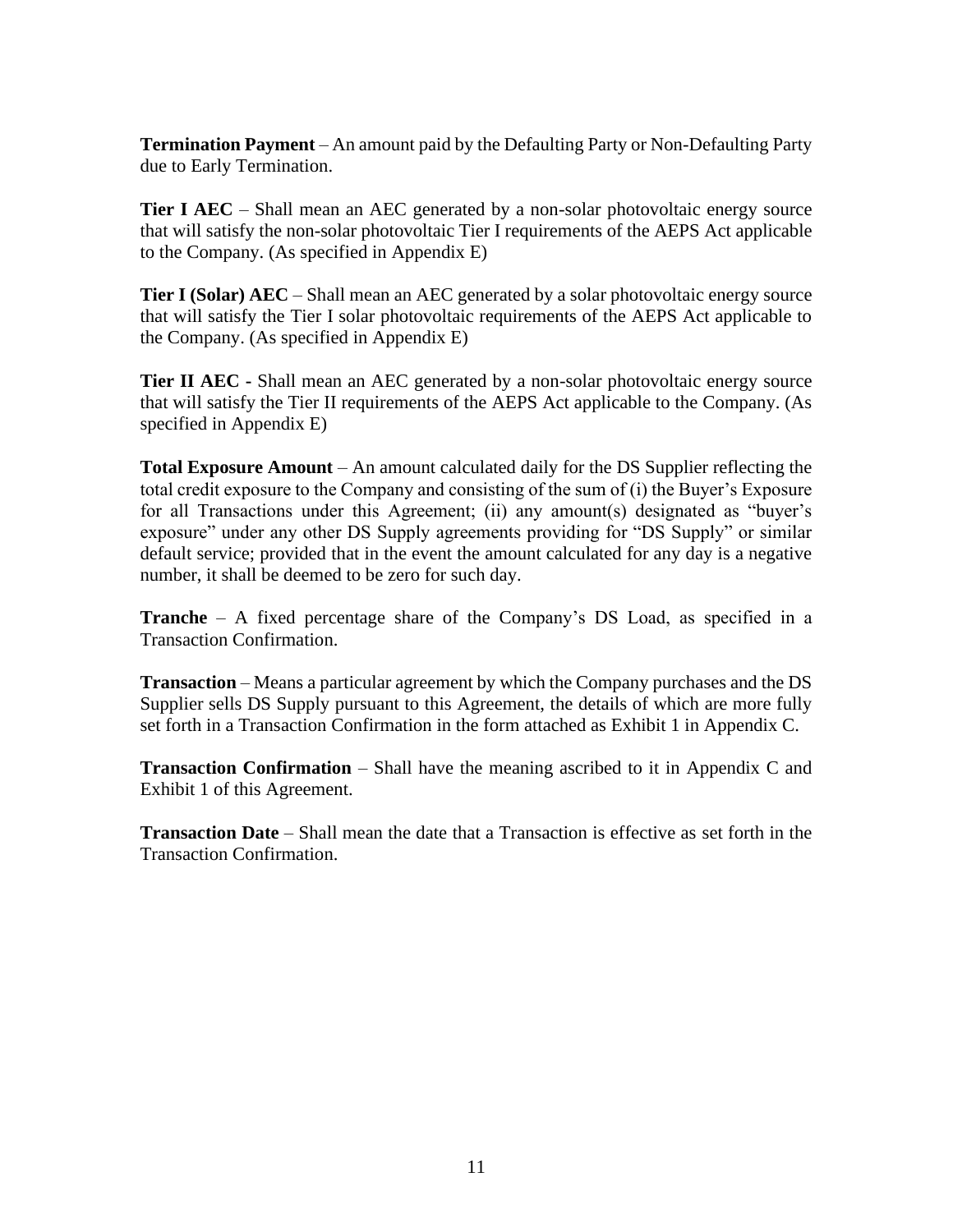**Termination Payment** – An amount paid by the Defaulting Party or Non-Defaulting Party due to Early Termination.

**Tier I AEC** – Shall mean an AEC generated by a non-solar photovoltaic energy source that will satisfy the non-solar photovoltaic Tier I requirements of the AEPS Act applicable to the Company. (As specified in Appendix E)

**Tier I (Solar) AEC** – Shall mean an AEC generated by a solar photovoltaic energy source that will satisfy the Tier I solar photovoltaic requirements of the AEPS Act applicable to the Company. (As specified in Appendix E)

**Tier II AEC -** Shall mean an AEC generated by a non-solar photovoltaic energy source that will satisfy the Tier II requirements of the AEPS Act applicable to the Company. (As specified in Appendix E)

**Total Exposure Amount** – An amount calculated daily for the DS Supplier reflecting the total credit exposure to the Company and consisting of the sum of (i) the Buyer's Exposure for all Transactions under this Agreement; (ii) any amount(s) designated as "buyer's exposure" under any other DS Supply agreements providing for "DS Supply" or similar default service; provided that in the event the amount calculated for any day is a negative number, it shall be deemed to be zero for such day.

**Tranche** – A fixed percentage share of the Company's DS Load, as specified in a Transaction Confirmation.

**Transaction** – Means a particular agreement by which the Company purchases and the DS Supplier sells DS Supply pursuant to this Agreement, the details of which are more fully set forth in a Transaction Confirmation in the form attached as Exhibit 1 in Appendix C.

**Transaction Confirmation** – Shall have the meaning ascribed to it in Appendix C and Exhibit 1 of this Agreement.

**Transaction Date** – Shall mean the date that a Transaction is effective as set forth in the Transaction Confirmation.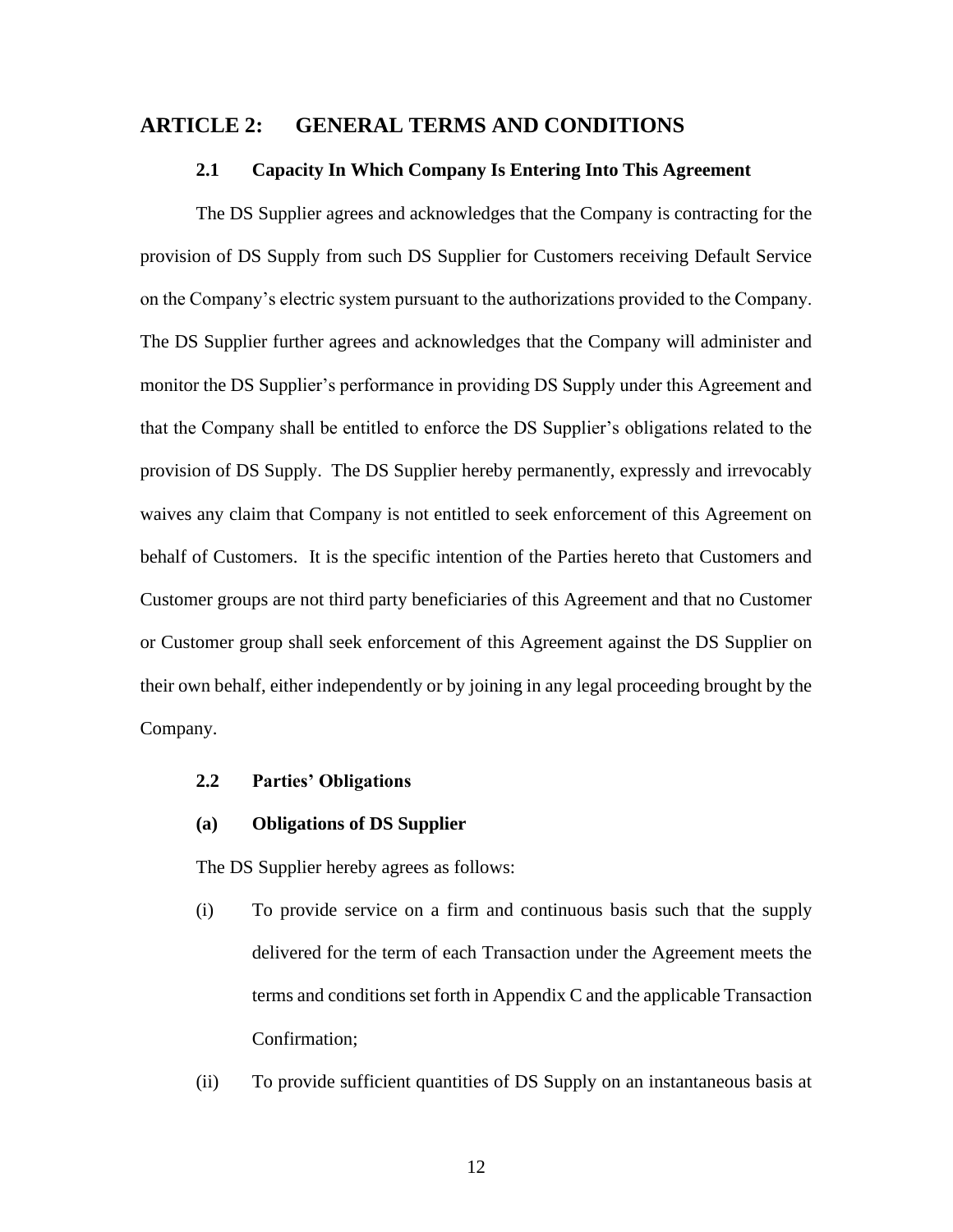# ARTICLE 2: GENERAL TERMS AND CONDITIONS

## 2.1 Capacity In Which Company Is Entering Into This Agreement

The DS Supplier agrees and acknowledges that the Company is contracting for the provision of DS Supply from such DS Supplier for Customers receiving Default Service on the Company's electric system pursuant to the authorizations provided to the Company. The DS Supplier further agrees and acknowledges that the Company will administer and monitor the DS Supplier's performance in providing DS Supply under this Agreement and that the Company shall be entitled to enforce the DS Supplier's obligations related to the provision of DS Supply. The DS Supplier hereby permanently, expressly and irrevocably waives any claim that Company is not entitled to seek enforcement of this Agreement on behalf of Customers. It is the specific intention of the Parties hereto that Customers and Customer groups are not third party beneficiaries of this Agreement and that no Customer or Customer group shall seek enforcement of this Agreement against the DS Supplier on their own behalf, either independently or by joining in any legal proceeding brought by the Company.

## 2.2 Parties' Obligations

### (a) Obligations of DS Supplier

The DS Supplier hereby agrees as follows:

(i) To provide service on a firm and continuous basis such that the supply delivered for the term of each Transaction under the Agreement meets the terms and conditions set forth in Appendix C and the applicable Transaction Confirmation;

(ii) To provide sufficient quantities of DS Supply on an instantaneous basis at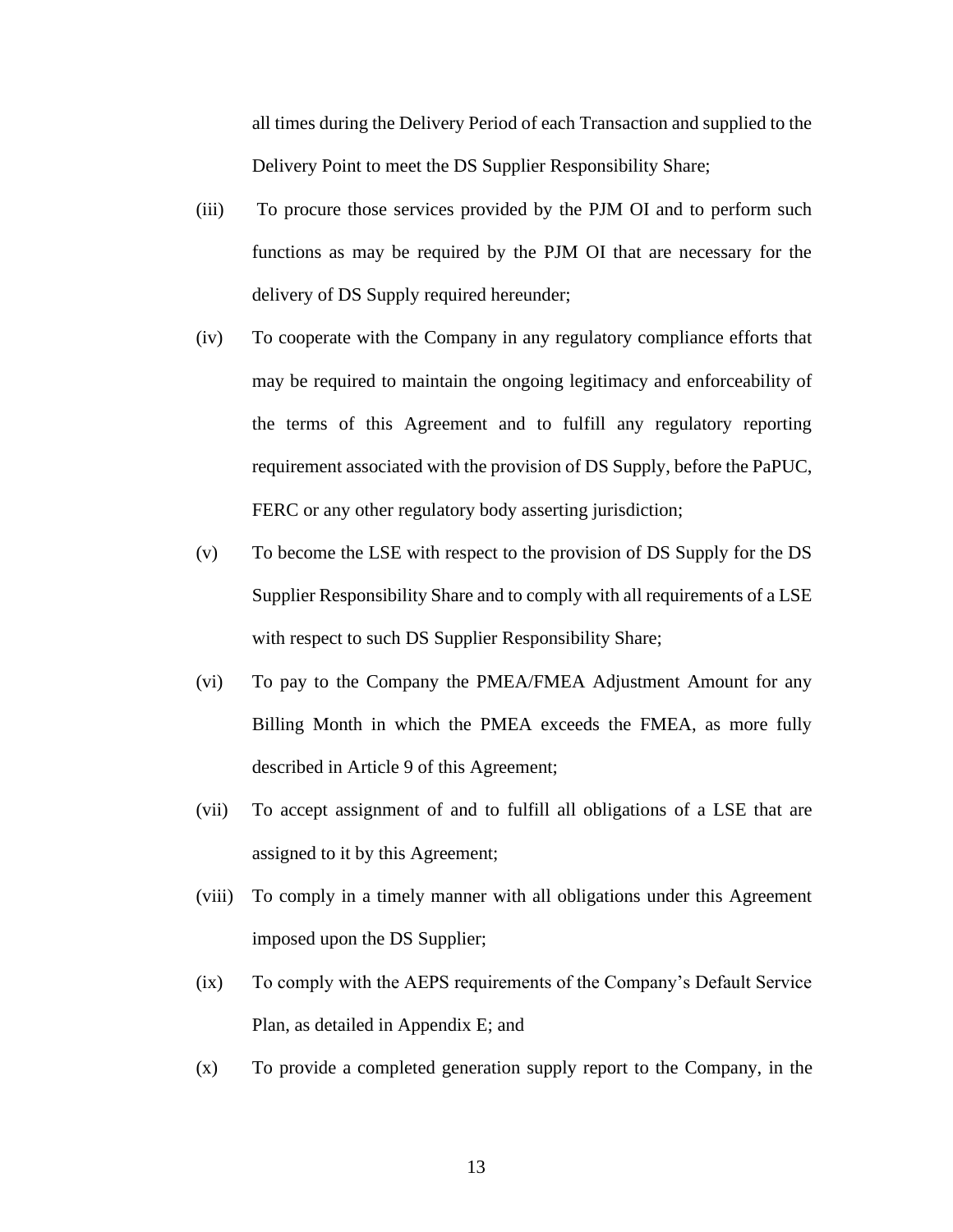all times during the Delivery Period of each Transaction and supplied to the Delivery Point to meet the DS Supplier Responsibility Share;

(iii) To procure those services provided by the PJM OI and to perform such functions as may be required by the PJM OI that are necessary for the delivery of DS Supply required hereunder;

(iv) To cooperate with the Company in any regulatory compliance efforts that may be required to maintain the ongoing legitimacy and enforceability of the terms of this Agreement and to fulfill any regulatory reporting requirement associated with the provision of DS Supply, before the PaPUC, FERC or any other regulatory body asserting jurisdiction;

(v) To become the LSE with respect to the provision of DS Supply for the DS Supplier Responsibility Share and to comply with all requirements of a LSE with respect to such DS Supplier Responsibility Share;

(vi) To pay to the Company the PMEA/FMEA Adjustment Amount for any Billing Month in which the PMEA exceeds the FMEA, as more fully described in Article 9 of this Agreement;

(vii) To accept assignment of and to fulfill all obligations of a LSE that are assigned to it by this Agreement;

(viii) To comply in a timely manner with all obligations under this Agreement imposed upon the DS Supplier;

(ix) To comply with the AEPS requirements of the Company's Default Service Plan, as detailed in Appendix E; and

(x) To provide a completed generation supply report to the Company, in the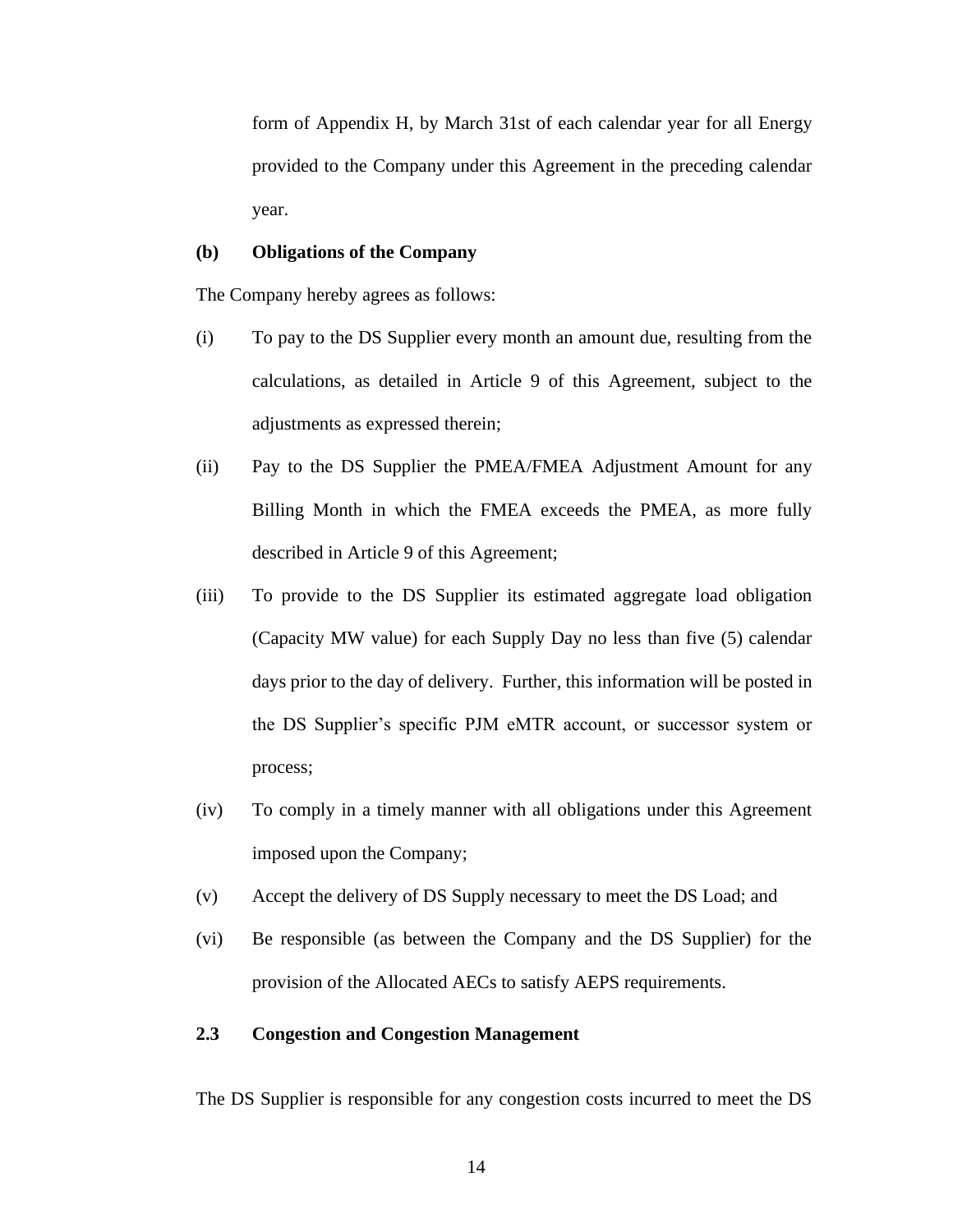form of Appendix H, by March 31st of each calendar year for all Energy provided to the Company under this Agreement in the preceding calendar year.

**(b) Obligations of the Company**

The Company hereby agrees as follows:

(i) To pay to the DS Supplier every month an amount due, resulting from the calculations, as detailed in Article 9 of this Agreement, subject to the adjustments as expressed therein;

(ii) Pay to the DS Supplier the PMEA/FMEA Adjustment Amount for any Billing Month in which the FMEA exceeds the PMEA, as more fully described in Article 9 of this Agreement;

(iii) To provide to the DS Supplier its estimated aggregate load obligation (Capacity MW value) for each Supply Day no less than five (5) calendar days prior to the day of delivery. Further, this information will be posted in the DS Supplier's specific PJM eMTR account, or successor system or process;

(iv) To comply in a timely manner with all obligations under this Agreement imposed upon the Company;

(v) Accept the delivery of DS Supply necessary to meet the DS Load; and

(vi) Be responsible (as between the Company and the DS Supplier) for the provision of the Allocated AECs to satisfy AEPS requirements.

## 2.3 Congestion and Congestion Management

The DS Supplier is responsible for any congestion costs incurred to meet the DS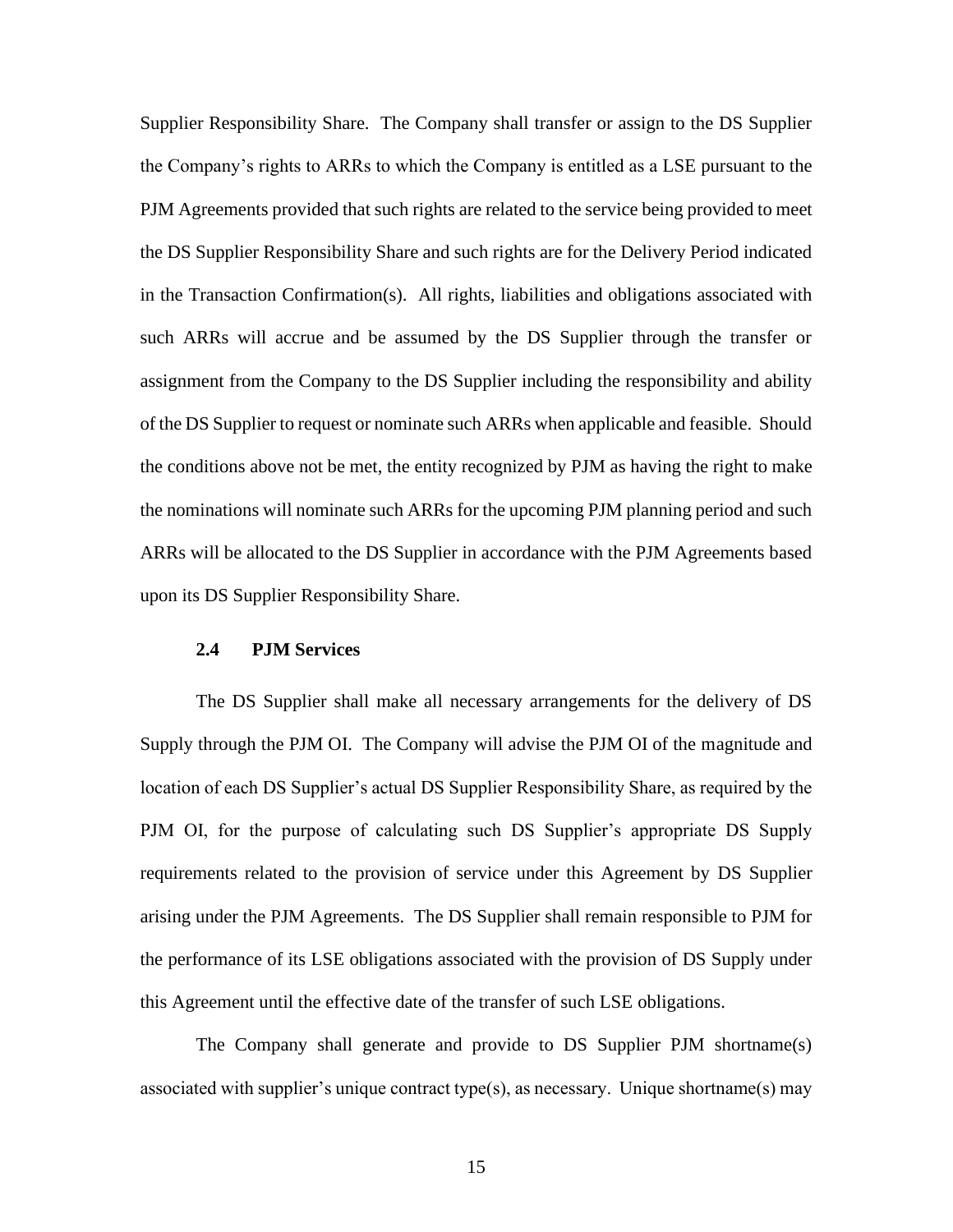Supplier Responsibility Share. The Company shall transfer or assign to the DS Supplier the Company's rights to ARRs to which the Company is entitled as a LSE pursuant to the PJM Agreements provided that such rights are related to the service being provided to meet the DS Supplier Responsibility Share and such rights are for the Delivery Period indicated in the Transaction Confirmation(s). All rights, liabilities and obligations associated with such ARRs will accrue and be assumed by the DS Supplier through the transfer or assignment from the Company to the DS Supplier including the responsibility and ability of the DS Supplier to request or nominate such ARRs when applicable and feasible. Should the conditions above not be met, the entity recognized by PJM as having the right to make the nominations will nominate such ARRs for the upcoming PJM planning period and such ARRs will be allocated to the DS Supplier in accordance with the PJM Agreements based upon its DS Supplier Responsibility Share.

### 2.4 PJM Services

The DS Supplier shall make all necessary arrangements for the delivery of DS Supply through the PJM OI. The Company will advise the PJM OI of the magnitude and location of each DS Supplier's actual DS Supplier Responsibility Share, as required by the PJM OI, for the purpose of calculating such DS Supplier's appropriate DS Supply requirements related to the provision of service under this Agreement by DS Supplier arising under the PJM Agreements. The DS Supplier shall remain responsible to PJM for the performance of its LSE obligations associated with the provision of DS Supply under this Agreement until the effective date of the transfer of such LSE obligations.

The Company shall generate and provide to DS Supplier PJM shortname(s) associated with supplier's unique contract type(s), as necessary. Unique shortname(s) may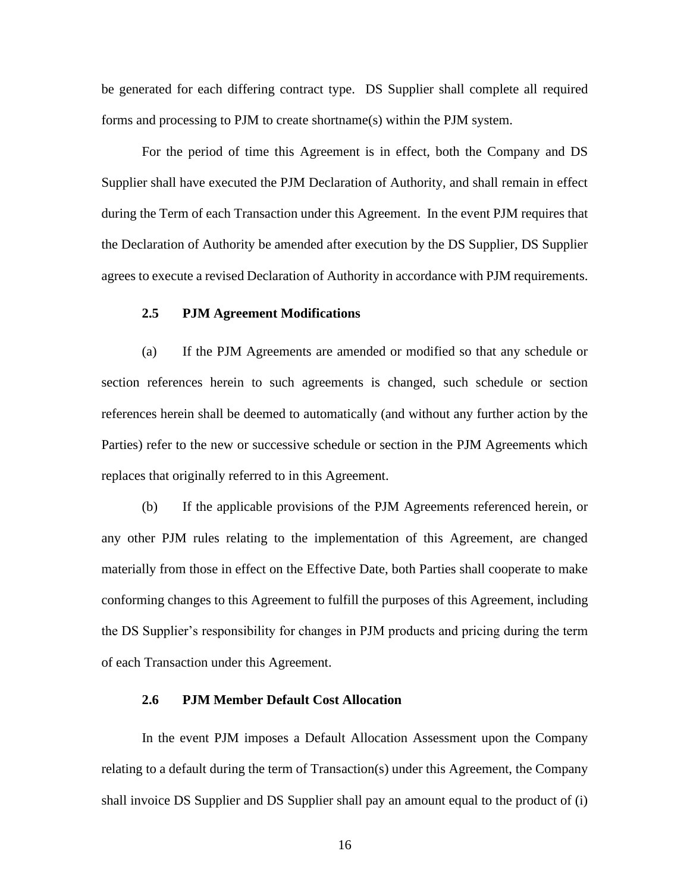be generated for each differing contract type. DS Supplier shall complete all required forms and processing to PJM to create shortname(s) within the PJM system.

For the period of time this Agreement is in effect, both the Company and DS Supplier shall have executed the PJM Declaration of Authority, and shall remain in effect during the Term of each Transaction under this Agreement. In the event PJM requires that the Declaration of Authority be amended after execution by the DS Supplier, DS Supplier agrees to execute a revised Declaration of Authority in accordance with PJM requirements.

### 2.5 PJM Agreement Modifications

(a) If the PJM Agreements are amended or modified so that any schedule or section references herein to such agreements is changed, such schedule or section references herein shall be deemed to automatically (and without any further action by the Parties) refer to the new or successive schedule or section in the PJM Agreements which replaces that originally referred to in this Agreement.

(b) If the applicable provisions of the PJM Agreements referenced herein, or any other PJM rules relating to the implementation of this Agreement, are changed materially from those in effect on the Effective Date, both Parties shall cooperate to make conforming changes to this Agreement to fulfill the purposes of this Agreement, including the DS Supplier's responsibility for changes in PJM products and pricing during the term of each Transaction under this Agreement.

### 2.6 PJM Member Default Cost Allocation

In the event PJM imposes a Default Allocation Assessment upon the Company relating to a default during the term of Transaction(s) under this Agreement, the Company shall invoice DS Supplier and DS Supplier shall pay an amount equal to the product of (i)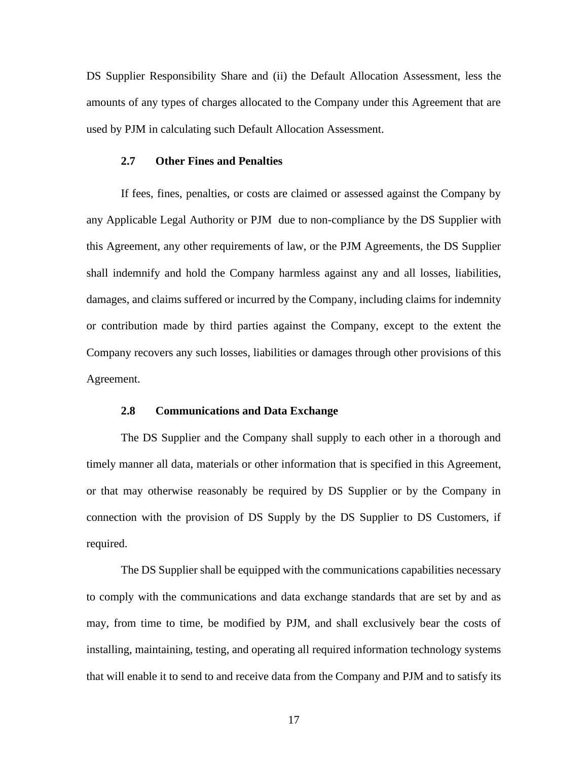DS Supplier Responsibility Share and (ii) the Default Allocation Assessment, less the amounts of any types of charges allocated to the Company under this Agreement that are used by PJM in calculating such Default Allocation Assessment.

### 2.7 Other Fines and Penalties

If fees, fines, penalties, or costs are claimed or assessed against the Company by any Applicable Legal Authority or PJM due to non-compliance by the DS Supplier with this Agreement, any other requirements of law, or the PJM Agreements, the DS Supplier shall indemnify and hold the Company harmless against any and all losses, liabilities, damages, and claims suffered or incurred by the Company, including claims for indemnity or contribution made by third parties against the Company, except to the extent the Company recovers any such losses, liabilities or damages through other provisions of this Agreement.

### 2.8 Communications and Data Exchange

The DS Supplier and the Company shall supply to each other in a thorough and timely manner all data, materials or other information that is specified in this Agreement, or that may otherwise reasonably be required by DS Supplier or by the Company in connection with the provision of DS Supply by the DS Supplier to DS Customers, if required.

The DS Supplier shall be equipped with the communications capabilities necessary to comply with the communications and data exchange standards that are set by and as may, from time to time, be modified by PJM, and shall exclusively bear the costs of installing, maintaining, testing, and operating all required information technology systems that will enable it to send to and receive data from the Company and PJM and to satisfy its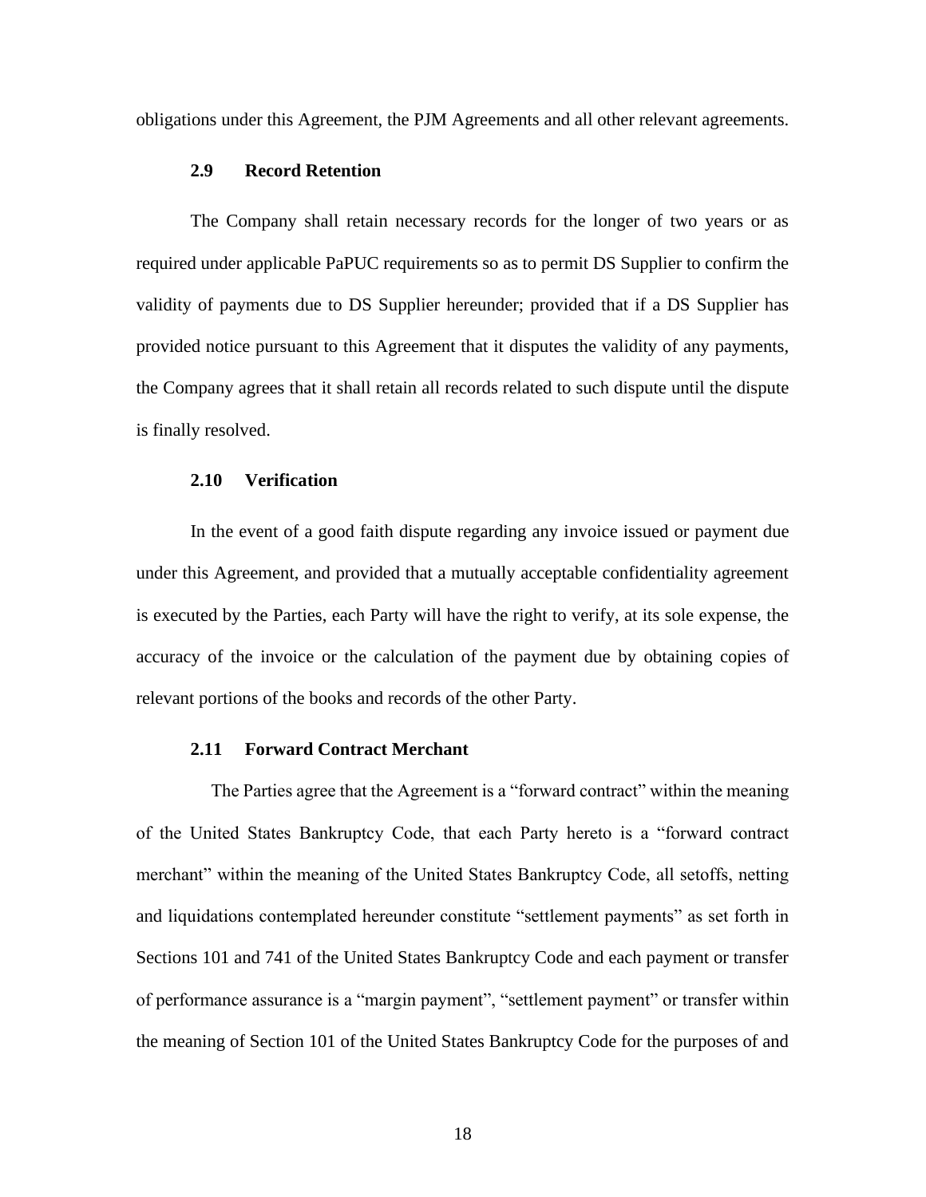obligations under this Agreement, the PJM Agreements and all other relevant agreements.

### 2.9 Record Retention

The Company shall retain necessary records for the longer of two years or as required under applicable PaPUC requirements so as to permit DS Supplier to confirm the validity of payments due to DS Supplier hereunder; provided that if a DS Supplier has provided notice pursuant to this Agreement that it disputes the validity of any payments, the Company agrees that it shall retain all records related to such dispute until the dispute is finally resolved.

### 2.10 Verification

In the event of a good faith dispute regarding any invoice issued or payment due under this Agreement, and provided that a mutually acceptable confidentiality agreement is executed by the Parties, each Party will have the right to verify, at its sole expense, the accuracy of the invoice or the calculation of the payment due by obtaining copies of relevant portions of the books and records of the other Party.

### 2.11 Forward Contract Merchant

The Parties agree that the Agreement is a "forward contract" within the meaning of the United States Bankruptcy Code, that each Party hereto is a "forward contract merchant" within the meaning of the United States Bankruptcy Code, all setoffs, netting and liquidations contemplated hereunder constitute "settlement payments" as set forth in Sections 101 and 741 of the United States Bankruptcy Code and each payment or transfer of performance assurance is a "margin payment", "settlement payment" or transfer within the meaning of Section 101 of the United States Bankruptcy Code for the purposes of and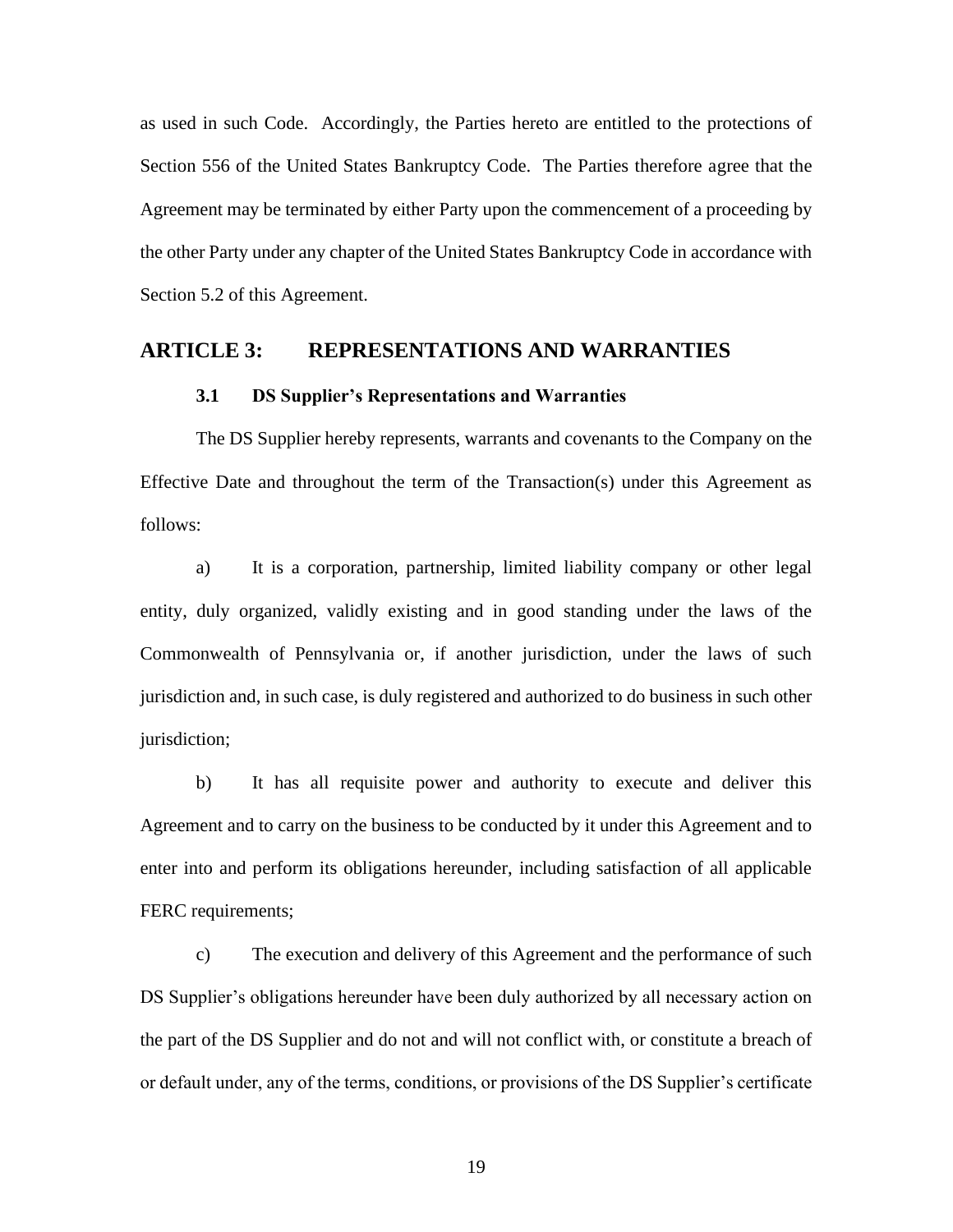as used in such Code. Accordingly, the Parties hereto are entitled to the protections of Section 556 of the United States Bankruptcy Code. The Parties therefore agree that the Agreement may be terminated by either Party upon the commencement of a proceeding by the other Party under any chapter of the United States Bankruptcy Code in accordance with Section 5.2 of this Agreement.

## ARTICLE 3: REPRESENTATIONS AND WARRANTIES

### 3.1 DS Supplier's Representations and Warranties

The DS Supplier hereby represents, warrants and covenants to the Company on the Effective Date and throughout the term of the Transaction(s) under this Agreement as follows:

a) It is a corporation, partnership, limited liability company or other legal entity, duly organized, validly existing and in good standing under the laws of the Commonwealth of Pennsylvania or, if another jurisdiction, under the laws of such jurisdiction and, in such case, is duly registered and authorized to do business in such other jurisdiction;

b) It has all requisite power and authority to execute and deliver this Agreement and to carry on the business to be conducted by it under this Agreement and to enter into and perform its obligations hereunder, including satisfaction of all applicable FERC requirements;

c) The execution and delivery of this Agreement and the performance of such DS Supplier's obligations hereunder have been duly authorized by all necessary action on the part of the DS Supplier and do not and will not conflict with, or constitute a breach of or default under, any of the terms, conditions, or provisions of the DS Supplier's certificate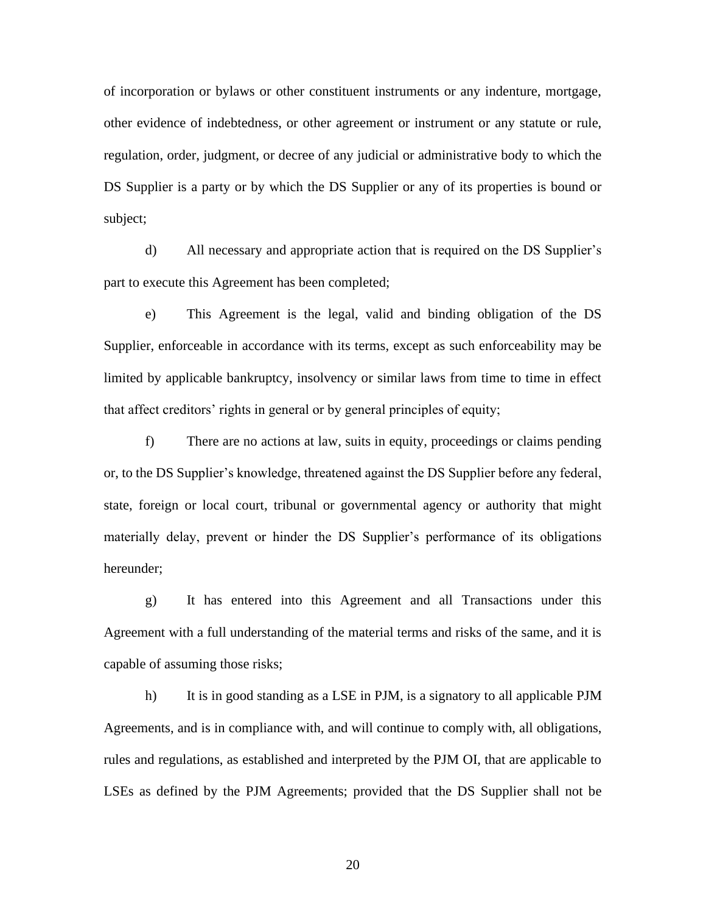of incorporation or bylaws or other constituent instruments or any indenture, mortgage, other evidence of indebtedness, or other agreement or instrument or any statute or rule, regulation, order, judgment, or decree of any judicial or administrative body to which the DS Supplier is a party or by which the DS Supplier or any of its properties is bound or subject;

d) All necessary and appropriate action that is required on the DS Supplier's part to execute this Agreement has been completed;

e) This Agreement is the legal, valid and binding obligation of the DS Supplier, enforceable in accordance with its terms, except as such enforceability may be limited by applicable bankruptcy, insolvency or similar laws from time to time in effect that affect creditors' rights in general or by general principles of equity;

f) There are no actions at law, suits in equity, proceedings or claims pending or, to the DS Supplier's knowledge, threatened against the DS Supplier before any federal, state, foreign or local court, tribunal or governmental agency or authority that might materially delay, prevent or hinder the DS Supplier's performance of its obligations hereunder;

g) It has entered into this Agreement and all Transactions under this Agreement with a full understanding of the material terms and risks of the same, and it is capable of assuming those risks;

h) It is in good standing as a LSE in PJM, is a signatory to all applicable PJM Agreements, and is in compliance with, and will continue to comply with, all obligations, rules and regulations, as established and interpreted by the PJM OI, that are applicable to LSEs as defined by the PJM Agreements; provided that the DS Supplier shall not be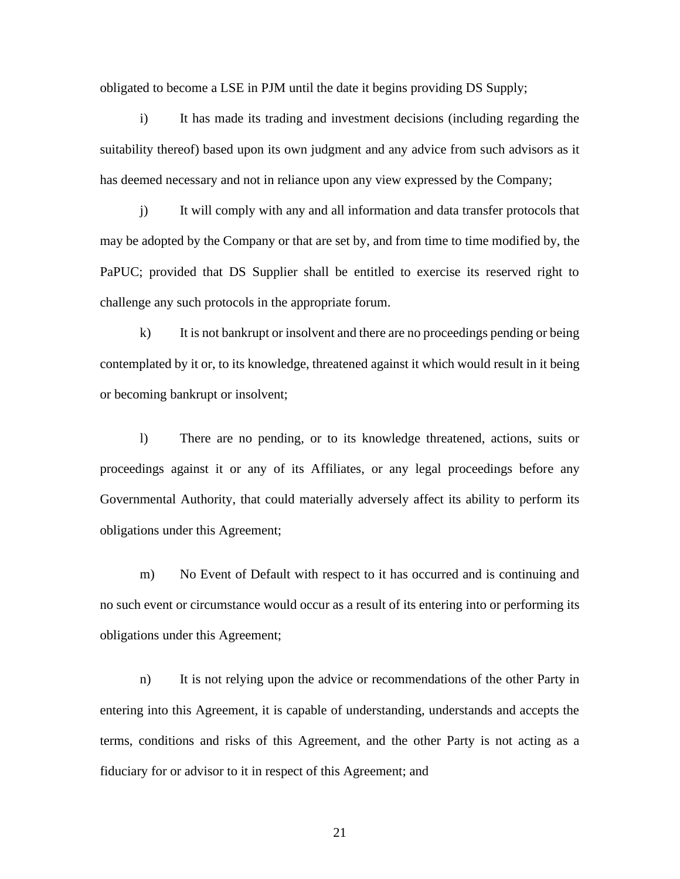obligated to become a LSE in PJM until the date it begins providing DS Supply;

i) It has made its trading and investment decisions (including regarding the suitability thereof) based upon its own judgment and any advice from such advisors as it has deemed necessary and not in reliance upon any view expressed by the Company;

j) It will comply with any and all information and data transfer protocols that may be adopted by the Company or that are set by, and from time to time modified by, the PaPUC; provided that DS Supplier shall be entitled to exercise its reserved right to challenge any such protocols in the appropriate forum.

k) It is not bankrupt or insolvent and there are no proceedings pending or being contemplated by it or, to its knowledge, threatened against it which would result in it being or becoming bankrupt or insolvent;

l) There are no pending, or to its knowledge threatened, actions, suits or proceedings against it or any of its Affiliates, or any legal proceedings before any Governmental Authority, that could materially adversely affect its ability to perform its obligations under this Agreement;

m) No Event of Default with respect to it has occurred and is continuing and no such event or circumstance would occur as a result of its entering into or performing its obligations under this Agreement;

n) It is not relying upon the advice or recommendations of the other Party in entering into this Agreement, it is capable of understanding, understands and accepts the terms, conditions and risks of this Agreement, and the other Party is not acting as a fiduciary for or advisor to it in respect of this Agreement; and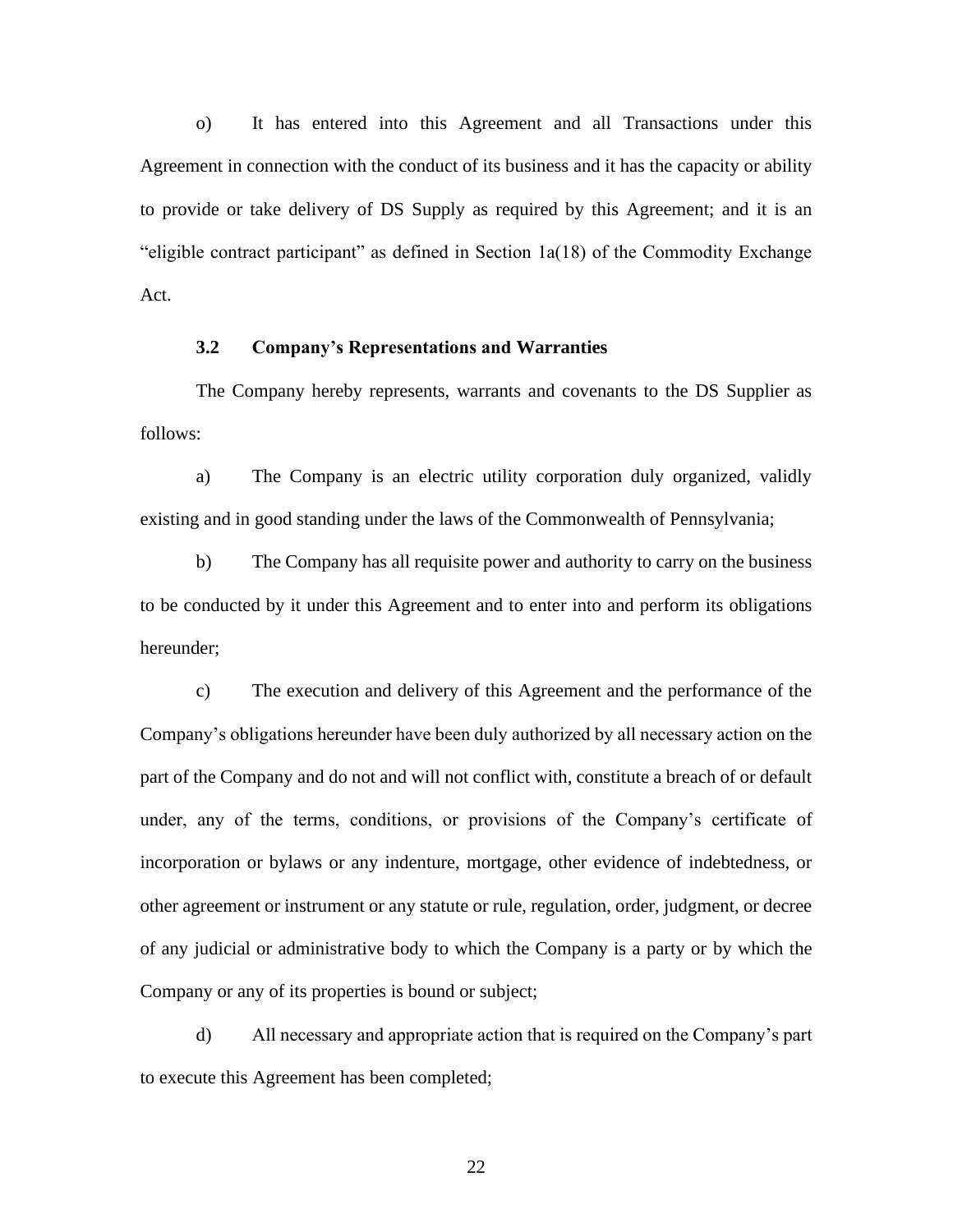o) It has entered into this Agreement and all Transactions under this Agreement in connection with the conduct of its business and it has the capacity or ability to provide or take delivery of DS Supply as required by this Agreement; and it is an "eligible contract participant" as defined in Section 1a(18) of the Commodity Exchange Act.

### 3.2 Company's Representations and Warranties

The Company hereby represents, warrants and covenants to the DS Supplier as follows:

a) The Company is an electric utility corporation duly organized, validly existing and in good standing under the laws of the Commonwealth of Pennsylvania;

b) The Company has all requisite power and authority to carry on the business to be conducted by it under this Agreement and to enter into and perform its obligations hereunder;

c) The execution and delivery of this Agreement and the performance of the Company's obligations hereunder have been duly authorized by all necessary action on the part of the Company and do not and will not conflict with, constitute a breach of or default under, any of the terms, conditions, or provisions of the Company's certificate of incorporation or bylaws or any indenture, mortgage, other evidence of indebtedness, or other agreement or instrument or any statute or rule, regulation, order, judgment, or decree of any judicial or administrative body to which the Company is a party or by which the Company or any of its properties is bound or subject;

d) All necessary and appropriate action that is required on the Company's part to execute this Agreement has been completed;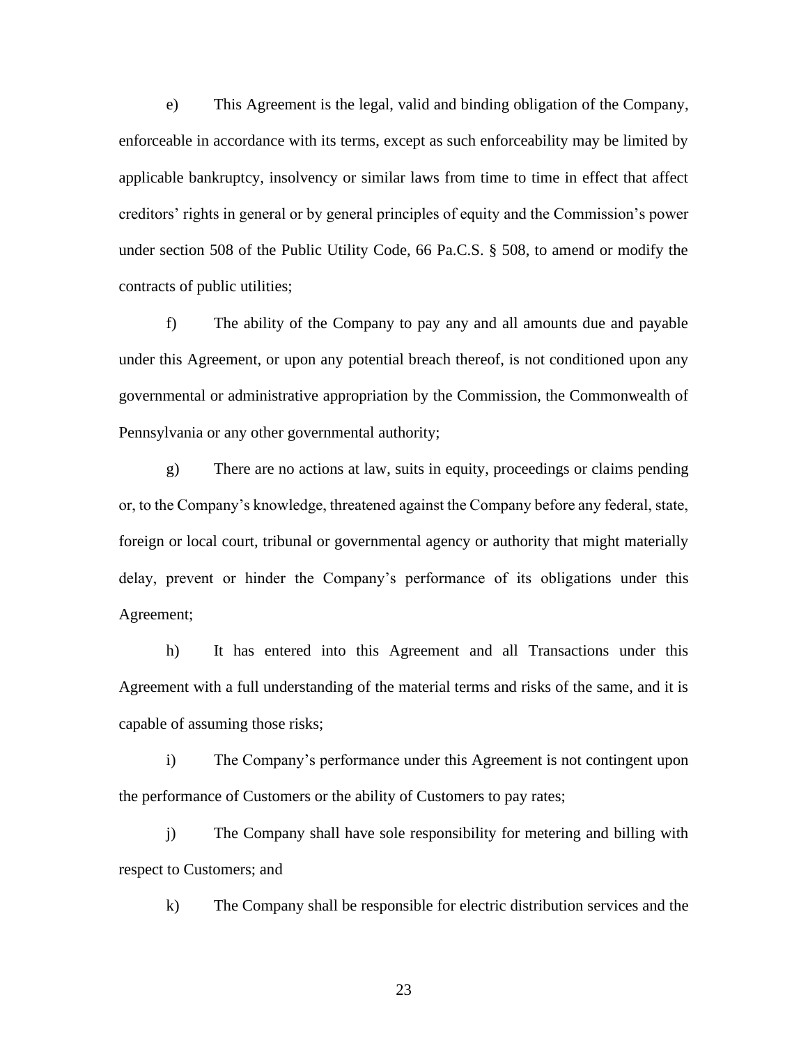e) This Agreement is the legal, valid and binding obligation of the Company, enforceable in accordance with its terms, except as such enforceability may be limited by applicable bankruptcy, insolvency or similar laws from time to time in effect that affect creditors' rights in general or by general principles of equity and the Commission's power under section 508 of the Public Utility Code, 66 Pa.C.S. § 508, to amend or modify the contracts of public utilities;

f) The ability of the Company to pay any and all amounts due and payable under this Agreement, or upon any potential breach thereof, is not conditioned upon any governmental or administrative appropriation by the Commission, the Commonwealth of Pennsylvania or any other governmental authority;

g) There are no actions at law, suits in equity, proceedings or claims pending or, to the Company's knowledge, threatened against the Company before any federal, state, foreign or local court, tribunal or governmental agency or authority that might materially delay, prevent or hinder the Company's performance of its obligations under this Agreement;

h) It has entered into this Agreement and all Transactions under this Agreement with a full understanding of the material terms and risks of the same, and it is capable of assuming those risks;

i) The Company's performance under this Agreement is not contingent upon the performance of Customers or the ability of Customers to pay rates;

j) The Company shall have sole responsibility for metering and billing with respect to Customers; and

k) The Company shall be responsible for electric distribution services and the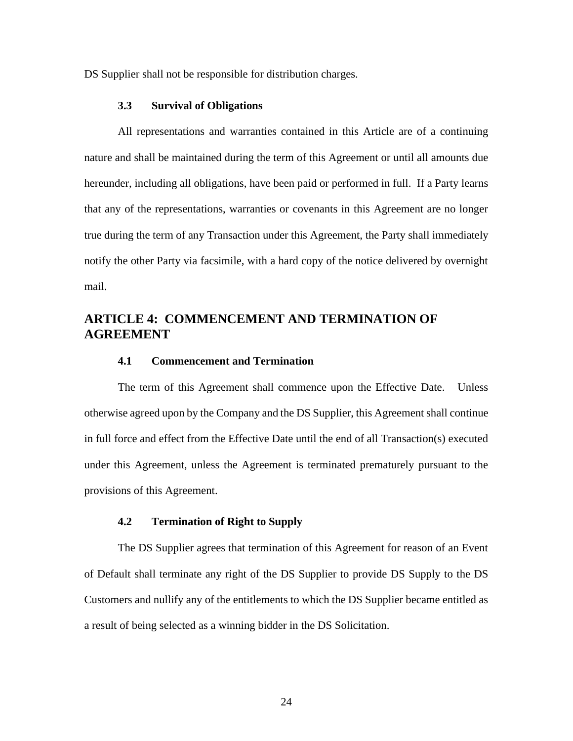DS Supplier shall not be responsible for distribution charges.

### 3.3 Survival of Obligations

All representations and warranties contained in this Article are of a continuing nature and shall be maintained during the term of this Agreement or until all amounts due hereunder, including all obligations, have been paid or performed in full. If a Party learns that any of the representations, warranties or covenants in this Agreement are no longer true during the term of any Transaction under this Agreement, the Party shall immediately notify the other Party via facsimile, with a hard copy of the notice delivered by overnight mail.

## ARTICLE 4: COMMENCEMENT AND TERMINATION OF AGREEMENT

### 4.1 Commencement and Termination

The term of this Agreement shall commence upon the Effective Date. Unless otherwise agreed upon by the Company and the DS Supplier, this Agreement shall continue in full force and effect from the Effective Date until the end of all Transaction(s) executed under this Agreement, unless the Agreement is terminated prematurely pursuant to the provisions of this Agreement.

### 4.2 Termination of Right to Supply

The DS Supplier agrees that termination of this Agreement for reason of an Event of Default shall terminate any right of the DS Supplier to provide DS Supply to the DS Customers and nullify any of the entitlements to which the DS Supplier became entitled as a result of being selected as a winning bidder in the DS Solicitation.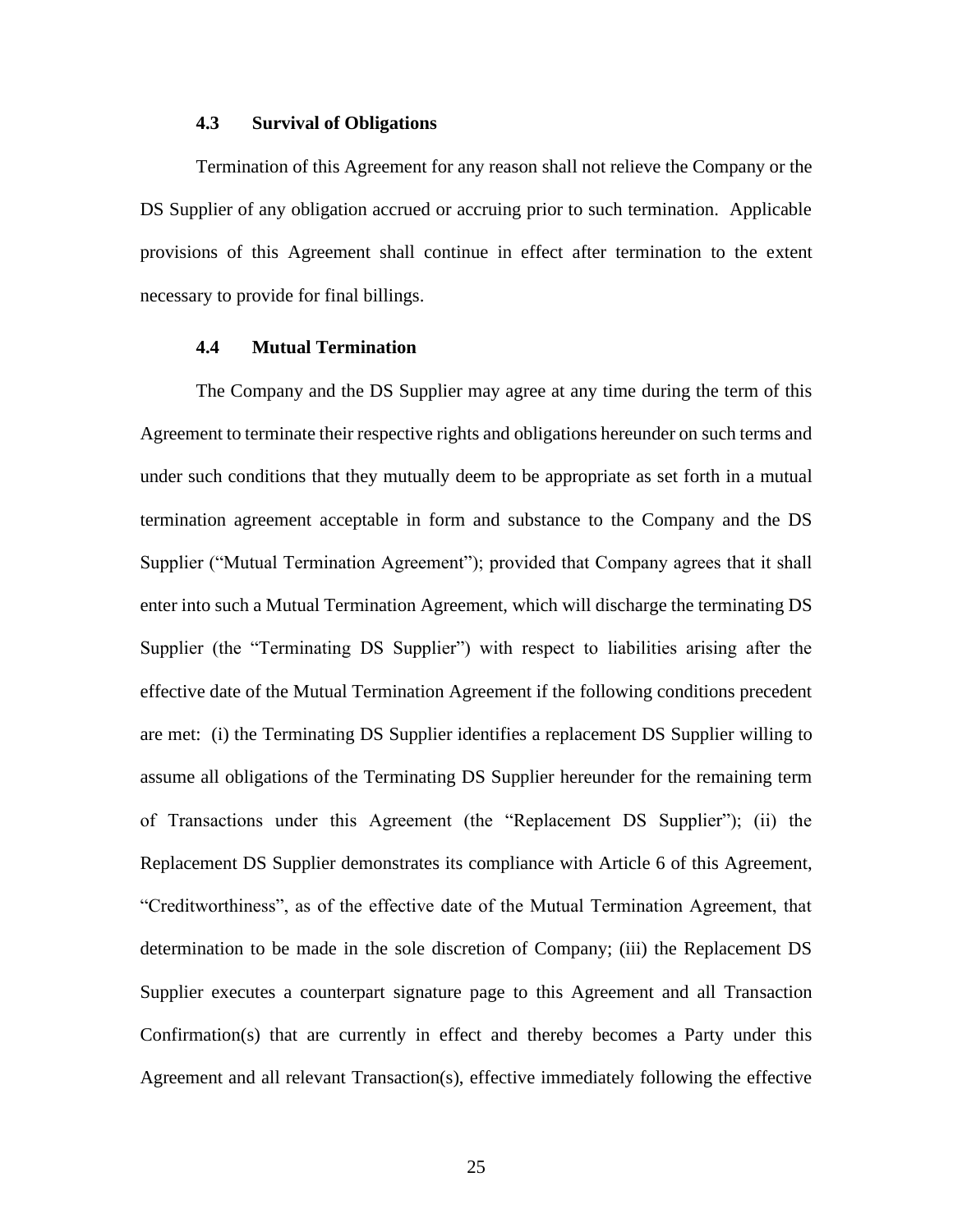### 4.3 Survival of Obligations

Termination of this Agreement for any reason shall not relieve the Company or the DS Supplier of any obligation accrued or accruing prior to such termination. Applicable provisions of this Agreement shall continue in effect after termination to the extent necessary to provide for final billings.

### 4.4 Mutual Termination

The Company and the DS Supplier may agree at any time during the term of this Agreement to terminate their respective rights and obligations hereunder on such terms and under such conditions that they mutually deem to be appropriate as set forth in a mutual termination agreement acceptable in form and substance to the Company and the DS Supplier ("Mutual Termination Agreement"); provided that Company agrees that it shall enter into such a Mutual Termination Agreement, which will discharge the terminating DS Supplier (the "Terminating DS Supplier") with respect to liabilities arising after the effective date of the Mutual Termination Agreement if the following conditions precedent are met: (i) the Terminating DS Supplier identifies a replacement DS Supplier willing to assume all obligations of the Terminating DS Supplier hereunder for the remaining term of Transactions under this Agreement (the "Replacement DS Supplier"); (ii) the Replacement DS Supplier demonstrates its compliance with Article 6 of this Agreement, "Creditworthiness", as of the effective date of the Mutual Termination Agreement, that determination to be made in the sole discretion of Company; (iii) the Replacement DS Supplier executes a counterpart signature page to this Agreement and all Transaction Confirmation(s) that are currently in effect and thereby becomes a Party under this Agreement and all relevant Transaction(s), effective immediately following the effective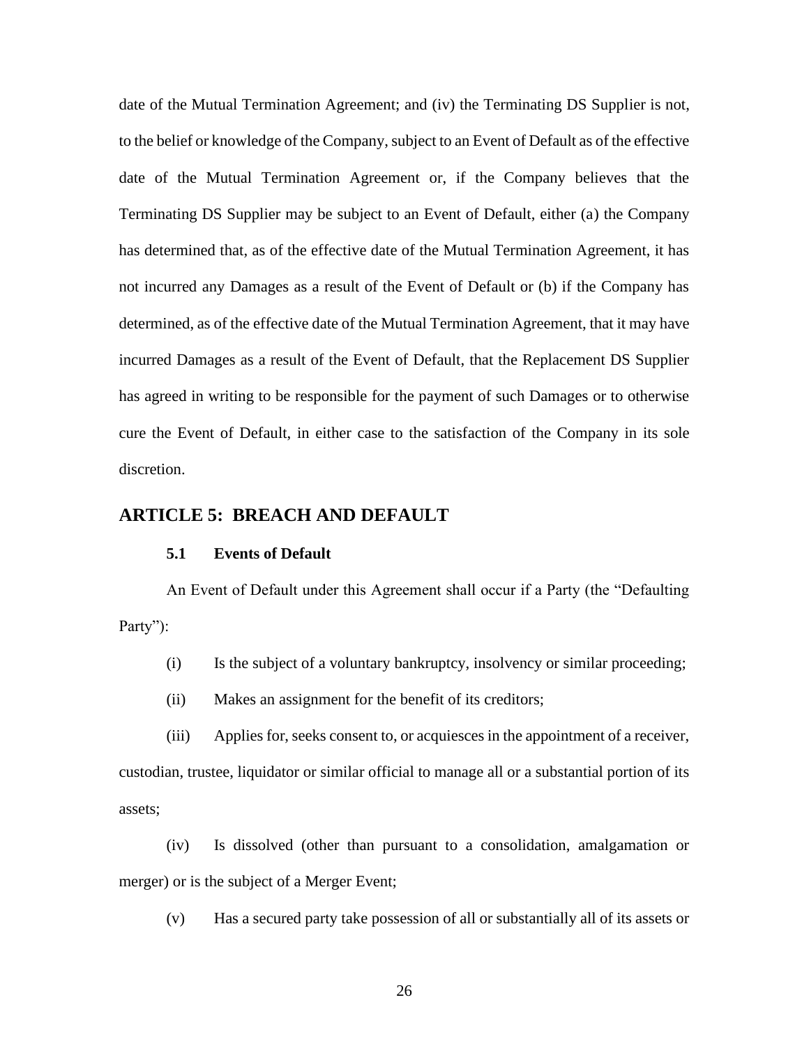date of the Mutual Termination Agreement; and (iv) the Terminating DS Supplier is not, to the belief or knowledge of the Company, subject to an Event of Default as of the effective date of the Mutual Termination Agreement or, if the Company believes that the Terminating DS Supplier may be subject to an Event of Default, either (a) the Company has determined that, as of the effective date of the Mutual Termination Agreement, it has not incurred any Damages as a result of the Event of Default or (b) if the Company has determined, as of the effective date of the Mutual Termination Agreement, that it may have incurred Damages as a result of the Event of Default, that the Replacement DS Supplier has agreed in writing to be responsible for the payment of such Damages or to otherwise cure the Event of Default, in either case to the satisfaction of the Company in its sole discretion.

## ARTICLE 5: BREACH AND DEFAULT

### 5.1 Events of Default

An Event of Default under this Agreement shall occur if a Party (the "Defaulting Party"):

(i) Is the subject of a voluntary bankruptcy, insolvency or similar proceeding;

(ii) Makes an assignment for the benefit of its creditors;

(iii) Applies for, seeks consent to, or acquiesces in the appointment of a receiver, custodian, trustee, liquidator or similar official to manage all or a substantial portion of its assets;

(iv) Is dissolved (other than pursuant to a consolidation, amalgamation or merger) or is the subject of a Merger Event;

(v) Has a secured party take possession of all or substantially all of its assets or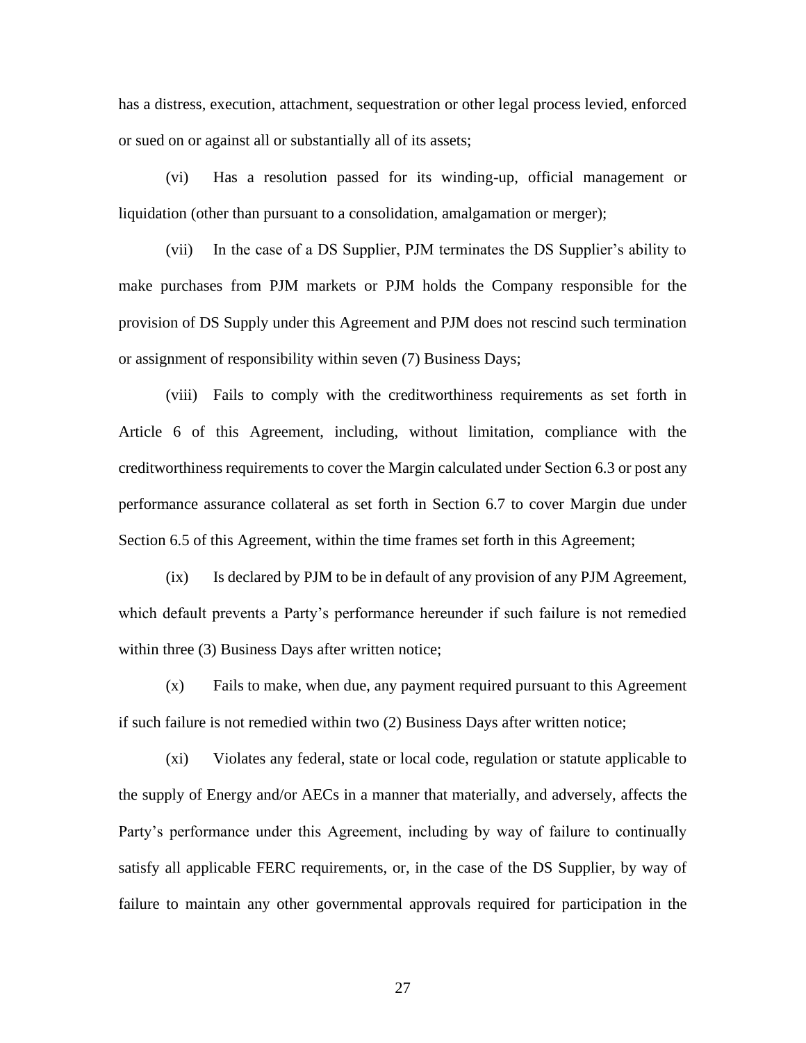has a distress, execution, attachment, sequestration or other legal process levied, enforced or sued on or against all or substantially all of its assets;

(vi) Has a resolution passed for its winding-up, official management or liquidation (other than pursuant to a consolidation, amalgamation or merger);

(vii) In the case of a DS Supplier, PJM terminates the DS Supplier's ability to make purchases from PJM markets or PJM holds the Company responsible for the provision of DS Supply under this Agreement and PJM does not rescind such termination or assignment of responsibility within seven (7) Business Days;

(viii) Fails to comply with the creditworthiness requirements as set forth in Article 6 of this Agreement, including, without limitation, compliance with the creditworthiness requirements to cover the Margin calculated under Section 6.3 or post any performance assurance collateral as set forth in Section 6.7 to cover Margin due under Section 6.5 of this Agreement, within the time frames set forth in this Agreement;

(ix) Is declared by PJM to be in default of any provision of any PJM Agreement, which default prevents a Party's performance hereunder if such failure is not remedied within three (3) Business Days after written notice;

(x) Fails to make, when due, any payment required pursuant to this Agreement if such failure is not remedied within two (2) Business Days after written notice;

(xi) Violates any federal, state or local code, regulation or statute applicable to the supply of Energy and/or AECs in a manner that materially, and adversely, affects the Party's performance under this Agreement, including by way of failure to continually satisfy all applicable FERC requirements, or, in the case of the DS Supplier, by way of failure to maintain any other governmental approvals required for participation in the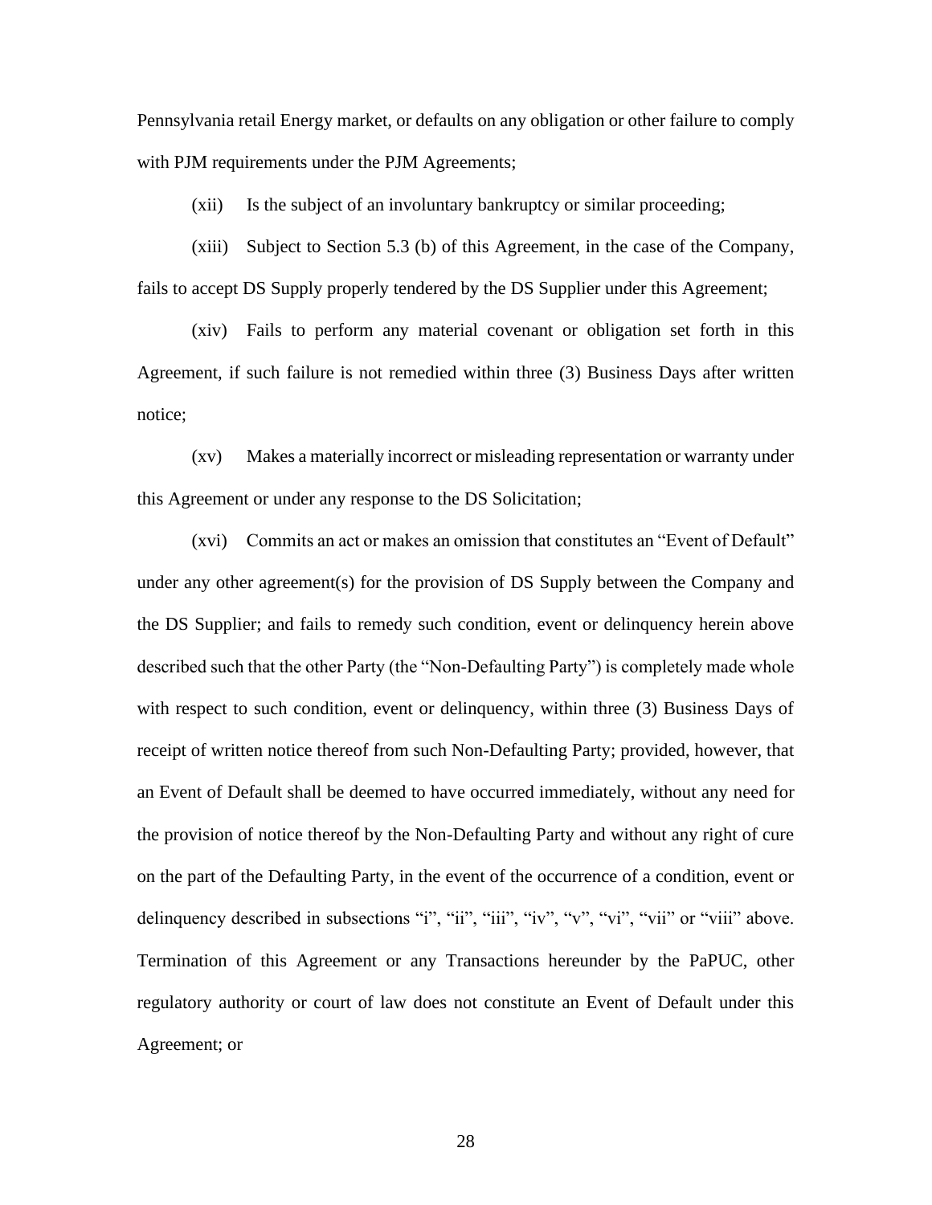Pennsylvania retail Energy market, or defaults on any obligation or other failure to comply with PJM requirements under the PJM Agreements;

(xii) Is the subject of an involuntary bankruptcy or similar proceeding;

(xiii) Subject to Section 5.3 (b) of this Agreement, in the case of the Company, fails to accept DS Supply properly tendered by the DS Supplier under this Agreement;

(xiv) Fails to perform any material covenant or obligation set forth in this Agreement, if such failure is not remedied within three (3) Business Days after written notice;

(xv) Makes a materially incorrect or misleading representation or warranty under this Agreement or under any response to the DS Solicitation;

(xvi) Commits an act or makes an omission that constitutes an "Event of Default" under any other agreement(s) for the provision of DS Supply between the Company and the DS Supplier; and fails to remedy such condition, event or delinquency herein above described such that the other Party (the "Non-Defaulting Party") is completely made whole with respect to such condition, event or delinquency, within three (3) Business Days of receipt of written notice thereof from such Non-Defaulting Party; provided, however, that an Event of Default shall be deemed to have occurred immediately, without any need for the provision of notice thereof by the Non-Defaulting Party and without any right of cure on the part of the Defaulting Party, in the event of the occurrence of a condition, event or delinquency described in subsections "i", "ii", "iii", "iv", "v", "vi", "vii" or "viii" above. Termination of this Agreement or any Transactions hereunder by the PaPUC, other regulatory authority or court of law does not constitute an Event of Default under this Agreement; or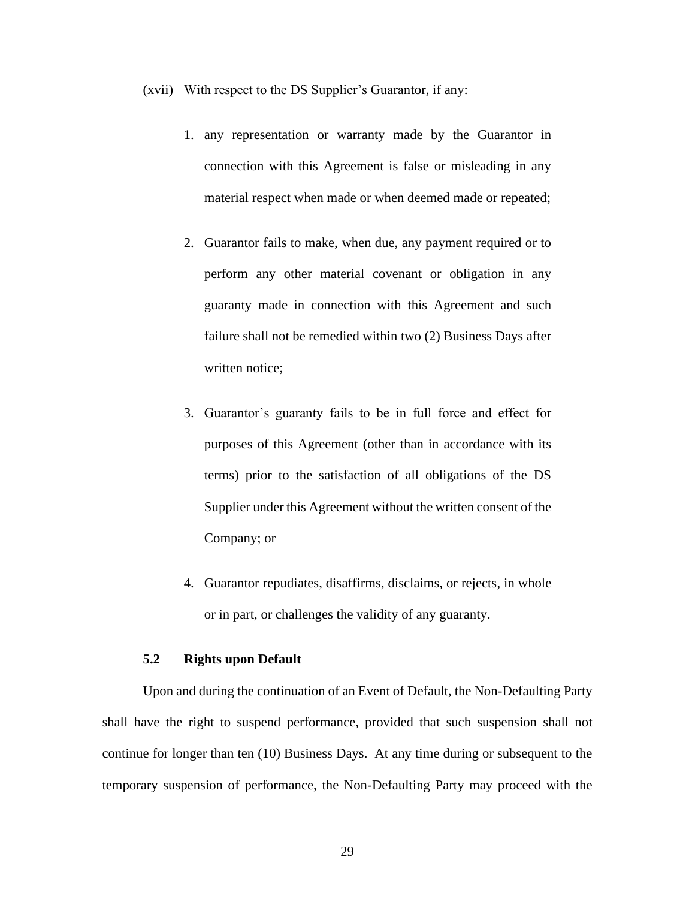(xvii) With respect to the DS Supplier's Guarantor, if any:

1. any representation or warranty made by the Guarantor in connection with this Agreement is false or misleading in any material respect when made or when deemed made or repeated;

2. Guarantor fails to make, when due, any payment required or to perform any other material covenant or obligation in any guaranty made in connection with this Agreement and such failure shall not be remedied within two (2) Business Days after written notice;

3. Guarantor's guaranty fails to be in full force and effect for purposes of this Agreement (other than in accordance with its terms) prior to the satisfaction of all obligations of the DS Supplier under this Agreement without the written consent of the Company; or

4. Guarantor repudiates, disaffirms, disclaims, or rejects, in whole or in part, or challenges the validity of any guaranty.

### 5.2 Rights upon Default

Upon and during the continuation of an Event of Default, the Non-Defaulting Party shall have the right to suspend performance, provided that such suspension shall not continue for longer than ten (10) Business Days. At any time during or subsequent to the temporary suspension of performance, the Non-Defaulting Party may proceed with the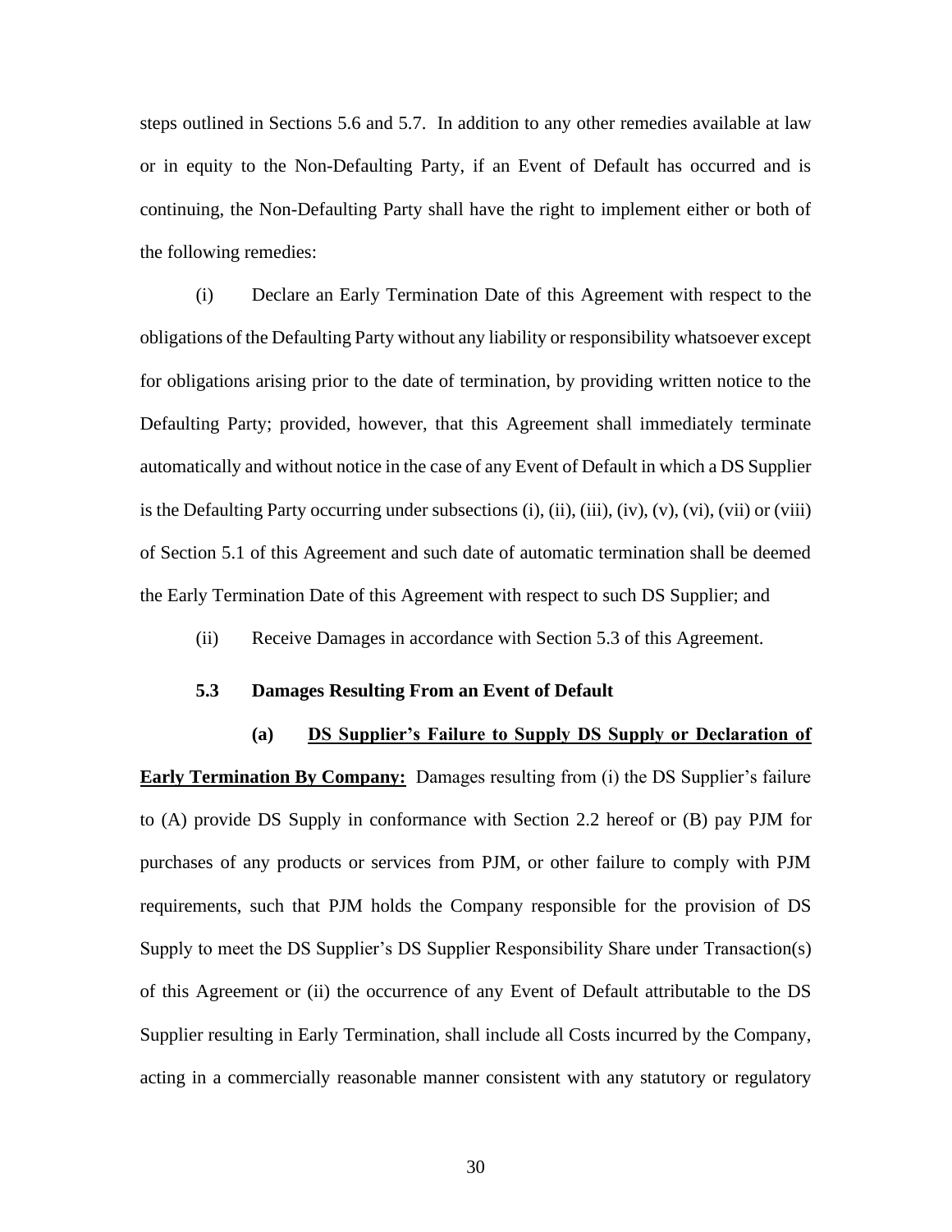steps outlined in Sections 5.6 and 5.7. In addition to any other remedies available at law or in equity to the Non-Defaulting Party, if an Event of Default has occurred and is continuing, the Non-Defaulting Party shall have the right to implement either or both of the following remedies:

(i) Declare an Early Termination Date of this Agreement with respect to the obligations of the Defaulting Party without any liability or responsibility whatsoever except for obligations arising prior to the date of termination, by providing written notice to the Defaulting Party; provided, however, that this Agreement shall immediately terminate automatically and without notice in the case of any Event of Default in which a DS Supplier is the Defaulting Party occurring under subsections (i), (ii), (iii), (iv), (v), (vi), (vii) or (viii) of Section 5.1 of this Agreement and such date of automatic termination shall be deemed the Early Termination Date of this Agreement with respect to such DS Supplier; and

(ii) Receive Damages in accordance with Section 5.3 of this Agreement.

**5.3 Damages Resulting From an Event of Default**

**(a) <u>DS Supplier's Failure to Supply DS Supply or Declaration of Early Termination By Company:</u>** Damages resulting from (i) the DS Supplier's failure to (A) provide DS Supply in conformance with Section 2.2 hereof or (B) pay PJM for purchases of any products or services from PJM, or other failure to comply with PJM requirements, such that PJM holds the Company responsible for the provision of DS Supply to meet the DS Supplier's DS Supplier Responsibility Share under Transaction(s) of this Agreement or (ii) the occurrence of any Event of Default attributable to the DS Supplier resulting in Early Termination, shall include all Costs incurred by the Company, acting in a commercially reasonable manner consistent with any statutory or regulatory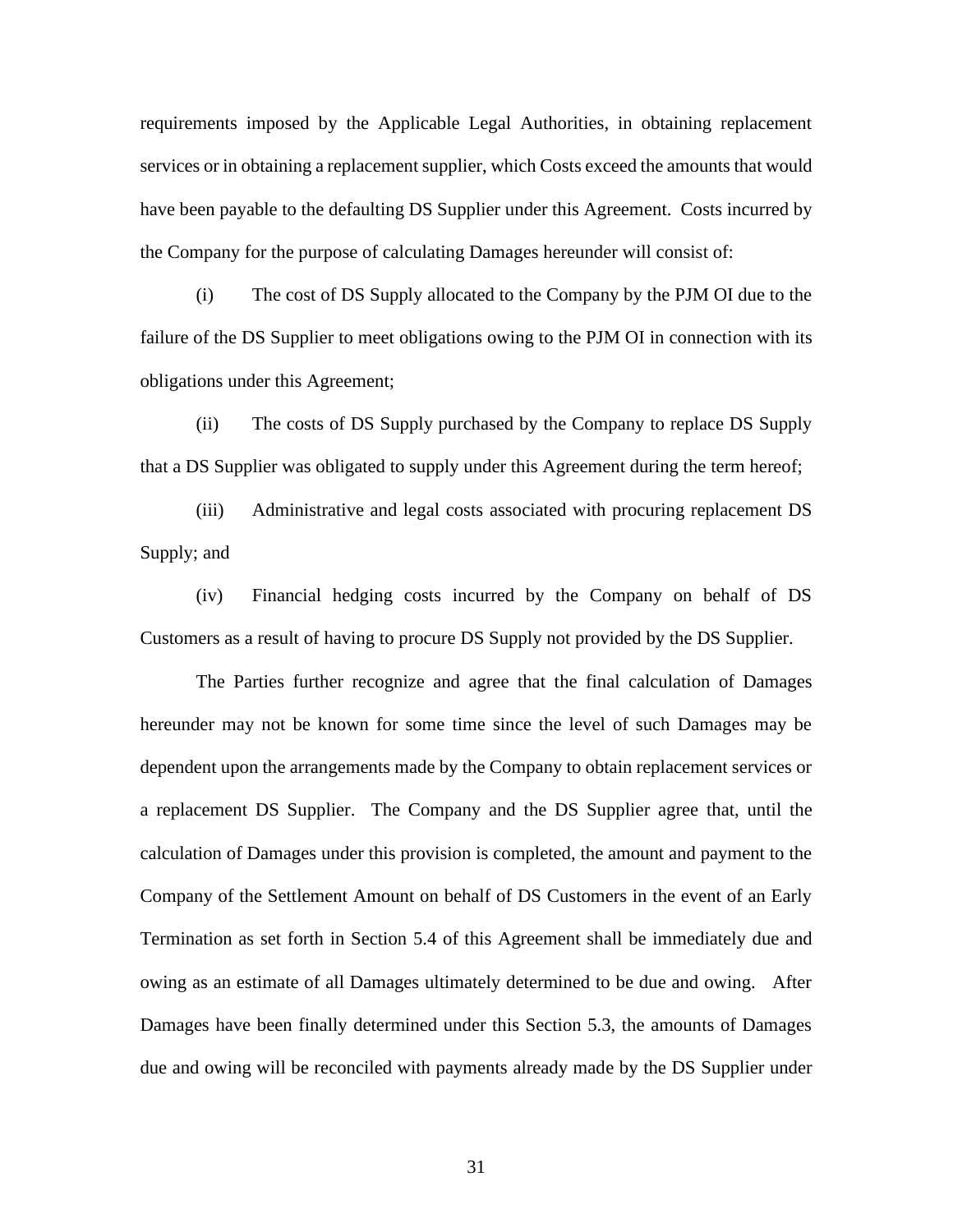requirements imposed by the Applicable Legal Authorities, in obtaining replacement services or in obtaining a replacement supplier, which Costs exceed the amounts that would have been payable to the defaulting DS Supplier under this Agreement. Costs incurred by the Company for the purpose of calculating Damages hereunder will consist of:

(i) The cost of DS Supply allocated to the Company by the PJM OI due to the failure of the DS Supplier to meet obligations owing to the PJM OI in connection with its obligations under this Agreement;

(ii) The costs of DS Supply purchased by the Company to replace DS Supply that a DS Supplier was obligated to supply under this Agreement during the term hereof;

(iii) Administrative and legal costs associated with procuring replacement DS Supply; and

(iv) Financial hedging costs incurred by the Company on behalf of DS Customers as a result of having to procure DS Supply not provided by the DS Supplier.

The Parties further recognize and agree that the final calculation of Damages hereunder may not be known for some time since the level of such Damages may be dependent upon the arrangements made by the Company to obtain replacement services or a replacement DS Supplier. The Company and the DS Supplier agree that, until the calculation of Damages under this provision is completed, the amount and payment to the Company of the Settlement Amount on behalf of DS Customers in the event of an Early Termination as set forth in Section 5.4 of this Agreement shall be immediately due and owing as an estimate of all Damages ultimately determined to be due and owing. After Damages have been finally determined under this Section 5.3, the amounts of Damages due and owing will be reconciled with payments already made by the DS Supplier under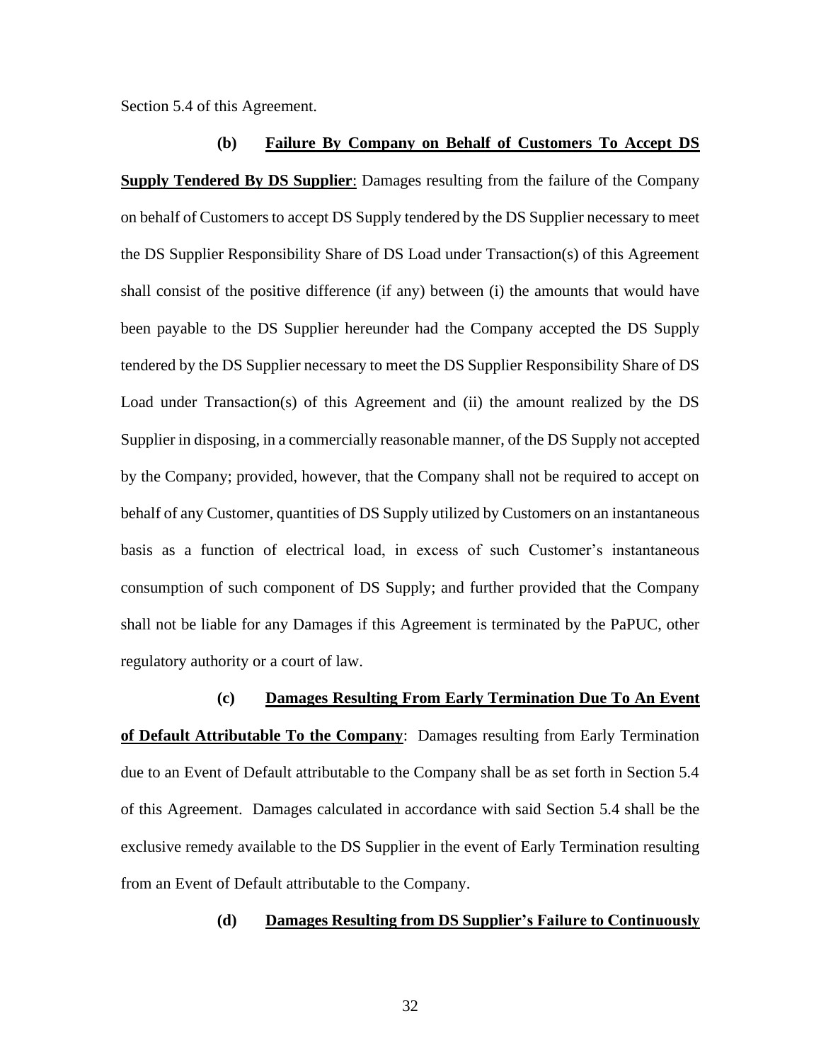Section 5.4 of this Agreement.

**(b) <u>Failure By Company on Behalf of Customers To Accept DS Supply Tendered By DS Supplier</u>**: Damages resulting from the failure of the Company on behalf of Customers to accept DS Supply tendered by the DS Supplier necessary to meet the DS Supplier Responsibility Share of DS Load under Transaction(s) of this Agreement shall consist of the positive difference (if any) between (i) the amounts that would have been payable to the DS Supplier hereunder had the Company accepted the DS Supply tendered by the DS Supplier necessary to meet the DS Supplier Responsibility Share of DS Load under Transaction(s) of this Agreement and (ii) the amount realized by the DS Supplier in disposing, in a commercially reasonable manner, of the DS Supply not accepted by the Company; provided, however, that the Company shall not be required to accept on behalf of any Customer, quantities of DS Supply utilized by Customers on an instantaneous basis as a function of electrical load, in excess of such Customer's instantaneous consumption of such component of DS Supply; and further provided that the Company shall not be liable for any Damages if this Agreement is terminated by the PaPUC, other regulatory authority or a court of law.

**(c) <u>Damages Resulting From Early Termination Due To An Event of Default Attributable To the Company</u>**: Damages resulting from Early Termination due to an Event of Default attributable to the Company shall be as set forth in Section 5.4 of this Agreement. Damages calculated in accordance with said Section 5.4 shall be the exclusive remedy available to the DS Supplier in the event of Early Termination resulting from an Event of Default attributable to the Company.

**(d) <u>Damages Resulting from DS Supplier's Failure to Continuously</u>**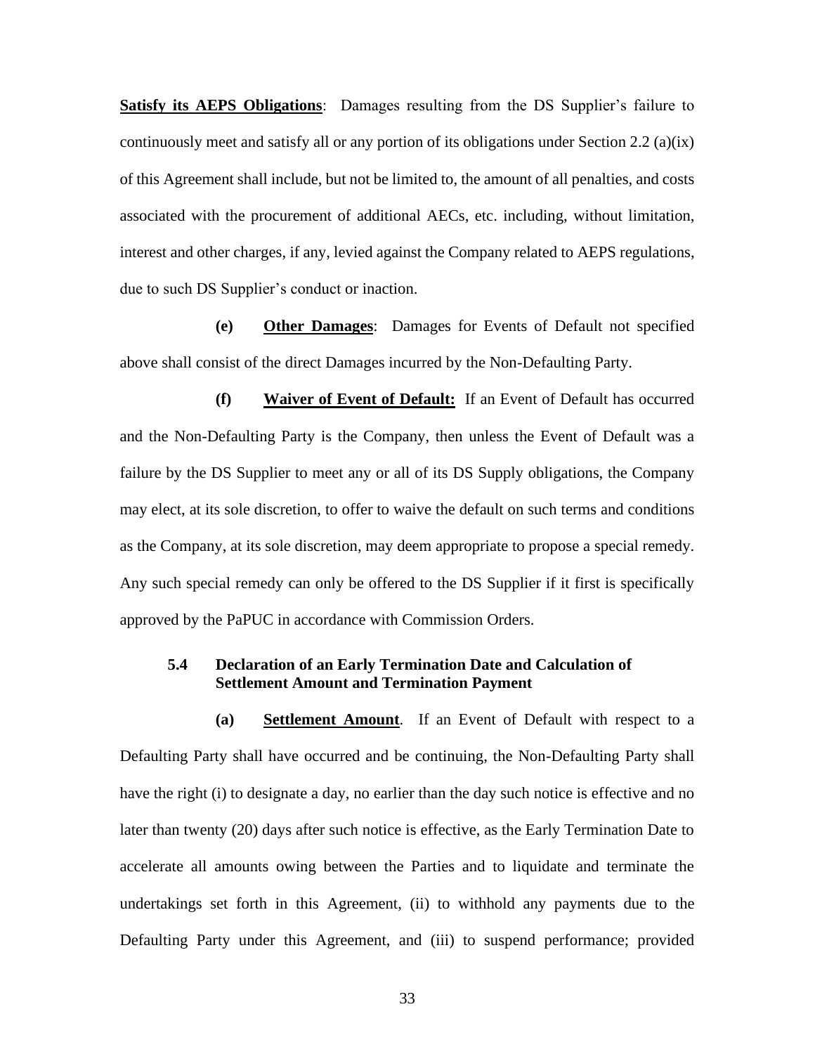**Satisfy its AEPS Obligations**: Damages resulting from the DS Supplier's failure to continuously meet and satisfy all or any portion of its obligations under Section 2.2 (a)(ix) of this Agreement shall include, but not be limited to, the amount of all penalties, and costs associated with the procurement of additional AECs, etc. including, without limitation, interest and other charges, if any, levied against the Company related to AEPS regulations, due to such DS Supplier's conduct or inaction.

**(e) Other Damages**: Damages for Events of Default not specified above shall consist of the direct Damages incurred by the Non-Defaulting Party.

**(f) Waiver of Event of Default:** If an Event of Default has occurred and the Non-Defaulting Party is the Company, then unless the Event of Default was a failure by the DS Supplier to meet any or all of its DS Supply obligations, the Company may elect, at its sole discretion, to offer to waive the default on such terms and conditions as the Company, at its sole discretion, may deem appropriate to propose a special remedy. Any such special remedy can only be offered to the DS Supplier if it first is specifically approved by the PaPUC in accordance with Commission Orders.

### 5.4 Declaration of an Early Termination Date and Calculation of Settlement Amount and Termination Payment

**(a) Settlement Amount**. If an Event of Default with respect to a Defaulting Party shall have occurred and be continuing, the Non-Defaulting Party shall have the right (i) to designate a day, no earlier than the day such notice is effective and no later than twenty (20) days after such notice is effective, as the Early Termination Date to accelerate all amounts owing between the Parties and to liquidate and terminate the undertakings set forth in this Agreement, (ii) to withhold any payments due to the Defaulting Party under this Agreement, and (iii) to suspend performance; provided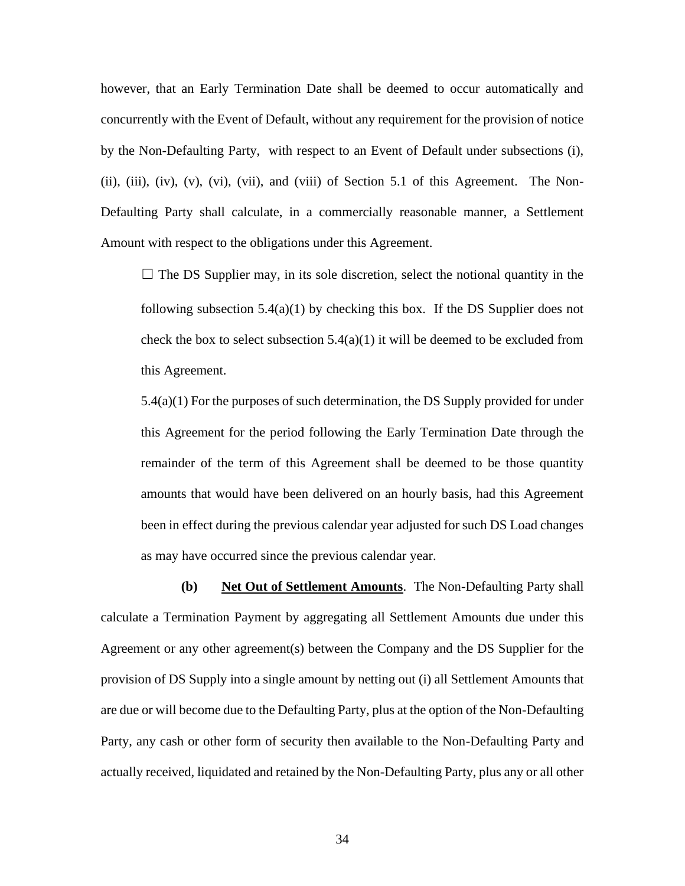however, that an Early Termination Date shall be deemed to occur automatically and concurrently with the Event of Default, without any requirement for the provision of notice by the Non-Defaulting Party, with respect to an Event of Default under subsections (i), (ii), (iii), (iv), (v), (vi), (vii), and (viii) of Section 5.1 of this Agreement. The Non-Defaulting Party shall calculate, in a commercially reasonable manner, a Settlement Amount with respect to the obligations under this Agreement.

☐ The DS Supplier may, in its sole discretion, select the notional quantity in the following subsection 5.4(a)(1) by checking this box. If the DS Supplier does not check the box to select subsection 5.4(a)(1) it will be deemed to be excluded from this Agreement.

5.4(a)(1) For the purposes of such determination, the DS Supply provided for under this Agreement for the period following the Early Termination Date through the remainder of the term of this Agreement shall be deemed to be those quantity amounts that would have been delivered on an hourly basis, had this Agreement been in effect during the previous calendar year adjusted for such DS Load changes as may have occurred since the previous calendar year.

**(b)** **Net Out of Settlement Amounts**. The Non-Defaulting Party shall calculate a Termination Payment by aggregating all Settlement Amounts due under this Agreement or any other agreement(s) between the Company and the DS Supplier for the provision of DS Supply into a single amount by netting out (i) all Settlement Amounts that are due or will become due to the Defaulting Party, plus at the option of the Non-Defaulting Party, any cash or other form of security then available to the Non-Defaulting Party and actually received, liquidated and retained by the Non-Defaulting Party, plus any or all other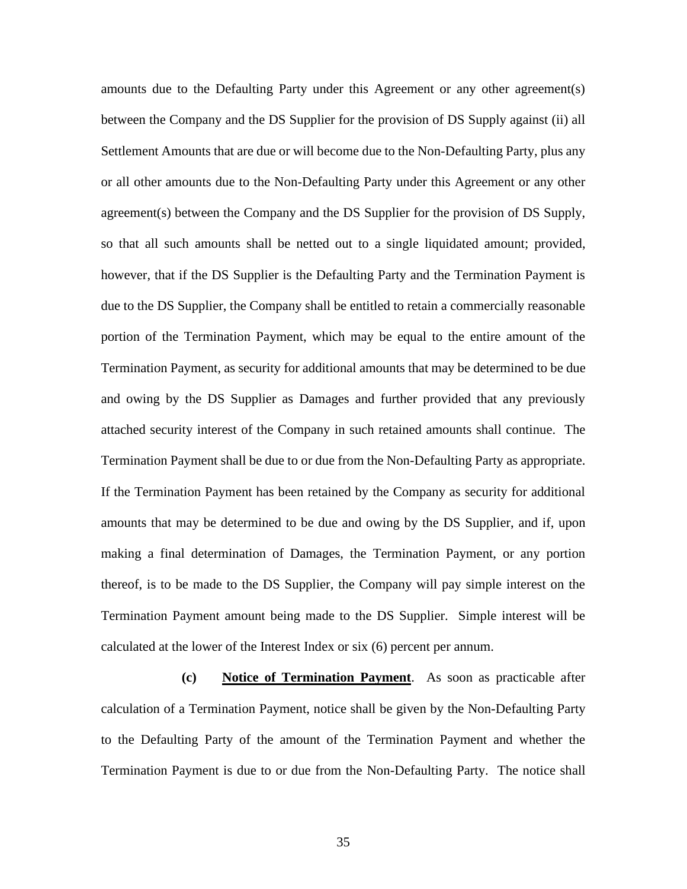amounts due to the Defaulting Party under this Agreement or any other agreement(s) between the Company and the DS Supplier for the provision of DS Supply against (ii) all Settlement Amounts that are due or will become due to the Non-Defaulting Party, plus any or all other amounts due to the Non-Defaulting Party under this Agreement or any other agreement(s) between the Company and the DS Supplier for the provision of DS Supply, so that all such amounts shall be netted out to a single liquidated amount; provided, however, that if the DS Supplier is the Defaulting Party and the Termination Payment is due to the DS Supplier, the Company shall be entitled to retain a commercially reasonable portion of the Termination Payment, which may be equal to the entire amount of the Termination Payment, as security for additional amounts that may be determined to be due and owing by the DS Supplier as Damages and further provided that any previously attached security interest of the Company in such retained amounts shall continue. The Termination Payment shall be due to or due from the Non-Defaulting Party as appropriate. If the Termination Payment has been retained by the Company as security for additional amounts that may be determined to be due and owing by the DS Supplier, and if, upon making a final determination of Damages, the Termination Payment, or any portion thereof, is to be made to the DS Supplier, the Company will pay simple interest on the Termination Payment amount being made to the DS Supplier. Simple interest will be calculated at the lower of the Interest Index or six (6) percent per annum.

**(c)** **Notice of Termination Payment**. As soon as practicable after calculation of a Termination Payment, notice shall be given by the Non-Defaulting Party to the Defaulting Party of the amount of the Termination Payment and whether the Termination Payment is due to or due from the Non-Defaulting Party. The notice shall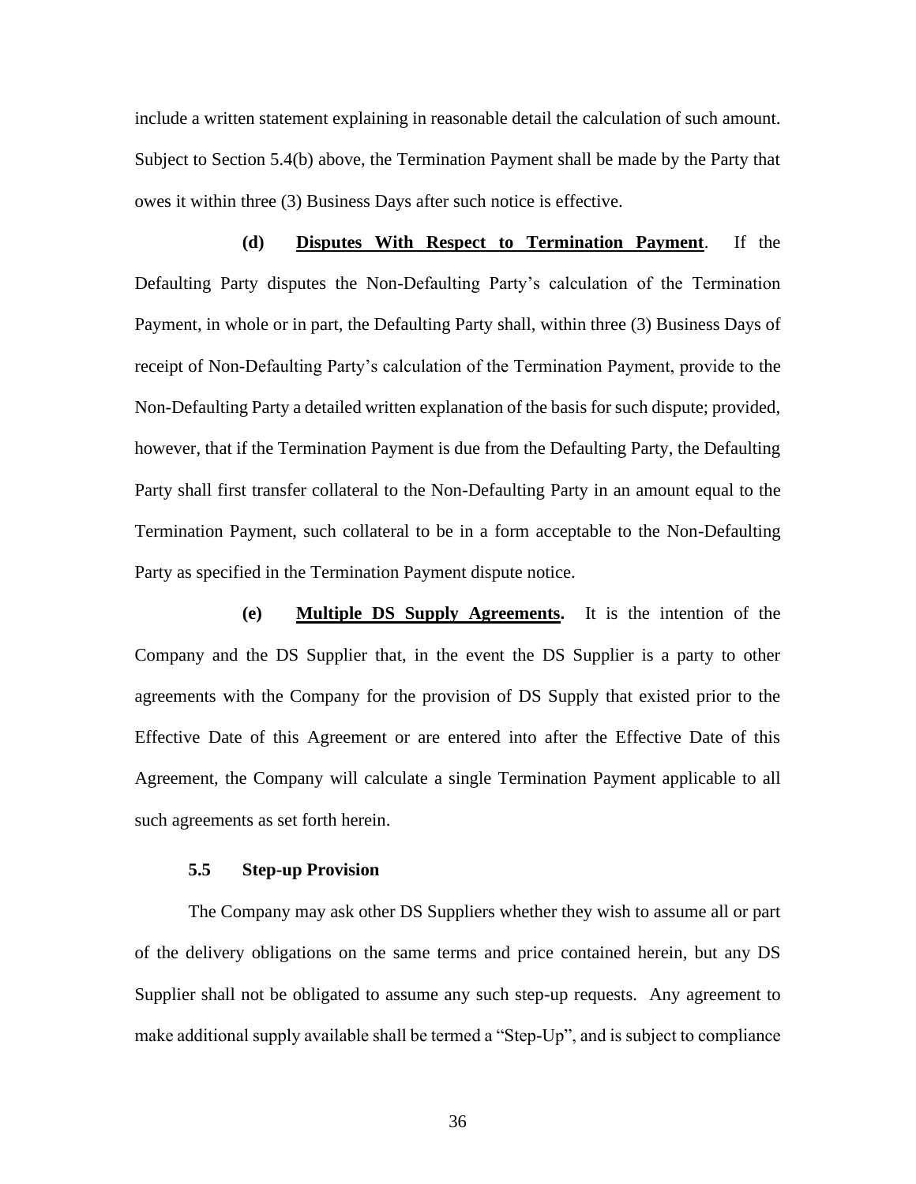include a written statement explaining in reasonable detail the calculation of such amount. Subject to Section 5.4(b) above, the Termination Payment shall be made by the Party that owes it within three (3) Business Days after such notice is effective.

**(d) Disputes With Respect to Termination Payment**. If the Defaulting Party disputes the Non-Defaulting Party's calculation of the Termination Payment, in whole or in part, the Defaulting Party shall, within three (3) Business Days of receipt of Non-Defaulting Party's calculation of the Termination Payment, provide to the Non-Defaulting Party a detailed written explanation of the basis for such dispute; provided, however, that if the Termination Payment is due from the Defaulting Party, the Defaulting Party shall first transfer collateral to the Non-Defaulting Party in an amount equal to the Termination Payment, such collateral to be in a form acceptable to the Non-Defaulting Party as specified in the Termination Payment dispute notice.

**(e) Multiple DS Supply Agreements.** It is the intention of the Company and the DS Supplier that, in the event the DS Supplier is a party to other agreements with the Company for the provision of DS Supply that existed prior to the Effective Date of this Agreement or are entered into after the Effective Date of this Agreement, the Company will calculate a single Termination Payment applicable to all such agreements as set forth herein.

### 5.5 Step-up Provision

The Company may ask other DS Suppliers whether they wish to assume all or part of the delivery obligations on the same terms and price contained herein, but any DS Supplier shall not be obligated to assume any such step-up requests. Any agreement to make additional supply available shall be termed a "Step-Up", and is subject to compliance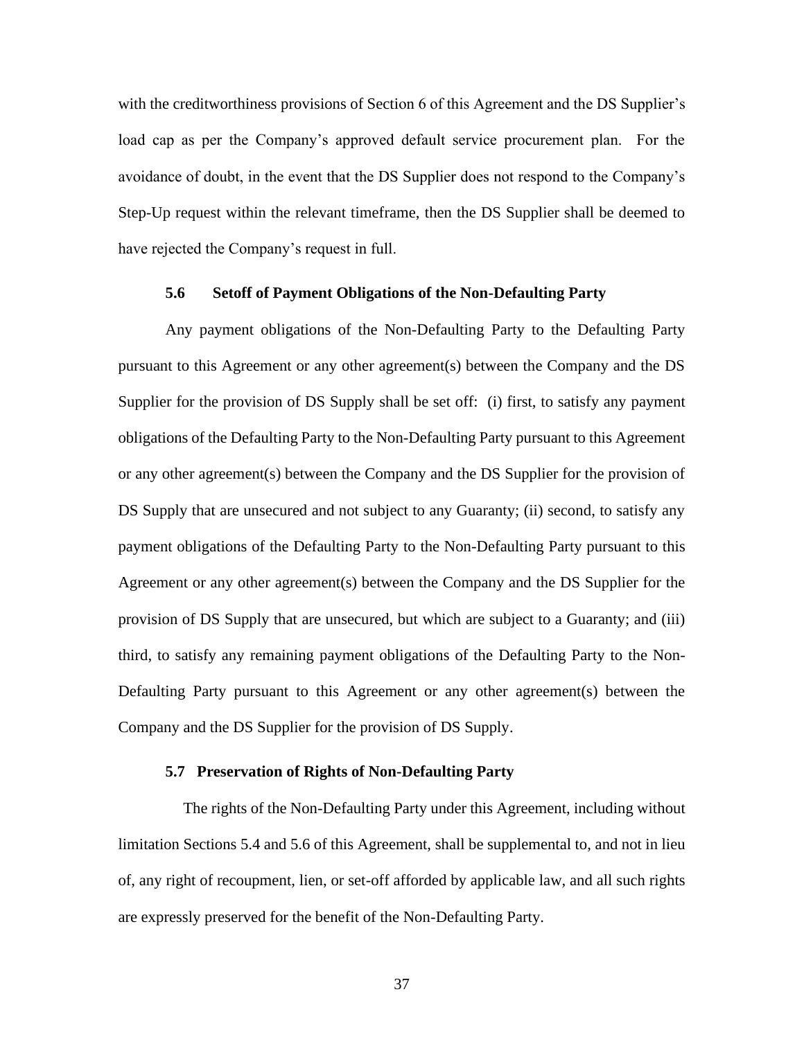with the creditworthiness provisions of Section 6 of this Agreement and the DS Supplier's load cap as per the Company's approved default service procurement plan. For the avoidance of doubt, in the event that the DS Supplier does not respond to the Company's Step-Up request within the relevant timeframe, then the DS Supplier shall be deemed to have rejected the Company's request in full.

### 5.6 Setoff of Payment Obligations of the Non-Defaulting Party

Any payment obligations of the Non-Defaulting Party to the Defaulting Party pursuant to this Agreement or any other agreement(s) between the Company and the DS Supplier for the provision of DS Supply shall be set off: (i) first, to satisfy any payment obligations of the Defaulting Party to the Non-Defaulting Party pursuant to this Agreement or any other agreement(s) between the Company and the DS Supplier for the provision of DS Supply that are unsecured and not subject to any Guaranty; (ii) second, to satisfy any payment obligations of the Defaulting Party to the Non-Defaulting Party pursuant to this Agreement or any other agreement(s) between the Company and the DS Supplier for the provision of DS Supply that are unsecured, but which are subject to a Guaranty; and (iii) third, to satisfy any remaining payment obligations of the Defaulting Party to the Non-Defaulting Party pursuant to this Agreement or any other agreement(s) between the Company and the DS Supplier for the provision of DS Supply.

### 5.7 Preservation of Rights of Non-Defaulting Party

The rights of the Non-Defaulting Party under this Agreement, including without limitation Sections 5.4 and 5.6 of this Agreement, shall be supplemental to, and not in lieu of, any right of recoupment, lien, or set-off afforded by applicable law, and all such rights are expressly preserved for the benefit of the Non-Defaulting Party.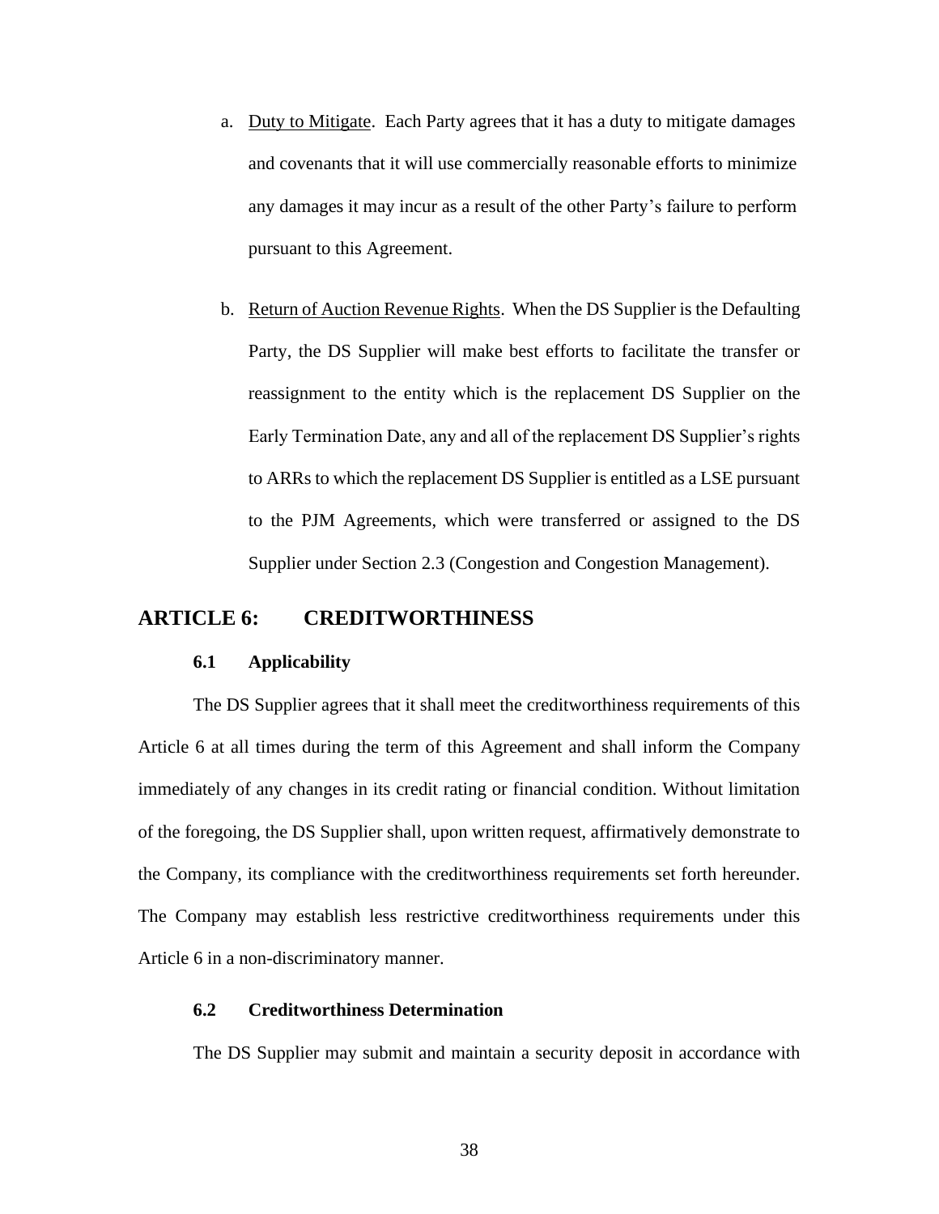a. Duty to Mitigate. Each Party agrees that it has a duty to mitigate damages and covenants that it will use commercially reasonable efforts to minimize any damages it may incur as a result of the other Party's failure to perform pursuant to this Agreement.

b. Return of Auction Revenue Rights. When the DS Supplier is the Defaulting Party, the DS Supplier will make best efforts to facilitate the transfer or reassignment to the entity which is the replacement DS Supplier on the Early Termination Date, any and all of the replacement DS Supplier's rights to ARRs to which the replacement DS Supplier is entitled as a LSE pursuant to the PJM Agreements, which were transferred or assigned to the DS Supplier under Section 2.3 (Congestion and Congestion Management).

## ARTICLE 6: CREDITWORTHINESS

### 6.1 Applicability

The DS Supplier agrees that it shall meet the creditworthiness requirements of this Article 6 at all times during the term of this Agreement and shall inform the Company immediately of any changes in its credit rating or financial condition. Without limitation of the foregoing, the DS Supplier shall, upon written request, affirmatively demonstrate to the Company, its compliance with the creditworthiness requirements set forth hereunder. The Company may establish less restrictive creditworthiness requirements under this Article 6 in a non-discriminatory manner.

### 6.2 Creditworthiness Determination

The DS Supplier may submit and maintain a security deposit in accordance with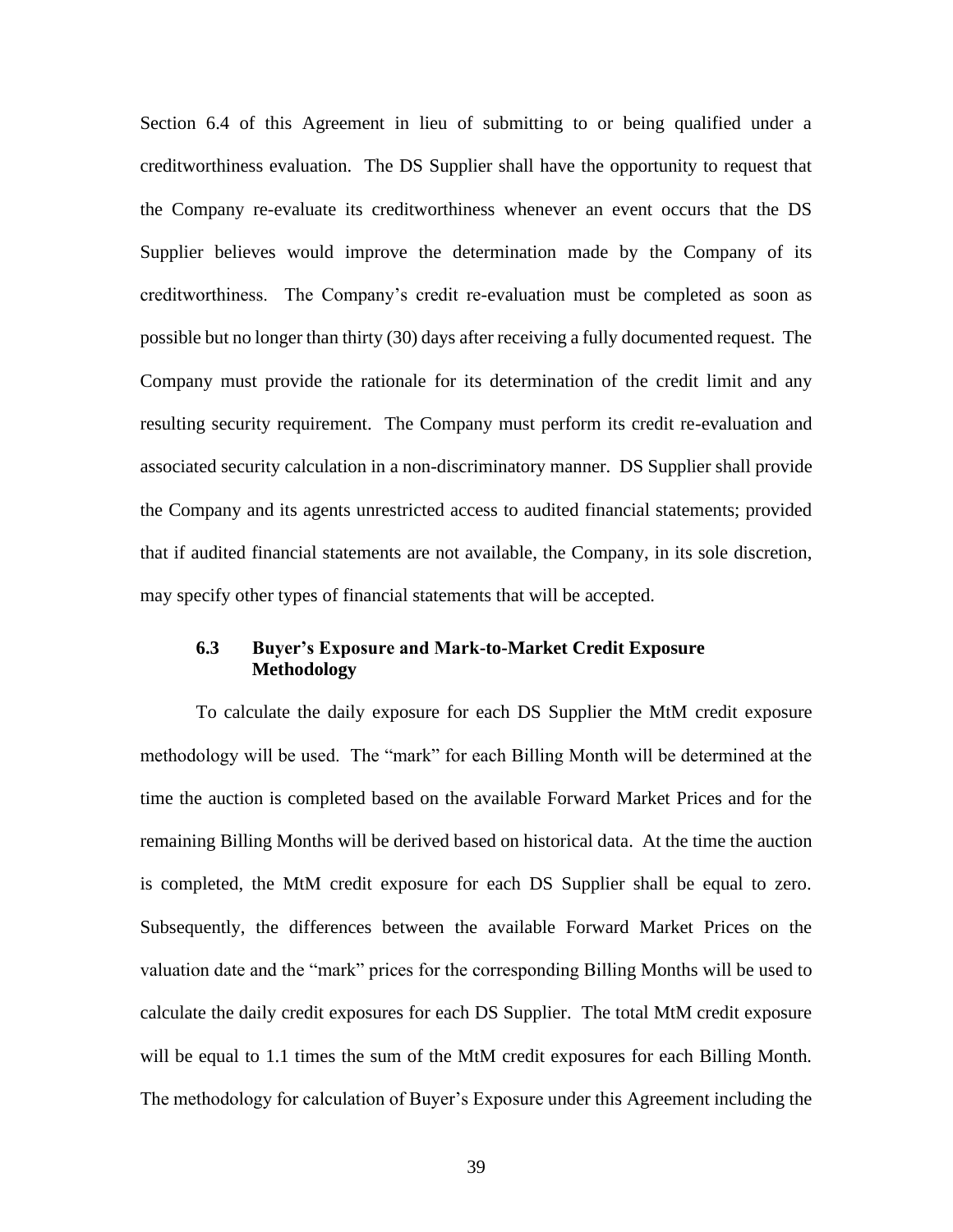Section 6.4 of this Agreement in lieu of submitting to or being qualified under a creditworthiness evaluation. The DS Supplier shall have the opportunity to request that the Company re-evaluate its creditworthiness whenever an event occurs that the DS Supplier believes would improve the determination made by the Company of its creditworthiness. The Company's credit re-evaluation must be completed as soon as possible but no longer than thirty (30) days after receiving a fully documented request. The Company must provide the rationale for its determination of the credit limit and any resulting security requirement. The Company must perform its credit re-evaluation and associated security calculation in a non-discriminatory manner. DS Supplier shall provide the Company and its agents unrestricted access to audited financial statements; provided that if audited financial statements are not available, the Company, in its sole discretion, may specify other types of financial statements that will be accepted.

### 6.3 Buyer's Exposure and Mark-to-Market Credit Exposure Methodology

To calculate the daily exposure for each DS Supplier the MtM credit exposure methodology will be used. The "mark" for each Billing Month will be determined at the time the auction is completed based on the available Forward Market Prices and for the remaining Billing Months will be derived based on historical data. At the time the auction is completed, the MtM credit exposure for each DS Supplier shall be equal to zero. Subsequently, the differences between the available Forward Market Prices on the valuation date and the "mark" prices for the corresponding Billing Months will be used to calculate the daily credit exposures for each DS Supplier. The total MtM credit exposure will be equal to 1.1 times the sum of the MtM credit exposures for each Billing Month. The methodology for calculation of Buyer's Exposure under this Agreement including the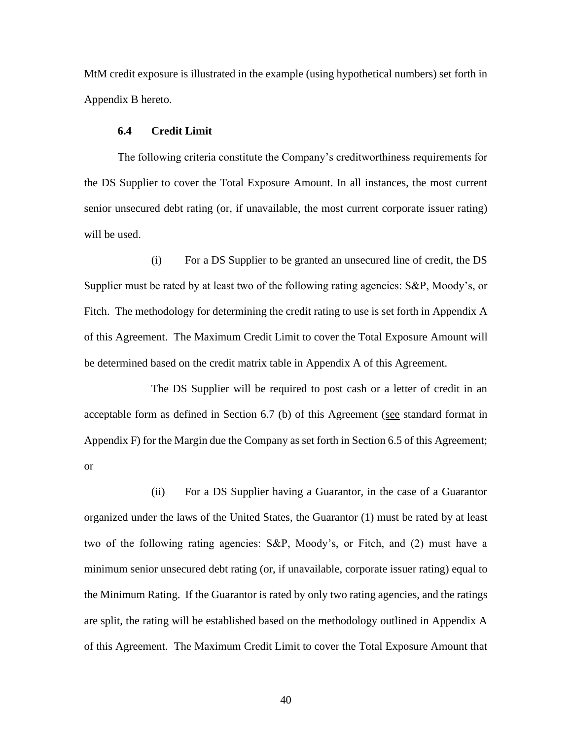MtM credit exposure is illustrated in the example (using hypothetical numbers) set forth in Appendix B hereto.

### 6.4 Credit Limit

The following criteria constitute the Company's creditworthiness requirements for the DS Supplier to cover the Total Exposure Amount. In all instances, the most current senior unsecured debt rating (or, if unavailable, the most current corporate issuer rating) will be used.

(i) For a DS Supplier to be granted an unsecured line of credit, the DS Supplier must be rated by at least two of the following rating agencies: S&P, Moody's, or Fitch. The methodology for determining the credit rating to use is set forth in Appendix A of this Agreement. The Maximum Credit Limit to cover the Total Exposure Amount will be determined based on the credit matrix table in Appendix A of this Agreement.

The DS Supplier will be required to post cash or a letter of credit in an acceptable form as defined in Section 6.7 (b) of this Agreement (see standard format in Appendix F) for the Margin due the Company as set forth in Section 6.5 of this Agreement; or

(ii) For a DS Supplier having a Guarantor, in the case of a Guarantor organized under the laws of the United States, the Guarantor (1) must be rated by at least two of the following rating agencies: S&P, Moody's, or Fitch, and (2) must have a minimum senior unsecured debt rating (or, if unavailable, corporate issuer rating) equal to the Minimum Rating. If the Guarantor is rated by only two rating agencies, and the ratings are split, the rating will be established based on the methodology outlined in Appendix A of this Agreement. The Maximum Credit Limit to cover the Total Exposure Amount that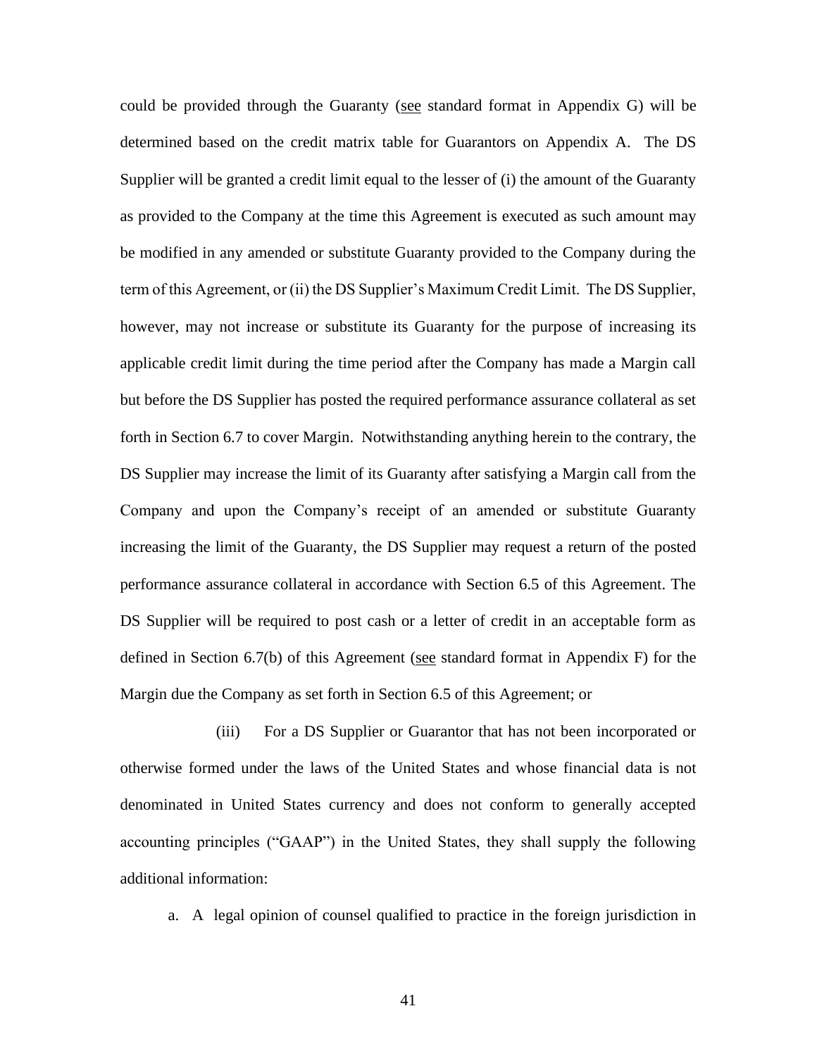could be provided through the Guaranty (see standard format in Appendix G) will be determined based on the credit matrix table for Guarantors on Appendix A. The DS Supplier will be granted a credit limit equal to the lesser of (i) the amount of the Guaranty as provided to the Company at the time this Agreement is executed as such amount may be modified in any amended or substitute Guaranty provided to the Company during the term of this Agreement, or (ii) the DS Supplier's Maximum Credit Limit. The DS Supplier, however, may not increase or substitute its Guaranty for the purpose of increasing its applicable credit limit during the time period after the Company has made a Margin call but before the DS Supplier has posted the required performance assurance collateral as set forth in Section 6.7 to cover Margin. Notwithstanding anything herein to the contrary, the DS Supplier may increase the limit of its Guaranty after satisfying a Margin call from the Company and upon the Company's receipt of an amended or substitute Guaranty increasing the limit of the Guaranty, the DS Supplier may request a return of the posted performance assurance collateral in accordance with Section 6.5 of this Agreement. The DS Supplier will be required to post cash or a letter of credit in an acceptable form as defined in Section 6.7(b) of this Agreement (see standard format in Appendix F) for the Margin due the Company as set forth in Section 6.5 of this Agreement; or

(iii) For a DS Supplier or Guarantor that has not been incorporated or otherwise formed under the laws of the United States and whose financial data is not denominated in United States currency and does not conform to generally accepted accounting principles ("GAAP") in the United States, they shall supply the following additional information:

a. A legal opinion of counsel qualified to practice in the foreign jurisdiction in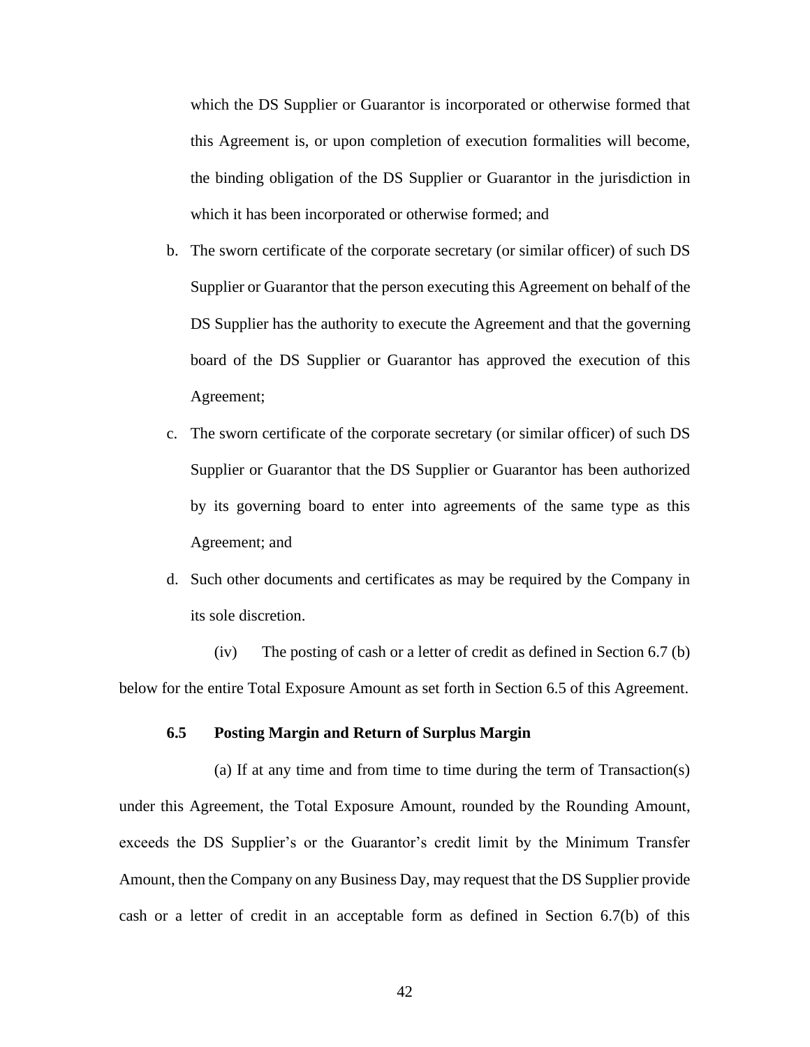which the DS Supplier or Guarantor is incorporated or otherwise formed that this Agreement is, or upon completion of execution formalities will become, the binding obligation of the DS Supplier or Guarantor in the jurisdiction in which it has been incorporated or otherwise formed; and

b. The sworn certificate of the corporate secretary (or similar officer) of such DS Supplier or Guarantor that the person executing this Agreement on behalf of the DS Supplier has the authority to execute the Agreement and that the governing board of the DS Supplier or Guarantor has approved the execution of this Agreement;

c. The sworn certificate of the corporate secretary (or similar officer) of such DS Supplier or Guarantor that the DS Supplier or Guarantor has been authorized by its governing board to enter into agreements of the same type as this Agreement; and

d. Such other documents and certificates as may be required by the Company in its sole discretion.

(iv) The posting of cash or a letter of credit as defined in Section 6.7 (b) below for the entire Total Exposure Amount as set forth in Section 6.5 of this Agreement.

**6.5 Posting Margin and Return of Surplus Margin**

(a) If at any time and from time to time during the term of Transaction(s) under this Agreement, the Total Exposure Amount, rounded by the Rounding Amount, exceeds the DS Supplier's or the Guarantor's credit limit by the Minimum Transfer Amount, then the Company on any Business Day, may request that the DS Supplier provide cash or a letter of credit in an acceptable form as defined in Section 6.7(b) of this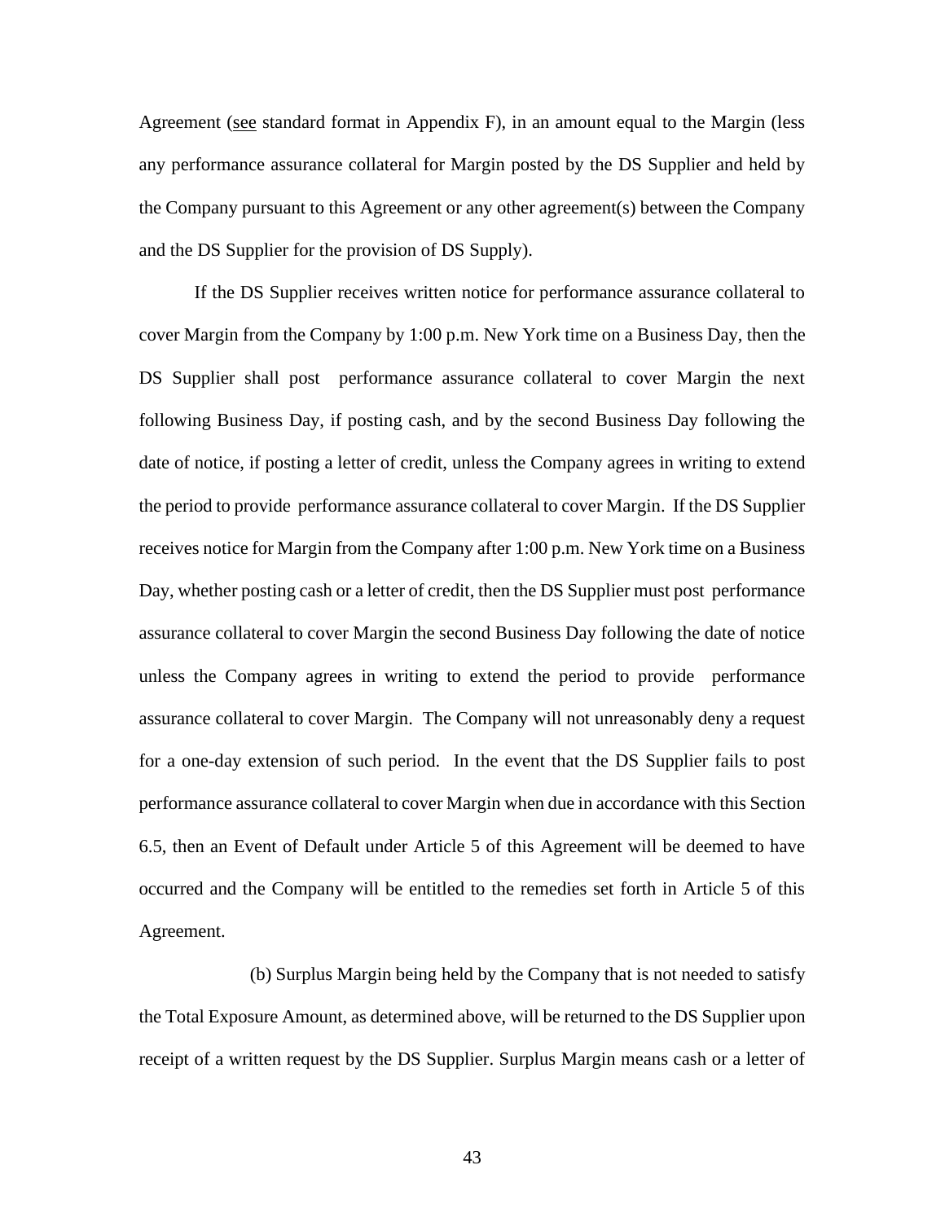Agreement (see standard format in Appendix F), in an amount equal to the Margin (less any performance assurance collateral for Margin posted by the DS Supplier and held by the Company pursuant to this Agreement or any other agreement(s) between the Company and the DS Supplier for the provision of DS Supply).

If the DS Supplier receives written notice for performance assurance collateral to cover Margin from the Company by 1:00 p.m. New York time on a Business Day, then the DS Supplier shall post performance assurance collateral to cover Margin the next following Business Day, if posting cash, and by the second Business Day following the date of notice, if posting a letter of credit, unless the Company agrees in writing to extend the period to provide performance assurance collateral to cover Margin. If the DS Supplier receives notice for Margin from the Company after 1:00 p.m. New York time on a Business Day, whether posting cash or a letter of credit, then the DS Supplier must post performance assurance collateral to cover Margin the second Business Day following the date of notice unless the Company agrees in writing to extend the period to provide performance assurance collateral to cover Margin. The Company will not unreasonably deny a request for a one-day extension of such period. In the event that the DS Supplier fails to post performance assurance collateral to cover Margin when due in accordance with this Section 6.5, then an Event of Default under Article 5 of this Agreement will be deemed to have occurred and the Company will be entitled to the remedies set forth in Article 5 of this Agreement.

(b) Surplus Margin being held by the Company that is not needed to satisfy the Total Exposure Amount, as determined above, will be returned to the DS Supplier upon receipt of a written request by the DS Supplier. Surplus Margin means cash or a letter of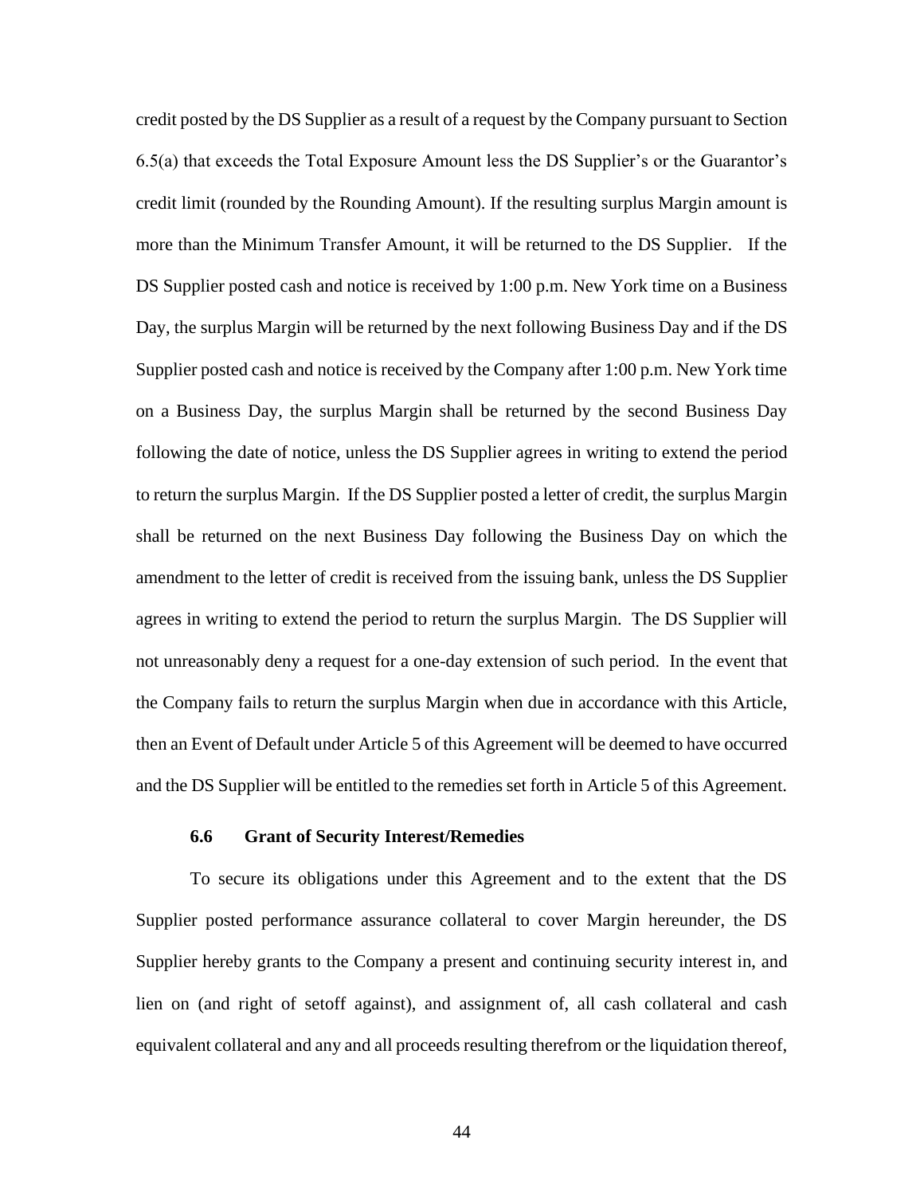credit posted by the DS Supplier as a result of a request by the Company pursuant to Section 6.5(a) that exceeds the Total Exposure Amount less the DS Supplier's or the Guarantor's credit limit (rounded by the Rounding Amount). If the resulting surplus Margin amount is more than the Minimum Transfer Amount, it will be returned to the DS Supplier. If the DS Supplier posted cash and notice is received by 1:00 p.m. New York time on a Business Day, the surplus Margin will be returned by the next following Business Day and if the DS Supplier posted cash and notice is received by the Company after 1:00 p.m. New York time on a Business Day, the surplus Margin shall be returned by the second Business Day following the date of notice, unless the DS Supplier agrees in writing to extend the period to return the surplus Margin. If the DS Supplier posted a letter of credit, the surplus Margin shall be returned on the next Business Day following the Business Day on which the amendment to the letter of credit is received from the issuing bank, unless the DS Supplier agrees in writing to extend the period to return the surplus Margin. The DS Supplier will not unreasonably deny a request for a one-day extension of such period. In the event that the Company fails to return the surplus Margin when due in accordance with this Article, then an Event of Default under Article 5 of this Agreement will be deemed to have occurred and the DS Supplier will be entitled to the remedies set forth in Article 5 of this Agreement.

### 6.6 Grant of Security Interest/Remedies

To secure its obligations under this Agreement and to the extent that the DS Supplier posted performance assurance collateral to cover Margin hereunder, the DS Supplier hereby grants to the Company a present and continuing security interest in, and lien on (and right of setoff against), and assignment of, all cash collateral and cash equivalent collateral and any and all proceeds resulting therefrom or the liquidation thereof,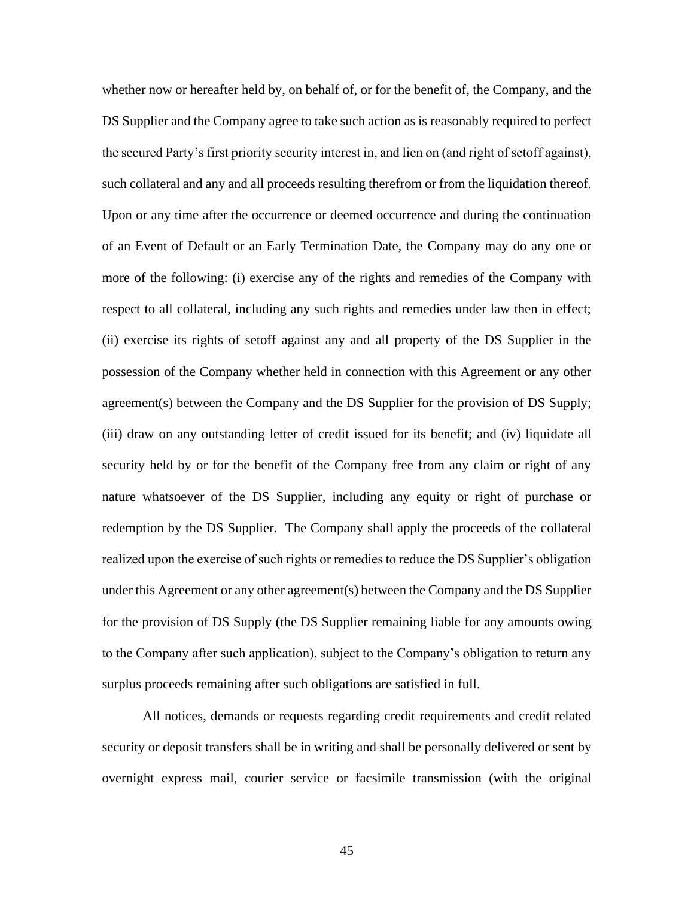whether now or hereafter held by, on behalf of, or for the benefit of, the Company, and the DS Supplier and the Company agree to take such action as is reasonably required to perfect the secured Party's first priority security interest in, and lien on (and right of setoff against), such collateral and any and all proceeds resulting therefrom or from the liquidation thereof. Upon or any time after the occurrence or deemed occurrence and during the continuation of an Event of Default or an Early Termination Date, the Company may do any one or more of the following: (i) exercise any of the rights and remedies of the Company with respect to all collateral, including any such rights and remedies under law then in effect; (ii) exercise its rights of setoff against any and all property of the DS Supplier in the possession of the Company whether held in connection with this Agreement or any other agreement(s) between the Company and the DS Supplier for the provision of DS Supply; (iii) draw on any outstanding letter of credit issued for its benefit; and (iv) liquidate all security held by or for the benefit of the Company free from any claim or right of any nature whatsoever of the DS Supplier, including any equity or right of purchase or redemption by the DS Supplier. The Company shall apply the proceeds of the collateral realized upon the exercise of such rights or remedies to reduce the DS Supplier's obligation under this Agreement or any other agreement(s) between the Company and the DS Supplier for the provision of DS Supply (the DS Supplier remaining liable for any amounts owing to the Company after such application), subject to the Company's obligation to return any surplus proceeds remaining after such obligations are satisfied in full.

All notices, demands or requests regarding credit requirements and credit related security or deposit transfers shall be in writing and shall be personally delivered or sent by overnight express mail, courier service or facsimile transmission (with the original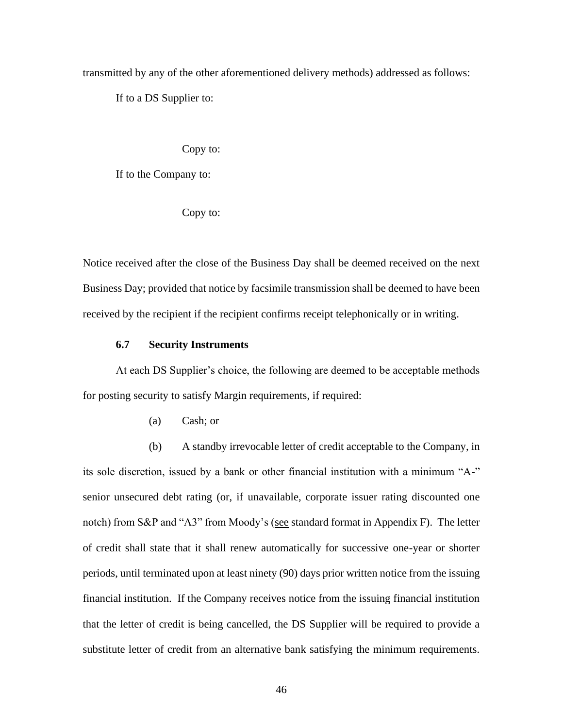transmitted by any of the other aforementioned delivery methods) addressed as follows:

If to a DS Supplier to:

Copy to:

If to the Company to:

Copy to:

Notice received after the close of the Business Day shall be deemed received on the next Business Day; provided that notice by facsimile transmission shall be deemed to have been received by the recipient if the recipient confirms receipt telephonically or in writing.

### 6.7 Security Instruments

At each DS Supplier's choice, the following are deemed to be acceptable methods for posting security to satisfy Margin requirements, if required:

(a) Cash; or

(b) A standby irrevocable letter of credit acceptable to the Company, in its sole discretion, issued by a bank or other financial institution with a minimum "A-" senior unsecured debt rating (or, if unavailable, corporate issuer rating discounted one notch) from S&P and "A3" from Moody's (see standard format in Appendix F). The letter of credit shall state that it shall renew automatically for successive one-year or shorter periods, until terminated upon at least ninety (90) days prior written notice from the issuing financial institution. If the Company receives notice from the issuing financial institution that the letter of credit is being cancelled, the DS Supplier will be required to provide a substitute letter of credit from an alternative bank satisfying the minimum requirements.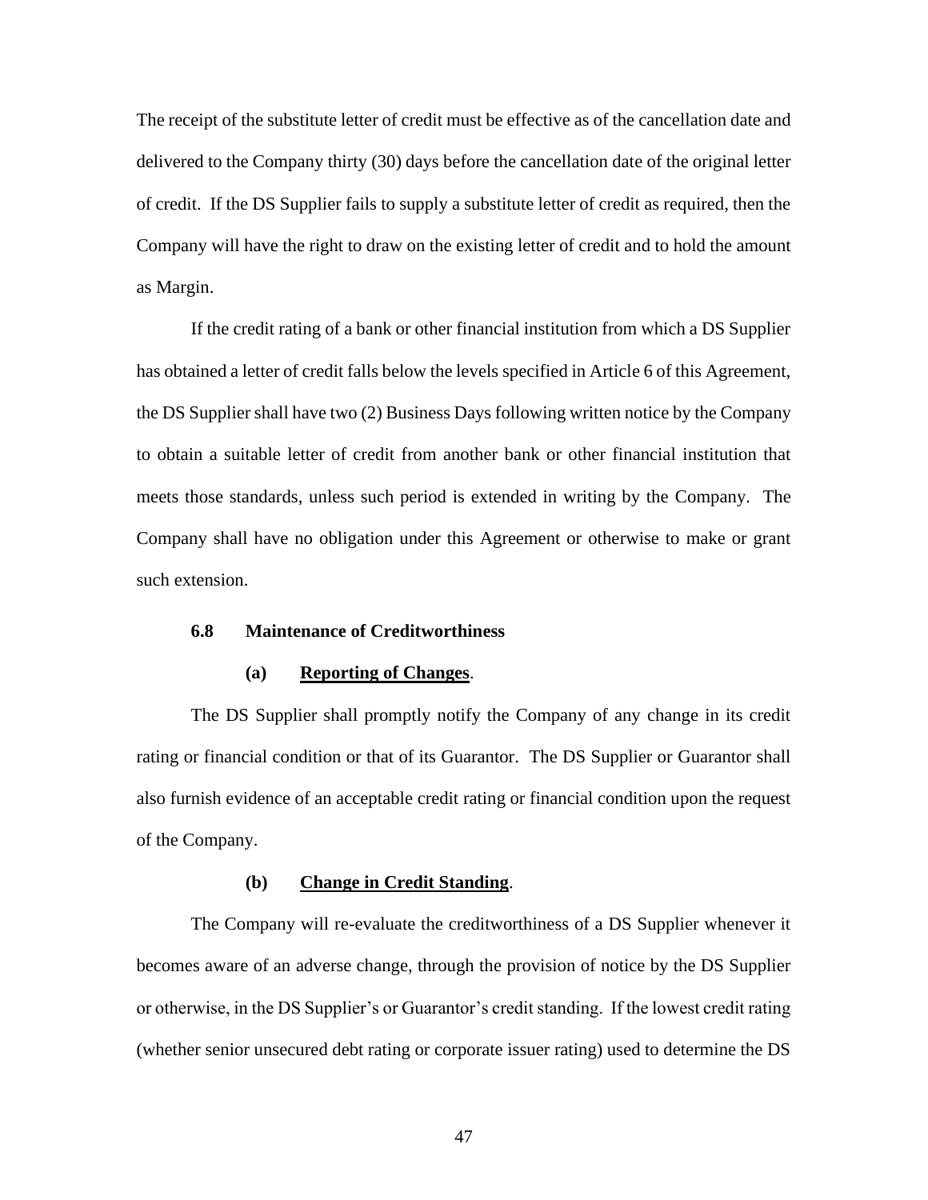The receipt of the substitute letter of credit must be effective as of the cancellation date and delivered to the Company thirty (30) days before the cancellation date of the original letter of credit. If the DS Supplier fails to supply a substitute letter of credit as required, then the Company will have the right to draw on the existing letter of credit and to hold the amount as Margin.

If the credit rating of a bank or other financial institution from which a DS Supplier has obtained a letter of credit falls below the levels specified in Article 6 of this Agreement, the DS Supplier shall have two (2) Business Days following written notice by the Company to obtain a suitable letter of credit from another bank or other financial institution that meets those standards, unless such period is extended in writing by the Company. The Company shall have no obligation under this Agreement or otherwise to make or grant such extension.

### 6.8 Maintenance of Creditworthiness

**(a) Reporting of Changes**.

The DS Supplier shall promptly notify the Company of any change in its credit rating or financial condition or that of its Guarantor. The DS Supplier or Guarantor shall also furnish evidence of an acceptable credit rating or financial condition upon the request of the Company.

**(b) Change in Credit Standing**.

The Company will re-evaluate the creditworthiness of a DS Supplier whenever it becomes aware of an adverse change, through the provision of notice by the DS Supplier or otherwise, in the DS Supplier's or Guarantor's credit standing. If the lowest credit rating (whether senior unsecured debt rating or corporate issuer rating) used to determine the DS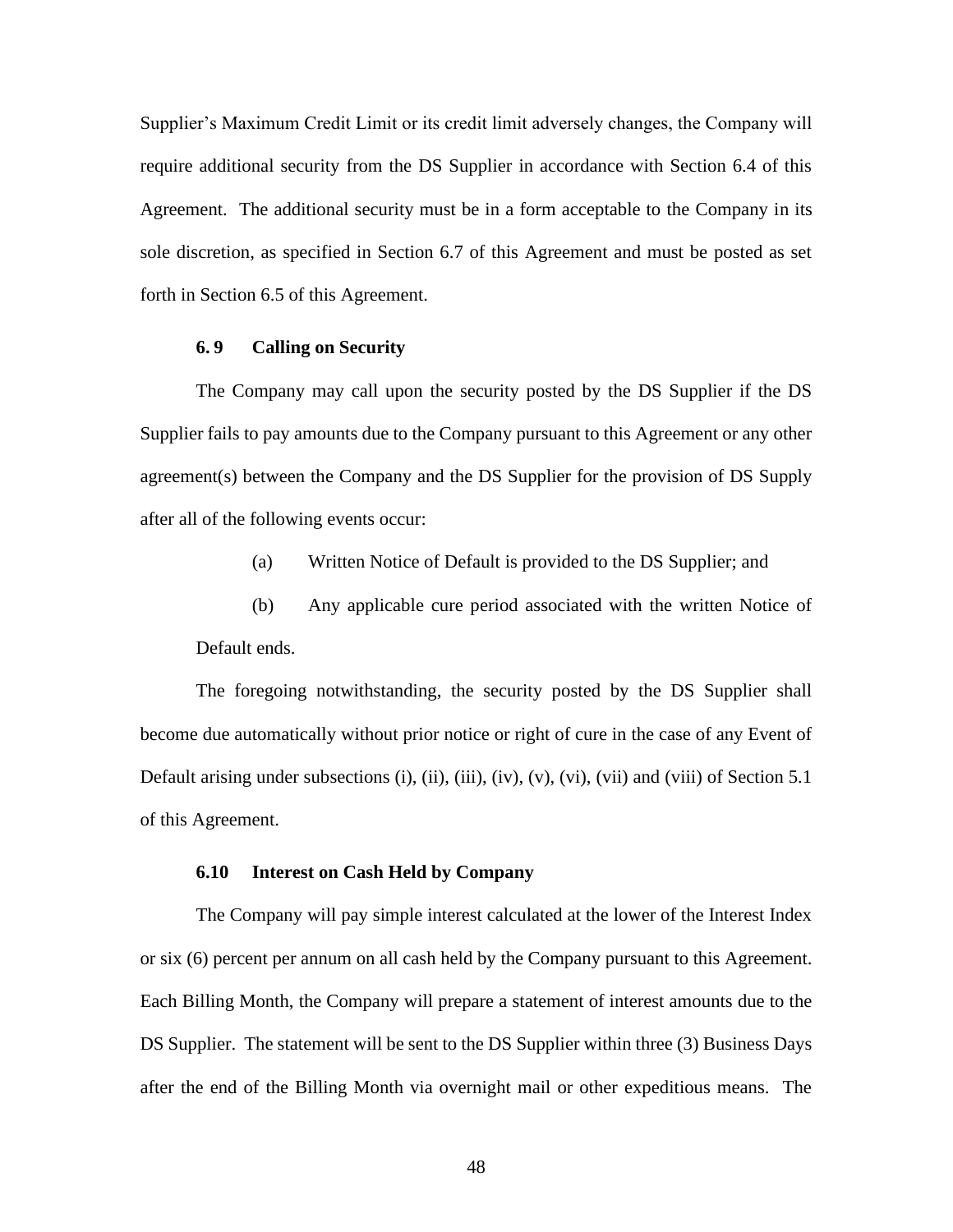Supplier's Maximum Credit Limit or its credit limit adversely changes, the Company will require additional security from the DS Supplier in accordance with Section 6.4 of this Agreement. The additional security must be in a form acceptable to the Company in its sole discretion, as specified in Section 6.7 of this Agreement and must be posted as set forth in Section 6.5 of this Agreement.

### 6. 9 Calling on Security

The Company may call upon the security posted by the DS Supplier if the DS Supplier fails to pay amounts due to the Company pursuant to this Agreement or any other agreement(s) between the Company and the DS Supplier for the provision of DS Supply after all of the following events occur:

(a) Written Notice of Default is provided to the DS Supplier; and

(b) Any applicable cure period associated with the written Notice of Default ends.

The foregoing notwithstanding, the security posted by the DS Supplier shall become due automatically without prior notice or right of cure in the case of any Event of Default arising under subsections (i), (ii), (iii), (iv), (v), (vi), (vii) and (viii) of Section 5.1 of this Agreement.

### 6.10 Interest on Cash Held by Company

The Company will pay simple interest calculated at the lower of the Interest Index or six (6) percent per annum on all cash held by the Company pursuant to this Agreement. Each Billing Month, the Company will prepare a statement of interest amounts due to the DS Supplier. The statement will be sent to the DS Supplier within three (3) Business Days after the end of the Billing Month via overnight mail or other expeditious means. The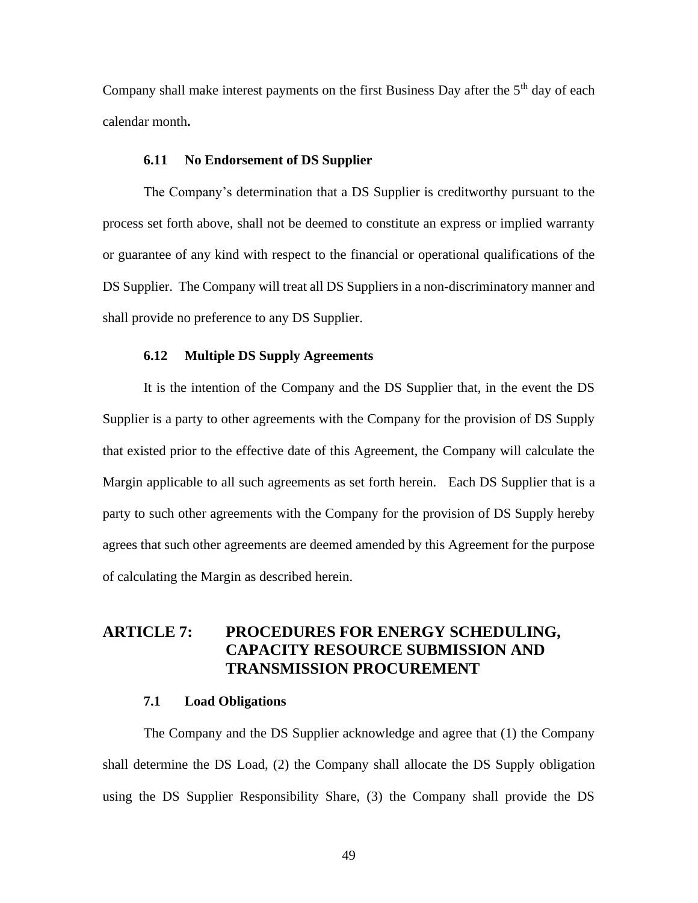Company shall make interest payments on the first Business Day after the 5th day of each calendar month**.**

### 6.11 No Endorsement of DS Supplier

The Company's determination that a DS Supplier is creditworthy pursuant to the process set forth above, shall not be deemed to constitute an express or implied warranty or guarantee of any kind with respect to the financial or operational qualifications of the DS Supplier. The Company will treat all DS Suppliers in a non-discriminatory manner and shall provide no preference to any DS Supplier.

### 6.12 Multiple DS Supply Agreements

It is the intention of the Company and the DS Supplier that, in the event the DS Supplier is a party to other agreements with the Company for the provision of DS Supply that existed prior to the effective date of this Agreement, the Company will calculate the Margin applicable to all such agreements as set forth herein. Each DS Supplier that is a party to such other agreements with the Company for the provision of DS Supply hereby agrees that such other agreements are deemed amended by this Agreement for the purpose of calculating the Margin as described herein.

## ARTICLE 7: PROCEDURES FOR ENERGY SCHEDULING, CAPACITY RESOURCE SUBMISSION AND TRANSMISSION PROCUREMENT

### 7.1 Load Obligations

The Company and the DS Supplier acknowledge and agree that (1) the Company shall determine the DS Load, (2) the Company shall allocate the DS Supply obligation using the DS Supplier Responsibility Share, (3) the Company shall provide the DS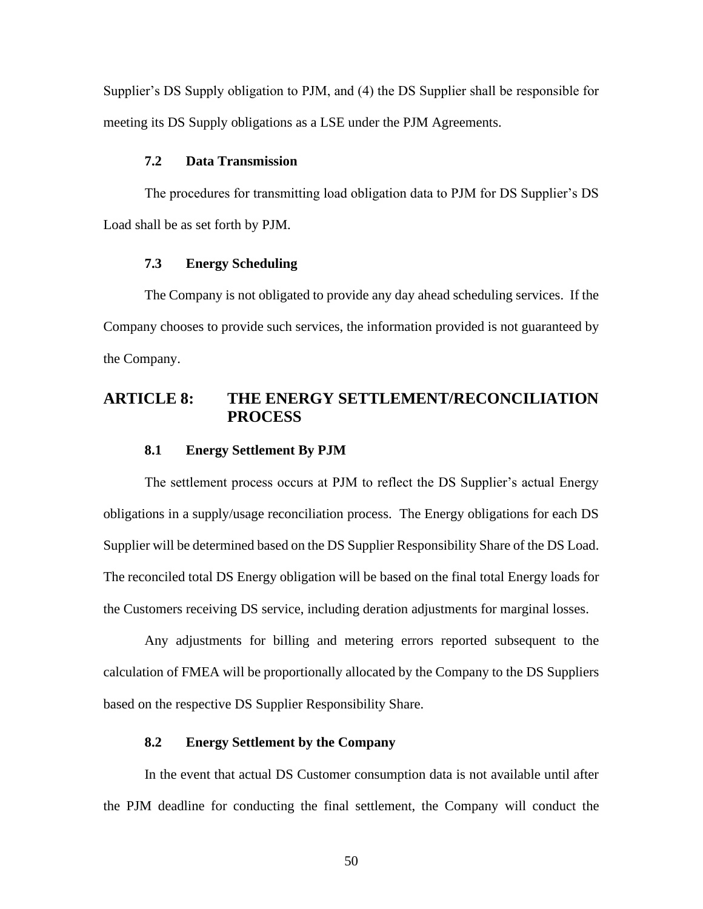Supplier's DS Supply obligation to PJM, and (4) the DS Supplier shall be responsible for meeting its DS Supply obligations as a LSE under the PJM Agreements.

### 7.2 Data Transmission

The procedures for transmitting load obligation data to PJM for DS Supplier's DS Load shall be as set forth by PJM.

### 7.3 Energy Scheduling

The Company is not obligated to provide any day ahead scheduling services. If the Company chooses to provide such services, the information provided is not guaranteed by the Company.

## ARTICLE 8: THE ENERGY SETTLEMENT/RECONCILIATION PROCESS

### 8.1 Energy Settlement By PJM

The settlement process occurs at PJM to reflect the DS Supplier's actual Energy obligations in a supply/usage reconciliation process. The Energy obligations for each DS Supplier will be determined based on the DS Supplier Responsibility Share of the DS Load. The reconciled total DS Energy obligation will be based on the final total Energy loads for the Customers receiving DS service, including deration adjustments for marginal losses.

Any adjustments for billing and metering errors reported subsequent to the calculation of FMEA will be proportionally allocated by the Company to the DS Suppliers based on the respective DS Supplier Responsibility Share.

### 8.2 Energy Settlement by the Company

In the event that actual DS Customer consumption data is not available until after the PJM deadline for conducting the final settlement, the Company will conduct the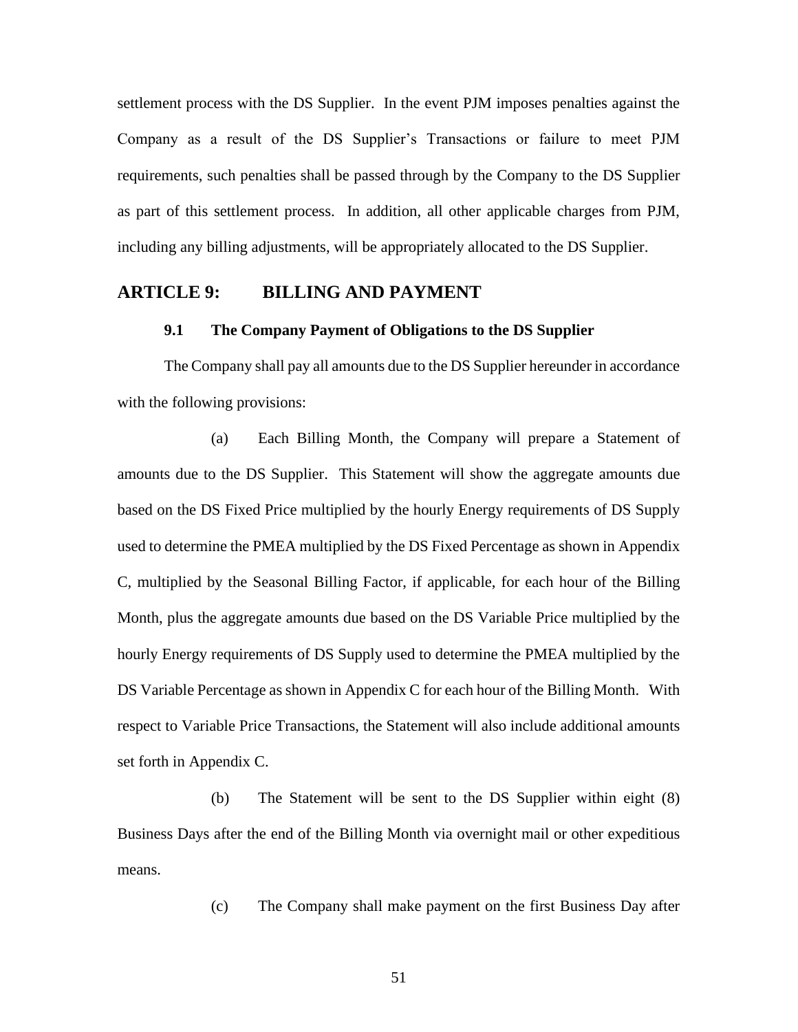settlement process with the DS Supplier. In the event PJM imposes penalties against the Company as a result of the DS Supplier's Transactions or failure to meet PJM requirements, such penalties shall be passed through by the Company to the DS Supplier as part of this settlement process. In addition, all other applicable charges from PJM, including any billing adjustments, will be appropriately allocated to the DS Supplier.

## ARTICLE 9: BILLING AND PAYMENT

### 9.1 The Company Payment of Obligations to the DS Supplier

The Company shall pay all amounts due to the DS Supplier hereunder in accordance with the following provisions:

(a) Each Billing Month, the Company will prepare a Statement of amounts due to the DS Supplier. This Statement will show the aggregate amounts due based on the DS Fixed Price multiplied by the hourly Energy requirements of DS Supply used to determine the PMEA multiplied by the DS Fixed Percentage as shown in Appendix C, multiplied by the Seasonal Billing Factor, if applicable, for each hour of the Billing Month, plus the aggregate amounts due based on the DS Variable Price multiplied by the hourly Energy requirements of DS Supply used to determine the PMEA multiplied by the DS Variable Percentage as shown in Appendix C for each hour of the Billing Month. With respect to Variable Price Transactions, the Statement will also include additional amounts set forth in Appendix C.

(b) The Statement will be sent to the DS Supplier within eight (8) Business Days after the end of the Billing Month via overnight mail or other expeditious means.

(c) The Company shall make payment on the first Business Day after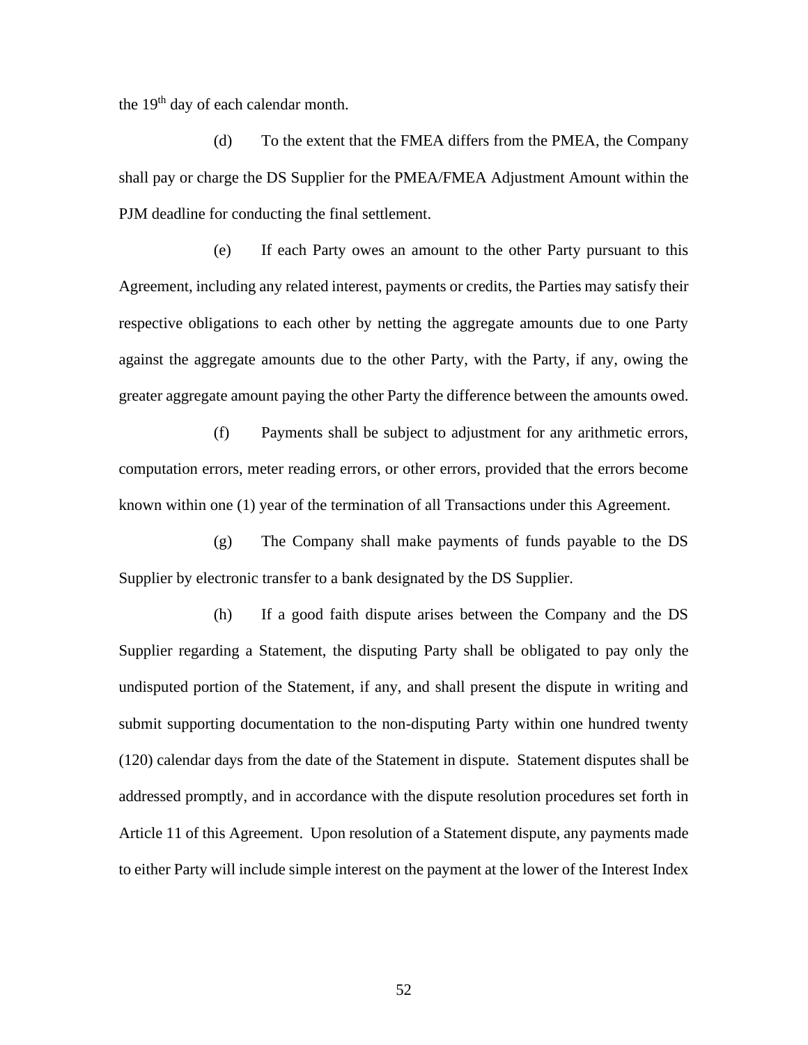the 19th day of each calendar month.

(d) To the extent that the FMEA differs from the PMEA, the Company shall pay or charge the DS Supplier for the PMEA/FMEA Adjustment Amount within the PJM deadline for conducting the final settlement.

(e) If each Party owes an amount to the other Party pursuant to this Agreement, including any related interest, payments or credits, the Parties may satisfy their respective obligations to each other by netting the aggregate amounts due to one Party against the aggregate amounts due to the other Party, with the Party, if any, owing the greater aggregate amount paying the other Party the difference between the amounts owed.

(f) Payments shall be subject to adjustment for any arithmetic errors, computation errors, meter reading errors, or other errors, provided that the errors become known within one (1) year of the termination of all Transactions under this Agreement.

(g) The Company shall make payments of funds payable to the DS Supplier by electronic transfer to a bank designated by the DS Supplier.

(h) If a good faith dispute arises between the Company and the DS Supplier regarding a Statement, the disputing Party shall be obligated to pay only the undisputed portion of the Statement, if any, and shall present the dispute in writing and submit supporting documentation to the non-disputing Party within one hundred twenty (120) calendar days from the date of the Statement in dispute. Statement disputes shall be addressed promptly, and in accordance with the dispute resolution procedures set forth in Article 11 of this Agreement. Upon resolution of a Statement dispute, any payments made to either Party will include simple interest on the payment at the lower of the Interest Index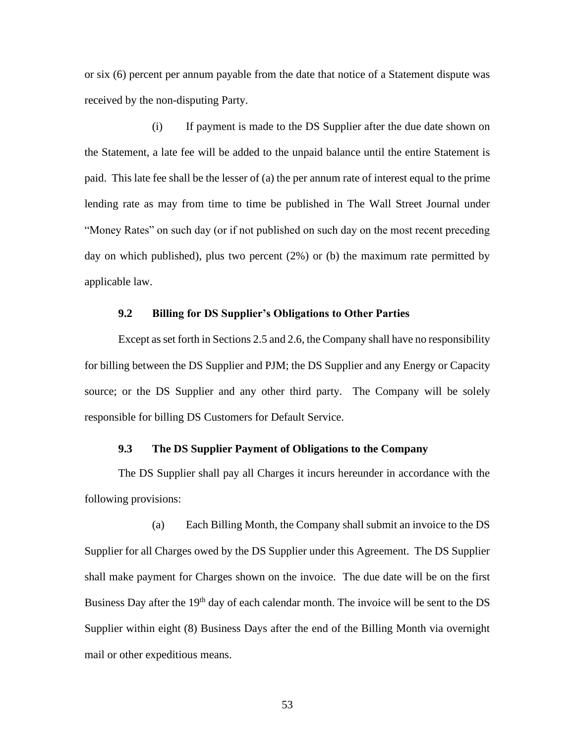or six (6) percent per annum payable from the date that notice of a Statement dispute was received by the non-disputing Party.

(i) If payment is made to the DS Supplier after the due date shown on the Statement, a late fee will be added to the unpaid balance until the entire Statement is paid. This late fee shall be the lesser of (a) the per annum rate of interest equal to the prime lending rate as may from time to time be published in The Wall Street Journal under "Money Rates" on such day (or if not published on such day on the most recent preceding day on which published), plus two percent (2%) or (b) the maximum rate permitted by applicable law.

### 9.2 Billing for DS Supplier's Obligations to Other Parties

Except as set forth in Sections 2.5 and 2.6, the Company shall have no responsibility for billing between the DS Supplier and PJM; the DS Supplier and any Energy or Capacity source; or the DS Supplier and any other third party. The Company will be solely responsible for billing DS Customers for Default Service.

### 9.3 The DS Supplier Payment of Obligations to the Company

The DS Supplier shall pay all Charges it incurs hereunder in accordance with the following provisions:

(a) Each Billing Month, the Company shall submit an invoice to the DS Supplier for all Charges owed by the DS Supplier under this Agreement. The DS Supplier shall make payment for Charges shown on the invoice. The due date will be on the first Business Day after the 19th day of each calendar month. The invoice will be sent to the DS Supplier within eight (8) Business Days after the end of the Billing Month via overnight mail or other expeditious means.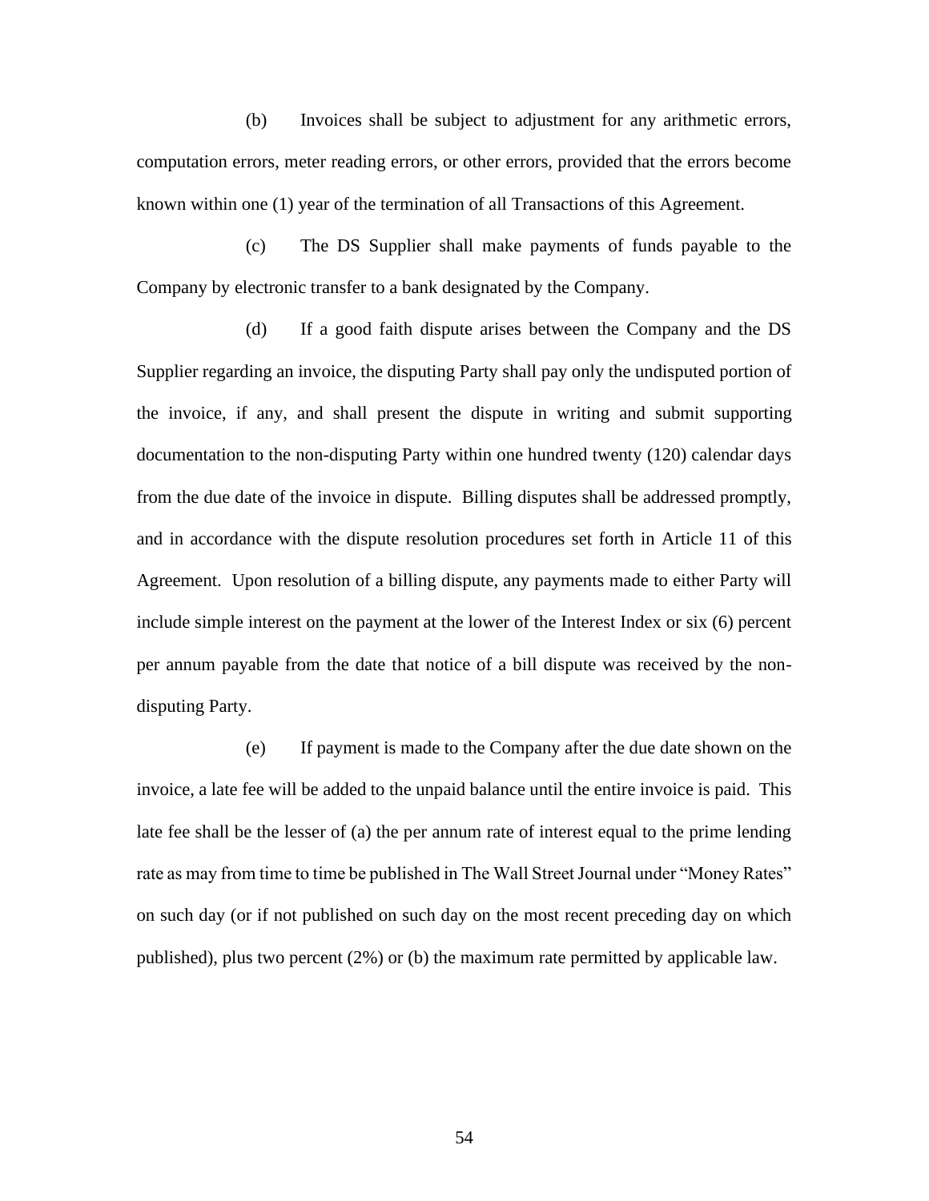(b) Invoices shall be subject to adjustment for any arithmetic errors, computation errors, meter reading errors, or other errors, provided that the errors become known within one (1) year of the termination of all Transactions of this Agreement.

(c) The DS Supplier shall make payments of funds payable to the Company by electronic transfer to a bank designated by the Company.

(d) If a good faith dispute arises between the Company and the DS Supplier regarding an invoice, the disputing Party shall pay only the undisputed portion of the invoice, if any, and shall present the dispute in writing and submit supporting documentation to the non-disputing Party within one hundred twenty (120) calendar days from the due date of the invoice in dispute. Billing disputes shall be addressed promptly, and in accordance with the dispute resolution procedures set forth in Article 11 of this Agreement. Upon resolution of a billing dispute, any payments made to either Party will include simple interest on the payment at the lower of the Interest Index or six (6) percent per annum payable from the date that notice of a bill dispute was received by the non-disputing Party.

(e) If payment is made to the Company after the due date shown on the invoice, a late fee will be added to the unpaid balance until the entire invoice is paid. This late fee shall be the lesser of (a) the per annum rate of interest equal to the prime lending rate as may from time to time be published in The Wall Street Journal under "Money Rates" on such day (or if not published on such day on the most recent preceding day on which published), plus two percent (2%) or (b) the maximum rate permitted by applicable law.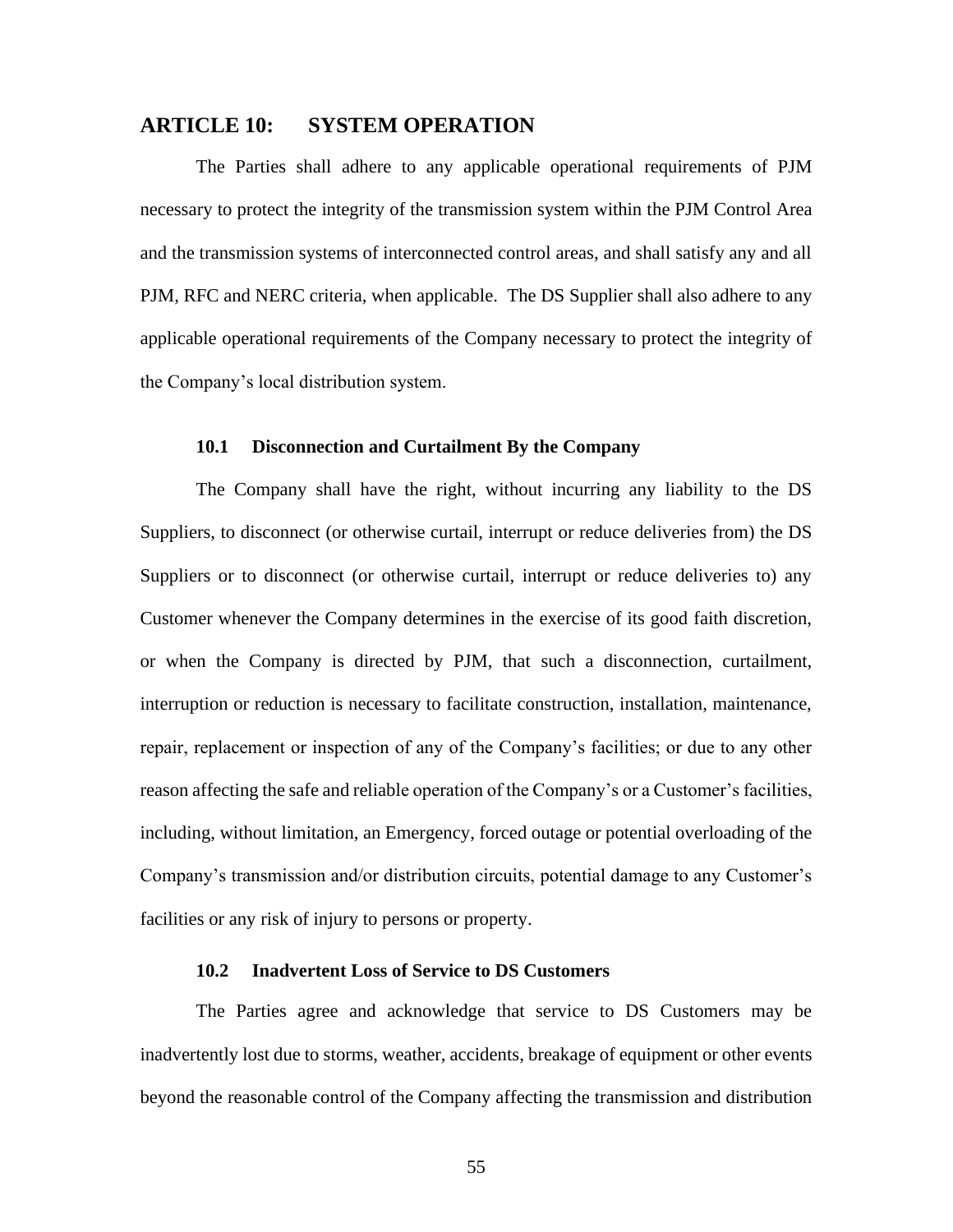## ARTICLE 10: SYSTEM OPERATION

The Parties shall adhere to any applicable operational requirements of PJM necessary to protect the integrity of the transmission system within the PJM Control Area and the transmission systems of interconnected control areas, and shall satisfy any and all PJM, RFC and NERC criteria, when applicable. The DS Supplier shall also adhere to any applicable operational requirements of the Company necessary to protect the integrity of the Company's local distribution system.

### 10.1 Disconnection and Curtailment By the Company

The Company shall have the right, without incurring any liability to the DS Suppliers, to disconnect (or otherwise curtail, interrupt or reduce deliveries from) the DS Suppliers or to disconnect (or otherwise curtail, interrupt or reduce deliveries to) any Customer whenever the Company determines in the exercise of its good faith discretion, or when the Company is directed by PJM, that such a disconnection, curtailment, interruption or reduction is necessary to facilitate construction, installation, maintenance, repair, replacement or inspection of any of the Company's facilities; or due to any other reason affecting the safe and reliable operation of the Company's or a Customer's facilities, including, without limitation, an Emergency, forced outage or potential overloading of the Company's transmission and/or distribution circuits, potential damage to any Customer's facilities or any risk of injury to persons or property.

### 10.2 Inadvertent Loss of Service to DS Customers

The Parties agree and acknowledge that service to DS Customers may be inadvertently lost due to storms, weather, accidents, breakage of equipment or other events beyond the reasonable control of the Company affecting the transmission and distribution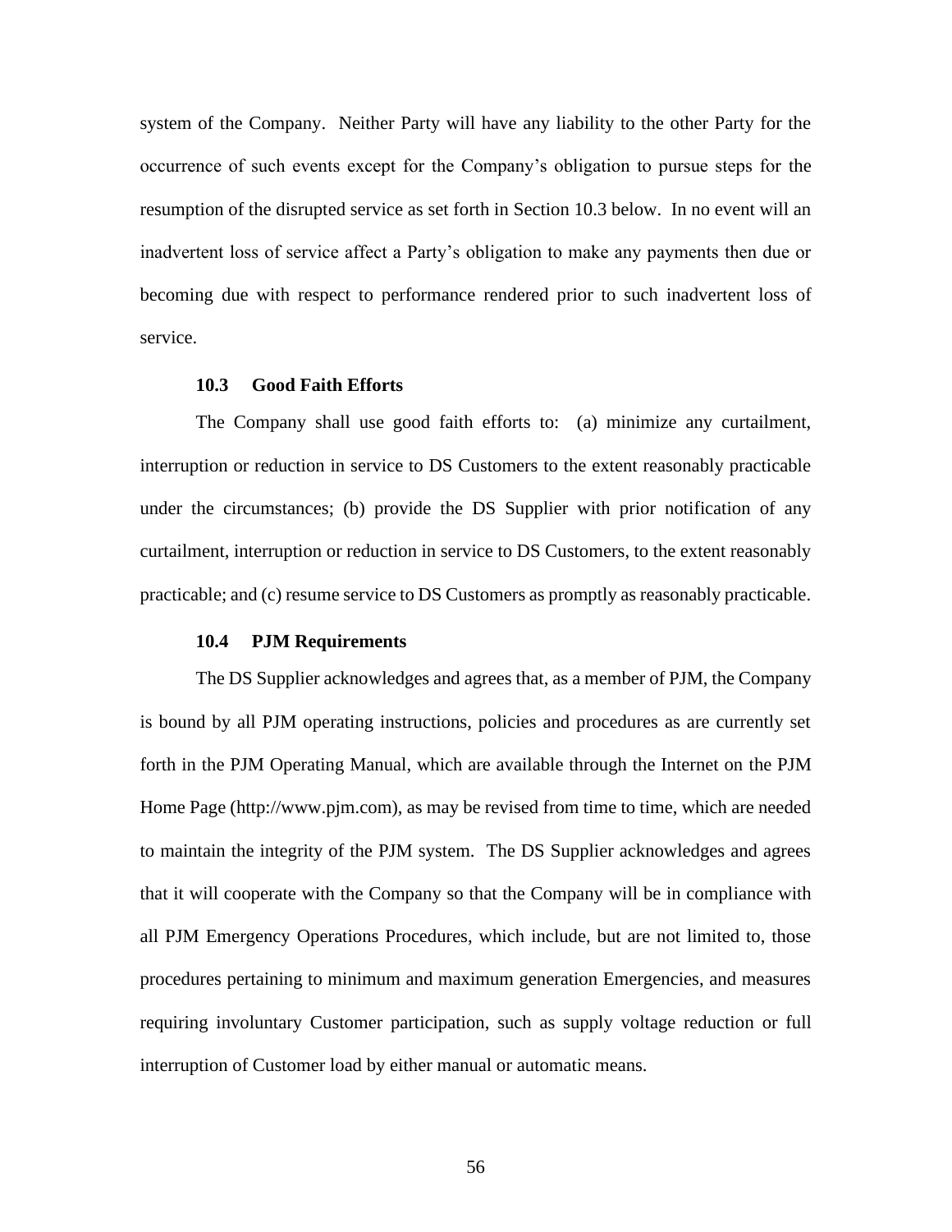system of the Company. Neither Party will have any liability to the other Party for the occurrence of such events except for the Company's obligation to pursue steps for the resumption of the disrupted service as set forth in Section 10.3 below. In no event will an inadvertent loss of service affect a Party's obligation to make any payments then due or becoming due with respect to performance rendered prior to such inadvertent loss of service.

**10.3 Good Faith Efforts**

The Company shall use good faith efforts to: (a) minimize any curtailment, interruption or reduction in service to DS Customers to the extent reasonably practicable under the circumstances; (b) provide the DS Supplier with prior notification of any curtailment, interruption or reduction in service to DS Customers, to the extent reasonably practicable; and (c) resume service to DS Customers as promptly as reasonably practicable.

**10.4 PJM Requirements**

The DS Supplier acknowledges and agrees that, as a member of PJM, the Company is bound by all PJM operating instructions, policies and procedures as are currently set forth in the PJM Operating Manual, which are available through the Internet on the PJM Home Page (http://www.pjm.com), as may be revised from time to time, which are needed to maintain the integrity of the PJM system. The DS Supplier acknowledges and agrees that it will cooperate with the Company so that the Company will be in compliance with all PJM Emergency Operations Procedures, which include, but are not limited to, those procedures pertaining to minimum and maximum generation Emergencies, and measures requiring involuntary Customer participation, such as supply voltage reduction or full interruption of Customer load by either manual or automatic means.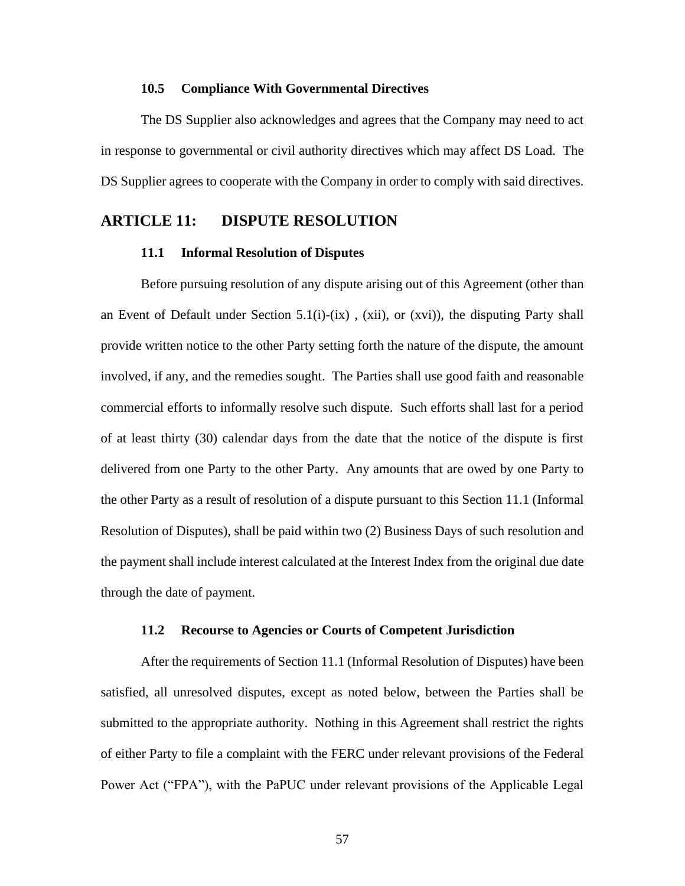### 10.5 Compliance With Governmental Directives

The DS Supplier also acknowledges and agrees that the Company may need to act in response to governmental or civil authority directives which may affect DS Load. The DS Supplier agrees to cooperate with the Company in order to comply with said directives.

## ARTICLE 11: DISPUTE RESOLUTION

### 11.1 Informal Resolution of Disputes

Before pursuing resolution of any dispute arising out of this Agreement (other than an Event of Default under Section 5.1(i)-(ix) , (xii), or (xvi)), the disputing Party shall provide written notice to the other Party setting forth the nature of the dispute, the amount involved, if any, and the remedies sought. The Parties shall use good faith and reasonable commercial efforts to informally resolve such dispute. Such efforts shall last for a period of at least thirty (30) calendar days from the date that the notice of the dispute is first delivered from one Party to the other Party. Any amounts that are owed by one Party to the other Party as a result of resolution of a dispute pursuant to this Section 11.1 (Informal Resolution of Disputes), shall be paid within two (2) Business Days of such resolution and the payment shall include interest calculated at the Interest Index from the original due date through the date of payment.

### 11.2 Recourse to Agencies or Courts of Competent Jurisdiction

After the requirements of Section 11.1 (Informal Resolution of Disputes) have been satisfied, all unresolved disputes, except as noted below, between the Parties shall be submitted to the appropriate authority. Nothing in this Agreement shall restrict the rights of either Party to file a complaint with the FERC under relevant provisions of the Federal Power Act ("FPA"), with the PaPUC under relevant provisions of the Applicable Legal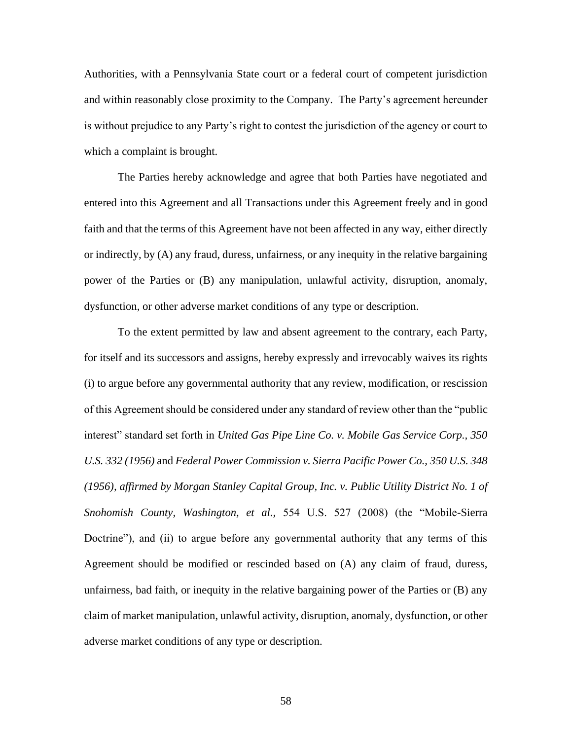Authorities, with a Pennsylvania State court or a federal court of competent jurisdiction and within reasonably close proximity to the Company. The Party's agreement hereunder is without prejudice to any Party's right to contest the jurisdiction of the agency or court to which a complaint is brought.

The Parties hereby acknowledge and agree that both Parties have negotiated and entered into this Agreement and all Transactions under this Agreement freely and in good faith and that the terms of this Agreement have not been affected in any way, either directly or indirectly, by (A) any fraud, duress, unfairness, or any inequity in the relative bargaining power of the Parties or (B) any manipulation, unlawful activity, disruption, anomaly, dysfunction, or other adverse market conditions of any type or description.

To the extent permitted by law and absent agreement to the contrary, each Party, for itself and its successors and assigns, hereby expressly and irrevocably waives its rights (i) to argue before any governmental authority that any review, modification, or rescission of this Agreement should be considered under any standard of review other than the "public interest" standard set forth in *United Gas Pipe Line Co. v. Mobile Gas Service Corp., 350 U.S. 332 (1956)* and *Federal Power Commission v. Sierra Pacific Power Co., 350 U.S. 348 (1956), affirmed by Morgan Stanley Capital Group, Inc. v. Public Utility District No. 1 of Snohomish County, Washington, et al.*, 554 U.S. 527 (2008) (the "Mobile-Sierra Doctrine"), and (ii) to argue before any governmental authority that any terms of this Agreement should be modified or rescinded based on (A) any claim of fraud, duress, unfairness, bad faith, or inequity in the relative bargaining power of the Parties or (B) any claim of market manipulation, unlawful activity, disruption, anomaly, dysfunction, or other adverse market conditions of any type or description.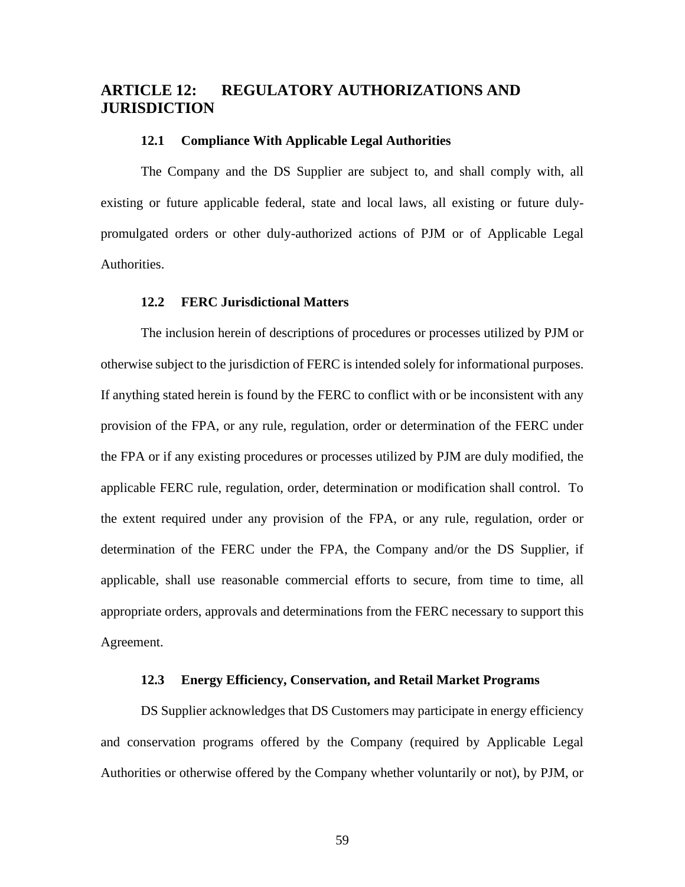## ARTICLE 12: REGULATORY AUTHORIZATIONS AND JURISDICTION

### 12.1 Compliance With Applicable Legal Authorities

The Company and the DS Supplier are subject to, and shall comply with, all existing or future applicable federal, state and local laws, all existing or future duly-promulgated orders or other duly-authorized actions of PJM or of Applicable Legal Authorities.

### 12.2 FERC Jurisdictional Matters

The inclusion herein of descriptions of procedures or processes utilized by PJM or otherwise subject to the jurisdiction of FERC is intended solely for informational purposes. If anything stated herein is found by the FERC to conflict with or be inconsistent with any provision of the FPA, or any rule, regulation, order or determination of the FERC under the FPA or if any existing procedures or processes utilized by PJM are duly modified, the applicable FERC rule, regulation, order, determination or modification shall control. To the extent required under any provision of the FPA, or any rule, regulation, order or determination of the FERC under the FPA, the Company and/or the DS Supplier, if applicable, shall use reasonable commercial efforts to secure, from time to time, all appropriate orders, approvals and determinations from the FERC necessary to support this Agreement.

### 12.3 Energy Efficiency, Conservation, and Retail Market Programs

DS Supplier acknowledges that DS Customers may participate in energy efficiency and conservation programs offered by the Company (required by Applicable Legal Authorities or otherwise offered by the Company whether voluntarily or not), by PJM, or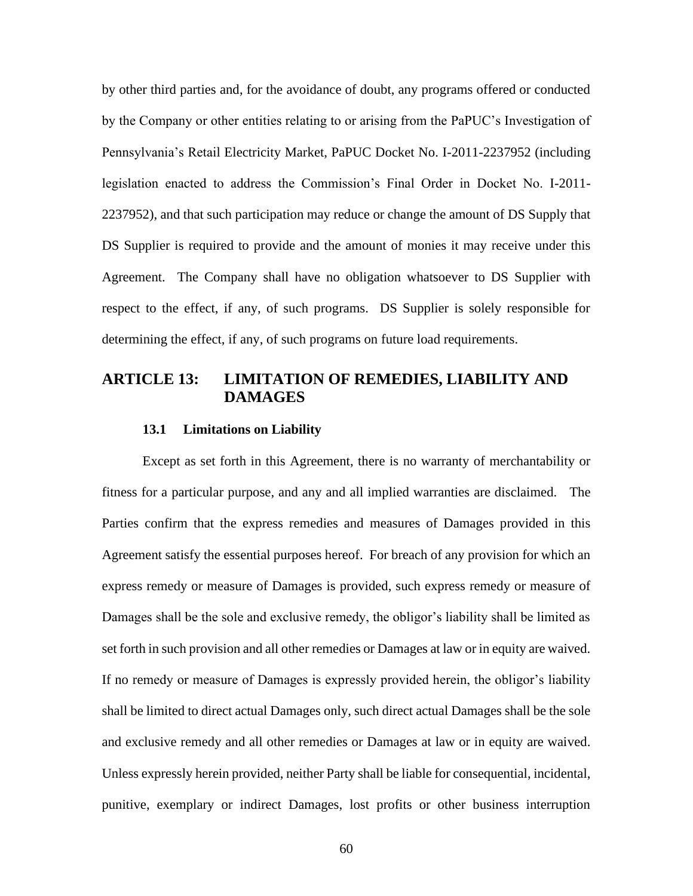by other third parties and, for the avoidance of doubt, any programs offered or conducted by the Company or other entities relating to or arising from the PaPUC's Investigation of Pennsylvania's Retail Electricity Market, PaPUC Docket No. I-2011-2237952 (including legislation enacted to address the Commission's Final Order in Docket No. I-2011-2237952), and that such participation may reduce or change the amount of DS Supply that DS Supplier is required to provide and the amount of monies it may receive under this Agreement. The Company shall have no obligation whatsoever to DS Supplier with respect to the effect, if any, of such programs. DS Supplier is solely responsible for determining the effect, if any, of such programs on future load requirements.

## ARTICLE 13: LIMITATION OF REMEDIES, LIABILITY AND DAMAGES

### 13.1 Limitations on Liability

Except as set forth in this Agreement, there is no warranty of merchantability or fitness for a particular purpose, and any and all implied warranties are disclaimed. The Parties confirm that the express remedies and measures of Damages provided in this Agreement satisfy the essential purposes hereof. For breach of any provision for which an express remedy or measure of Damages is provided, such express remedy or measure of Damages shall be the sole and exclusive remedy, the obligor's liability shall be limited as set forth in such provision and all other remedies or Damages at law or in equity are waived. If no remedy or measure of Damages is expressly provided herein, the obligor's liability shall be limited to direct actual Damages only, such direct actual Damages shall be the sole and exclusive remedy and all other remedies or Damages at law or in equity are waived. Unless expressly herein provided, neither Party shall be liable for consequential, incidental, punitive, exemplary or indirect Damages, lost profits or other business interruption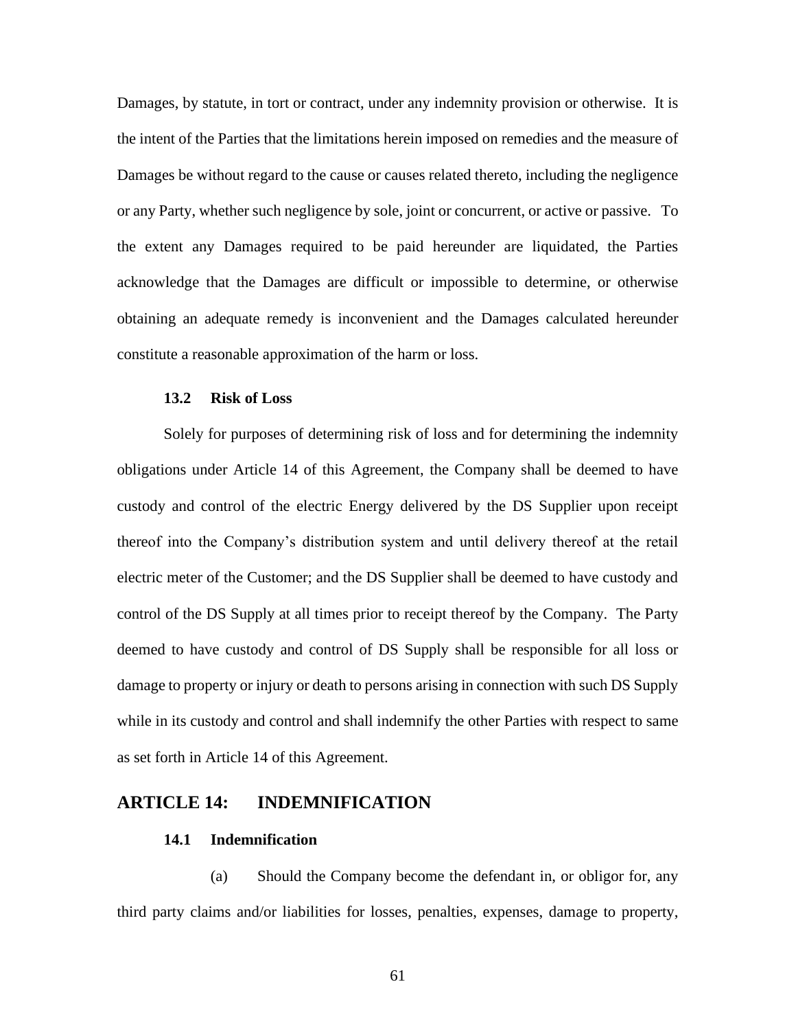Damages, by statute, in tort or contract, under any indemnity provision or otherwise. It is the intent of the Parties that the limitations herein imposed on remedies and the measure of Damages be without regard to the cause or causes related thereto, including the negligence or any Party, whether such negligence by sole, joint or concurrent, or active or passive. To the extent any Damages required to be paid hereunder are liquidated, the Parties acknowledge that the Damages are difficult or impossible to determine, or otherwise obtaining an adequate remedy is inconvenient and the Damages calculated hereunder constitute a reasonable approximation of the harm or loss.

### 13.2 Risk of Loss

Solely for purposes of determining risk of loss and for determining the indemnity obligations under Article 14 of this Agreement, the Company shall be deemed to have custody and control of the electric Energy delivered by the DS Supplier upon receipt thereof into the Company's distribution system and until delivery thereof at the retail electric meter of the Customer; and the DS Supplier shall be deemed to have custody and control of the DS Supply at all times prior to receipt thereof by the Company. The Party deemed to have custody and control of DS Supply shall be responsible for all loss or damage to property or injury or death to persons arising in connection with such DS Supply while in its custody and control and shall indemnify the other Parties with respect to same as set forth in Article 14 of this Agreement.

## ARTICLE 14: INDEMNIFICATION

### 14.1 Indemnification

(a) Should the Company become the defendant in, or obligor for, any third party claims and/or liabilities for losses, penalties, expenses, damage to property,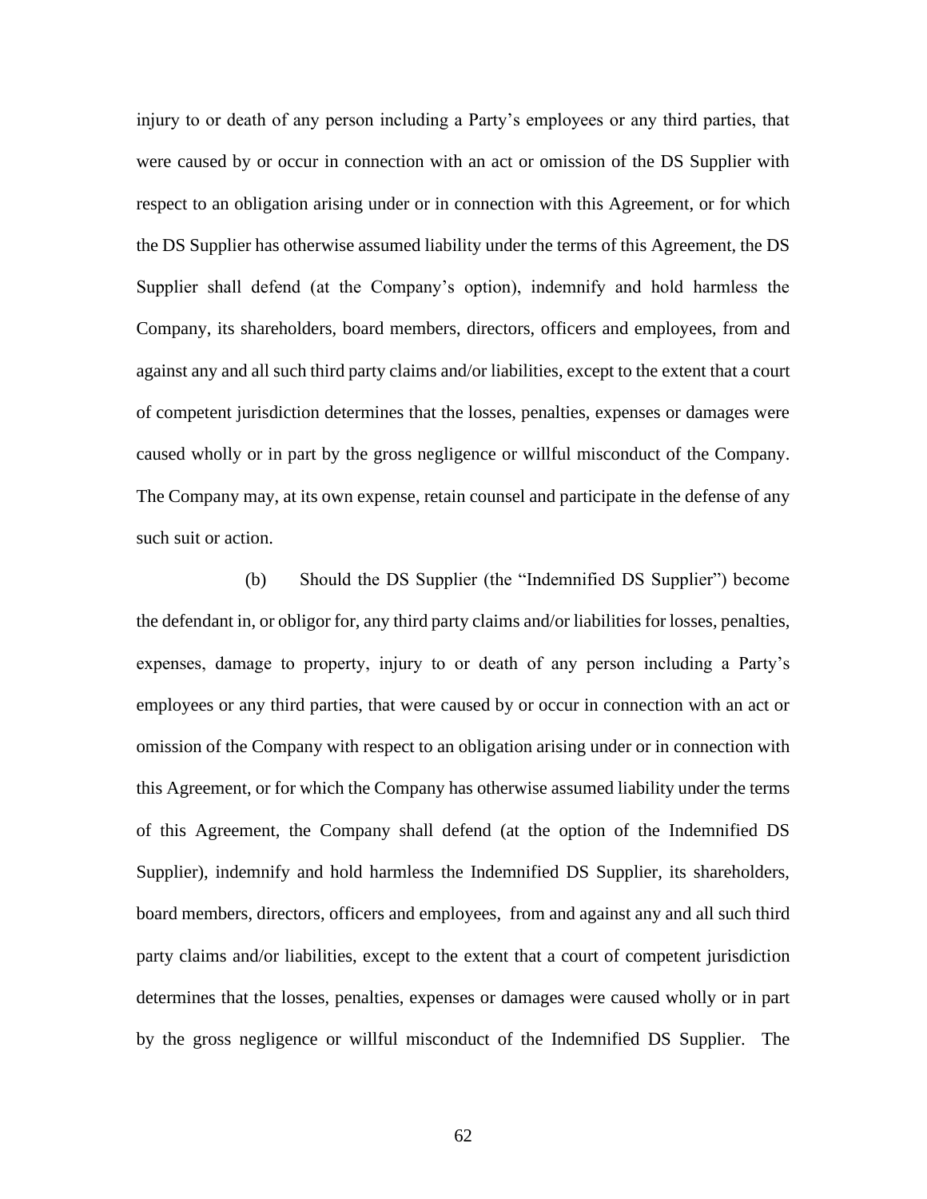injury to or death of any person including a Party's employees or any third parties, that were caused by or occur in connection with an act or omission of the DS Supplier with respect to an obligation arising under or in connection with this Agreement, or for which the DS Supplier has otherwise assumed liability under the terms of this Agreement, the DS Supplier shall defend (at the Company's option), indemnify and hold harmless the Company, its shareholders, board members, directors, officers and employees, from and against any and all such third party claims and/or liabilities, except to the extent that a court of competent jurisdiction determines that the losses, penalties, expenses or damages were caused wholly or in part by the gross negligence or willful misconduct of the Company. The Company may, at its own expense, retain counsel and participate in the defense of any such suit or action.

(b) Should the DS Supplier (the "Indemnified DS Supplier") become the defendant in, or obligor for, any third party claims and/or liabilities for losses, penalties, expenses, damage to property, injury to or death of any person including a Party's employees or any third parties, that were caused by or occur in connection with an act or omission of the Company with respect to an obligation arising under or in connection with this Agreement, or for which the Company has otherwise assumed liability under the terms of this Agreement, the Company shall defend (at the option of the Indemnified DS Supplier), indemnify and hold harmless the Indemnified DS Supplier, its shareholders, board members, directors, officers and employees, from and against any and all such third party claims and/or liabilities, except to the extent that a court of competent jurisdiction determines that the losses, penalties, expenses or damages were caused wholly or in part by the gross negligence or willful misconduct of the Indemnified DS Supplier. The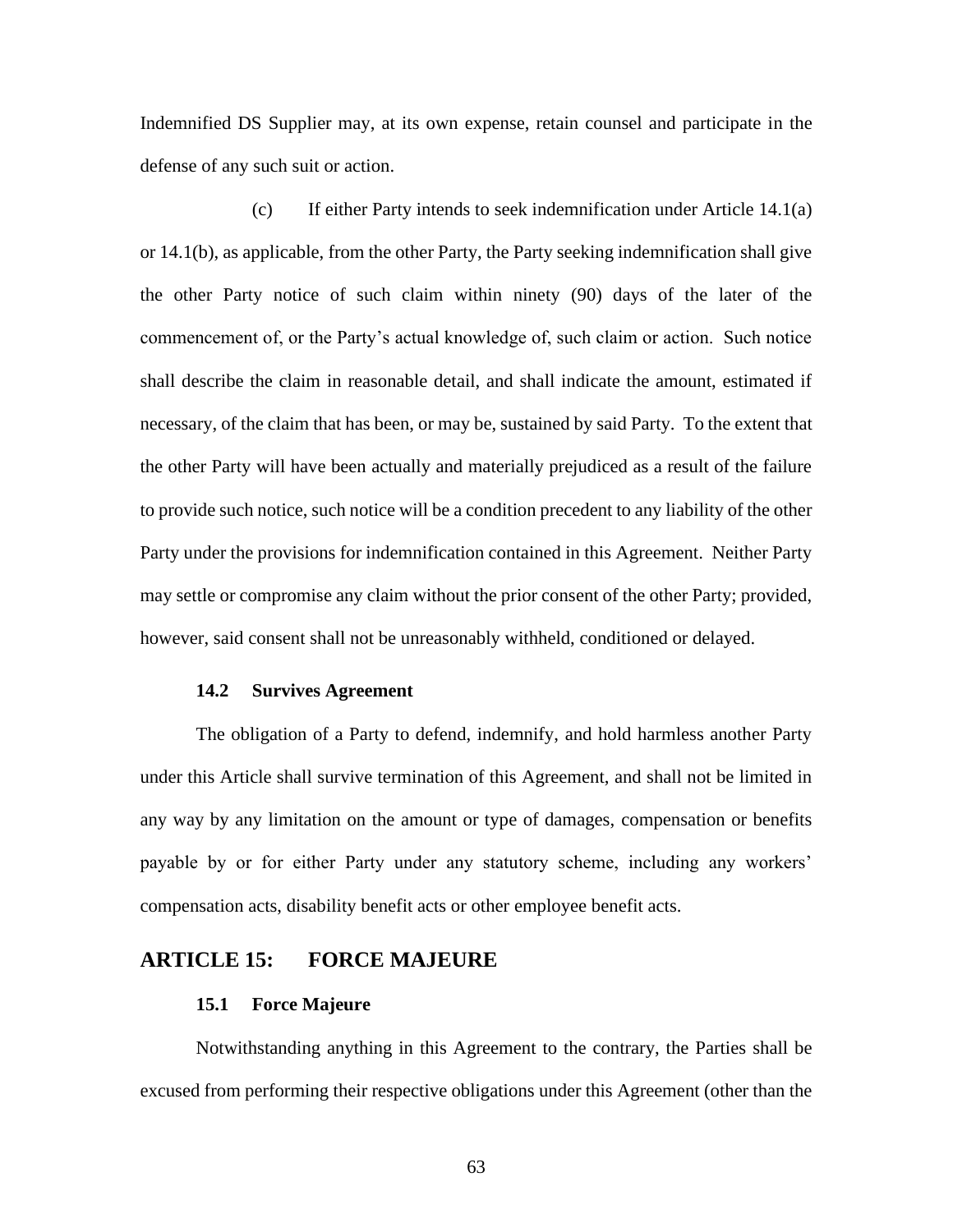Indemnified DS Supplier may, at its own expense, retain counsel and participate in the defense of any such suit or action.

(c) If either Party intends to seek indemnification under Article 14.1(a) or 14.1(b), as applicable, from the other Party, the Party seeking indemnification shall give the other Party notice of such claim within ninety (90) days of the later of the commencement of, or the Party's actual knowledge of, such claim or action. Such notice shall describe the claim in reasonable detail, and shall indicate the amount, estimated if necessary, of the claim that has been, or may be, sustained by said Party. To the extent that the other Party will have been actually and materially prejudiced as a result of the failure to provide such notice, such notice will be a condition precedent to any liability of the other Party under the provisions for indemnification contained in this Agreement. Neither Party may settle or compromise any claim without the prior consent of the other Party; provided, however, said consent shall not be unreasonably withheld, conditioned or delayed.

### 14.2 Survives Agreement

The obligation of a Party to defend, indemnify, and hold harmless another Party under this Article shall survive termination of this Agreement, and shall not be limited in any way by any limitation on the amount or type of damages, compensation or benefits payable by or for either Party under any statutory scheme, including any workers' compensation acts, disability benefit acts or other employee benefit acts.

## ARTICLE 15: FORCE MAJEURE

### 15.1 Force Majeure

Notwithstanding anything in this Agreement to the contrary, the Parties shall be excused from performing their respective obligations under this Agreement (other than the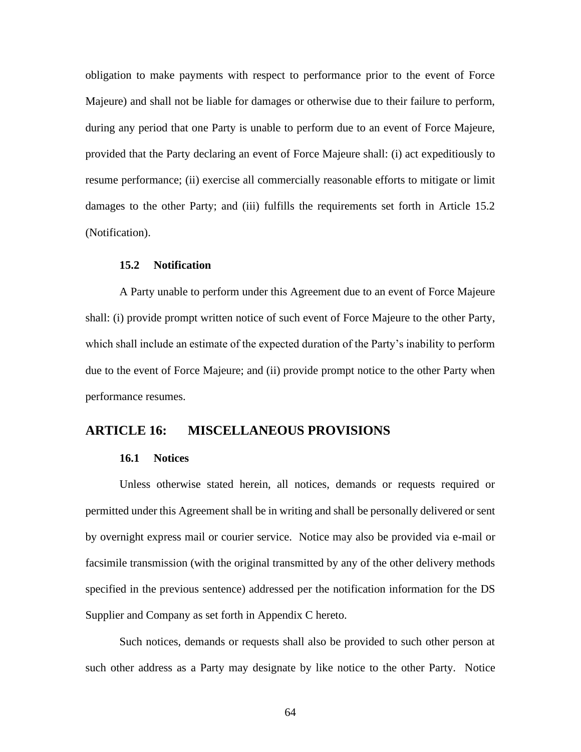obligation to make payments with respect to performance prior to the event of Force Majeure) and shall not be liable for damages or otherwise due to their failure to perform, during any period that one Party is unable to perform due to an event of Force Majeure, provided that the Party declaring an event of Force Majeure shall: (i) act expeditiously to resume performance; (ii) exercise all commercially reasonable efforts to mitigate or limit damages to the other Party; and (iii) fulfills the requirements set forth in Article 15.2 (Notification).

### 15.2 Notification

A Party unable to perform under this Agreement due to an event of Force Majeure shall: (i) provide prompt written notice of such event of Force Majeure to the other Party, which shall include an estimate of the expected duration of the Party's inability to perform due to the event of Force Majeure; and (ii) provide prompt notice to the other Party when performance resumes.

## ARTICLE 16: MISCELLANEOUS PROVISIONS

### 16.1 Notices

Unless otherwise stated herein, all notices, demands or requests required or permitted under this Agreement shall be in writing and shall be personally delivered or sent by overnight express mail or courier service. Notice may also be provided via e-mail or facsimile transmission (with the original transmitted by any of the other delivery methods specified in the previous sentence) addressed per the notification information for the DS Supplier and Company as set forth in Appendix C hereto.

Such notices, demands or requests shall also be provided to such other person at such other address as a Party may designate by like notice to the other Party. Notice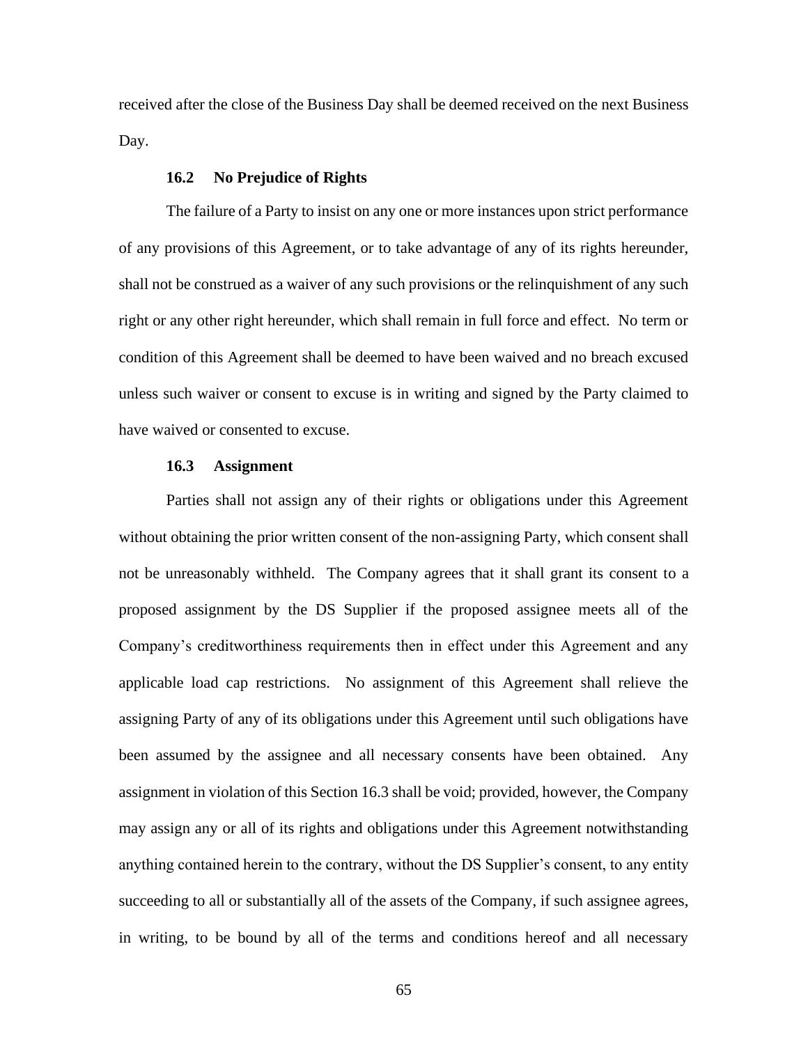received after the close of the Business Day shall be deemed received on the next Business Day.

### 16.2 No Prejudice of Rights

The failure of a Party to insist on any one or more instances upon strict performance of any provisions of this Agreement, or to take advantage of any of its rights hereunder, shall not be construed as a waiver of any such provisions or the relinquishment of any such right or any other right hereunder, which shall remain in full force and effect. No term or condition of this Agreement shall be deemed to have been waived and no breach excused unless such waiver or consent to excuse is in writing and signed by the Party claimed to have waived or consented to excuse.

### 16.3 Assignment

Parties shall not assign any of their rights or obligations under this Agreement without obtaining the prior written consent of the non-assigning Party, which consent shall not be unreasonably withheld. The Company agrees that it shall grant its consent to a proposed assignment by the DS Supplier if the proposed assignee meets all of the Company's creditworthiness requirements then in effect under this Agreement and any applicable load cap restrictions. No assignment of this Agreement shall relieve the assigning Party of any of its obligations under this Agreement until such obligations have been assumed by the assignee and all necessary consents have been obtained. Any assignment in violation of this Section 16.3 shall be void; provided, however, the Company may assign any or all of its rights and obligations under this Agreement notwithstanding anything contained herein to the contrary, without the DS Supplier's consent, to any entity succeeding to all or substantially all of the assets of the Company, if such assignee agrees, in writing, to be bound by all of the terms and conditions hereof and all necessary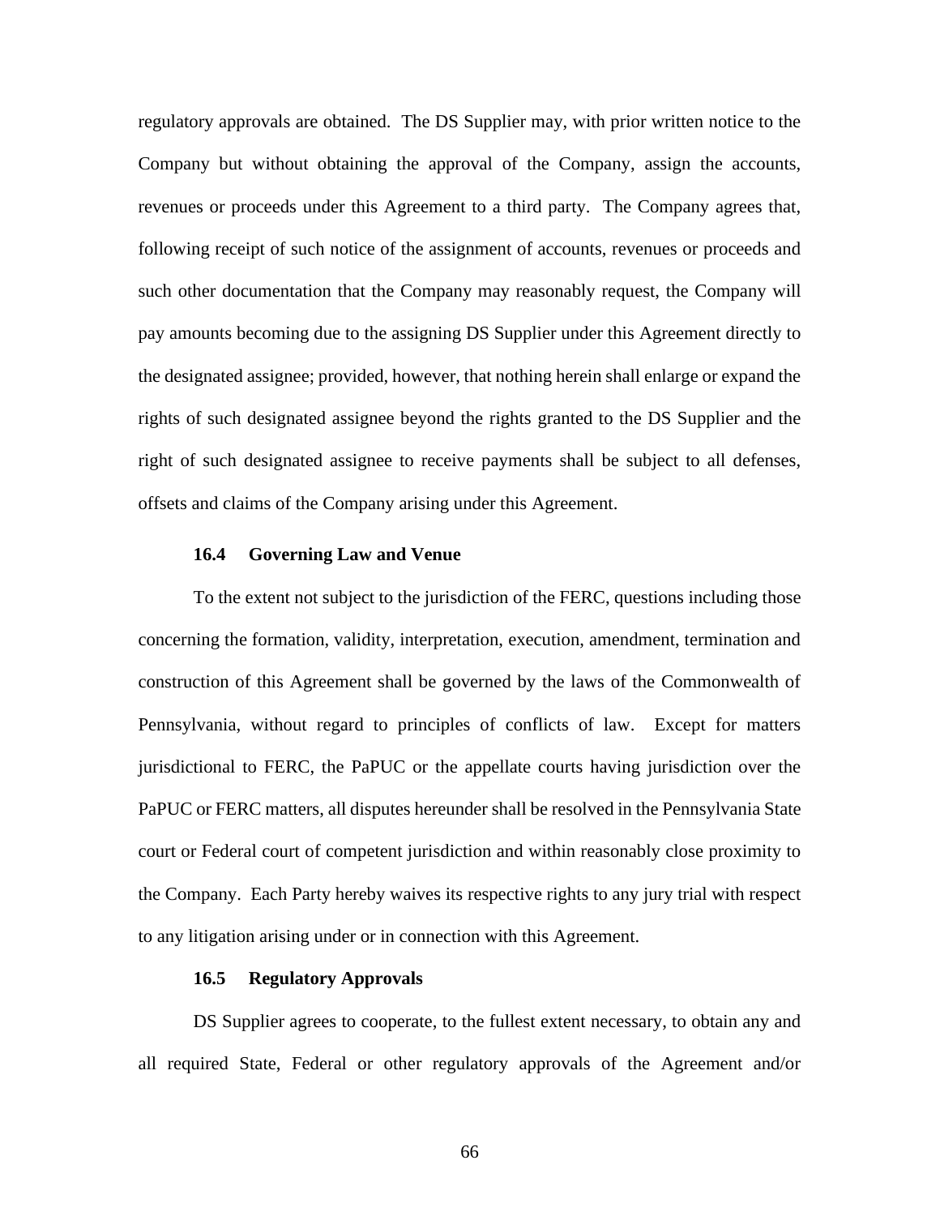regulatory approvals are obtained. The DS Supplier may, with prior written notice to the Company but without obtaining the approval of the Company, assign the accounts, revenues or proceeds under this Agreement to a third party. The Company agrees that, following receipt of such notice of the assignment of accounts, revenues or proceeds and such other documentation that the Company may reasonably request, the Company will pay amounts becoming due to the assigning DS Supplier under this Agreement directly to the designated assignee; provided, however, that nothing herein shall enlarge or expand the rights of such designated assignee beyond the rights granted to the DS Supplier and the right of such designated assignee to receive payments shall be subject to all defenses, offsets and claims of the Company arising under this Agreement.

### 16.4 Governing Law and Venue

To the extent not subject to the jurisdiction of the FERC, questions including those concerning the formation, validity, interpretation, execution, amendment, termination and construction of this Agreement shall be governed by the laws of the Commonwealth of Pennsylvania, without regard to principles of conflicts of law. Except for matters jurisdictional to FERC, the PaPUC or the appellate courts having jurisdiction over the PaPUC or FERC matters, all disputes hereunder shall be resolved in the Pennsylvania State court or Federal court of competent jurisdiction and within reasonably close proximity to the Company. Each Party hereby waives its respective rights to any jury trial with respect to any litigation arising under or in connection with this Agreement.

### 16.5 Regulatory Approvals

DS Supplier agrees to cooperate, to the fullest extent necessary, to obtain any and all required State, Federal or other regulatory approvals of the Agreement and/or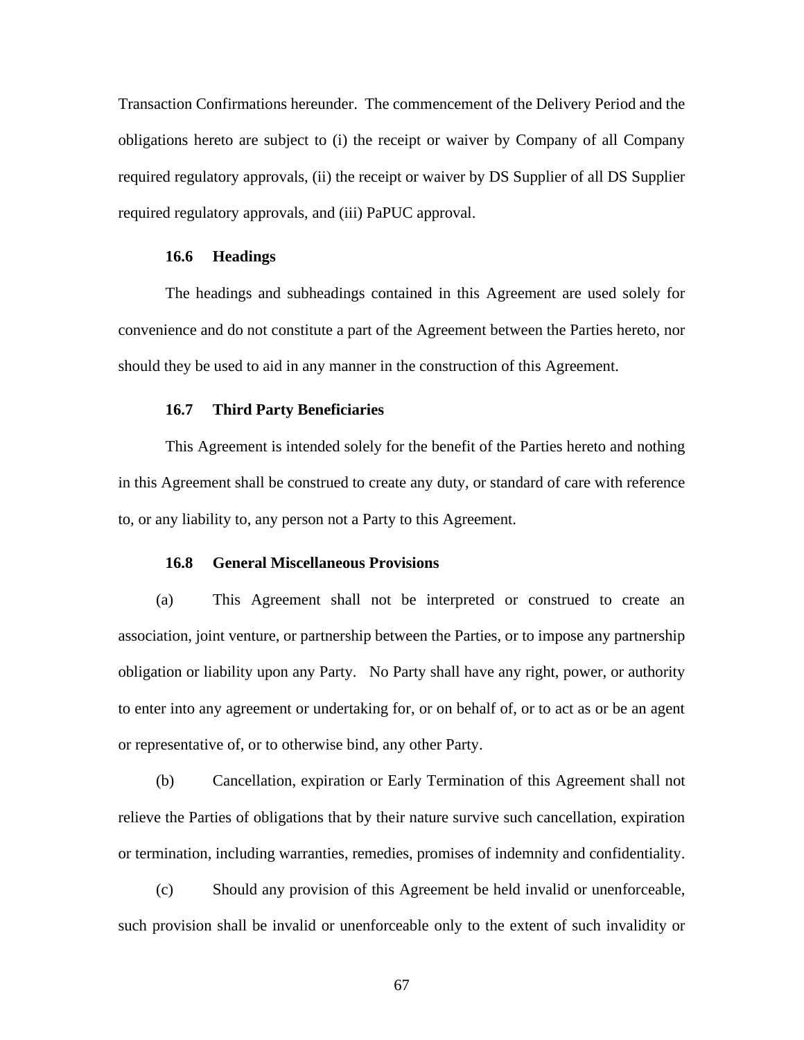Transaction Confirmations hereunder. The commencement of the Delivery Period and the obligations hereto are subject to (i) the receipt or waiver by Company of all Company required regulatory approvals, (ii) the receipt or waiver by DS Supplier of all DS Supplier required regulatory approvals, and (iii) PaPUC approval.

**16.6 Headings**

The headings and subheadings contained in this Agreement are used solely for convenience and do not constitute a part of the Agreement between the Parties hereto, nor should they be used to aid in any manner in the construction of this Agreement.

**16.7 Third Party Beneficiaries**

This Agreement is intended solely for the benefit of the Parties hereto and nothing in this Agreement shall be construed to create any duty, or standard of care with reference to, or any liability to, any person not a Party to this Agreement.

**16.8 General Miscellaneous Provisions**

(a) This Agreement shall not be interpreted or construed to create an association, joint venture, or partnership between the Parties, or to impose any partnership obligation or liability upon any Party. No Party shall have any right, power, or authority to enter into any agreement or undertaking for, or on behalf of, or to act as or be an agent or representative of, or to otherwise bind, any other Party.

(b) Cancellation, expiration or Early Termination of this Agreement shall not relieve the Parties of obligations that by their nature survive such cancellation, expiration or termination, including warranties, remedies, promises of indemnity and confidentiality.

(c) Should any provision of this Agreement be held invalid or unenforceable, such provision shall be invalid or unenforceable only to the extent of such invalidity or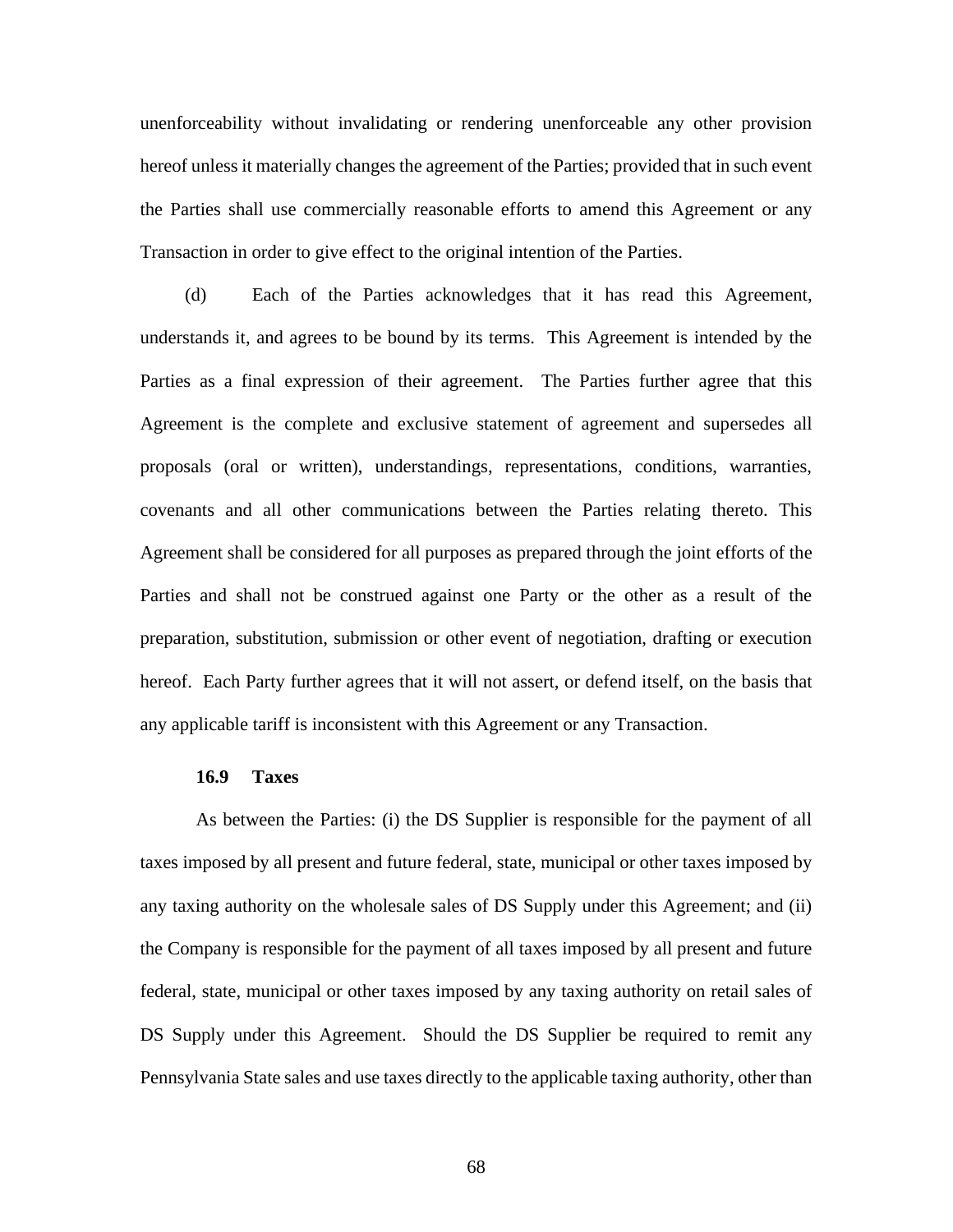unenforceability without invalidating or rendering unenforceable any other provision hereof unless it materially changes the agreement of the Parties; provided that in such event the Parties shall use commercially reasonable efforts to amend this Agreement or any Transaction in order to give effect to the original intention of the Parties.

(d) Each of the Parties acknowledges that it has read this Agreement, understands it, and agrees to be bound by its terms. This Agreement is intended by the Parties as a final expression of their agreement. The Parties further agree that this Agreement is the complete and exclusive statement of agreement and supersedes all proposals (oral or written), understandings, representations, conditions, warranties, covenants and all other communications between the Parties relating thereto. This Agreement shall be considered for all purposes as prepared through the joint efforts of the Parties and shall not be construed against one Party or the other as a result of the preparation, substitution, submission or other event of negotiation, drafting or execution hereof. Each Party further agrees that it will not assert, or defend itself, on the basis that any applicable tariff is inconsistent with this Agreement or any Transaction.

**16.9 Taxes**

As between the Parties: (i) the DS Supplier is responsible for the payment of all taxes imposed by all present and future federal, state, municipal or other taxes imposed by any taxing authority on the wholesale sales of DS Supply under this Agreement; and (ii) the Company is responsible for the payment of all taxes imposed by all present and future federal, state, municipal or other taxes imposed by any taxing authority on retail sales of DS Supply under this Agreement. Should the DS Supplier be required to remit any Pennsylvania State sales and use taxes directly to the applicable taxing authority, other than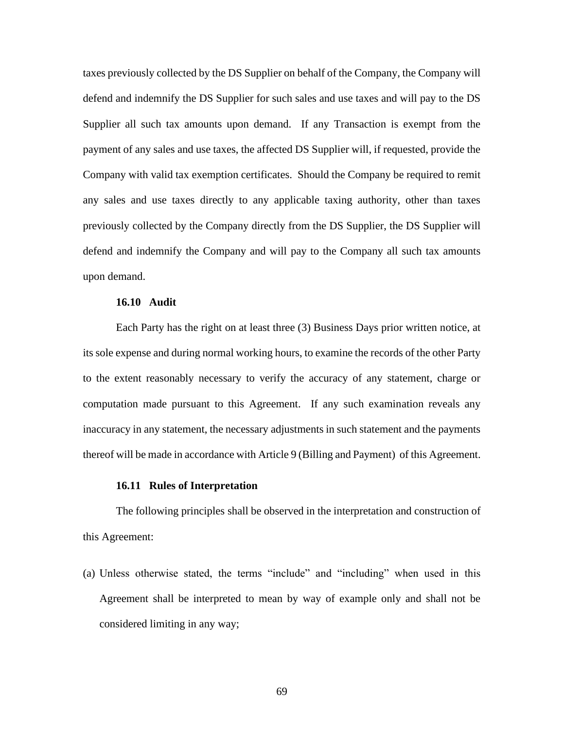taxes previously collected by the DS Supplier on behalf of the Company, the Company will defend and indemnify the DS Supplier for such sales and use taxes and will pay to the DS Supplier all such tax amounts upon demand. If any Transaction is exempt from the payment of any sales and use taxes, the affected DS Supplier will, if requested, provide the Company with valid tax exemption certificates. Should the Company be required to remit any sales and use taxes directly to any applicable taxing authority, other than taxes previously collected by the Company directly from the DS Supplier, the DS Supplier will defend and indemnify the Company and will pay to the Company all such tax amounts upon demand.

**16.10 Audit**

Each Party has the right on at least three (3) Business Days prior written notice, at its sole expense and during normal working hours, to examine the records of the other Party to the extent reasonably necessary to verify the accuracy of any statement, charge or computation made pursuant to this Agreement. If any such examination reveals any inaccuracy in any statement, the necessary adjustments in such statement and the payments thereof will be made in accordance with Article 9 (Billing and Payment) of this Agreement.

**16.11 Rules of Interpretation**

The following principles shall be observed in the interpretation and construction of this Agreement:

(a) Unless otherwise stated, the terms "include" and "including" when used in this Agreement shall be interpreted to mean by way of example only and shall not be considered limiting in any way;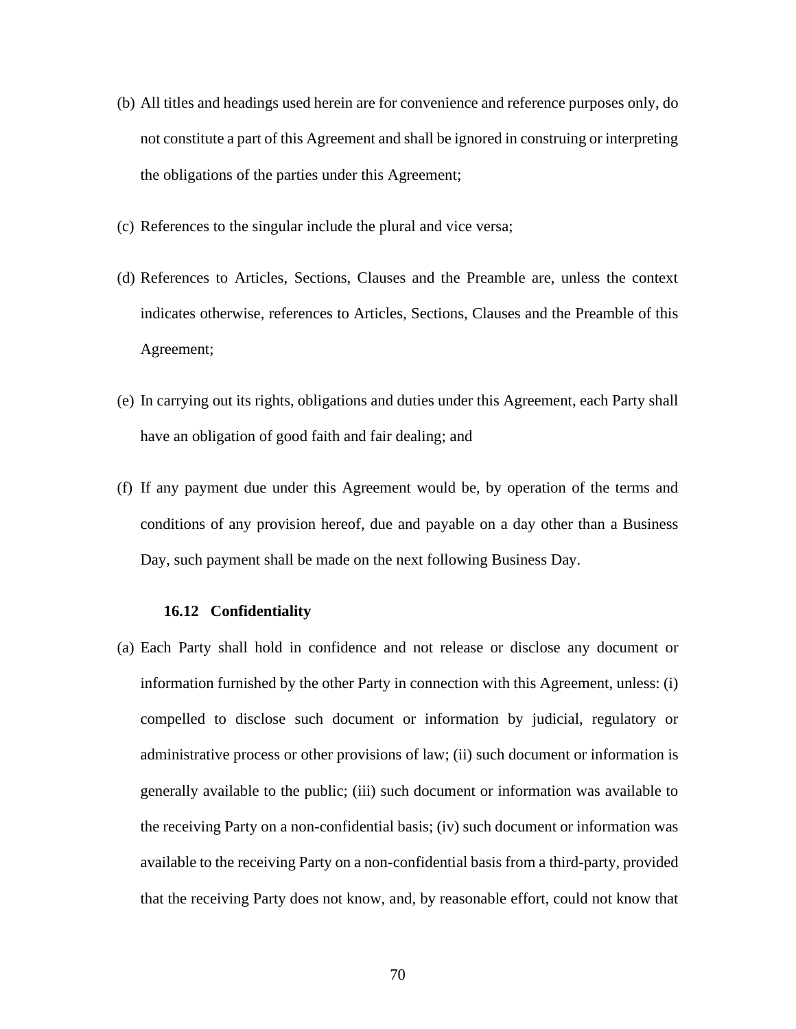(b) All titles and headings used herein are for convenience and reference purposes only, do not constitute a part of this Agreement and shall be ignored in construing or interpreting the obligations of the parties under this Agreement;

(c) References to the singular include the plural and vice versa;

(d) References to Articles, Sections, Clauses and the Preamble are, unless the context indicates otherwise, references to Articles, Sections, Clauses and the Preamble of this Agreement;

(e) In carrying out its rights, obligations and duties under this Agreement, each Party shall have an obligation of good faith and fair dealing; and

(f) If any payment due under this Agreement would be, by operation of the terms and conditions of any provision hereof, due and payable on a day other than a Business Day, such payment shall be made on the next following Business Day.

### 16.12 Confidentiality

(a) Each Party shall hold in confidence and not release or disclose any document or information furnished by the other Party in connection with this Agreement, unless: (i) compelled to disclose such document or information by judicial, regulatory or administrative process or other provisions of law; (ii) such document or information is generally available to the public; (iii) such document or information was available to the receiving Party on a non-confidential basis; (iv) such document or information was available to the receiving Party on a non-confidential basis from a third-party, provided that the receiving Party does not know, and, by reasonable effort, could not know that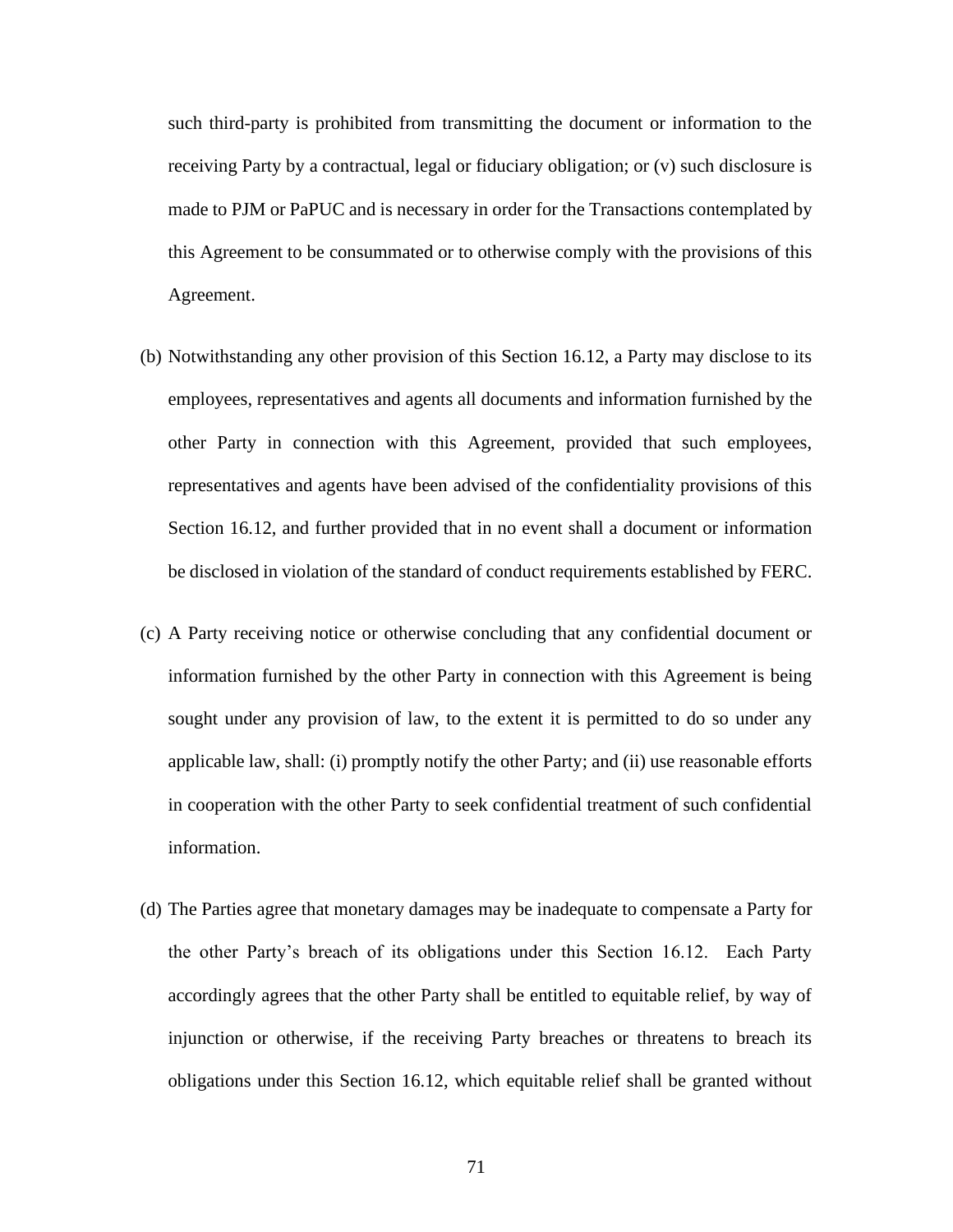such third-party is prohibited from transmitting the document or information to the receiving Party by a contractual, legal or fiduciary obligation; or (v) such disclosure is made to PJM or PaPUC and is necessary in order for the Transactions contemplated by this Agreement to be consummated or to otherwise comply with the provisions of this Agreement.

(b) Notwithstanding any other provision of this Section 16.12, a Party may disclose to its employees, representatives and agents all documents and information furnished by the other Party in connection with this Agreement, provided that such employees, representatives and agents have been advised of the confidentiality provisions of this Section 16.12, and further provided that in no event shall a document or information be disclosed in violation of the standard of conduct requirements established by FERC.

(c) A Party receiving notice or otherwise concluding that any confidential document or information furnished by the other Party in connection with this Agreement is being sought under any provision of law, to the extent it is permitted to do so under any applicable law, shall: (i) promptly notify the other Party; and (ii) use reasonable efforts in cooperation with the other Party to seek confidential treatment of such confidential information.

(d) The Parties agree that monetary damages may be inadequate to compensate a Party for the other Party's breach of its obligations under this Section 16.12. Each Party accordingly agrees that the other Party shall be entitled to equitable relief, by way of injunction or otherwise, if the receiving Party breaches or threatens to breach its obligations under this Section 16.12, which equitable relief shall be granted without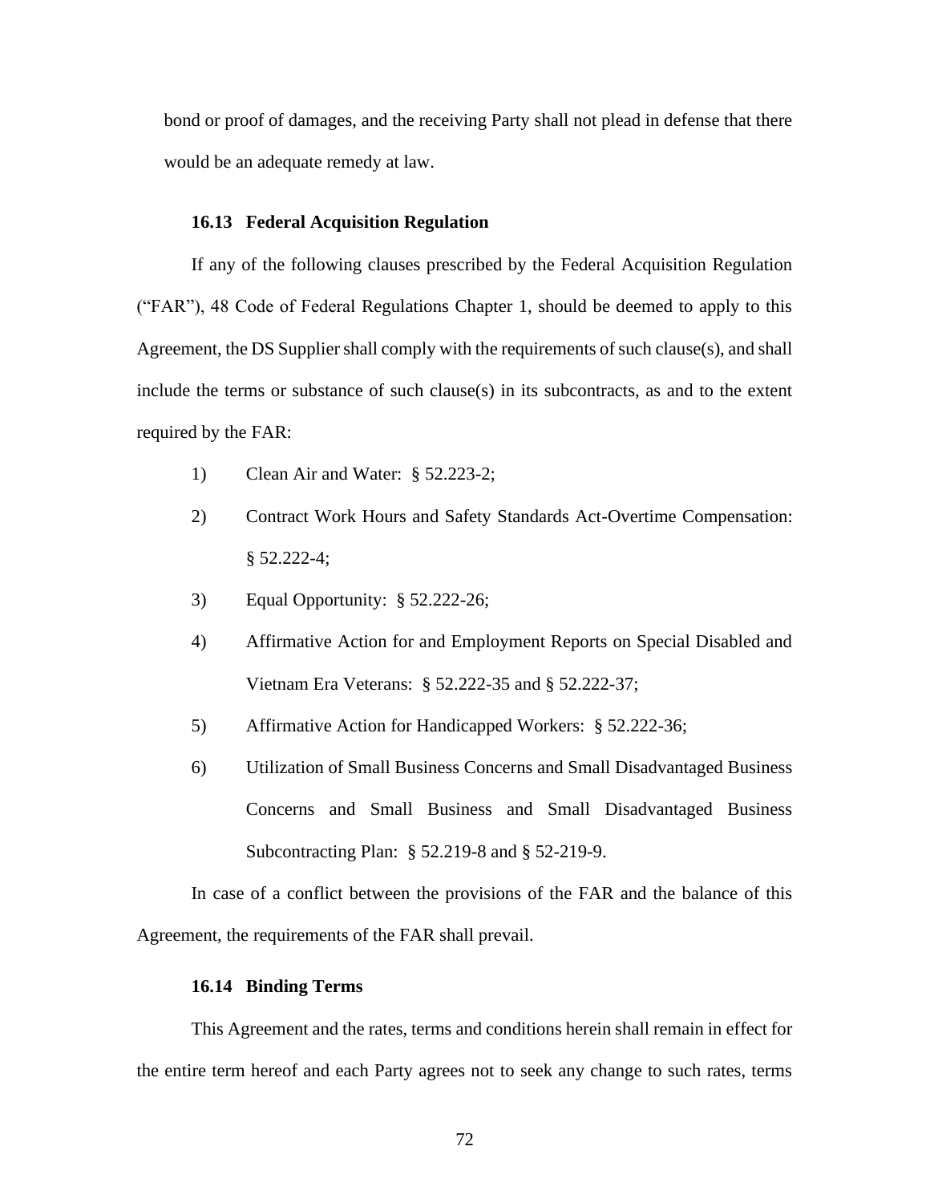bond or proof of damages, and the receiving Party shall not plead in defense that there would be an adequate remedy at law.

### 16.13 Federal Acquisition Regulation

If any of the following clauses prescribed by the Federal Acquisition Regulation ("FAR"), 48 Code of Federal Regulations Chapter 1, should be deemed to apply to this Agreement, the DS Supplier shall comply with the requirements of such clause(s), and shall include the terms or substance of such clause(s) in its subcontracts, as and to the extent required by the FAR:

1) Clean Air and Water: § 52.223-2;
2) Contract Work Hours and Safety Standards Act-Overtime Compensation: § 52.222-4;
3) Equal Opportunity: § 52.222-26;
4) Affirmative Action for and Employment Reports on Special Disabled and Vietnam Era Veterans: § 52.222-35 and § 52.222-37;
5) Affirmative Action for Handicapped Workers: § 52.222-36;
6) Utilization of Small Business Concerns and Small Disadvantaged Business Concerns and Small Business and Small Disadvantaged Business Subcontracting Plan: § 52.219-8 and § 52-219-9.

In case of a conflict between the provisions of the FAR and the balance of this Agreement, the requirements of the FAR shall prevail.

### 16.14 Binding Terms

This Agreement and the rates, terms and conditions herein shall remain in effect for the entire term hereof and each Party agrees not to seek any change to such rates, terms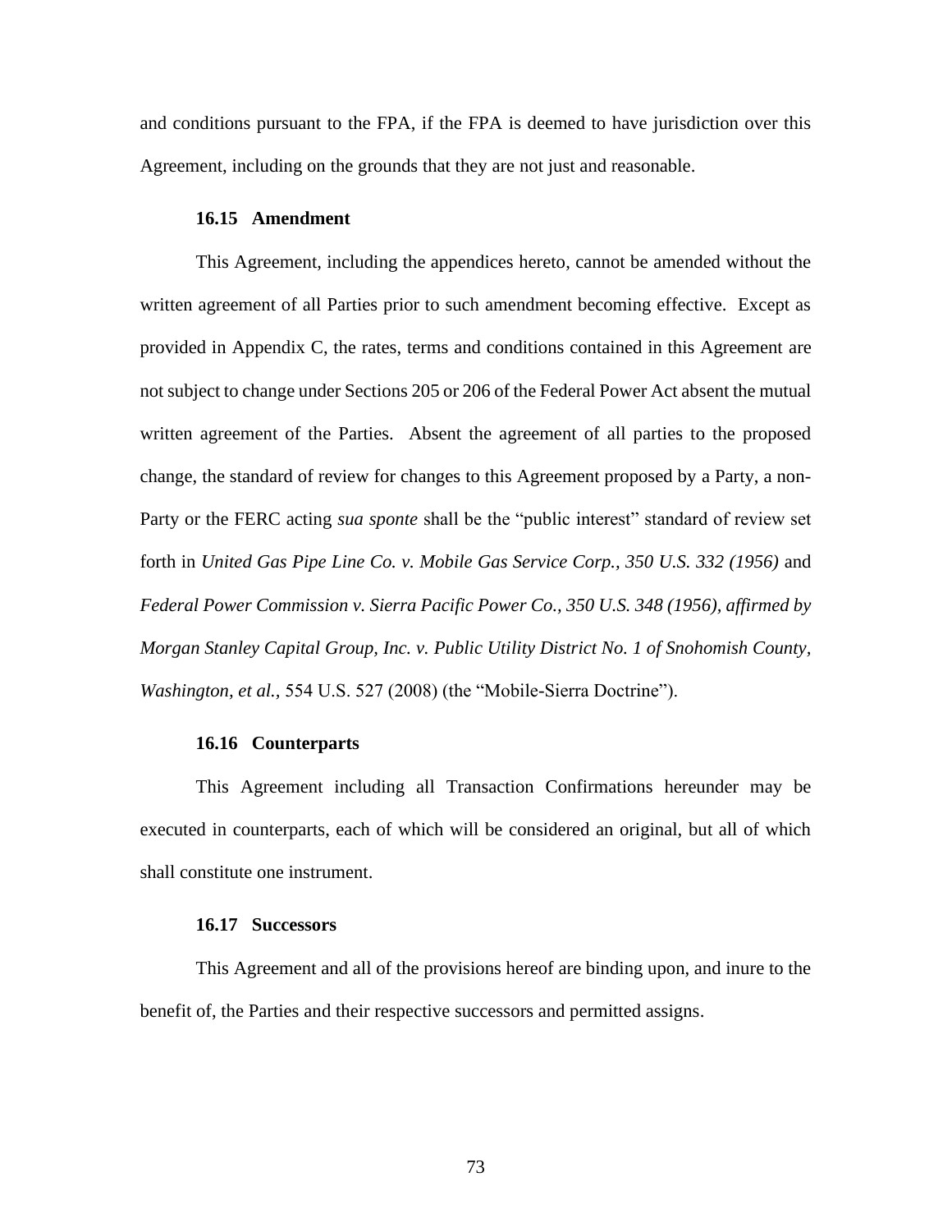and conditions pursuant to the FPA, if the FPA is deemed to have jurisdiction over this Agreement, including on the grounds that they are not just and reasonable.

**16.15 Amendment**

This Agreement, including the appendices hereto, cannot be amended without the written agreement of all Parties prior to such amendment becoming effective. Except as provided in Appendix C, the rates, terms and conditions contained in this Agreement are not subject to change under Sections 205 or 206 of the Federal Power Act absent the mutual written agreement of the Parties. Absent the agreement of all parties to the proposed change, the standard of review for changes to this Agreement proposed by a Party, a non-Party or the FERC acting *sua sponte* shall be the "public interest" standard of review set forth in *United Gas Pipe Line Co. v. Mobile Gas Service Corp., 350 U.S. 332 (1956)* and *Federal Power Commission v. Sierra Pacific Power Co., 350 U.S. 348 (1956), affirmed by Morgan Stanley Capital Group, Inc. v. Public Utility District No. 1 of Snohomish County, Washington, et al.*, 554 U.S. 527 (2008) (the "Mobile-Sierra Doctrine").

**16.16 Counterparts**

This Agreement including all Transaction Confirmations hereunder may be executed in counterparts, each of which will be considered an original, but all of which shall constitute one instrument.

**16.17 Successors**

This Agreement and all of the provisions hereof are binding upon, and inure to the benefit of, the Parties and their respective successors and permitted assigns.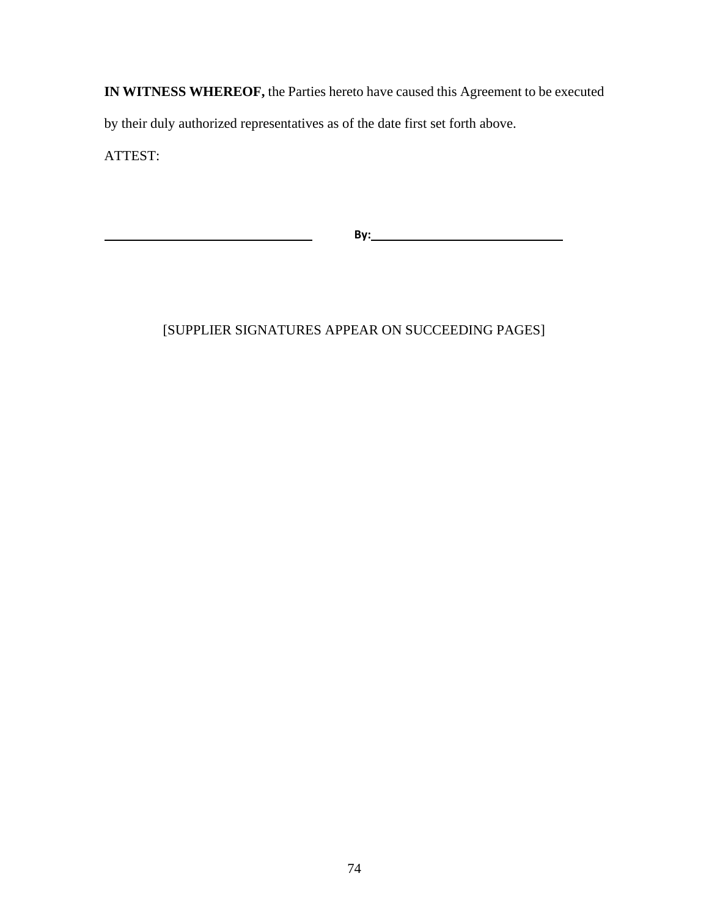**IN WITNESS WHEREOF,** the Parties hereto have caused this Agreement to be executed by their duly authorized representatives as of the date first set forth above.

ATTEST:

______________________________ **By:**______________________________

[SUPPLIER SIGNATURES APPEAR ON SUCCEEDING PAGES]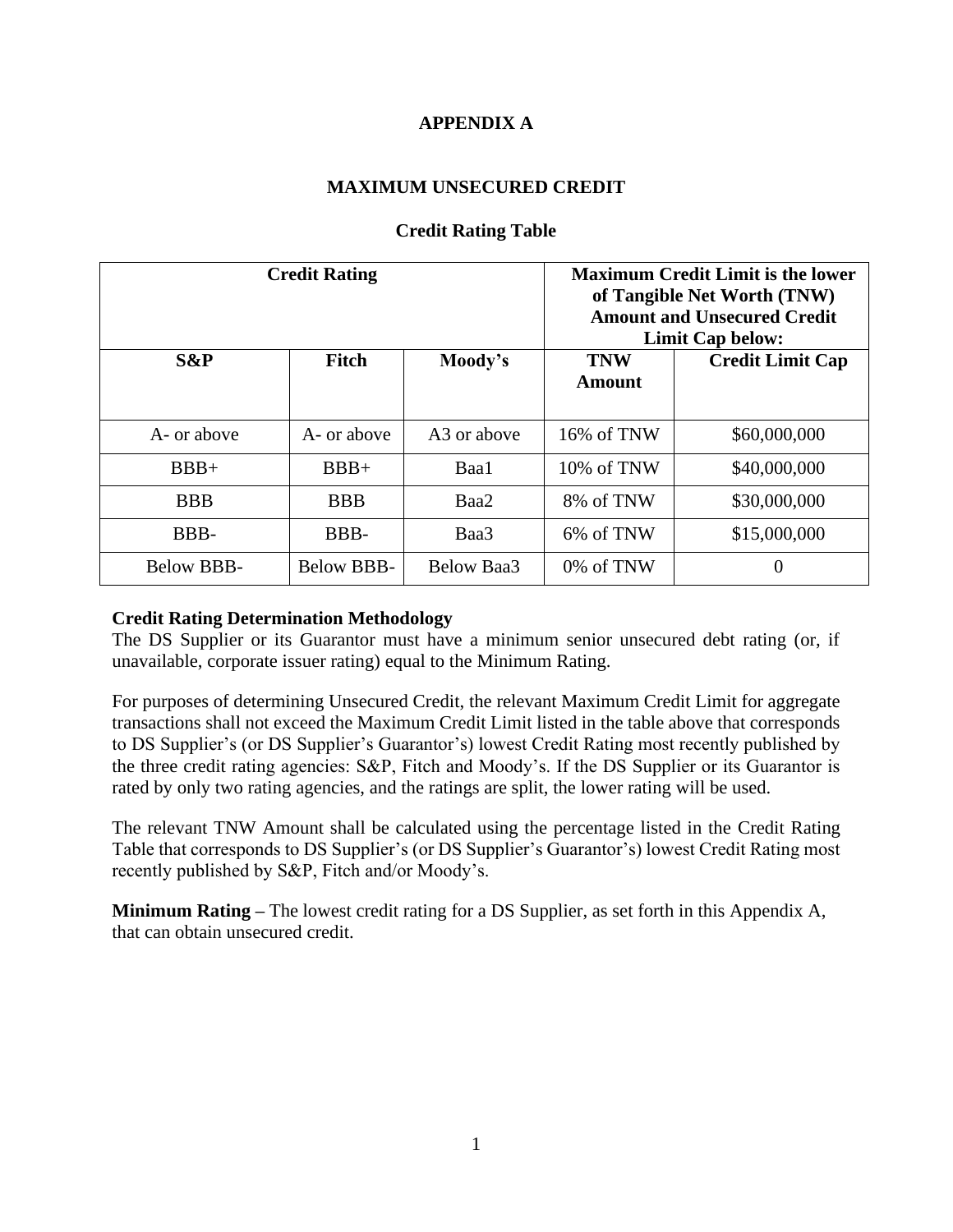# APPENDIX A

## MAXIMUM UNSECURED CREDIT

### Credit Rating Table

| Credit Rating | | | Maximum Credit Limit is the lower of Tangible Net Worth (TNW) Amount and Unsecured Credit Limit Cap below: | |
|---|---|---|---|---|
| **S&P** | **Fitch** | **Moody's** | **TNW Amount** | **Credit Limit Cap** |
| A- or above | A- or above | A3 or above | 16% of TNW | $60,000,000 |
| BBB+ | BBB+ | Baa1 | 10% of TNW | $40,000,000 |
| BBB | BBB | Baa2 | 8% of TNW | $30,000,000 |
| BBB- | BBB- | Baa3 | 6% of TNW | $15,000,000 |
| Below BBB- | Below BBB- | Below Baa3 | 0% of TNW | 0 |

**Credit Rating Determination Methodology**
The DS Supplier or its Guarantor must have a minimum senior unsecured debt rating (or, if unavailable, corporate issuer rating) equal to the Minimum Rating.

For purposes of determining Unsecured Credit, the relevant Maximum Credit Limit for aggregate transactions shall not exceed the Maximum Credit Limit listed in the table above that corresponds to DS Supplier's (or DS Supplier's Guarantor's) lowest Credit Rating most recently published by the three credit rating agencies: S&P, Fitch and Moody's. If the DS Supplier or its Guarantor is rated by only two rating agencies, and the ratings are split, the lower rating will be used.

The relevant TNW Amount shall be calculated using the percentage listed in the Credit Rating Table that corresponds to DS Supplier's (or DS Supplier's Guarantor's) lowest Credit Rating most recently published by S&P, Fitch and/or Moody's.

**Minimum Rating –** The lowest credit rating for a DS Supplier, as set forth in this Appendix A, that can obtain unsecured credit.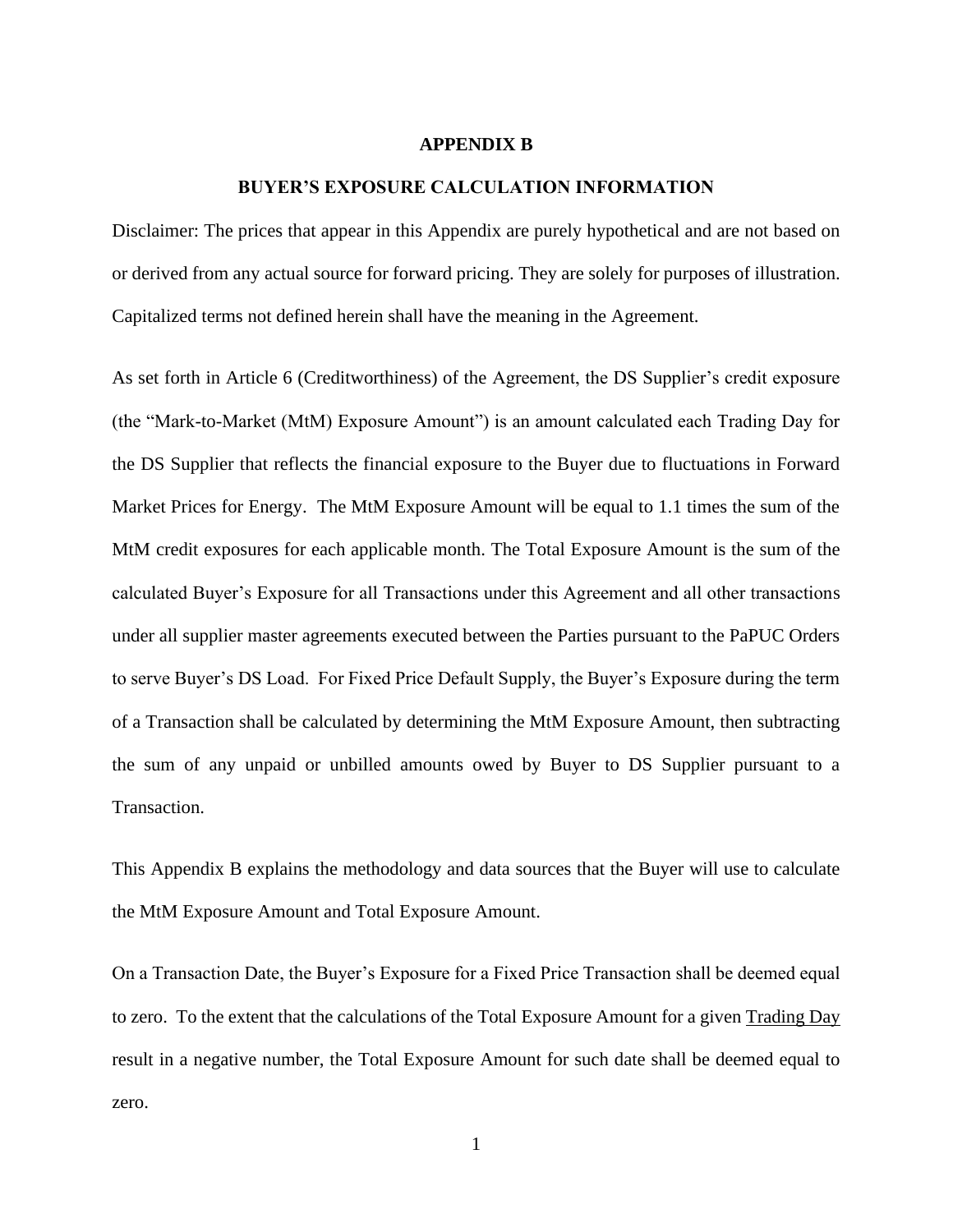# APPENDIX B

## BUYER'S EXPOSURE CALCULATION INFORMATION

Disclaimer: The prices that appear in this Appendix are purely hypothetical and are not based on or derived from any actual source for forward pricing. They are solely for purposes of illustration. Capitalized terms not defined herein shall have the meaning in the Agreement.

As set forth in Article 6 (Creditworthiness) of the Agreement, the DS Supplier's credit exposure (the "Mark-to-Market (MtM) Exposure Amount") is an amount calculated each Trading Day for the DS Supplier that reflects the financial exposure to the Buyer due to fluctuations in Forward Market Prices for Energy. The MtM Exposure Amount will be equal to 1.1 times the sum of the MtM credit exposures for each applicable month. The Total Exposure Amount is the sum of the calculated Buyer's Exposure for all Transactions under this Agreement and all other transactions under all supplier master agreements executed between the Parties pursuant to the PaPUC Orders to serve Buyer's DS Load. For Fixed Price Default Supply, the Buyer's Exposure during the term of a Transaction shall be calculated by determining the MtM Exposure Amount, then subtracting the sum of any unpaid or unbilled amounts owed by Buyer to DS Supplier pursuant to a Transaction.

This Appendix B explains the methodology and data sources that the Buyer will use to calculate the MtM Exposure Amount and Total Exposure Amount.

On a Transaction Date, the Buyer's Exposure for a Fixed Price Transaction shall be deemed equal to zero. To the extent that the calculations of the Total Exposure Amount for a given Trading Day result in a negative number, the Total Exposure Amount for such date shall be deemed equal to zero.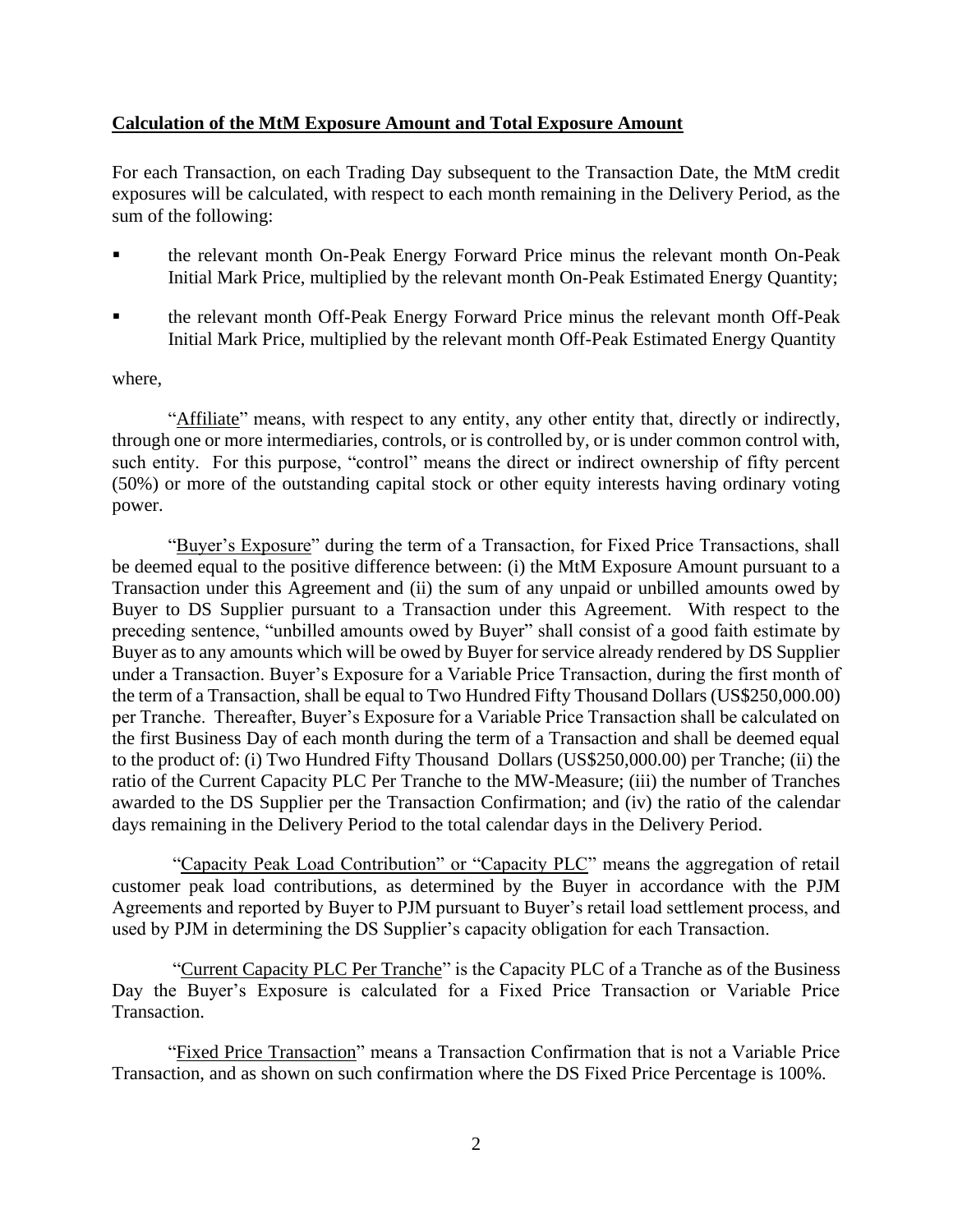**Calculation of the MtM Exposure Amount and Total Exposure Amount**

For each Transaction, on each Trading Day subsequent to the Transaction Date, the MtM credit exposures will be calculated, with respect to each month remaining in the Delivery Period, as the sum of the following:

- the relevant month On-Peak Energy Forward Price minus the relevant month On-Peak Initial Mark Price, multiplied by the relevant month On-Peak Estimated Energy Quantity;
- the relevant month Off-Peak Energy Forward Price minus the relevant month Off-Peak Initial Mark Price, multiplied by the relevant month Off-Peak Estimated Energy Quantity

where,

"Affiliate" means, with respect to any entity, any other entity that, directly or indirectly, through one or more intermediaries, controls, or is controlled by, or is under common control with, such entity. For this purpose, "control" means the direct or indirect ownership of fifty percent (50%) or more of the outstanding capital stock or other equity interests having ordinary voting power.

"Buyer's Exposure" during the term of a Transaction, for Fixed Price Transactions, shall be deemed equal to the positive difference between: (i) the MtM Exposure Amount pursuant to a Transaction under this Agreement and (ii) the sum of any unpaid or unbilled amounts owed by Buyer to DS Supplier pursuant to a Transaction under this Agreement. With respect to the preceding sentence, "unbilled amounts owed by Buyer" shall consist of a good faith estimate by Buyer as to any amounts which will be owed by Buyer for service already rendered by DS Supplier under a Transaction. Buyer's Exposure for a Variable Price Transaction, during the first month of the term of a Transaction, shall be equal to Two Hundred Fifty Thousand Dollars (US$250,000.00) per Tranche. Thereafter, Buyer's Exposure for a Variable Price Transaction shall be calculated on the first Business Day of each month during the term of a Transaction and shall be deemed equal to the product of: (i) Two Hundred Fifty Thousand Dollars (US$250,000.00) per Tranche; (ii) the ratio of the Current Capacity PLC Per Tranche to the MW-Measure; (iii) the number of Tranches awarded to the DS Supplier per the Transaction Confirmation; and (iv) the ratio of the calendar days remaining in the Delivery Period to the total calendar days in the Delivery Period.

"Capacity Peak Load Contribution" or "Capacity PLC" means the aggregation of retail customer peak load contributions, as determined by the Buyer in accordance with the PJM Agreements and reported by Buyer to PJM pursuant to Buyer's retail load settlement process, and used by PJM in determining the DS Supplier's capacity obligation for each Transaction.

"Current Capacity PLC Per Tranche" is the Capacity PLC of a Tranche as of the Business Day the Buyer's Exposure is calculated for a Fixed Price Transaction or Variable Price Transaction.

"Fixed Price Transaction" means a Transaction Confirmation that is not a Variable Price Transaction, and as shown on such confirmation where the DS Fixed Price Percentage is 100%.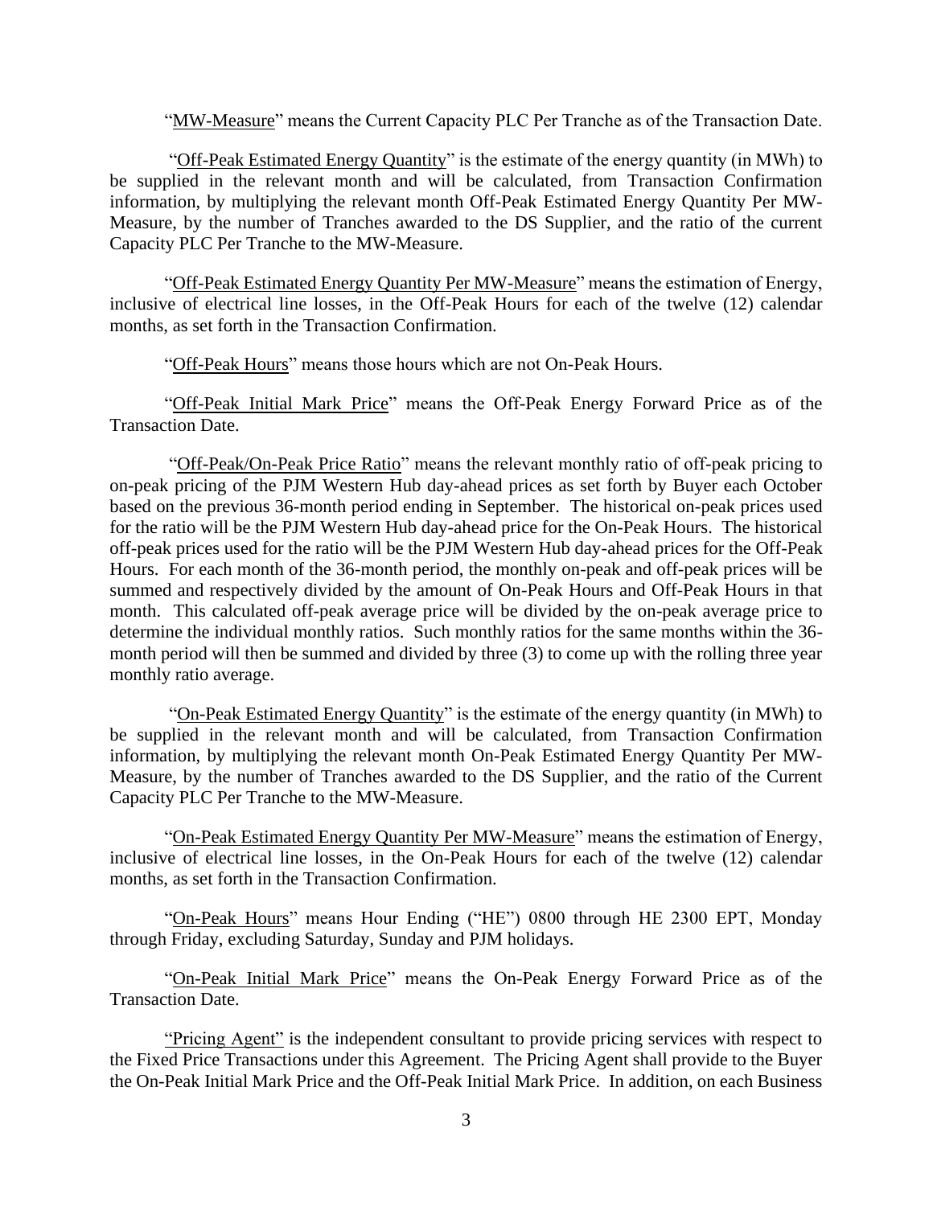"MW-Measure" means the Current Capacity PLC Per Tranche as of the Transaction Date.

"Off-Peak Estimated Energy Quantity" is the estimate of the energy quantity (in MWh) to be supplied in the relevant month and will be calculated, from Transaction Confirmation information, by multiplying the relevant month Off-Peak Estimated Energy Quantity Per MW-Measure, by the number of Tranches awarded to the DS Supplier, and the ratio of the current Capacity PLC Per Tranche to the MW-Measure.

"Off-Peak Estimated Energy Quantity Per MW-Measure" means the estimation of Energy, inclusive of electrical line losses, in the Off-Peak Hours for each of the twelve (12) calendar months, as set forth in the Transaction Confirmation.

"Off-Peak Hours" means those hours which are not On-Peak Hours.

"Off-Peak Initial Mark Price" means the Off-Peak Energy Forward Price as of the Transaction Date.

"Off-Peak/On-Peak Price Ratio" means the relevant monthly ratio of off-peak pricing to on-peak pricing of the PJM Western Hub day-ahead prices as set forth by Buyer each October based on the previous 36-month period ending in September. The historical on-peak prices used for the ratio will be the PJM Western Hub day-ahead price for the On-Peak Hours. The historical off-peak prices used for the ratio will be the PJM Western Hub day-ahead prices for the Off-Peak Hours. For each month of the 36-month period, the monthly on-peak and off-peak prices will be summed and respectively divided by the amount of On-Peak Hours and Off-Peak Hours in that month. This calculated off-peak average price will be divided by the on-peak average price to determine the individual monthly ratios. Such monthly ratios for the same months within the 36-month period will then be summed and divided by three (3) to come up with the rolling three year monthly ratio average.

"On-Peak Estimated Energy Quantity" is the estimate of the energy quantity (in MWh) to be supplied in the relevant month and will be calculated, from Transaction Confirmation information, by multiplying the relevant month On-Peak Estimated Energy Quantity Per MW-Measure, by the number of Tranches awarded to the DS Supplier, and the ratio of the Current Capacity PLC Per Tranche to the MW-Measure.

"On-Peak Estimated Energy Quantity Per MW-Measure" means the estimation of Energy, inclusive of electrical line losses, in the On-Peak Hours for each of the twelve (12) calendar months, as set forth in the Transaction Confirmation.

"On-Peak Hours" means Hour Ending ("HE") 0800 through HE 2300 EPT, Monday through Friday, excluding Saturday, Sunday and PJM holidays.

"On-Peak Initial Mark Price" means the On-Peak Energy Forward Price as of the Transaction Date.

"Pricing Agent" is the independent consultant to provide pricing services with respect to the Fixed Price Transactions under this Agreement. The Pricing Agent shall provide to the Buyer the On-Peak Initial Mark Price and the Off-Peak Initial Mark Price. In addition, on each Business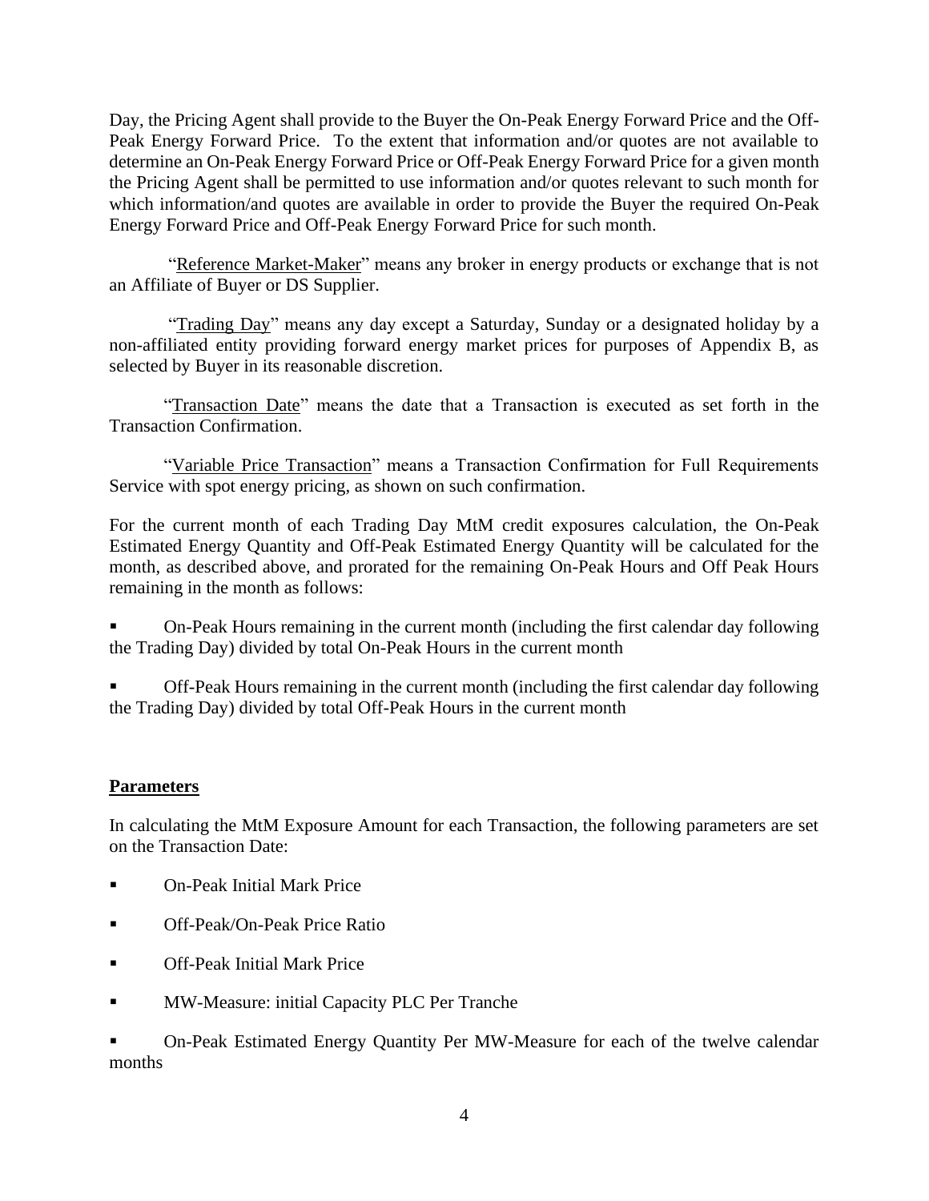Day, the Pricing Agent shall provide to the Buyer the On-Peak Energy Forward Price and the Off-Peak Energy Forward Price. To the extent that information and/or quotes are not available to determine an On-Peak Energy Forward Price or Off-Peak Energy Forward Price for a given month the Pricing Agent shall be permitted to use information and/or quotes relevant to such month for which information/and quotes are available in order to provide the Buyer the required On-Peak Energy Forward Price and Off-Peak Energy Forward Price for such month.

"Reference Market-Maker" means any broker in energy products or exchange that is not an Affiliate of Buyer or DS Supplier.

"Trading Day" means any day except a Saturday, Sunday or a designated holiday by a non-affiliated entity providing forward energy market prices for purposes of Appendix B, as selected by Buyer in its reasonable discretion.

"Transaction Date" means the date that a Transaction is executed as set forth in the Transaction Confirmation.

"Variable Price Transaction" means a Transaction Confirmation for Full Requirements Service with spot energy pricing, as shown on such confirmation.

For the current month of each Trading Day MtM credit exposures calculation, the On-Peak Estimated Energy Quantity and Off-Peak Estimated Energy Quantity will be calculated for the month, as described above, and prorated for the remaining On-Peak Hours and Off Peak Hours remaining in the month as follows:

- On-Peak Hours remaining in the current month (including the first calendar day following the Trading Day) divided by total On-Peak Hours in the current month
- Off-Peak Hours remaining in the current month (including the first calendar day following the Trading Day) divided by total Off-Peak Hours in the current month

**Parameters**

In calculating the MtM Exposure Amount for each Transaction, the following parameters are set on the Transaction Date:

- On-Peak Initial Mark Price
- Off-Peak/On-Peak Price Ratio
- Off-Peak Initial Mark Price
- MW-Measure: initial Capacity PLC Per Tranche
- On-Peak Estimated Energy Quantity Per MW-Measure for each of the twelve calendar months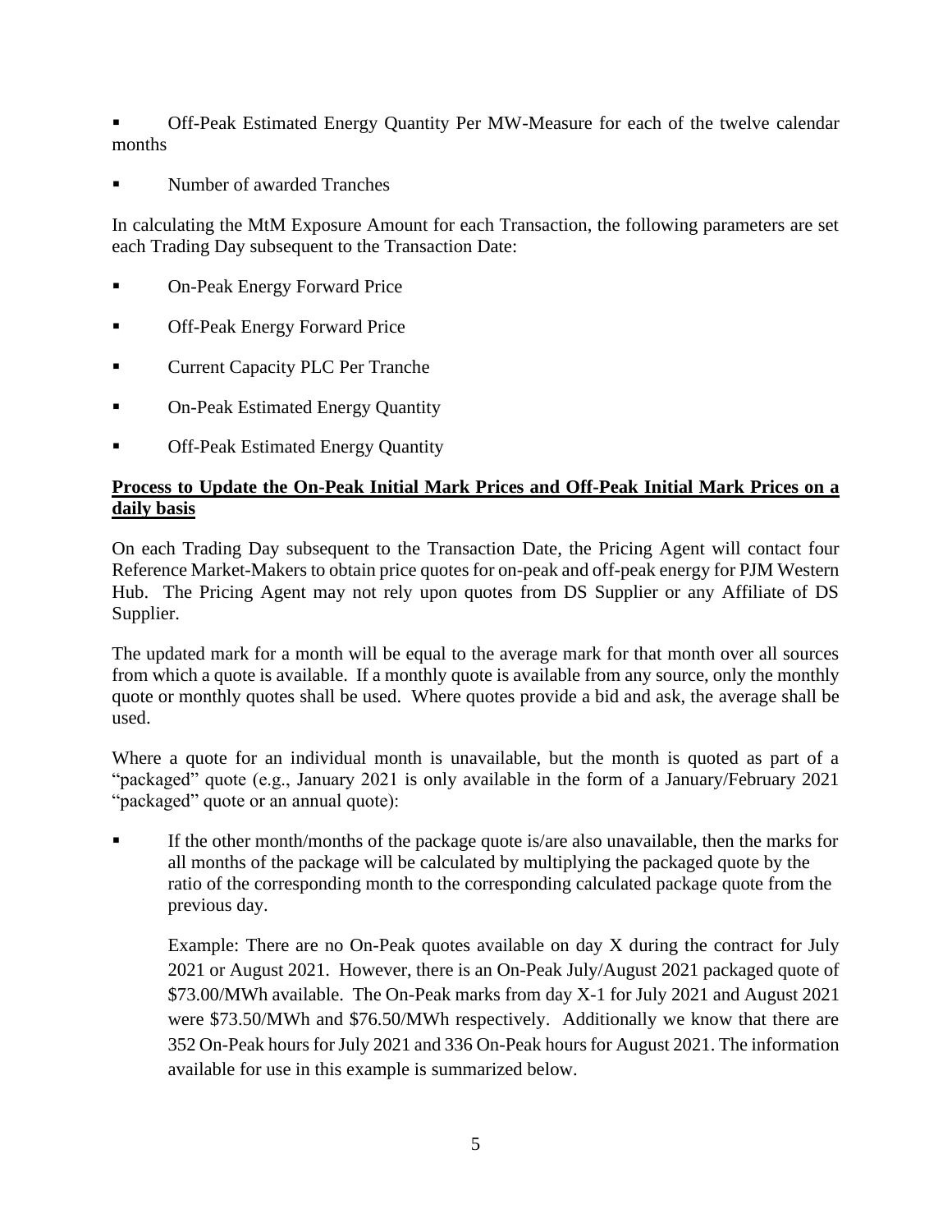- Off-Peak Estimated Energy Quantity Per MW-Measure for each of the twelve calendar months
- Number of awarded Tranches

In calculating the MtM Exposure Amount for each Transaction, the following parameters are set each Trading Day subsequent to the Transaction Date:

- On-Peak Energy Forward Price
- Off-Peak Energy Forward Price
- Current Capacity PLC Per Tranche
- On-Peak Estimated Energy Quantity
- Off-Peak Estimated Energy Quantity

**Process to Update the On-Peak Initial Mark Prices and Off-Peak Initial Mark Prices on a daily basis**

On each Trading Day subsequent to the Transaction Date, the Pricing Agent will contact four Reference Market-Makers to obtain price quotes for on-peak and off-peak energy for PJM Western Hub. The Pricing Agent may not rely upon quotes from DS Supplier or any Affiliate of DS Supplier.

The updated mark for a month will be equal to the average mark for that month over all sources from which a quote is available. If a monthly quote is available from any source, only the monthly quote or monthly quotes shall be used. Where quotes provide a bid and ask, the average shall be used.

Where a quote for an individual month is unavailable, but the month is quoted as part of a "packaged" quote (e.g., January 2021 is only available in the form of a January/February 2021 "packaged" quote or an annual quote):

- If the other month/months of the package quote is/are also unavailable, then the marks for all months of the package will be calculated by multiplying the packaged quote by the ratio of the corresponding month to the corresponding calculated package quote from the previous day.

  Example: There are no On-Peak quotes available on day X during the contract for July 2021 or August 2021. However, there is an On-Peak July/August 2021 packaged quote of $73.00/MWh available. The On-Peak marks from day X-1 for July 2021 and August 2021 were $73.50/MWh and $76.50/MWh respectively. Additionally we know that there are 352 On-Peak hours for July 2021 and 336 On-Peak hours for August 2021. The information available for use in this example is summarized below.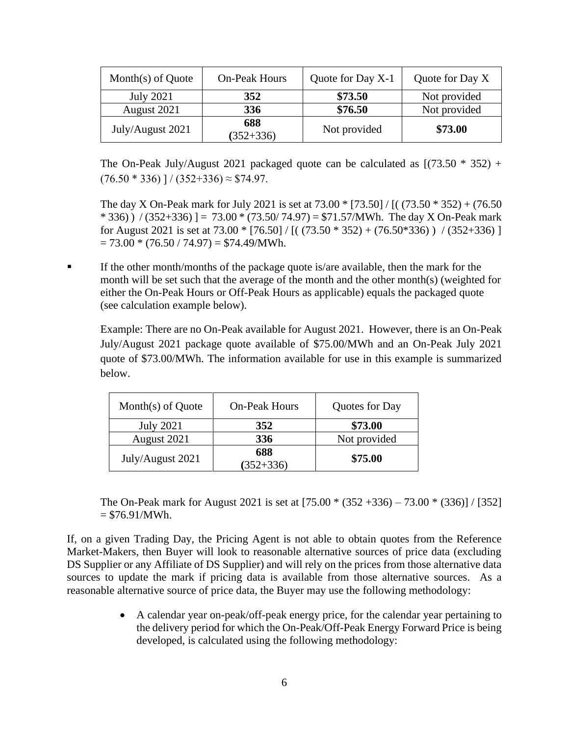| Month(s) of Quote | On-Peak Hours | Quote for Day X-1 | Quote for Day X |
|---|---|---|---|
| July 2021 | **352** | **$73.50** | Not provided |
| August 2021 | **336** | **$76.50** | Not provided |
| July/August 2021 | **688** (352+336) | Not provided | **$73.00** |

The On-Peak July/August 2021 packaged quote can be calculated as [(73.50 * 352) + (76.50 * 336) ] / (352+336) ≈ $74.97.

The day X On-Peak mark for July 2021 is set at 73.00 * [73.50] / [( (73.50 * 352) + (76.50 * 336) ) / (352+336) ] = 73.00 * (73.50/ 74.97) = $71.57/MWh. The day X On-Peak mark for August 2021 is set at 73.00 * [76.50] / [( (73.50 * 352) + (76.50*336) ) / (352+336) ] = 73.00 * (76.50 / 74.97) = $74.49/MWh.

- If the other month/months of the package quote is/are available, then the mark for the month will be set such that the average of the month and the other month(s) (weighted for either the On-Peak Hours or Off-Peak Hours as applicable) equals the packaged quote (see calculation example below).

  Example: There are no On-Peak available for August 2021. However, there is an On-Peak July/August 2021 package quote available of $75.00/MWh and an On-Peak July 2021 quote of $73.00/MWh. The information available for use in this example is summarized below.

| Month(s) of Quote | On-Peak Hours | Quotes for Day |
|---|---|---|
| July 2021 | **352** | **$73.00** |
| August 2021 | **336** | Not provided |
| July/August 2021 | **688** (352+336) | **$75.00** |

  The On-Peak mark for August 2021 is set at [75.00 * (352 +336) – 73.00 * (336)] / [352] = $76.91/MWh.

If, on a given Trading Day, the Pricing Agent is not able to obtain quotes from the Reference Market-Makers, then Buyer will look to reasonable alternative sources of price data (excluding DS Supplier or any Affiliate of DS Supplier) and will rely on the prices from those alternative data sources to update the mark if pricing data is available from those alternative sources. As a reasonable alternative source of price data, the Buyer may use the following methodology:

- A calendar year on-peak/off-peak energy price, for the calendar year pertaining to the delivery period for which the On-Peak/Off-Peak Energy Forward Price is being developed, is calculated using the following methodology: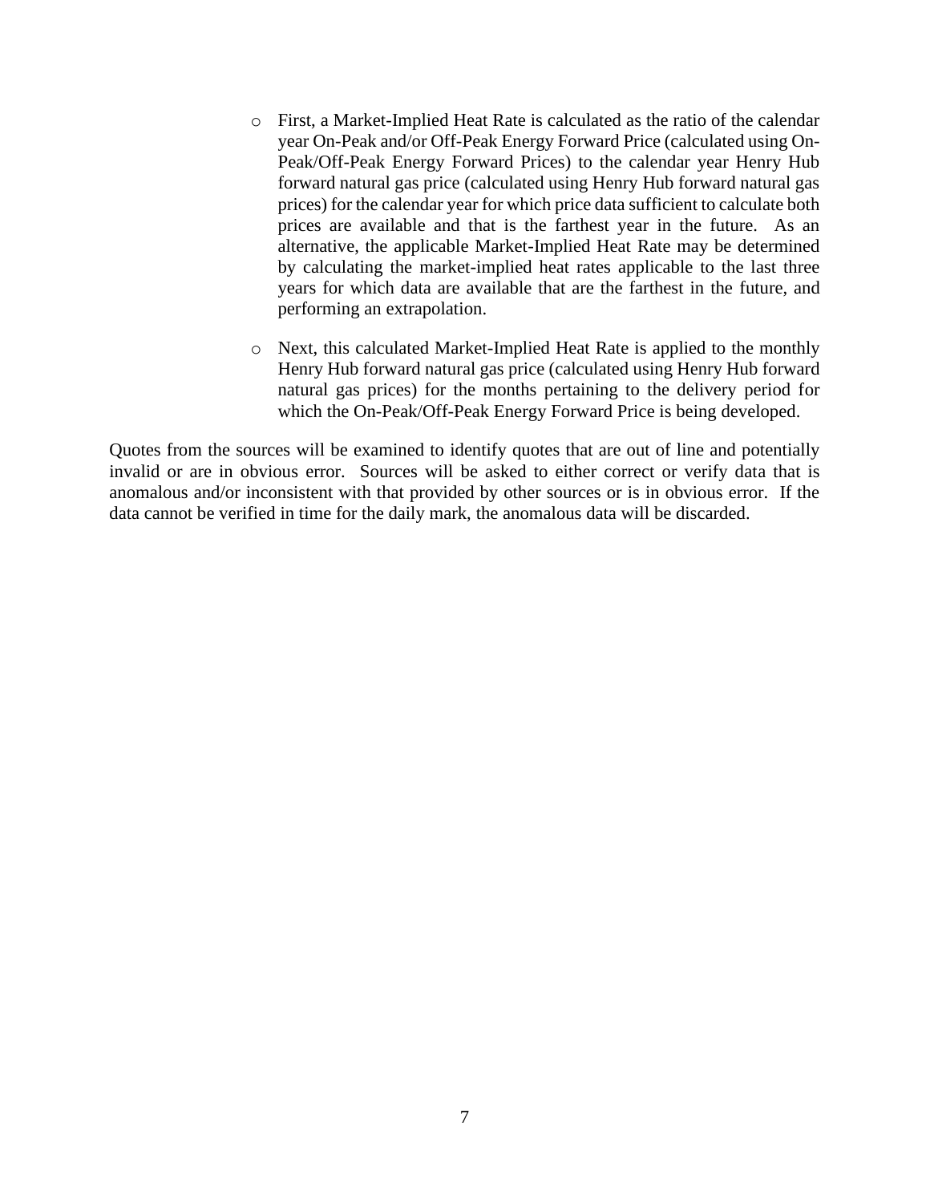- First, a Market-Implied Heat Rate is calculated as the ratio of the calendar year On-Peak and/or Off-Peak Energy Forward Price (calculated using On-Peak/Off-Peak Energy Forward Prices) to the calendar year Henry Hub forward natural gas price (calculated using Henry Hub forward natural gas prices) for the calendar year for which price data sufficient to calculate both prices are available and that is the farthest year in the future. As an alternative, the applicable Market-Implied Heat Rate may be determined by calculating the market-implied heat rates applicable to the last three years for which data are available that are the farthest in the future, and performing an extrapolation.

- Next, this calculated Market-Implied Heat Rate is applied to the monthly Henry Hub forward natural gas price (calculated using Henry Hub forward natural gas prices) for the months pertaining to the delivery period for which the On-Peak/Off-Peak Energy Forward Price is being developed.

Quotes from the sources will be examined to identify quotes that are out of line and potentially invalid or are in obvious error. Sources will be asked to either correct or verify data that is anomalous and/or inconsistent with that provided by other sources or is in obvious error. If the data cannot be verified in time for the daily mark, the anomalous data will be discarded.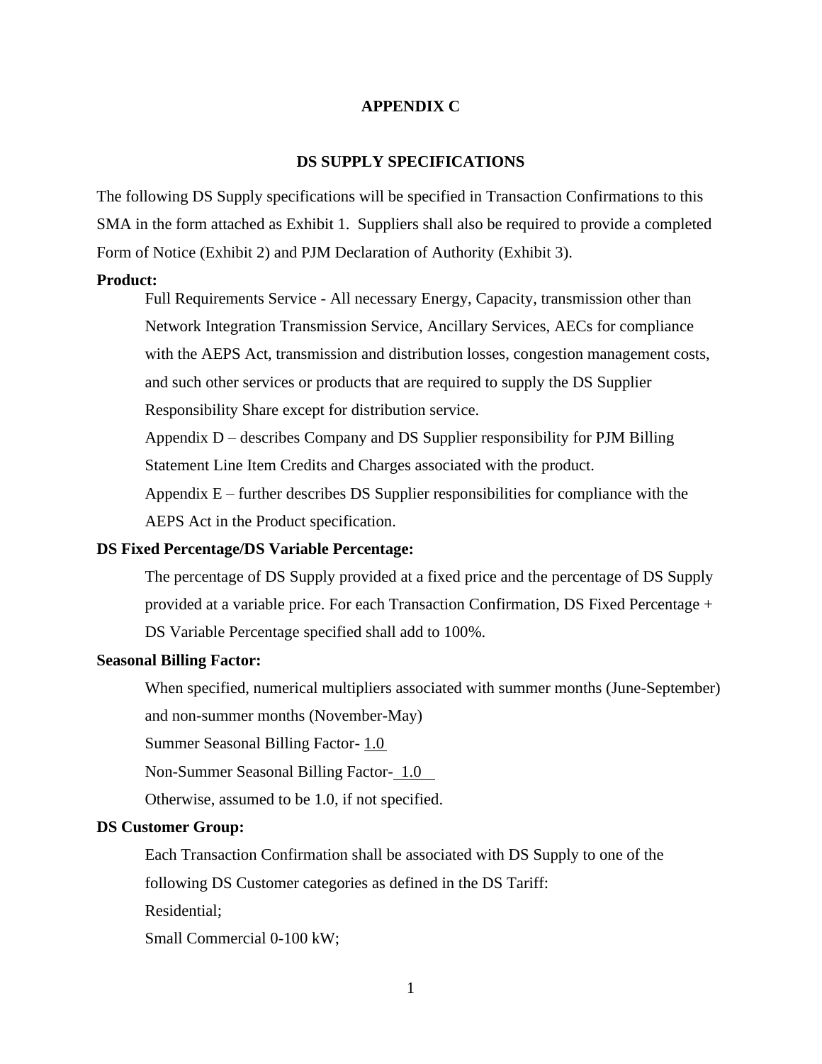# APPENDIX C

## DS SUPPLY SPECIFICATIONS

The following DS Supply specifications will be specified in Transaction Confirmations to this SMA in the form attached as Exhibit 1. Suppliers shall also be required to provide a completed Form of Notice (Exhibit 2) and PJM Declaration of Authority (Exhibit 3).

**Product:**

Full Requirements Service - All necessary Energy, Capacity, transmission other than Network Integration Transmission Service, Ancillary Services, AECs for compliance with the AEPS Act, transmission and distribution losses, congestion management costs, and such other services or products that are required to supply the DS Supplier Responsibility Share except for distribution service.

Appendix D – describes Company and DS Supplier responsibility for PJM Billing Statement Line Item Credits and Charges associated with the product.

Appendix E – further describes DS Supplier responsibilities for compliance with the AEPS Act in the Product specification.

**DS Fixed Percentage/DS Variable Percentage:**

The percentage of DS Supply provided at a fixed price and the percentage of DS Supply provided at a variable price. For each Transaction Confirmation, DS Fixed Percentage + DS Variable Percentage specified shall add to 100%.

**Seasonal Billing Factor:**

When specified, numerical multipliers associated with summer months (June-September) and non-summer months (November-May)

Summer Seasonal Billing Factor- 1.0

Non-Summer Seasonal Billing Factor- 1.0

Otherwise, assumed to be 1.0, if not specified.

**DS Customer Group:**

Each Transaction Confirmation shall be associated with DS Supply to one of the following DS Customer categories as defined in the DS Tariff:

Residential;

Small Commercial 0-100 kW;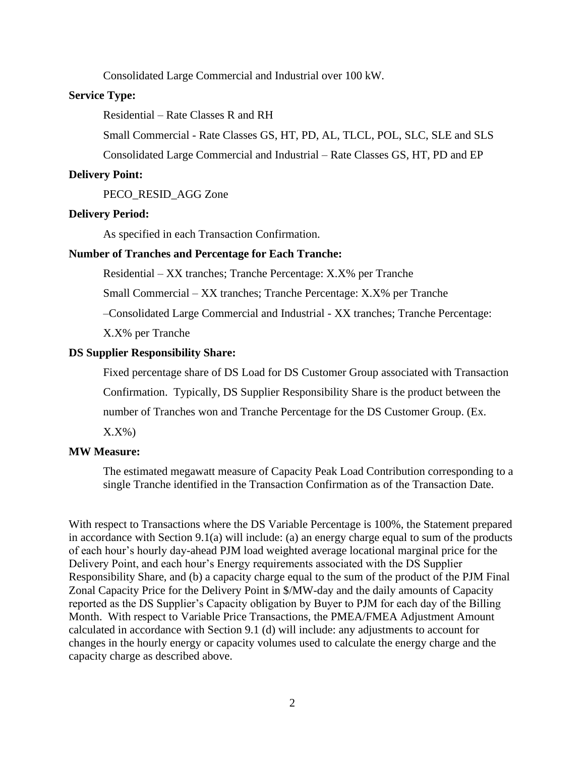Consolidated Large Commercial and Industrial over 100 kW.

**Service Type:**

Residential – Rate Classes R and RH

Small Commercial - Rate Classes GS, HT, PD, AL, TLCL, POL, SLC, SLE and SLS

Consolidated Large Commercial and Industrial – Rate Classes GS, HT, PD and EP

**Delivery Point:**

PECO_RESID_AGG Zone

**Delivery Period:**

As specified in each Transaction Confirmation.

**Number of Tranches and Percentage for Each Tranche:**

Residential – XX tranches; Tranche Percentage: X.X% per Tranche

Small Commercial – XX tranches; Tranche Percentage: X.X% per Tranche

–Consolidated Large Commercial and Industrial - XX tranches; Tranche Percentage: X.X% per Tranche

**DS Supplier Responsibility Share:**

Fixed percentage share of DS Load for DS Customer Group associated with Transaction Confirmation. Typically, DS Supplier Responsibility Share is the product between the number of Tranches won and Tranche Percentage for the DS Customer Group. (Ex. X.X%)

**MW Measure:**

The estimated megawatt measure of Capacity Peak Load Contribution corresponding to a single Tranche identified in the Transaction Confirmation as of the Transaction Date.

With respect to Transactions where the DS Variable Percentage is 100%, the Statement prepared in accordance with Section 9.1(a) will include: (a) an energy charge equal to sum of the products of each hour's hourly day-ahead PJM load weighted average locational marginal price for the Delivery Point, and each hour's Energy requirements associated with the DS Supplier Responsibility Share, and (b) a capacity charge equal to the sum of the product of the PJM Final Zonal Capacity Price for the Delivery Point in $/MW-day and the daily amounts of Capacity reported as the DS Supplier's Capacity obligation by Buyer to PJM for each day of the Billing Month. With respect to Variable Price Transactions, the PMEA/FMEA Adjustment Amount calculated in accordance with Section 9.1 (d) will include: any adjustments to account for changes in the hourly energy or capacity volumes used to calculate the energy charge and the capacity charge as described above.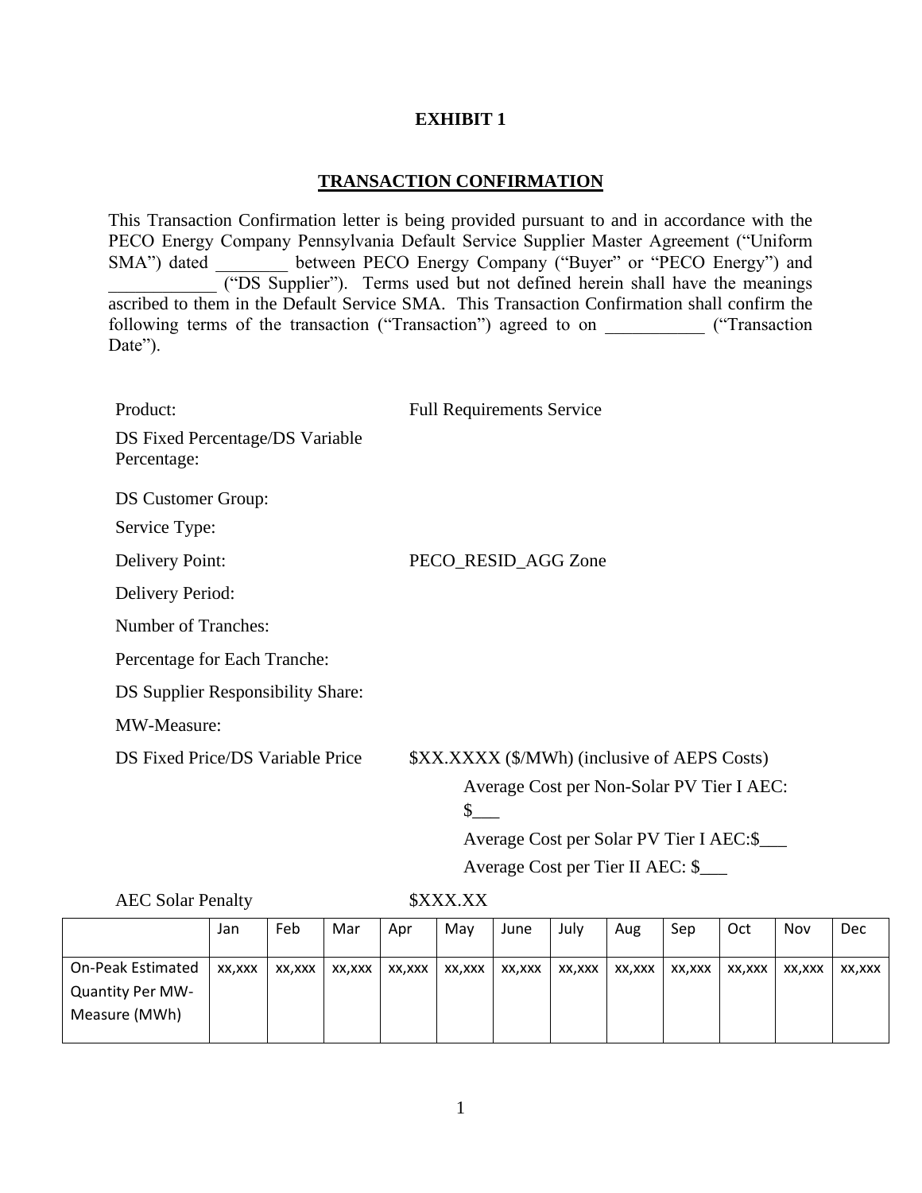# EXHIBIT 1

## TRANSACTION CONFIRMATION

This Transaction Confirmation letter is being provided pursuant to and in accordance with the PECO Energy Company Pennsylvania Default Service Supplier Master Agreement ("Uniform SMA") dated ________ between PECO Energy Company ("Buyer" or "PECO Energy") and ____________ ("DS Supplier"). Terms used but not defined herein shall have the meanings ascribed to them in the Default Service SMA. This Transaction Confirmation shall confirm the following terms of the transaction ("Transaction") agreed to on ___________ ("Transaction Date").

Product: Full Requirements Service

DS Fixed Percentage/DS Variable Percentage:

DS Customer Group:

Service Type:

Delivery Point: PECO_RESID_AGG Zone

Delivery Period:

Number of Tranches:

Percentage for Each Tranche:

DS Supplier Responsibility Share:

MW-Measure:

DS Fixed Price/DS Variable Price $XX.XXXX ($/MWh) (inclusive of AEPS Costs)

Average Cost per Non-Solar PV Tier I AEC: $___

Average Cost per Solar PV Tier I AEC:$___

Average Cost per Tier II AEC: $___

AEC Solar Penalty $XXX.XX

| | Jan | Feb | Mar | Apr | May | June | July | Aug | Sep | Oct | Nov | Dec |
|---|---|---|---|---|---|---|---|---|---|---|---|---|
| On-Peak Estimated Quantity Per MW-Measure (MWh) | xx,xxx | xx,xxx | xx,xxx | xx,xxx | xx,xxx | xx,xxx | xx,xxx | xx,xxx | xx,xxx | xx,xxx | xx,xxx | xx,xxx |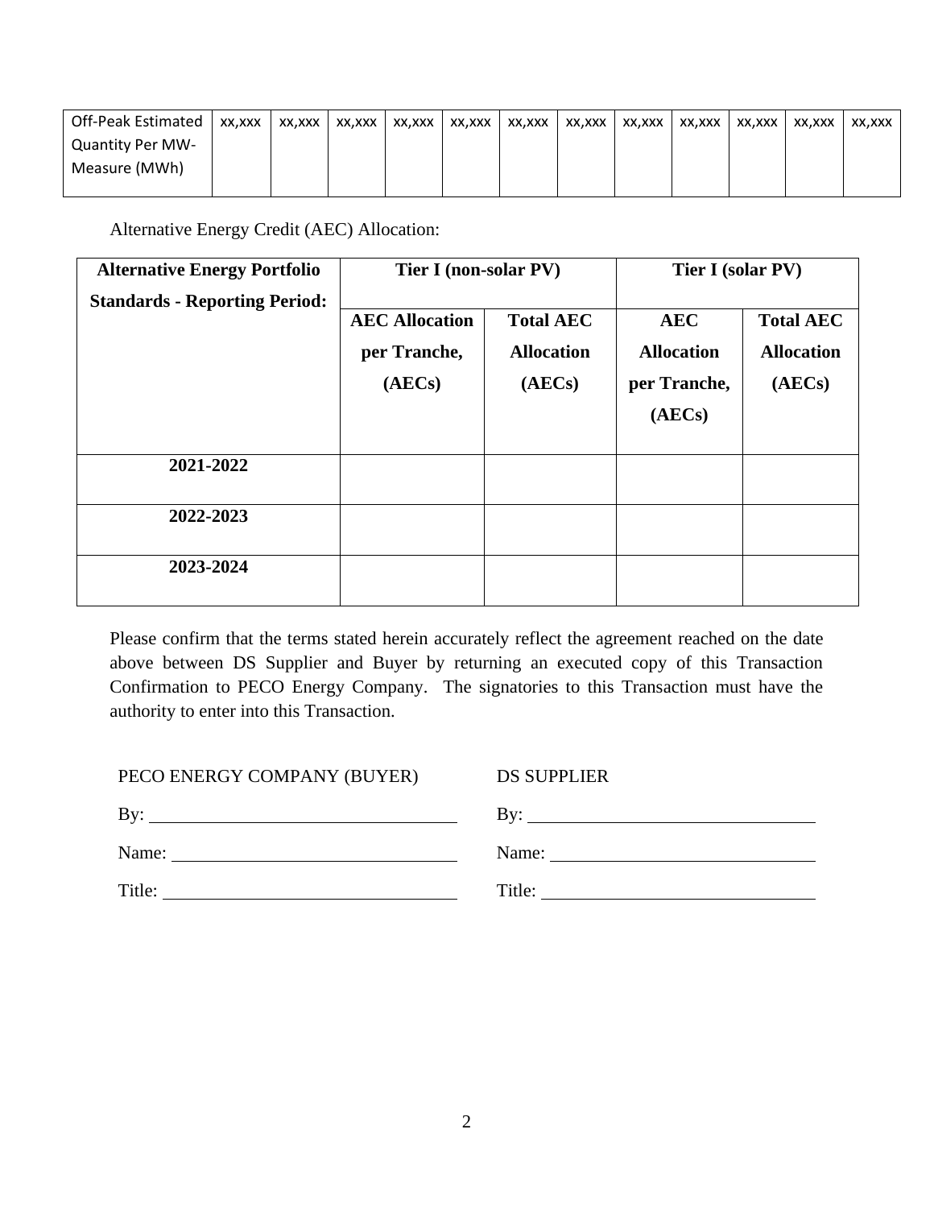| Off-Peak Estimated Quantity Per MW-Measure (MWh) | xx,xxx | xx,xxx | xx,xxx | xx,xxx | xx,xxx | xx,xxx | xx,xxx | xx,xxx | xx,xxx | xx,xxx | xx,xxx | xx,xxx |
|---|---|---|---|---|---|---|---|---|---|---|---|---|

Alternative Energy Credit (AEC) Allocation:

| **Alternative Energy Portfolio Standards - Reporting Period:** | **Tier I (non-solar PV)** | | **Tier I (solar PV)** | |
|---|---|---|---|---|
| | **AEC Allocation per Tranche, (AECs)** | **Total AEC Allocation (AECs)** | **AEC Allocation per Tranche, (AECs)** | **Total AEC Allocation (AECs)** |
| **2021-2022** | | | | |
| **2022-2023** | | | | |
| **2023-2024** | | | | |

Please confirm that the terms stated herein accurately reflect the agreement reached on the date above between DS Supplier and Buyer by returning an executed copy of this Transaction Confirmation to PECO Energy Company. The signatories to this Transaction must have the authority to enter into this Transaction.

| PECO ENERGY COMPANY (BUYER) | DS SUPPLIER |
|---|---|
| By: ______________________ | By: ______________________ |
| Name: ______________________ | Name: ______________________ |
| Title: ______________________ | Title: ______________________ |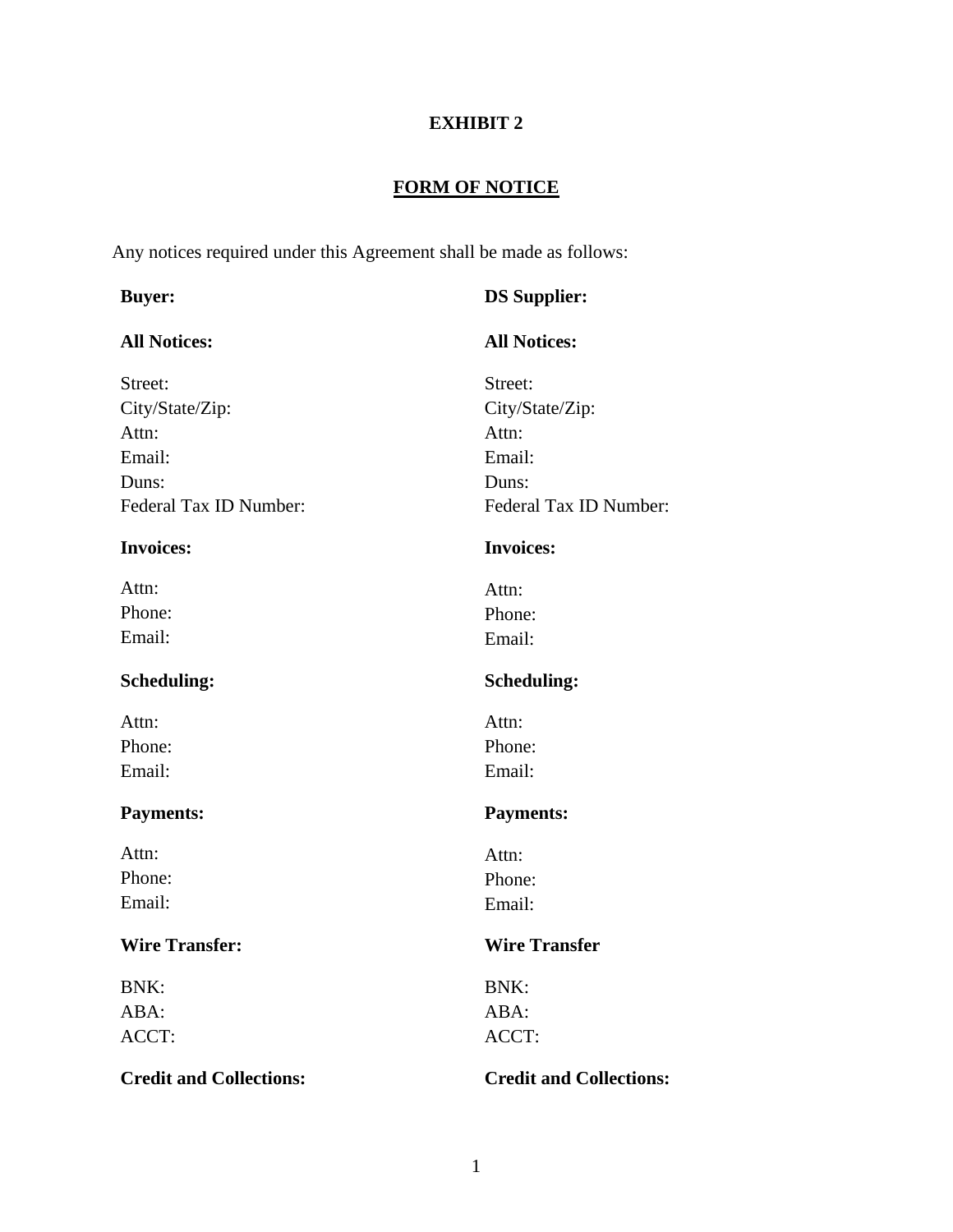# EXHIBIT 2

## FORM OF NOTICE

Any notices required under this Agreement shall be made as follows:

| **Buyer:** | **DS Supplier:** |
|---|---|
| **All Notices:** | **All Notices:** |
| Street: | Street: |
| City/State/Zip: | City/State/Zip: |
| Attn: | Attn: |
| Email: | Email: |
| Duns: | Duns: |
| Federal Tax ID Number: | Federal Tax ID Number: |
| **Invoices:** | **Invoices:** |
| Attn: | Attn: |
| Phone: | Phone: |
| Email: | Email: |
| **Scheduling:** | **Scheduling:** |
| Attn: | Attn: |
| Phone: | Phone: |
| Email: | Email: |
| **Payments:** | **Payments:** |
| Attn: | Attn: |
| Phone: | Phone: |
| Email: | Email: |
| **Wire Transfer:** | **Wire Transfer** |
| BNK: | BNK: |
| ABA: | ABA: |
| ACCT: | ACCT: |
| **Credit and Collections:** | **Credit and Collections:** |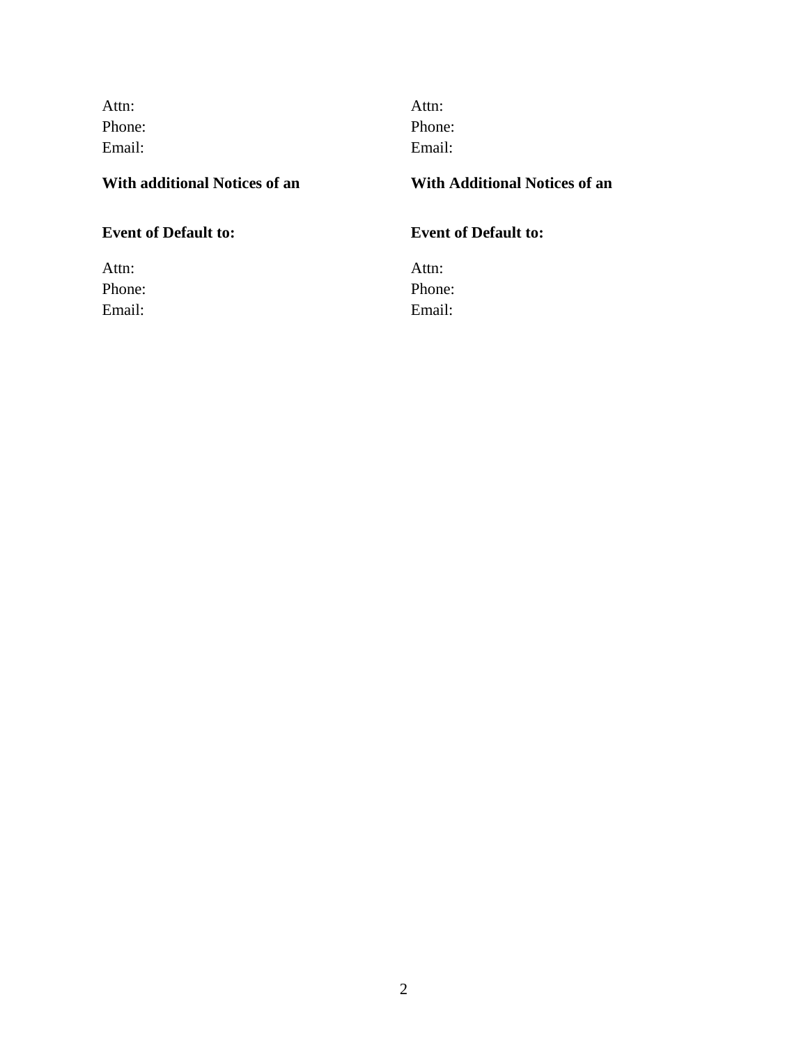Attn:
Phone:
Email:

**With additional Notices of an**

**Event of Default to:**

Attn:
Phone:
Email:

Attn:
Phone:
Email:

**With Additional Notices of an**

**Event of Default to:**

Attn:
Phone:
Email: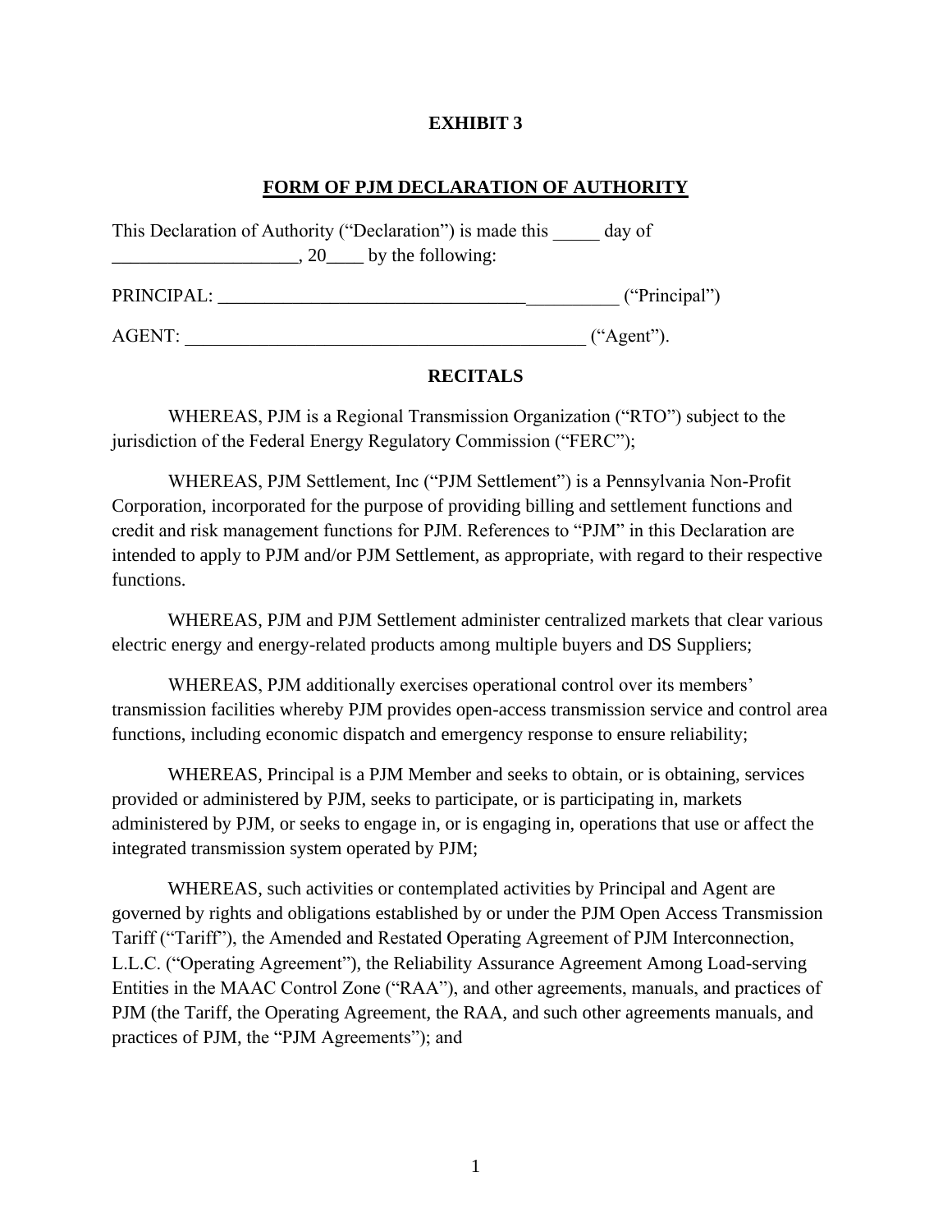**EXHIBIT 3**

**FORM OF PJM DECLARATION OF AUTHORITY**

This Declaration of Authority ("Declaration") is made this _____ day of ____________________, 20____ by the following:

PRINCIPAL: ____________________________________________ ("Principal")

AGENT: ____________________________________________ ("Agent").

**RECITALS**

WHEREAS, PJM is a Regional Transmission Organization ("RTO") subject to the jurisdiction of the Federal Energy Regulatory Commission ("FERC");

WHEREAS, PJM Settlement, Inc ("PJM Settlement") is a Pennsylvania Non-Profit Corporation, incorporated for the purpose of providing billing and settlement functions and credit and risk management functions for PJM. References to "PJM" in this Declaration are intended to apply to PJM and/or PJM Settlement, as appropriate, with regard to their respective functions.

WHEREAS, PJM and PJM Settlement administer centralized markets that clear various electric energy and energy-related products among multiple buyers and DS Suppliers;

WHEREAS, PJM additionally exercises operational control over its members' transmission facilities whereby PJM provides open-access transmission service and control area functions, including economic dispatch and emergency response to ensure reliability;

WHEREAS, Principal is a PJM Member and seeks to obtain, or is obtaining, services provided or administered by PJM, seeks to participate, or is participating in, markets administered by PJM, or seeks to engage in, or is engaging in, operations that use or affect the integrated transmission system operated by PJM;

WHEREAS, such activities or contemplated activities by Principal and Agent are governed by rights and obligations established by or under the PJM Open Access Transmission Tariff ("Tariff"), the Amended and Restated Operating Agreement of PJM Interconnection, L.L.C. ("Operating Agreement"), the Reliability Assurance Agreement Among Load-serving Entities in the MAAC Control Zone ("RAA"), and other agreements, manuals, and practices of PJM (the Tariff, the Operating Agreement, the RAA, and such other agreements manuals, and practices of PJM, the "PJM Agreements"); and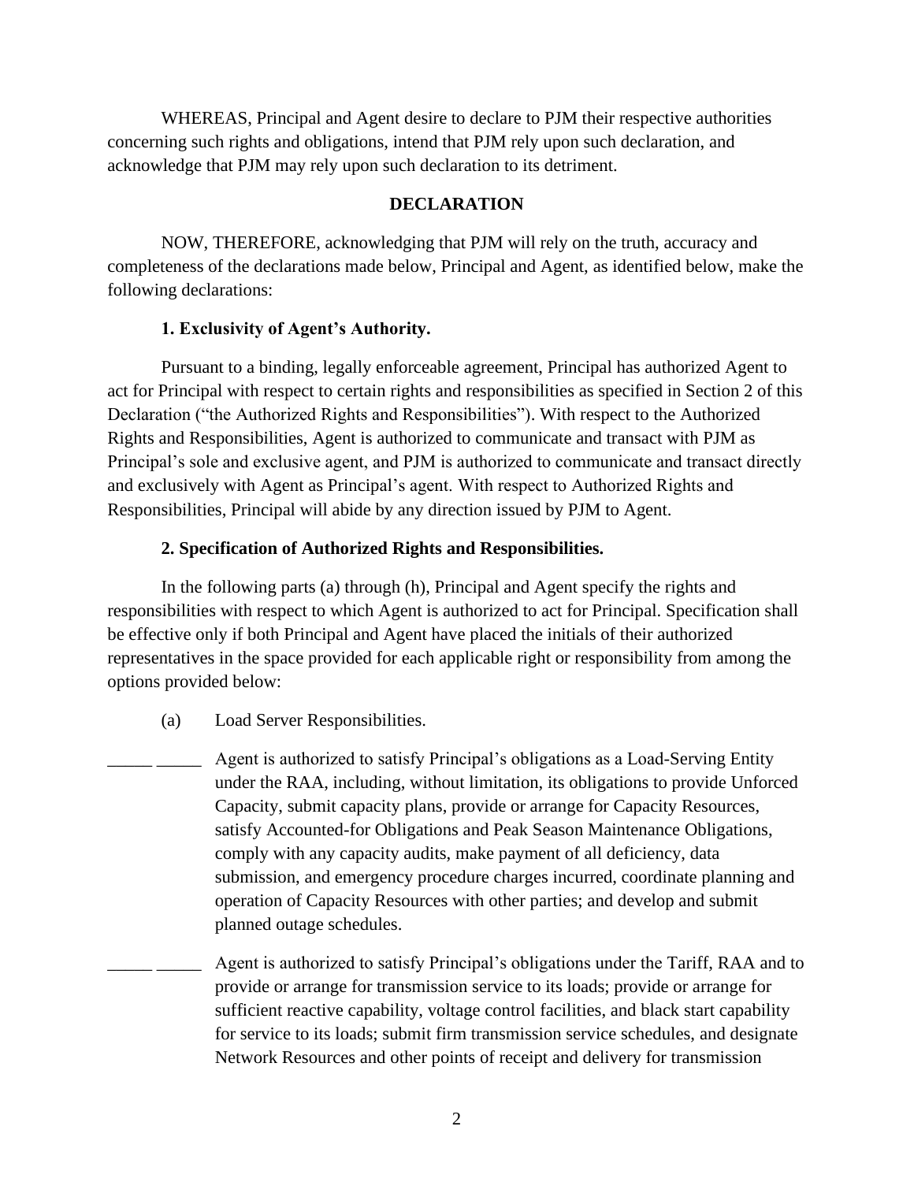WHEREAS, Principal and Agent desire to declare to PJM their respective authorities concerning such rights and obligations, intend that PJM rely upon such declaration, and acknowledge that PJM may rely upon such declaration to its detriment.

**DECLARATION**

NOW, THEREFORE, acknowledging that PJM will rely on the truth, accuracy and completeness of the declarations made below, Principal and Agent, as identified below, make the following declarations:

**1. Exclusivity of Agent's Authority.**

Pursuant to a binding, legally enforceable agreement, Principal has authorized Agent to act for Principal with respect to certain rights and responsibilities as specified in Section 2 of this Declaration ("the Authorized Rights and Responsibilities"). With respect to the Authorized Rights and Responsibilities, Agent is authorized to communicate and transact with PJM as Principal's sole and exclusive agent, and PJM is authorized to communicate and transact directly and exclusively with Agent as Principal's agent. With respect to Authorized Rights and Responsibilities, Principal will abide by any direction issued by PJM to Agent.

**2. Specification of Authorized Rights and Responsibilities.**

In the following parts (a) through (h), Principal and Agent specify the rights and responsibilities with respect to which Agent is authorized to act for Principal. Specification shall be effective only if both Principal and Agent have placed the initials of their authorized representatives in the space provided for each applicable right or responsibility from among the options provided below:

(a) Load Server Responsibilities.

_____ _____ Agent is authorized to satisfy Principal's obligations as a Load-Serving Entity under the RAA, including, without limitation, its obligations to provide Unforced Capacity, submit capacity plans, provide or arrange for Capacity Resources, satisfy Accounted-for Obligations and Peak Season Maintenance Obligations, comply with any capacity audits, make payment of all deficiency, data submission, and emergency procedure charges incurred, coordinate planning and operation of Capacity Resources with other parties; and develop and submit planned outage schedules.

_____ _____ Agent is authorized to satisfy Principal's obligations under the Tariff, RAA and to provide or arrange for transmission service to its loads; provide or arrange for sufficient reactive capability, voltage control facilities, and black start capability for service to its loads; submit firm transmission service schedules, and designate Network Resources and other points of receipt and delivery for transmission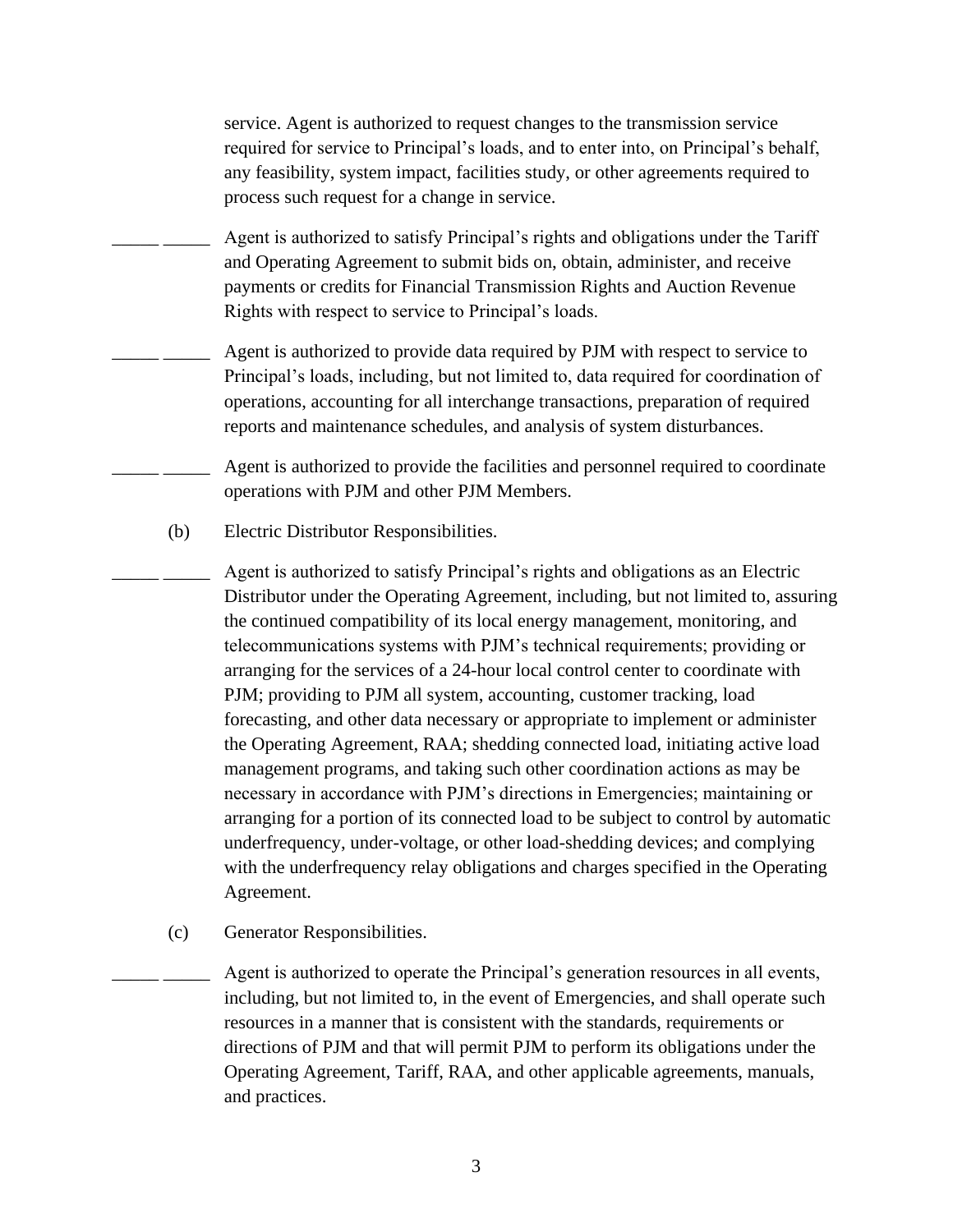service. Agent is authorized to request changes to the transmission service required for service to Principal's loads, and to enter into, on Principal's behalf, any feasibility, system impact, facilities study, or other agreements required to process such request for a change in service.

_____ _____ Agent is authorized to satisfy Principal's rights and obligations under the Tariff and Operating Agreement to submit bids on, obtain, administer, and receive payments or credits for Financial Transmission Rights and Auction Revenue Rights with respect to service to Principal's loads.

_____ _____ Agent is authorized to provide data required by PJM with respect to service to Principal's loads, including, but not limited to, data required for coordination of operations, accounting for all interchange transactions, preparation of required reports and maintenance schedules, and analysis of system disturbances.

_____ _____ Agent is authorized to provide the facilities and personnel required to coordinate operations with PJM and other PJM Members.

(b) Electric Distributor Responsibilities.

_____ _____ Agent is authorized to satisfy Principal's rights and obligations as an Electric Distributor under the Operating Agreement, including, but not limited to, assuring the continued compatibility of its local energy management, monitoring, and telecommunications systems with PJM's technical requirements; providing or arranging for the services of a 24-hour local control center to coordinate with PJM; providing to PJM all system, accounting, customer tracking, load forecasting, and other data necessary or appropriate to implement or administer the Operating Agreement, RAA; shedding connected load, initiating active load management programs, and taking such other coordination actions as may be necessary in accordance with PJM's directions in Emergencies; maintaining or arranging for a portion of its connected load to be subject to control by automatic underfrequency, under-voltage, or other load-shedding devices; and complying with the underfrequency relay obligations and charges specified in the Operating Agreement.

(c) Generator Responsibilities.

_____ _____ Agent is authorized to operate the Principal's generation resources in all events, including, but not limited to, in the event of Emergencies, and shall operate such resources in a manner that is consistent with the standards, requirements or directions of PJM and that will permit PJM to perform its obligations under the Operating Agreement, Tariff, RAA, and other applicable agreements, manuals, and practices.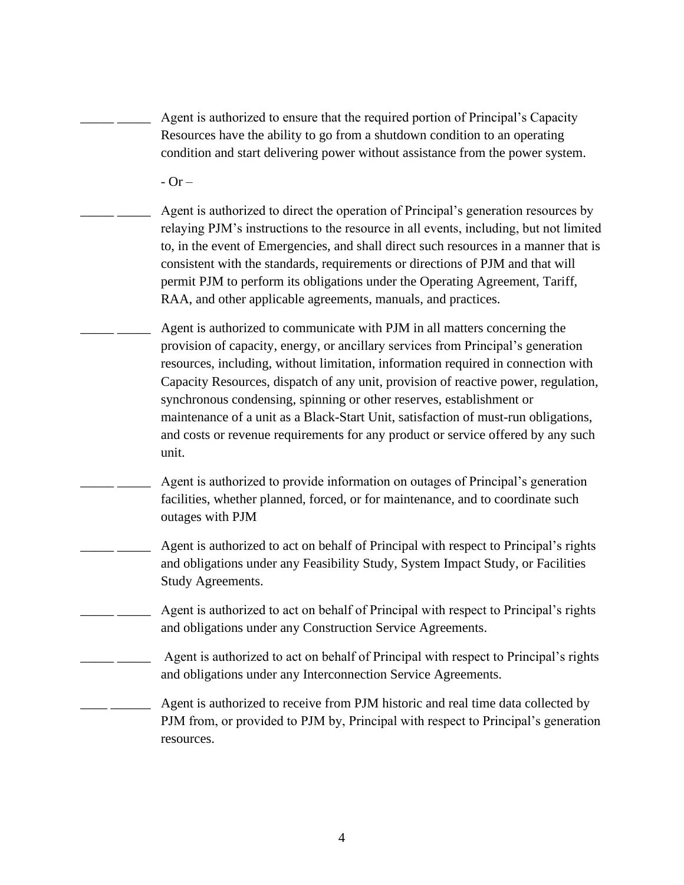\_\_\_\_\_ \_\_\_\_\_ Agent is authorized to ensure that the required portion of Principal's Capacity Resources have the ability to go from a shutdown condition to an operating condition and start delivering power without assistance from the power system.

\- Or –

\_\_\_\_\_ \_\_\_\_\_ Agent is authorized to direct the operation of Principal's generation resources by relaying PJM's instructions to the resource in all events, including, but not limited to, in the event of Emergencies, and shall direct such resources in a manner that is consistent with the standards, requirements or directions of PJM and that will permit PJM to perform its obligations under the Operating Agreement, Tariff, RAA, and other applicable agreements, manuals, and practices.

\_\_\_\_\_ \_\_\_\_\_ Agent is authorized to communicate with PJM in all matters concerning the provision of capacity, energy, or ancillary services from Principal's generation resources, including, without limitation, information required in connection with Capacity Resources, dispatch of any unit, provision of reactive power, regulation, synchronous condensing, spinning or other reserves, establishment or maintenance of a unit as a Black-Start Unit, satisfaction of must-run obligations, and costs or revenue requirements for any product or service offered by any such unit.

\_\_\_\_\_ \_\_\_\_\_ Agent is authorized to provide information on outages of Principal's generation facilities, whether planned, forced, or for maintenance, and to coordinate such outages with PJM

\_\_\_\_\_ \_\_\_\_\_ Agent is authorized to act on behalf of Principal with respect to Principal's rights and obligations under any Feasibility Study, System Impact Study, or Facilities Study Agreements.

\_\_\_\_\_ \_\_\_\_\_ Agent is authorized to act on behalf of Principal with respect to Principal's rights and obligations under any Construction Service Agreements.

\_\_\_\_\_ \_\_\_\_\_ Agent is authorized to act on behalf of Principal with respect to Principal's rights and obligations under any Interconnection Service Agreements.

\_\_\_\_ \_\_\_\_\_\_ Agent is authorized to receive from PJM historic and real time data collected by PJM from, or provided to PJM by, Principal with respect to Principal's generation resources.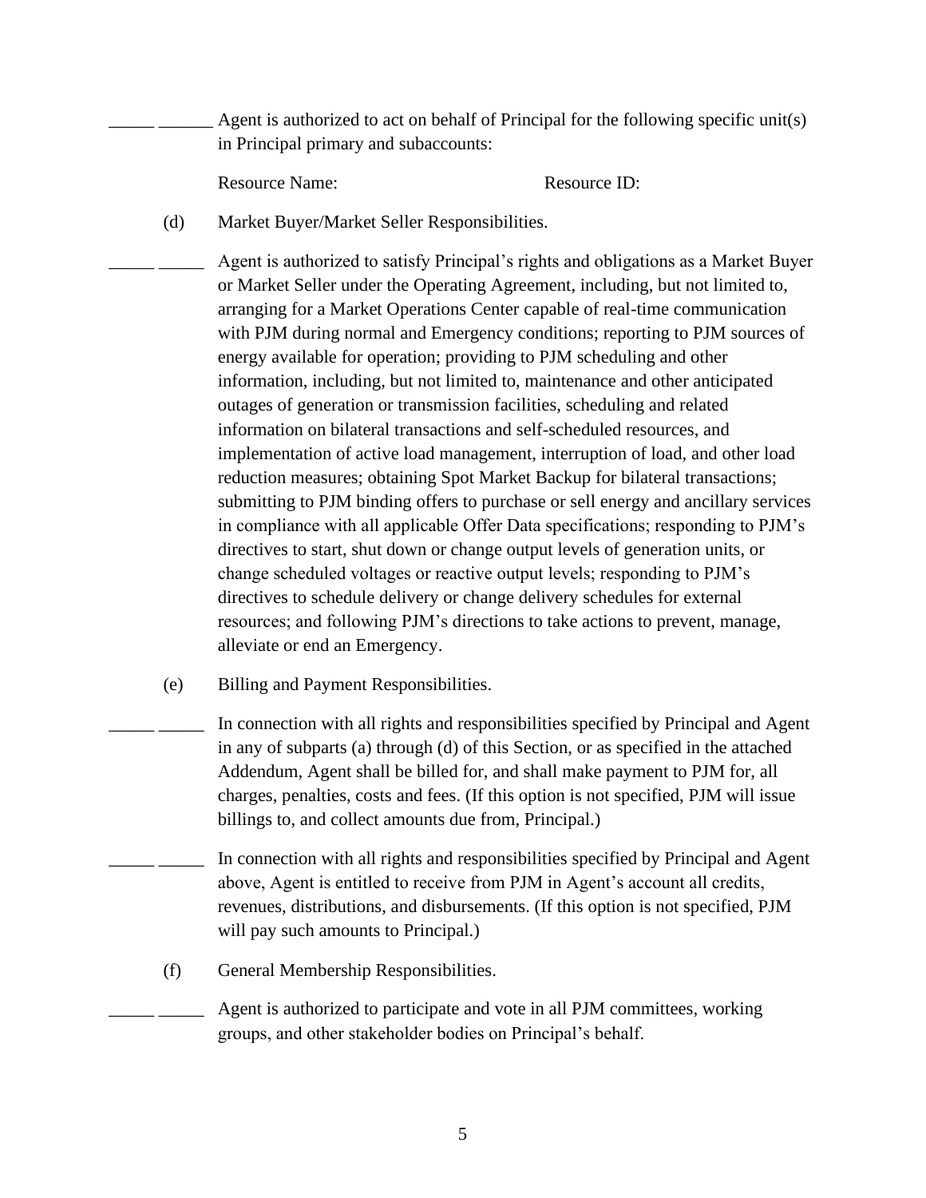_____ ______ Agent is authorized to act on behalf of Principal for the following specific unit(s) in Principal primary and subaccounts:

Resource Name: Resource ID:

(d) Market Buyer/Market Seller Responsibilities.

_____ _____ Agent is authorized to satisfy Principal's rights and obligations as a Market Buyer or Market Seller under the Operating Agreement, including, but not limited to, arranging for a Market Operations Center capable of real-time communication with PJM during normal and Emergency conditions; reporting to PJM sources of energy available for operation; providing to PJM scheduling and other information, including, but not limited to, maintenance and other anticipated outages of generation or transmission facilities, scheduling and related information on bilateral transactions and self-scheduled resources, and implementation of active load management, interruption of load, and other load reduction measures; obtaining Spot Market Backup for bilateral transactions; submitting to PJM binding offers to purchase or sell energy and ancillary services in compliance with all applicable Offer Data specifications; responding to PJM's directives to start, shut down or change output levels of generation units, or change scheduled voltages or reactive output levels; responding to PJM's directives to schedule delivery or change delivery schedules for external resources; and following PJM's directions to take actions to prevent, manage, alleviate or end an Emergency.

(e) Billing and Payment Responsibilities.

_____ _____ In connection with all rights and responsibilities specified by Principal and Agent in any of subparts (a) through (d) of this Section, or as specified in the attached Addendum, Agent shall be billed for, and shall make payment to PJM for, all charges, penalties, costs and fees. (If this option is not specified, PJM will issue billings to, and collect amounts due from, Principal.)

_____ _____ In connection with all rights and responsibilities specified by Principal and Agent above, Agent is entitled to receive from PJM in Agent's account all credits, revenues, distributions, and disbursements. (If this option is not specified, PJM will pay such amounts to Principal.)

(f) General Membership Responsibilities.

_____ _____ Agent is authorized to participate and vote in all PJM committees, working groups, and other stakeholder bodies on Principal's behalf.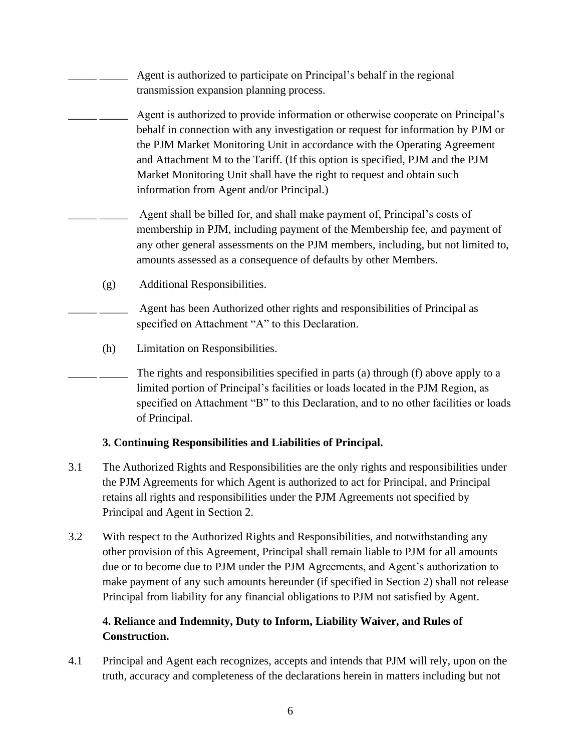_____ _____ Agent is authorized to participate on Principal's behalf in the regional transmission expansion planning process.

_____ _____ Agent is authorized to provide information or otherwise cooperate on Principal's behalf in connection with any investigation or request for information by PJM or the PJM Market Monitoring Unit in accordance with the Operating Agreement and Attachment M to the Tariff. (If this option is specified, PJM and the PJM Market Monitoring Unit shall have the right to request and obtain such information from Agent and/or Principal.)

_____ _____ Agent shall be billed for, and shall make payment of, Principal's costs of membership in PJM, including payment of the Membership fee, and payment of any other general assessments on the PJM members, including, but not limited to, amounts assessed as a consequence of defaults by other Members.

(g) Additional Responsibilities.

_____ _____ Agent has been Authorized other rights and responsibilities of Principal as specified on Attachment "A" to this Declaration.

(h) Limitation on Responsibilities.

_____ _____ The rights and responsibilities specified in parts (a) through (f) above apply to a limited portion of Principal's facilities or loads located in the PJM Region, as specified on Attachment "B" to this Declaration, and to no other facilities or loads of Principal.

**3. Continuing Responsibilities and Liabilities of Principal.**

3.1 The Authorized Rights and Responsibilities are the only rights and responsibilities under the PJM Agreements for which Agent is authorized to act for Principal, and Principal retains all rights and responsibilities under the PJM Agreements not specified by Principal and Agent in Section 2.

3.2 With respect to the Authorized Rights and Responsibilities, and notwithstanding any other provision of this Agreement, Principal shall remain liable to PJM for all amounts due or to become due to PJM under the PJM Agreements, and Agent's authorization to make payment of any such amounts hereunder (if specified in Section 2) shall not release Principal from liability for any financial obligations to PJM not satisfied by Agent.

**4. Reliance and Indemnity, Duty to Inform, Liability Waiver, and Rules of Construction.**

4.1 Principal and Agent each recognizes, accepts and intends that PJM will rely, upon on the truth, accuracy and completeness of the declarations herein in matters including but not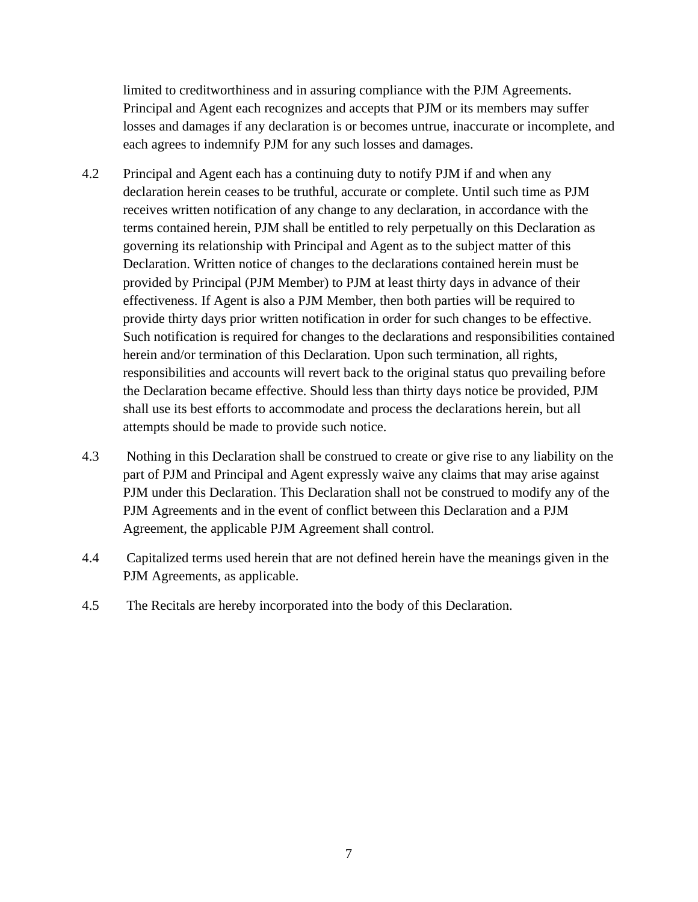limited to creditworthiness and in assuring compliance with the PJM Agreements. Principal and Agent each recognizes and accepts that PJM or its members may suffer losses and damages if any declaration is or becomes untrue, inaccurate or incomplete, and each agrees to indemnify PJM for any such losses and damages.

4.2 Principal and Agent each has a continuing duty to notify PJM if and when any declaration herein ceases to be truthful, accurate or complete. Until such time as PJM receives written notification of any change to any declaration, in accordance with the terms contained herein, PJM shall be entitled to rely perpetually on this Declaration as governing its relationship with Principal and Agent as to the subject matter of this Declaration. Written notice of changes to the declarations contained herein must be provided by Principal (PJM Member) to PJM at least thirty days in advance of their effectiveness. If Agent is also a PJM Member, then both parties will be required to provide thirty days prior written notification in order for such changes to be effective. Such notification is required for changes to the declarations and responsibilities contained herein and/or termination of this Declaration. Upon such termination, all rights, responsibilities and accounts will revert back to the original status quo prevailing before the Declaration became effective. Should less than thirty days notice be provided, PJM shall use its best efforts to accommodate and process the declarations herein, but all attempts should be made to provide such notice.

4.3 Nothing in this Declaration shall be construed to create or give rise to any liability on the part of PJM and Principal and Agent expressly waive any claims that may arise against PJM under this Declaration. This Declaration shall not be construed to modify any of the PJM Agreements and in the event of conflict between this Declaration and a PJM Agreement, the applicable PJM Agreement shall control.

4.4 Capitalized terms used herein that are not defined herein have the meanings given in the PJM Agreements, as applicable.

4.5 The Recitals are hereby incorporated into the body of this Declaration.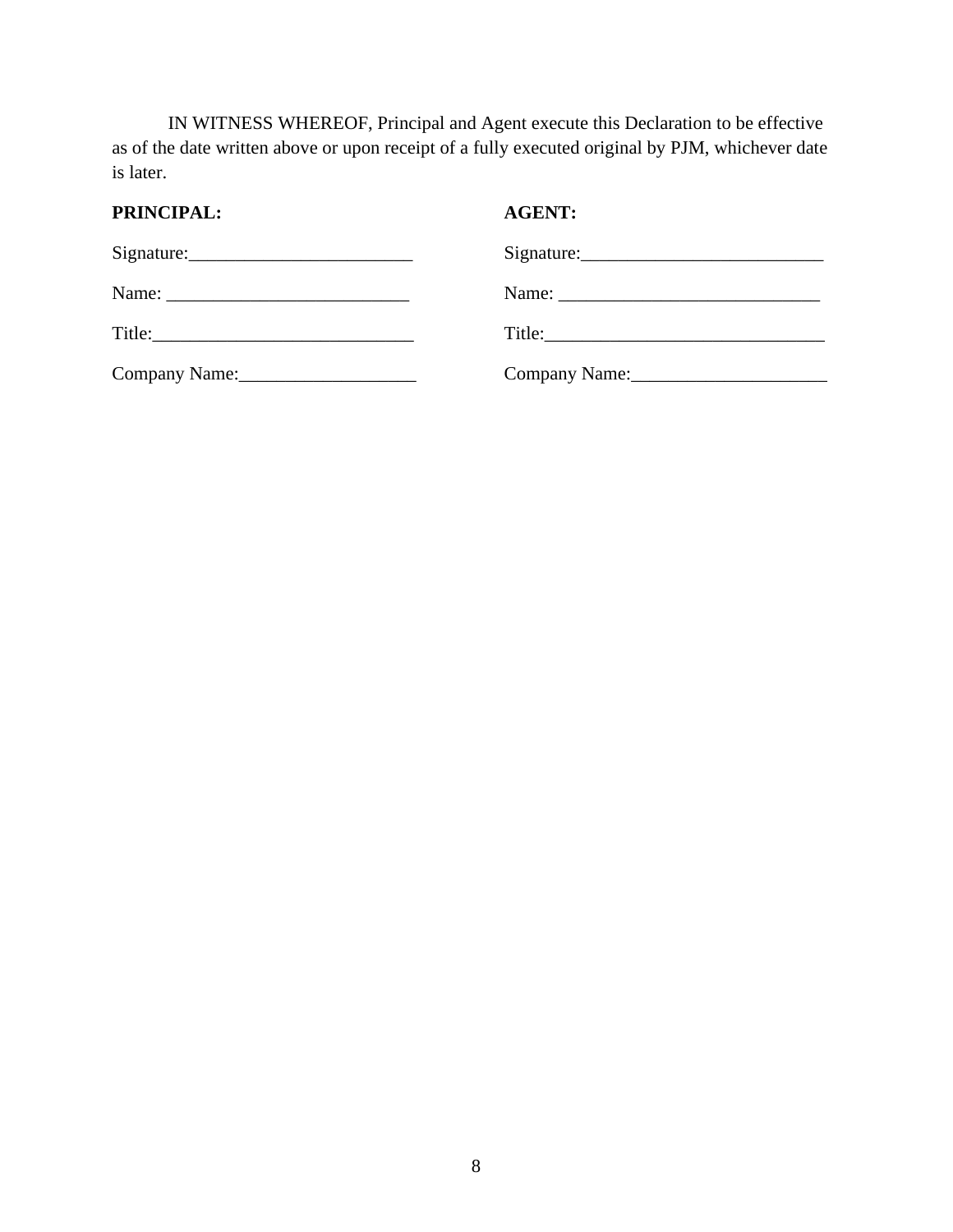IN WITNESS WHEREOF, Principal and Agent execute this Declaration to be effective as of the date written above or upon receipt of a fully executed original by PJM, whichever date is later.

| **PRINCIPAL:** | **AGENT:** |
|---|---|
| Signature:________________________ | Signature:__________________________ |
| Name: __________________________ | Name: ____________________________ |
| Title:____________________________ | Title:_______________________________ |
| Company Name:___________________ | Company Name:_____________________ |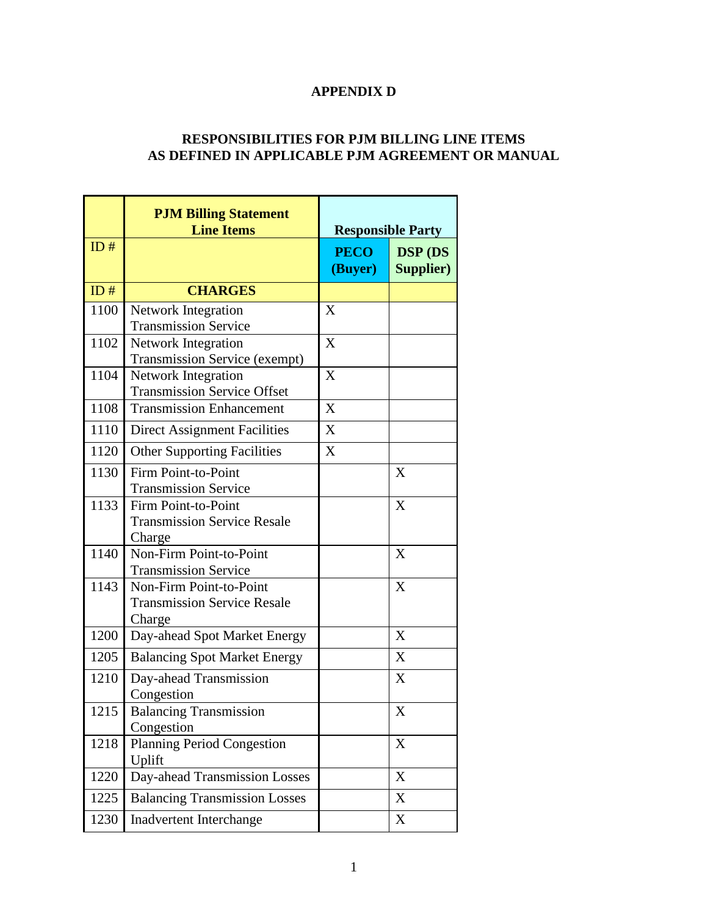**APPENDIX D**

**RESPONSIBILITIES FOR PJM BILLING LINE ITEMS AS DEFINED IN APPLICABLE PJM AGREEMENT OR MANUAL**

| | **PJM Billing Statement Line Items** | **Responsible Party** | |
|---|---|---|---|
| ID # | | **PECO (Buyer)** | **DSP (DS Supplier)** |
| ID # | **CHARGES** | | |
| 1100 | Network Integration Transmission Service | X | |
| 1102 | Network Integration Transmission Service (exempt) | X | |
| 1104 | Network Integration Transmission Service Offset | X | |
| 1108 | Transmission Enhancement | X | |
| 1110 | Direct Assignment Facilities | X | |
| 1120 | Other Supporting Facilities | X | |
| 1130 | Firm Point-to-Point Transmission Service | | X |
| 1133 | Firm Point-to-Point Transmission Service Resale Charge | | X |
| 1140 | Non-Firm Point-to-Point Transmission Service | | X |
| 1143 | Non-Firm Point-to-Point Transmission Service Resale Charge | | X |
| 1200 | Day-ahead Spot Market Energy | | X |
| 1205 | Balancing Spot Market Energy | | X |
| 1210 | Day-ahead Transmission Congestion | | X |
| 1215 | Balancing Transmission Congestion | | X |
| 1218 | Planning Period Congestion Uplift | | X |
| 1220 | Day-ahead Transmission Losses | | X |
| 1225 | Balancing Transmission Losses | | X |
| 1230 | Inadvertent Interchange | | X |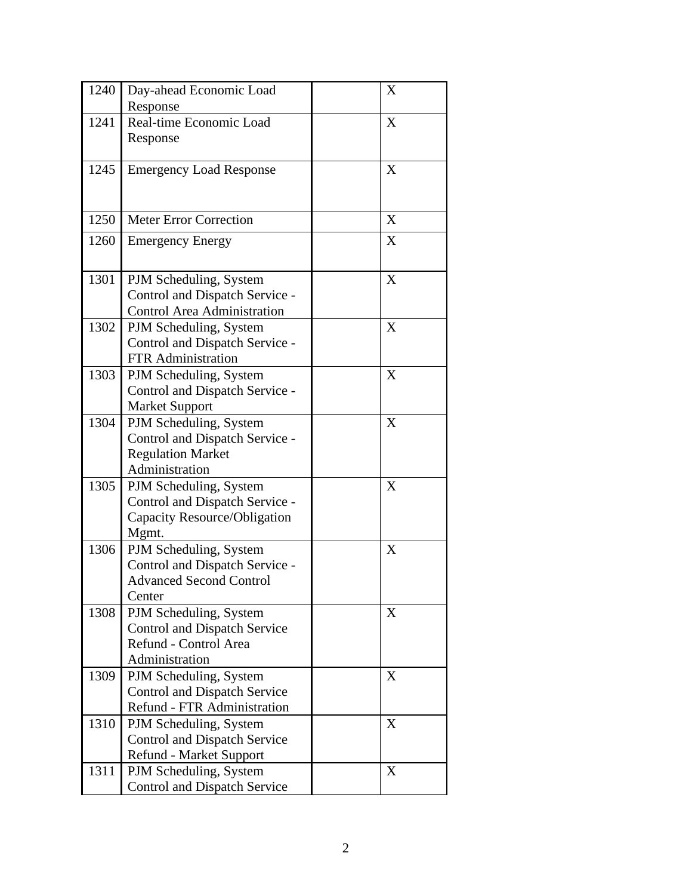| | | | |
|---|---|---|---|
| 1240 | Day-ahead Economic Load Response | | X |
| 1241 | Real-time Economic Load Response | | X |
| 1245 | Emergency Load Response | | X |
| 1250 | Meter Error Correction | | X |
| 1260 | Emergency Energy | | X |
| 1301 | PJM Scheduling, System Control and Dispatch Service - Control Area Administration | | X |
| 1302 | PJM Scheduling, System Control and Dispatch Service - FTR Administration | | X |
| 1303 | PJM Scheduling, System Control and Dispatch Service - Market Support | | X |
| 1304 | PJM Scheduling, System Control and Dispatch Service - Regulation Market Administration | | X |
| 1305 | PJM Scheduling, System Control and Dispatch Service - Capacity Resource/Obligation Mgmt. | | X |
| 1306 | PJM Scheduling, System Control and Dispatch Service - Advanced Second Control Center | | X |
| 1308 | PJM Scheduling, System Control and Dispatch Service Refund - Control Area Administration | | X |
| 1309 | PJM Scheduling, System Control and Dispatch Service Refund - FTR Administration | | X |
| 1310 | PJM Scheduling, System Control and Dispatch Service Refund - Market Support | | X |
| 1311 | PJM Scheduling, System Control and Dispatch Service | | X |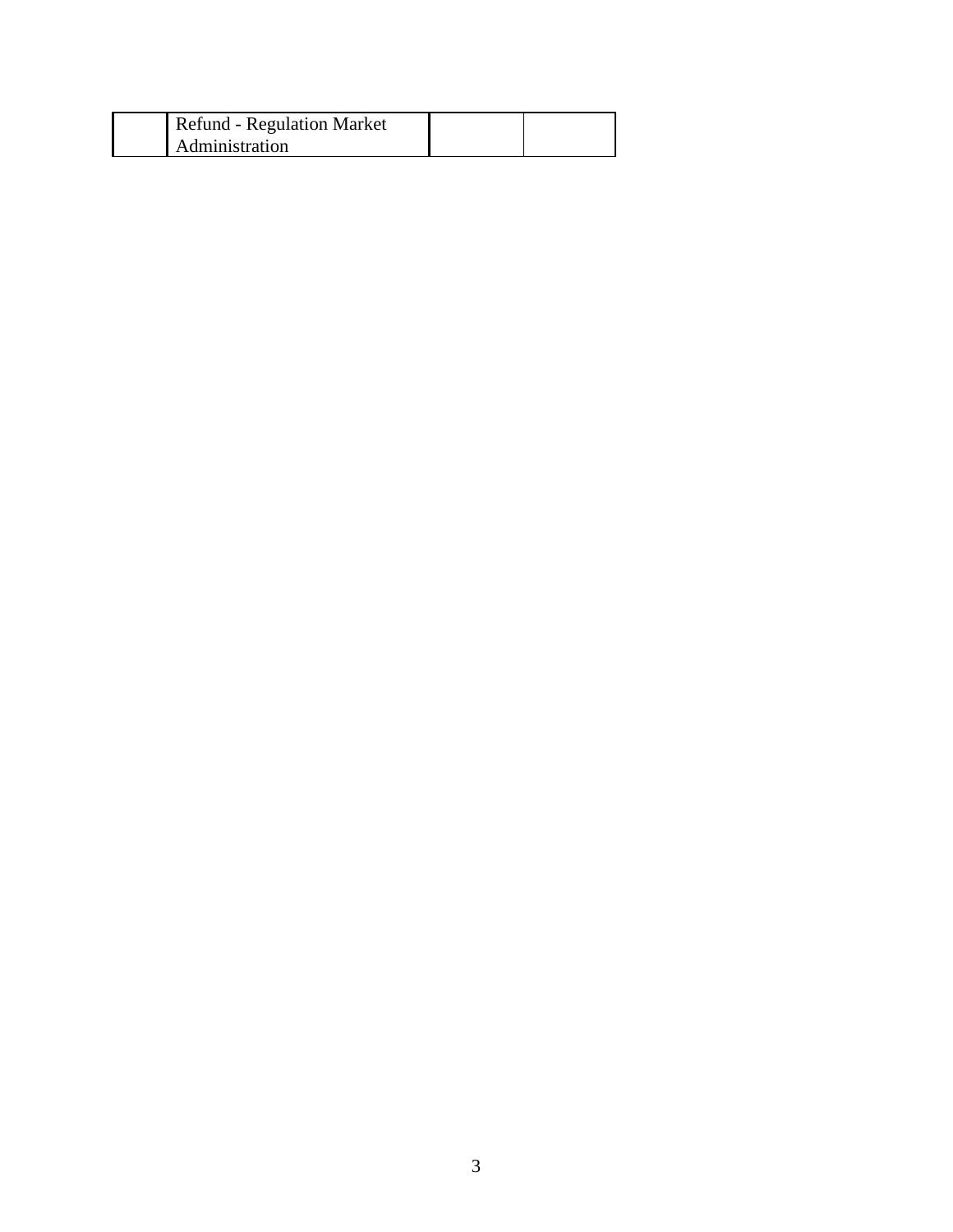|  | Refund - Regulation Market Administration |  |  |
|---|---|---|---|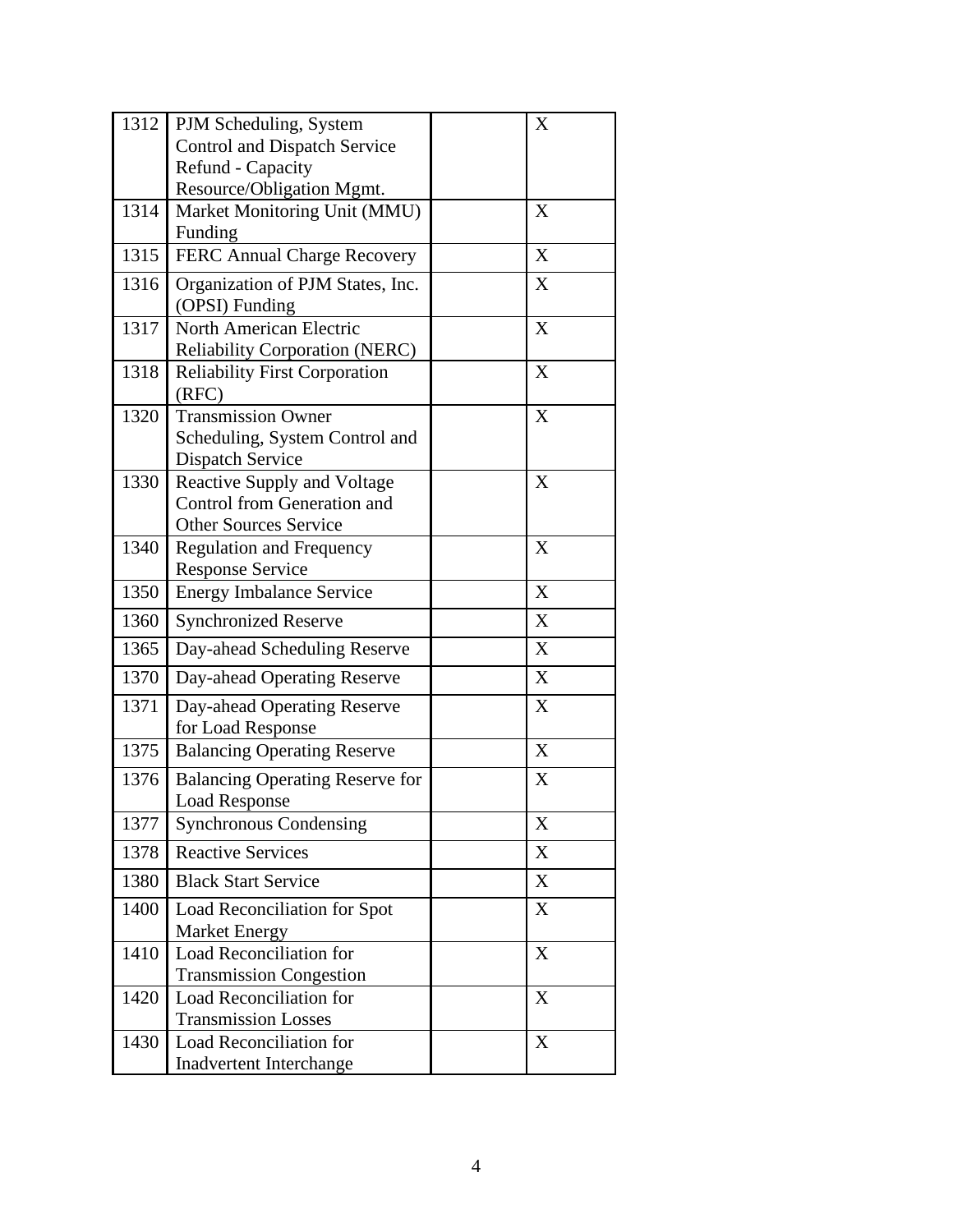| | | | |
|---|---|---|---|
| 1312 | PJM Scheduling, System Control and Dispatch Service Refund - Capacity Resource/Obligation Mgmt. | | X |
| 1314 | Market Monitoring Unit (MMU) Funding | | X |
| 1315 | FERC Annual Charge Recovery | | X |
| 1316 | Organization of PJM States, Inc. (OPSI) Funding | | X |
| 1317 | North American Electric Reliability Corporation (NERC) | | X |
| 1318 | Reliability First Corporation (RFC) | | X |
| 1320 | Transmission Owner Scheduling, System Control and Dispatch Service | | X |
| 1330 | Reactive Supply and Voltage Control from Generation and Other Sources Service | | X |
| 1340 | Regulation and Frequency Response Service | | X |
| 1350 | Energy Imbalance Service | | X |
| 1360 | Synchronized Reserve | | X |
| 1365 | Day-ahead Scheduling Reserve | | X |
| 1370 | Day-ahead Operating Reserve | | X |
| 1371 | Day-ahead Operating Reserve for Load Response | | X |
| 1375 | Balancing Operating Reserve | | X |
| 1376 | Balancing Operating Reserve for Load Response | | X |
| 1377 | Synchronous Condensing | | X |
| 1378 | Reactive Services | | X |
| 1380 | Black Start Service | | X |
| 1400 | Load Reconciliation for Spot Market Energy | | X |
| 1410 | Load Reconciliation for Transmission Congestion | | X |
| 1420 | Load Reconciliation for Transmission Losses | | X |
| 1430 | Load Reconciliation for Inadvertent Interchange | | X |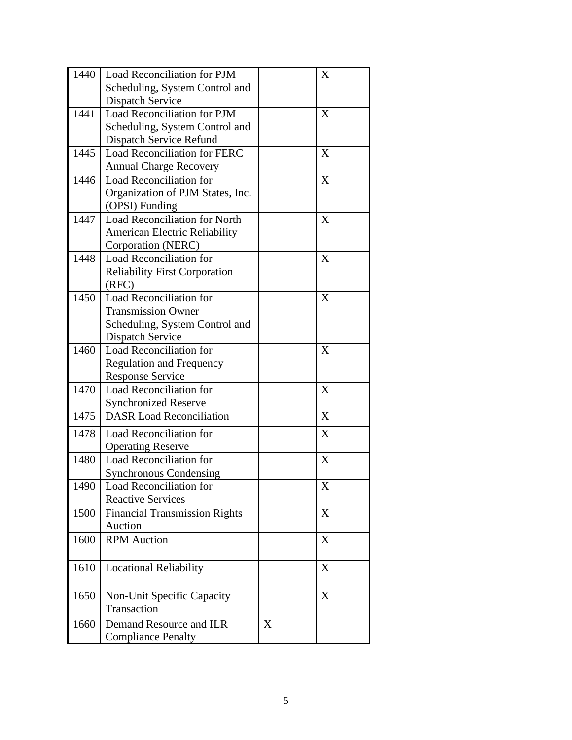| | | | |
|---|---|---|---|
| 1440 | Load Reconciliation for PJM Scheduling, System Control and Dispatch Service | | X |
| 1441 | Load Reconciliation for PJM Scheduling, System Control and Dispatch Service Refund | | X |
| 1445 | Load Reconciliation for FERC Annual Charge Recovery | | X |
| 1446 | Load Reconciliation for Organization of PJM States, Inc. (OPSI) Funding | | X |
| 1447 | Load Reconciliation for North American Electric Reliability Corporation (NERC) | | X |
| 1448 | Load Reconciliation for Reliability First Corporation (RFC) | | X |
| 1450 | Load Reconciliation for Transmission Owner Scheduling, System Control and Dispatch Service | | X |
| 1460 | Load Reconciliation for Regulation and Frequency Response Service | | X |
| 1470 | Load Reconciliation for Synchronized Reserve | | X |
| 1475 | DASR Load Reconciliation | | X |
| 1478 | Load Reconciliation for Operating Reserve | | X |
| 1480 | Load Reconciliation for Synchronous Condensing | | X |
| 1490 | Load Reconciliation for Reactive Services | | X |
| 1500 | Financial Transmission Rights Auction | | X |
| 1600 | RPM Auction | | X |
| 1610 | Locational Reliability | | X |
| 1650 | Non-Unit Specific Capacity Transaction | | X |
| 1660 | Demand Resource and ILR Compliance Penalty | X | |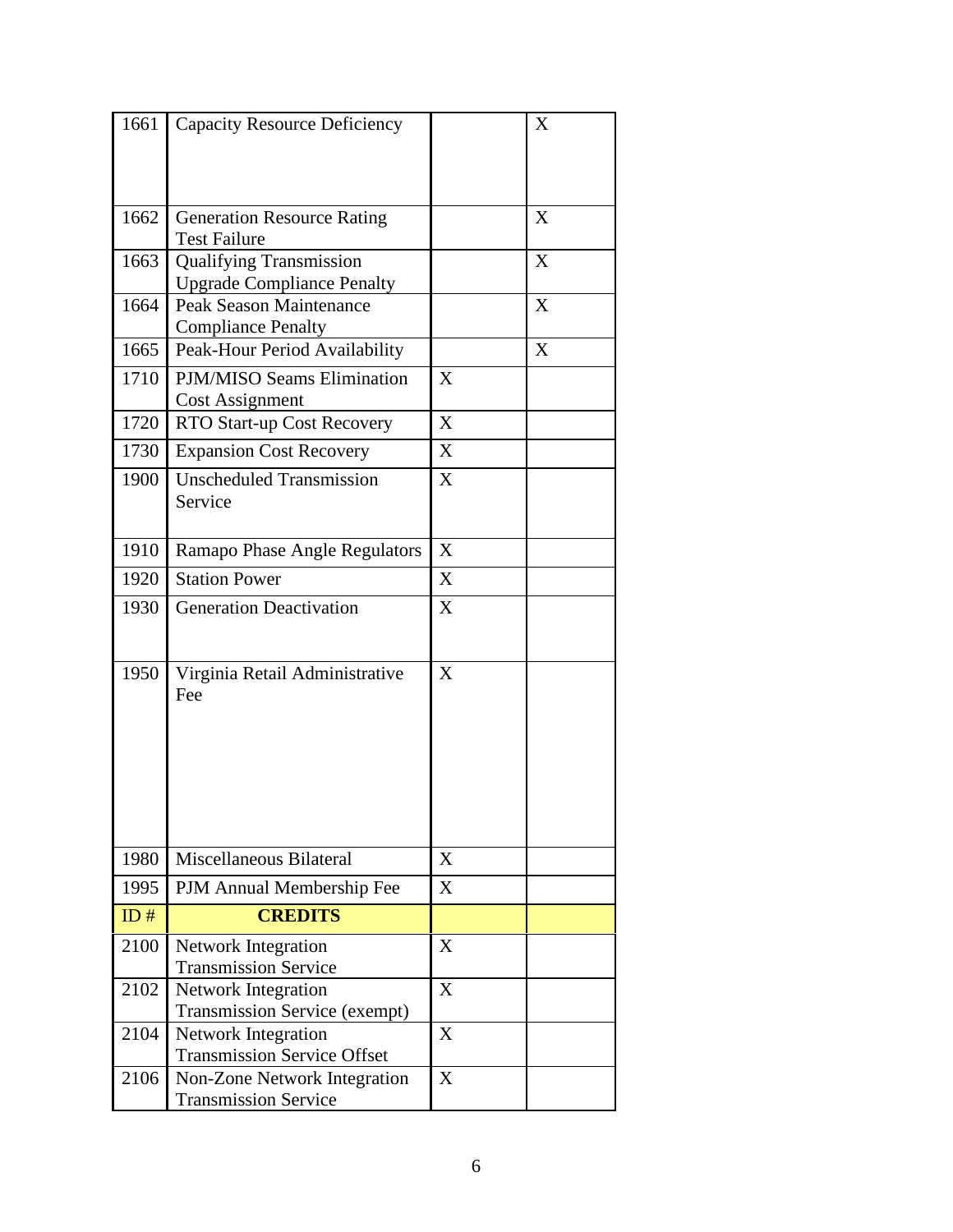| 1661 | Capacity Resource Deficiency | | X |
|---|---|---|---|
| 1662 | Generation Resource Rating Test Failure | | X |
| 1663 | Qualifying Transmission Upgrade Compliance Penalty | | X |
| 1664 | Peak Season Maintenance Compliance Penalty | | X |
| 1665 | Peak-Hour Period Availability | | X |
| 1710 | PJM/MISO Seams Elimination Cost Assignment | X | |
| 1720 | RTO Start-up Cost Recovery | X | |
| 1730 | Expansion Cost Recovery | X | |
| 1900 | Unscheduled Transmission Service | X | |
| 1910 | Ramapo Phase Angle Regulators | X | |
| 1920 | Station Power | X | |
| 1930 | Generation Deactivation | X | |
| 1950 | Virginia Retail Administrative Fee | X | |
| 1980 | Miscellaneous Bilateral | X | |
| 1995 | PJM Annual Membership Fee | X | |
| ID # | **CREDITS** | | |
| 2100 | Network Integration Transmission Service | X | |
| 2102 | Network Integration Transmission Service (exempt) | X | |
| 2104 | Network Integration Transmission Service Offset | X | |
| 2106 | Non-Zone Network Integration Transmission Service | X | |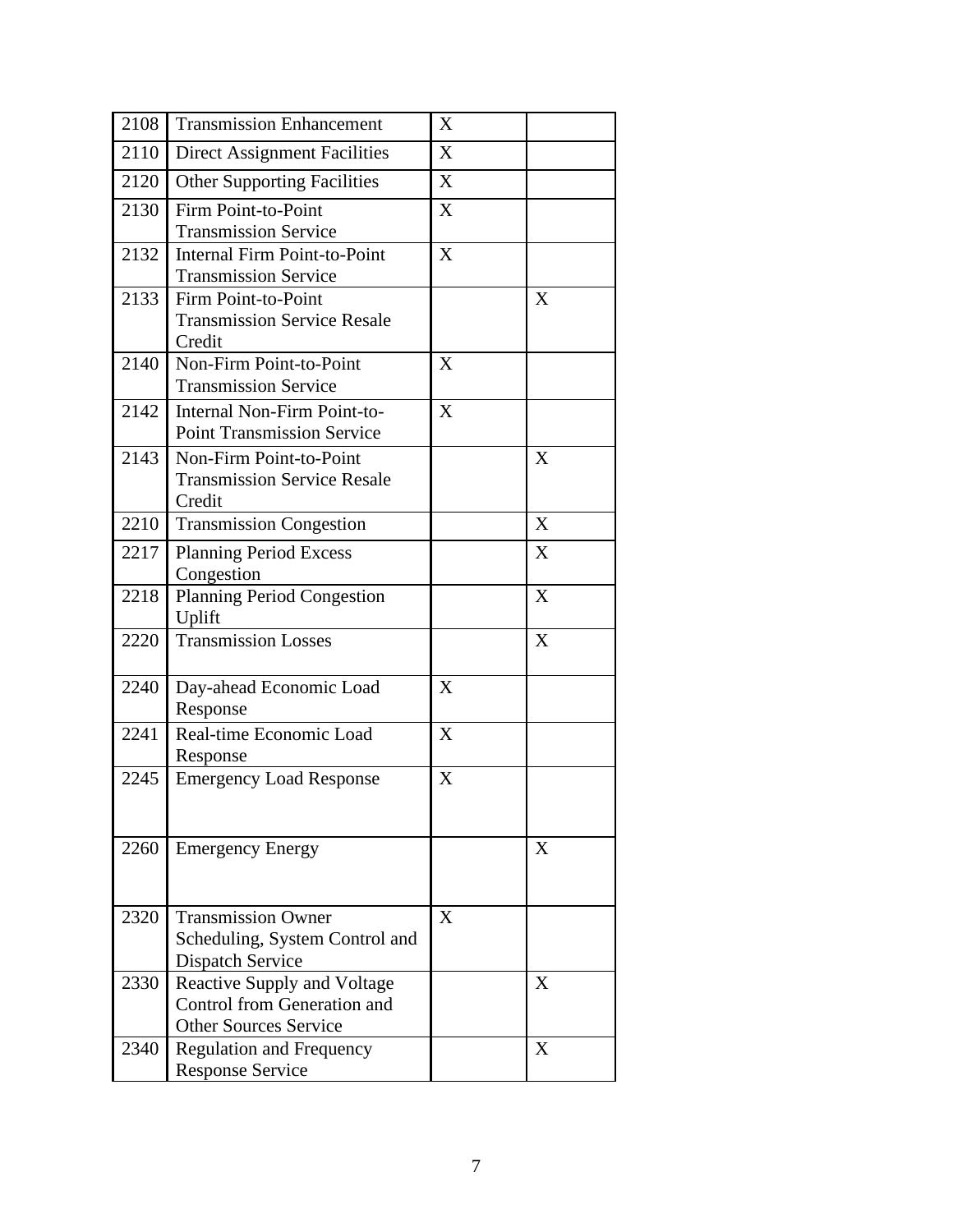| | | | |
|---|---|---|---|
| 2108 | Transmission Enhancement | X | |
| 2110 | Direct Assignment Facilities | X | |
| 2120 | Other Supporting Facilities | X | |
| 2130 | Firm Point-to-Point Transmission Service | X | |
| 2132 | Internal Firm Point-to-Point Transmission Service | X | |
| 2133 | Firm Point-to-Point Transmission Service Resale Credit | | X |
| 2140 | Non-Firm Point-to-Point Transmission Service | X | |
| 2142 | Internal Non-Firm Point-to-Point Transmission Service | X | |
| 2143 | Non-Firm Point-to-Point Transmission Service Resale Credit | | X |
| 2210 | Transmission Congestion | | X |
| 2217 | Planning Period Excess Congestion | | X |
| 2218 | Planning Period Congestion Uplift | | X |
| 2220 | Transmission Losses | | X |
| 2240 | Day-ahead Economic Load Response | X | |
| 2241 | Real-time Economic Load Response | X | |
| 2245 | Emergency Load Response | X | |
| 2260 | Emergency Energy | | X |
| 2320 | Transmission Owner Scheduling, System Control and Dispatch Service | X | |
| 2330 | Reactive Supply and Voltage Control from Generation and Other Sources Service | | X |
| 2340 | Regulation and Frequency Response Service | | X |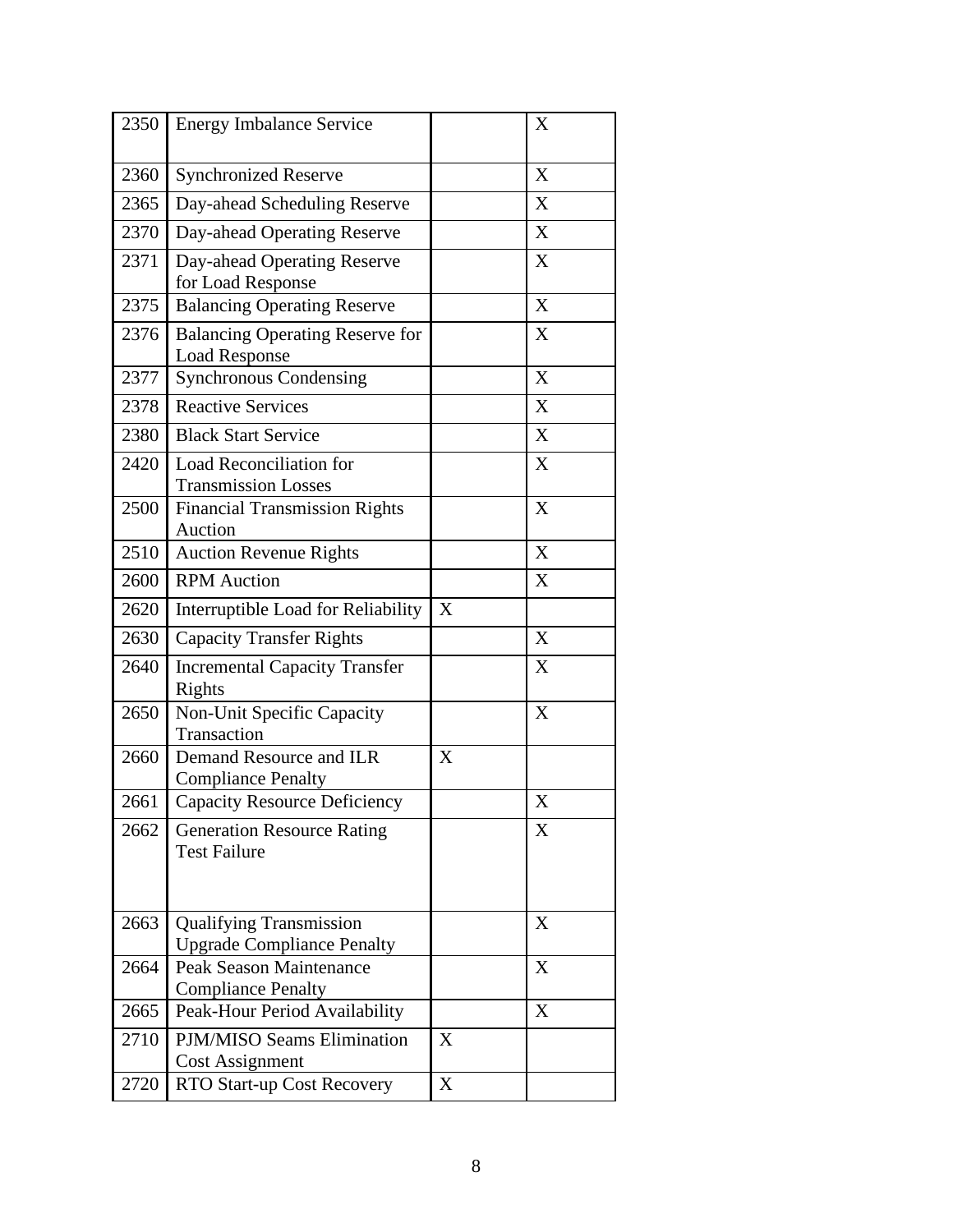| | | | |
|---|---|---|---|
| 2350 | Energy Imbalance Service | | X |
| 2360 | Synchronized Reserve | | X |
| 2365 | Day-ahead Scheduling Reserve | | X |
| 2370 | Day-ahead Operating Reserve | | X |
| 2371 | Day-ahead Operating Reserve for Load Response | | X |
| 2375 | Balancing Operating Reserve | | X |
| 2376 | Balancing Operating Reserve for Load Response | | X |
| 2377 | Synchronous Condensing | | X |
| 2378 | Reactive Services | | X |
| 2380 | Black Start Service | | X |
| 2420 | Load Reconciliation for Transmission Losses | | X |
| 2500 | Financial Transmission Rights Auction | | X |
| 2510 | Auction Revenue Rights | | X |
| 2600 | RPM Auction | | X |
| 2620 | Interruptible Load for Reliability | X | |
| 2630 | Capacity Transfer Rights | | X |
| 2640 | Incremental Capacity Transfer Rights | | X |
| 2650 | Non-Unit Specific Capacity Transaction | | X |
| 2660 | Demand Resource and ILR Compliance Penalty | X | |
| 2661 | Capacity Resource Deficiency | | X |
| 2662 | Generation Resource Rating Test Failure | | X |
| 2663 | Qualifying Transmission Upgrade Compliance Penalty | | X |
| 2664 | Peak Season Maintenance Compliance Penalty | | X |
| 2665 | Peak-Hour Period Availability | | X |
| 2710 | PJM/MISO Seams Elimination Cost Assignment | X | |
| 2720 | RTO Start-up Cost Recovery | X | |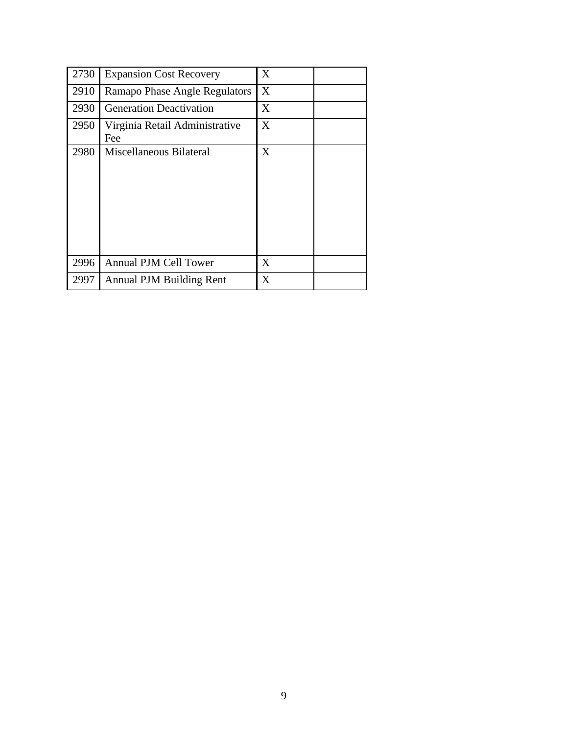| 2730 | Expansion Cost Recovery | X | |
|---|---|---|---|
| 2910 | Ramapo Phase Angle Regulators | X | |
| 2930 | Generation Deactivation | X | |
| 2950 | Virginia Retail Administrative Fee | X | |
| 2980 | Miscellaneous Bilateral | X | |
| 2996 | Annual PJM Cell Tower | X | |
| 2997 | Annual PJM Building Rent | X | |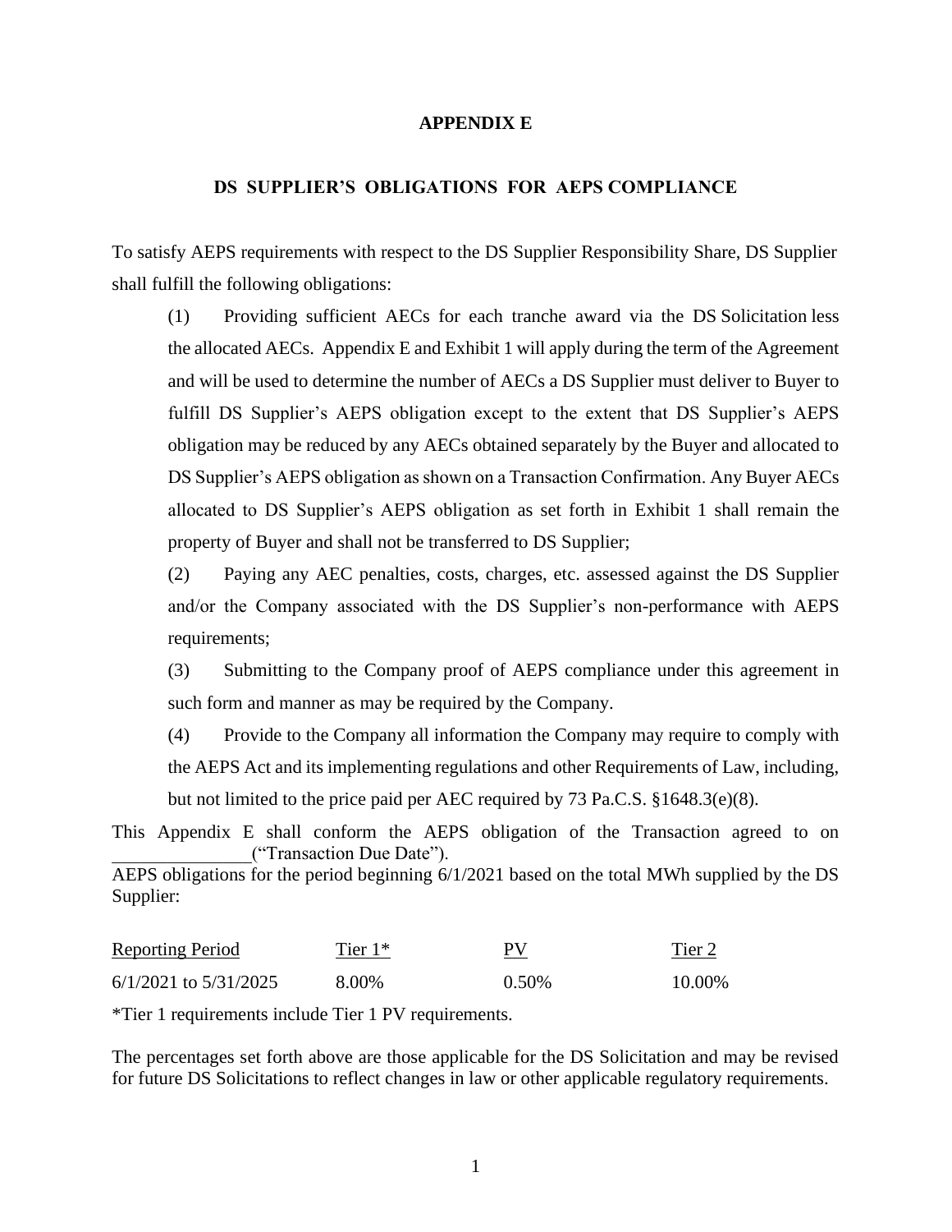# APPENDIX E

## DS SUPPLIER'S OBLIGATIONS FOR AEPS COMPLIANCE

To satisfy AEPS requirements with respect to the DS Supplier Responsibility Share, DS Supplier shall fulfill the following obligations:

(1) Providing sufficient AECs for each tranche award via the DS Solicitation less the allocated AECs. Appendix E and Exhibit 1 will apply during the term of the Agreement and will be used to determine the number of AECs a DS Supplier must deliver to Buyer to fulfill DS Supplier's AEPS obligation except to the extent that DS Supplier's AEPS obligation may be reduced by any AECs obtained separately by the Buyer and allocated to DS Supplier's AEPS obligation as shown on a Transaction Confirmation. Any Buyer AECs allocated to DS Supplier's AEPS obligation as set forth in Exhibit 1 shall remain the property of Buyer and shall not be transferred to DS Supplier;

(2) Paying any AEC penalties, costs, charges, etc. assessed against the DS Supplier and/or the Company associated with the DS Supplier's non-performance with AEPS requirements;

(3) Submitting to the Company proof of AEPS compliance under this agreement in such form and manner as may be required by the Company.

(4) Provide to the Company all information the Company may require to comply with the AEPS Act and its implementing regulations and other Requirements of Law, including, but not limited to the price paid per AEC required by 73 Pa.C.S. §1648.3(e)(8).

This Appendix E shall conform the AEPS obligation of the Transaction agreed to on \_\_\_\_\_\_\_\_\_\_\_\_\_\_\_("Transaction Due Date").

AEPS obligations for the period beginning 6/1/2021 based on the total MWh supplied by the DS Supplier:

| Reporting Period | Tier 1* | PV | Tier 2 |
|---|---|---|---|
| 6/1/2021 to 5/31/2025 | 8.00% | 0.50% | 10.00% |

*Tier 1 requirements include Tier 1 PV requirements.

The percentages set forth above are those applicable for the DS Solicitation and may be revised for future DS Solicitations to reflect changes in law or other applicable regulatory requirements.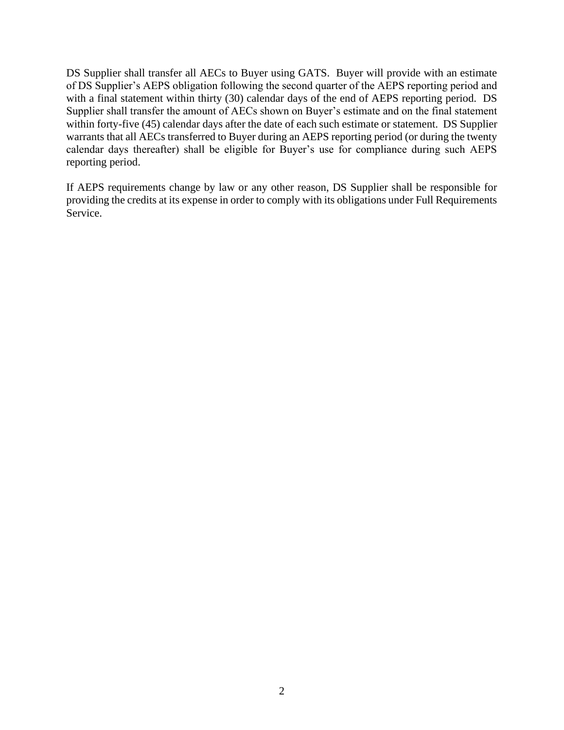DS Supplier shall transfer all AECs to Buyer using GATS. Buyer will provide with an estimate of DS Supplier's AEPS obligation following the second quarter of the AEPS reporting period and with a final statement within thirty (30) calendar days of the end of AEPS reporting period. DS Supplier shall transfer the amount of AECs shown on Buyer's estimate and on the final statement within forty-five (45) calendar days after the date of each such estimate or statement. DS Supplier warrants that all AECs transferred to Buyer during an AEPS reporting period (or during the twenty calendar days thereafter) shall be eligible for Buyer's use for compliance during such AEPS reporting period.

If AEPS requirements change by law or any other reason, DS Supplier shall be responsible for providing the credits at its expense in order to comply with its obligations under Full Requirements Service.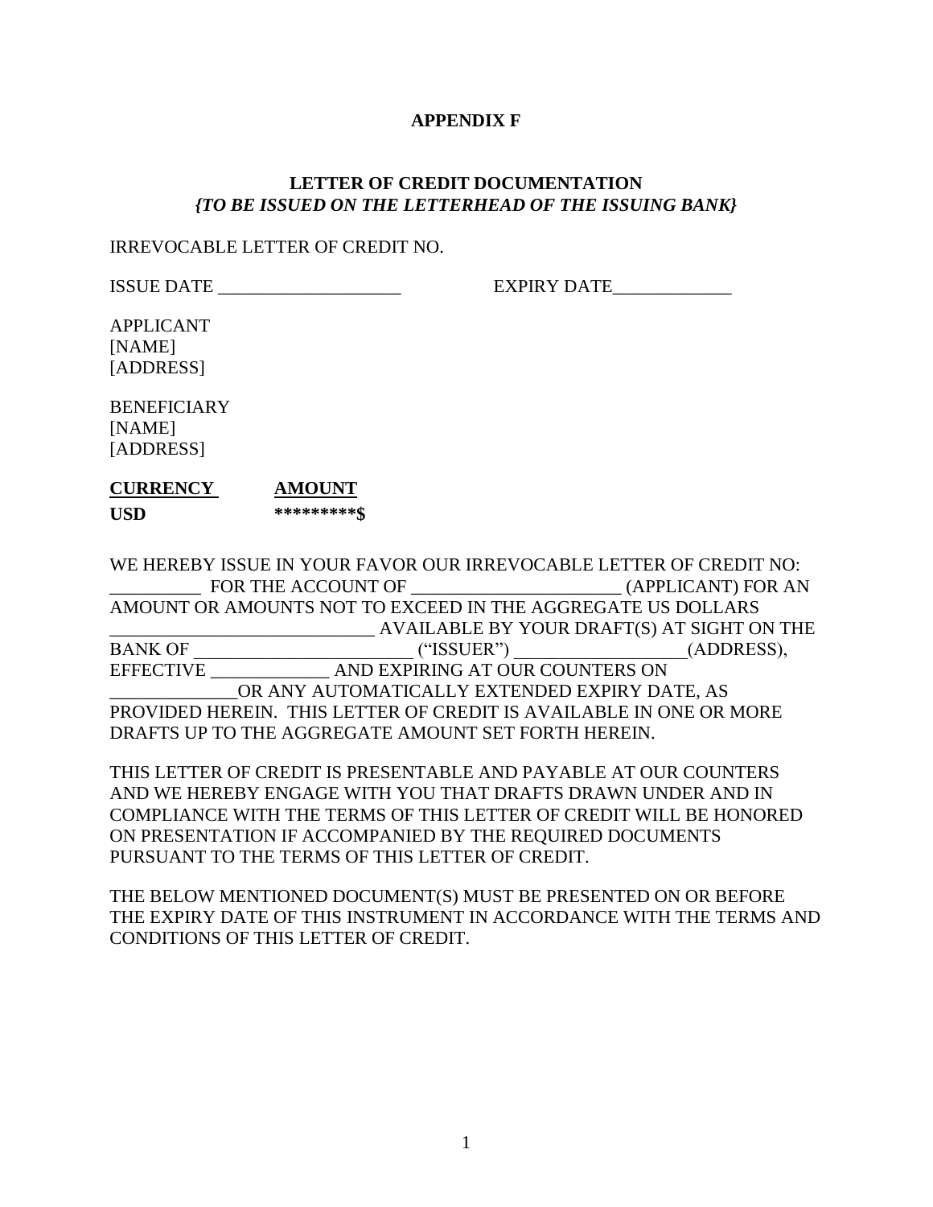**APPENDIX F**

**LETTER OF CREDIT DOCUMENTATION**
***{TO BE ISSUED ON THE LETTERHEAD OF THE ISSUING BANK}***

IRREVOCABLE LETTER OF CREDIT NO.

ISSUE DATE ____________________ EXPIRY DATE_____________

APPLICANT
[NAME]
[ADDRESS]

BENEFICIARY
[NAME]
[ADDRESS]

| **CURRENCY** | **AMOUNT** |
|---|---|
| **USD** | *********$ |

WE HEREBY ISSUE IN YOUR FAVOR OUR IRREVOCABLE LETTER OF CREDIT NO: __________ FOR THE ACCOUNT OF _______________________ (APPLICANT) FOR AN AMOUNT OR AMOUNTS NOT TO EXCEED IN THE AGGREGATE US DOLLARS _____________________________ AVAILABLE BY YOUR DRAFT(S) AT SIGHT ON THE BANK OF _______________________ ("ISSUER") __________________(ADDRESS), EFFECTIVE _____________ AND EXPIRING AT OUR COUNTERS ON ______________OR ANY AUTOMATICALLY EXTENDED EXPIRY DATE, AS PROVIDED HEREIN. THIS LETTER OF CREDIT IS AVAILABLE IN ONE OR MORE DRAFTS UP TO THE AGGREGATE AMOUNT SET FORTH HEREIN.

THIS LETTER OF CREDIT IS PRESENTABLE AND PAYABLE AT OUR COUNTERS AND WE HEREBY ENGAGE WITH YOU THAT DRAFTS DRAWN UNDER AND IN COMPLIANCE WITH THE TERMS OF THIS LETTER OF CREDIT WILL BE HONORED ON PRESENTATION IF ACCOMPANIED BY THE REQUIRED DOCUMENTS PURSUANT TO THE TERMS OF THIS LETTER OF CREDIT.

THE BELOW MENTIONED DOCUMENT(S) MUST BE PRESENTED ON OR BEFORE THE EXPIRY DATE OF THIS INSTRUMENT IN ACCORDANCE WITH THE TERMS AND CONDITIONS OF THIS LETTER OF CREDIT.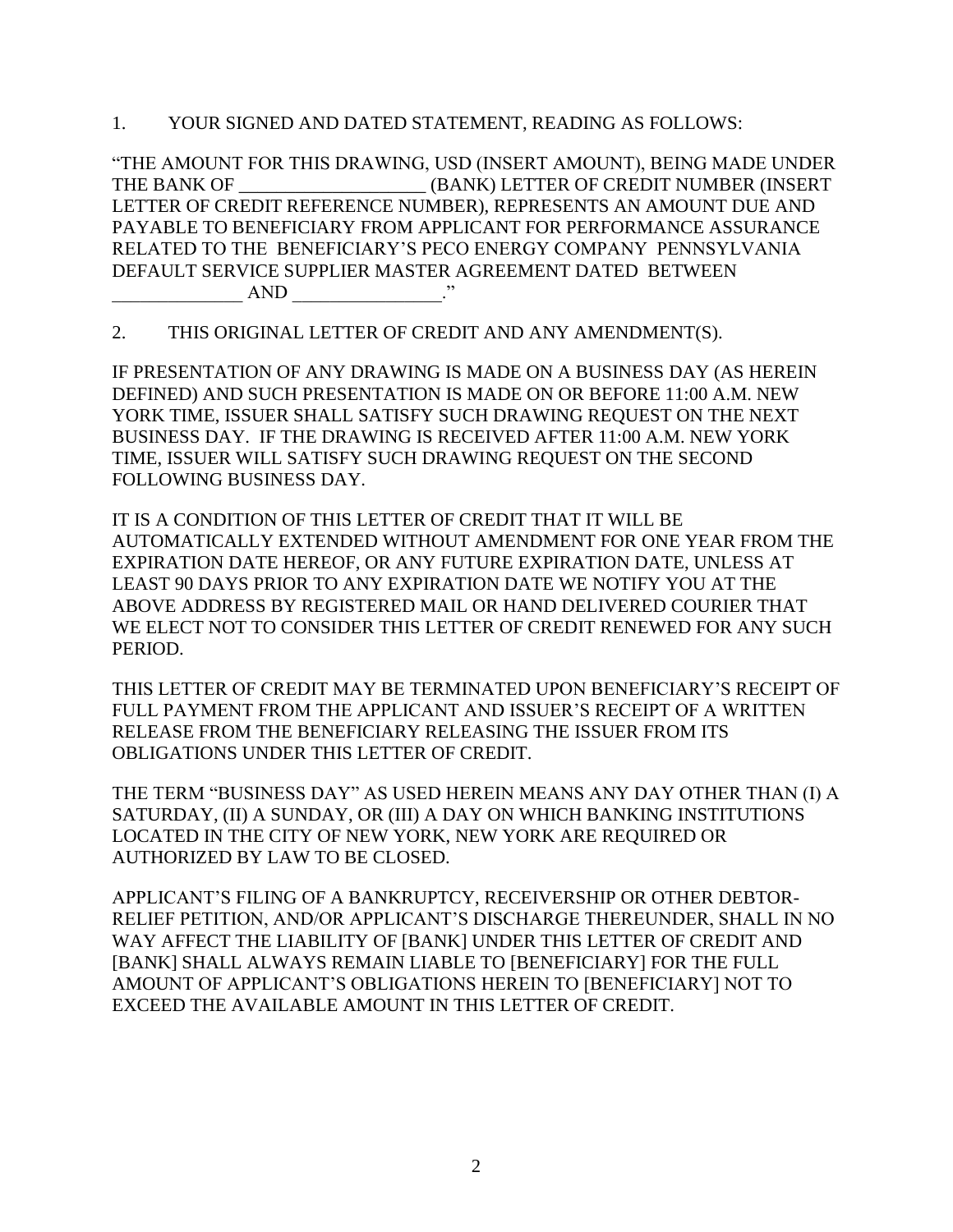1. YOUR SIGNED AND DATED STATEMENT, READING AS FOLLOWS:

"THE AMOUNT FOR THIS DRAWING, USD (INSERT AMOUNT), BEING MADE UNDER THE BANK OF ____________________ (BANK) LETTER OF CREDIT NUMBER (INSERT LETTER OF CREDIT REFERENCE NUMBER), REPRESENTS AN AMOUNT DUE AND PAYABLE TO BENEFICIARY FROM APPLICANT FOR PERFORMANCE ASSURANCE RELATED TO THE BENEFICIARY'S PECO ENERGY COMPANY PENNSYLVANIA DEFAULT SERVICE SUPPLIER MASTER AGREEMENT DATED BETWEEN ______________ AND ________________."

2. THIS ORIGINAL LETTER OF CREDIT AND ANY AMENDMENT(S).

IF PRESENTATION OF ANY DRAWING IS MADE ON A BUSINESS DAY (AS HEREIN DEFINED) AND SUCH PRESENTATION IS MADE ON OR BEFORE 11:00 A.M. NEW YORK TIME, ISSUER SHALL SATISFY SUCH DRAWING REQUEST ON THE NEXT BUSINESS DAY. IF THE DRAWING IS RECEIVED AFTER 11:00 A.M. NEW YORK TIME, ISSUER WILL SATISFY SUCH DRAWING REQUEST ON THE SECOND FOLLOWING BUSINESS DAY.

IT IS A CONDITION OF THIS LETTER OF CREDIT THAT IT WILL BE AUTOMATICALLY EXTENDED WITHOUT AMENDMENT FOR ONE YEAR FROM THE EXPIRATION DATE HEREOF, OR ANY FUTURE EXPIRATION DATE, UNLESS AT LEAST 90 DAYS PRIOR TO ANY EXPIRATION DATE WE NOTIFY YOU AT THE ABOVE ADDRESS BY REGISTERED MAIL OR HAND DELIVERED COURIER THAT WE ELECT NOT TO CONSIDER THIS LETTER OF CREDIT RENEWED FOR ANY SUCH PERIOD.

THIS LETTER OF CREDIT MAY BE TERMINATED UPON BENEFICIARY'S RECEIPT OF FULL PAYMENT FROM THE APPLICANT AND ISSUER'S RECEIPT OF A WRITTEN RELEASE FROM THE BENEFICIARY RELEASING THE ISSUER FROM ITS OBLIGATIONS UNDER THIS LETTER OF CREDIT.

THE TERM "BUSINESS DAY" AS USED HEREIN MEANS ANY DAY OTHER THAN (I) A SATURDAY, (II) A SUNDAY, OR (III) A DAY ON WHICH BANKING INSTITUTIONS LOCATED IN THE CITY OF NEW YORK, NEW YORK ARE REQUIRED OR AUTHORIZED BY LAW TO BE CLOSED.

APPLICANT'S FILING OF A BANKRUPTCY, RECEIVERSHIP OR OTHER DEBTOR-RELIEF PETITION, AND/OR APPLICANT'S DISCHARGE THEREUNDER, SHALL IN NO WAY AFFECT THE LIABILITY OF [BANK] UNDER THIS LETTER OF CREDIT AND [BANK] SHALL ALWAYS REMAIN LIABLE TO [BENEFICIARY] FOR THE FULL AMOUNT OF APPLICANT'S OBLIGATIONS HEREIN TO [BENEFICIARY] NOT TO EXCEED THE AVAILABLE AMOUNT IN THIS LETTER OF CREDIT.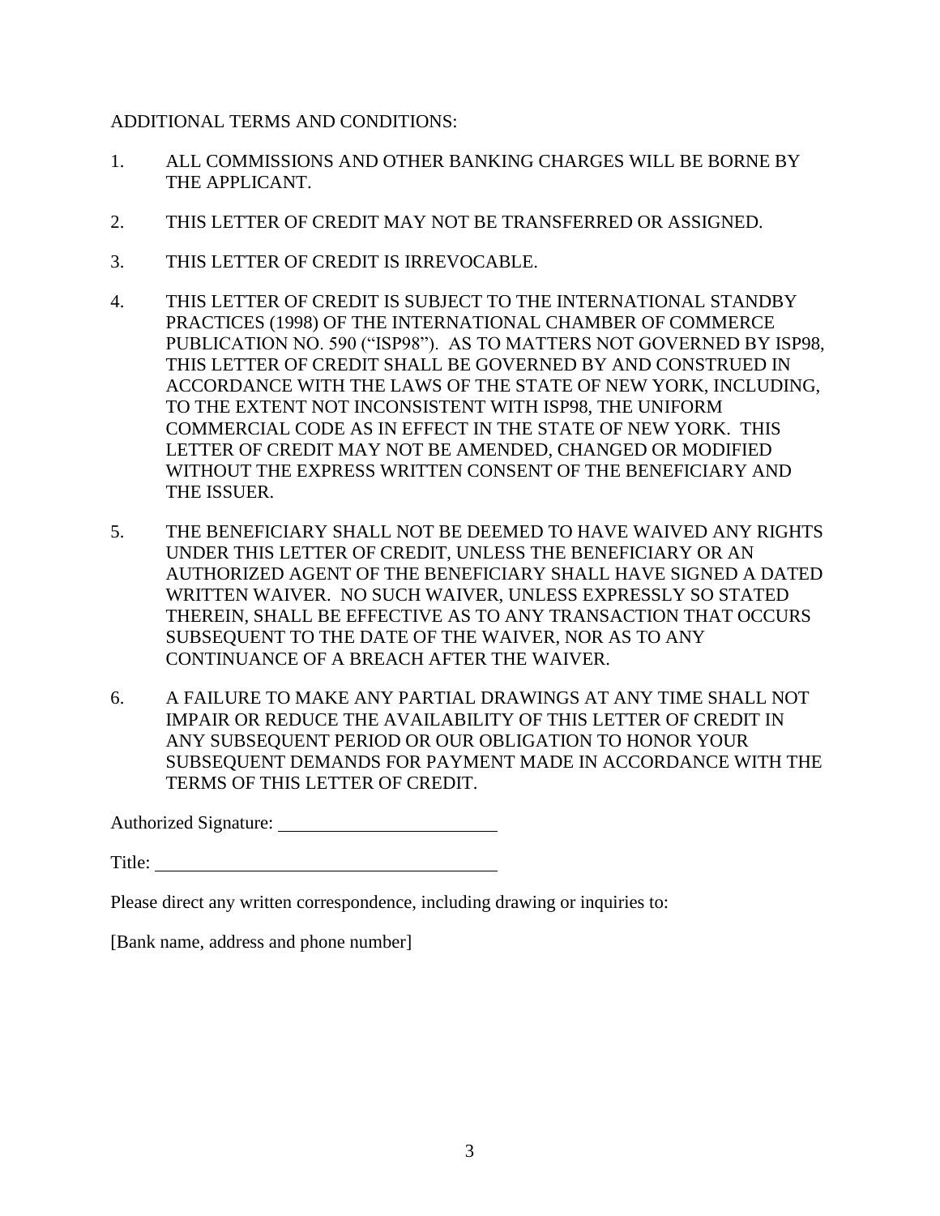ADDITIONAL TERMS AND CONDITIONS:

1. ALL COMMISSIONS AND OTHER BANKING CHARGES WILL BE BORNE BY THE APPLICANT.

2. THIS LETTER OF CREDIT MAY NOT BE TRANSFERRED OR ASSIGNED.

3. THIS LETTER OF CREDIT IS IRREVOCABLE.

4. THIS LETTER OF CREDIT IS SUBJECT TO THE INTERNATIONAL STANDBY PRACTICES (1998) OF THE INTERNATIONAL CHAMBER OF COMMERCE PUBLICATION NO. 590 ("ISP98"). AS TO MATTERS NOT GOVERNED BY ISP98, THIS LETTER OF CREDIT SHALL BE GOVERNED BY AND CONSTRUED IN ACCORDANCE WITH THE LAWS OF THE STATE OF NEW YORK, INCLUDING, TO THE EXTENT NOT INCONSISTENT WITH ISP98, THE UNIFORM COMMERCIAL CODE AS IN EFFECT IN THE STATE OF NEW YORK. THIS LETTER OF CREDIT MAY NOT BE AMENDED, CHANGED OR MODIFIED WITHOUT THE EXPRESS WRITTEN CONSENT OF THE BENEFICIARY AND THE ISSUER.

5. THE BENEFICIARY SHALL NOT BE DEEMED TO HAVE WAIVED ANY RIGHTS UNDER THIS LETTER OF CREDIT, UNLESS THE BENEFICIARY OR AN AUTHORIZED AGENT OF THE BENEFICIARY SHALL HAVE SIGNED A DATED WRITTEN WAIVER. NO SUCH WAIVER, UNLESS EXPRESSLY SO STATED THEREIN, SHALL BE EFFECTIVE AS TO ANY TRANSACTION THAT OCCURS SUBSEQUENT TO THE DATE OF THE WAIVER, NOR AS TO ANY CONTINUANCE OF A BREACH AFTER THE WAIVER.

6. A FAILURE TO MAKE ANY PARTIAL DRAWINGS AT ANY TIME SHALL NOT IMPAIR OR REDUCE THE AVAILABILITY OF THIS LETTER OF CREDIT IN ANY SUBSEQUENT PERIOD OR OUR OBLIGATION TO HONOR YOUR SUBSEQUENT DEMANDS FOR PAYMENT MADE IN ACCORDANCE WITH THE TERMS OF THIS LETTER OF CREDIT.

Authorized Signature: ________________________

Title: ____________________________________

Please direct any written correspondence, including drawing or inquiries to:

[Bank name, address and phone number]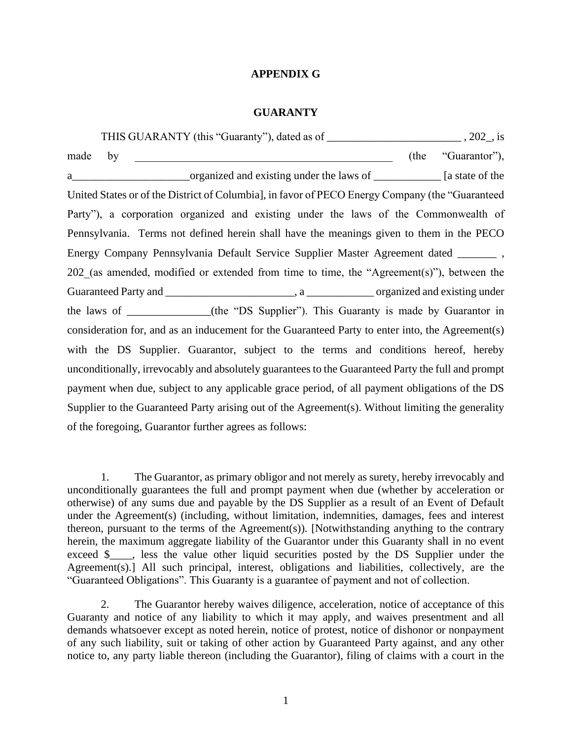**APPENDIX G**

**GUARANTY**

THIS GUARANTY (this "Guaranty"), dated as of ________________________ , 202_, is made by _______________________________________________ (the "Guarantor"), a_____________________organized and existing under the laws of ____________ [a state of the United States or of the District of Columbia], in favor of PECO Energy Company (the "Guaranteed Party"), a corporation organized and existing under the laws of the Commonwealth of Pennsylvania. Terms not defined herein shall have the meanings given to them in the PECO Energy Company Pennsylvania Default Service Supplier Master Agreement dated _______ , 202_(as amended, modified or extended from time to time, the "Agreement(s)"), between the Guaranteed Party and _______________________, a ____________ organized and existing under the laws of _______________(the "DS Supplier"). This Guaranty is made by Guarantor in consideration for, and as an inducement for the Guaranteed Party to enter into, the Agreement(s) with the DS Supplier. Guarantor, subject to the terms and conditions hereof, hereby unconditionally, irrevocably and absolutely guarantees to the Guaranteed Party the full and prompt payment when due, subject to any applicable grace period, of all payment obligations of the DS Supplier to the Guaranteed Party arising out of the Agreement(s). Without limiting the generality of the foregoing, Guarantor further agrees as follows:

1. The Guarantor, as primary obligor and not merely as surety, hereby irrevocably and unconditionally guarantees the full and prompt payment when due (whether by acceleration or otherwise) of any sums due and payable by the DS Supplier as a result of an Event of Default under the Agreement(s) (including, without limitation, indemnities, damages, fees and interest thereon, pursuant to the terms of the Agreement(s)). [Notwithstanding anything to the contrary herein, the maximum aggregate liability of the Guarantor under this Guaranty shall in no event exceed $____, less the value other liquid securities posted by the DS Supplier under the Agreement(s).] All such principal, interest, obligations and liabilities, collectively, are the "Guaranteed Obligations". This Guaranty is a guarantee of payment and not of collection.

2. The Guarantor hereby waives diligence, acceleration, notice of acceptance of this Guaranty and notice of any liability to which it may apply, and waives presentment and all demands whatsoever except as noted herein, notice of protest, notice of dishonor or nonpayment of any such liability, suit or taking of other action by Guaranteed Party against, and any other notice to, any party liable thereon (including the Guarantor), filing of claims with a court in the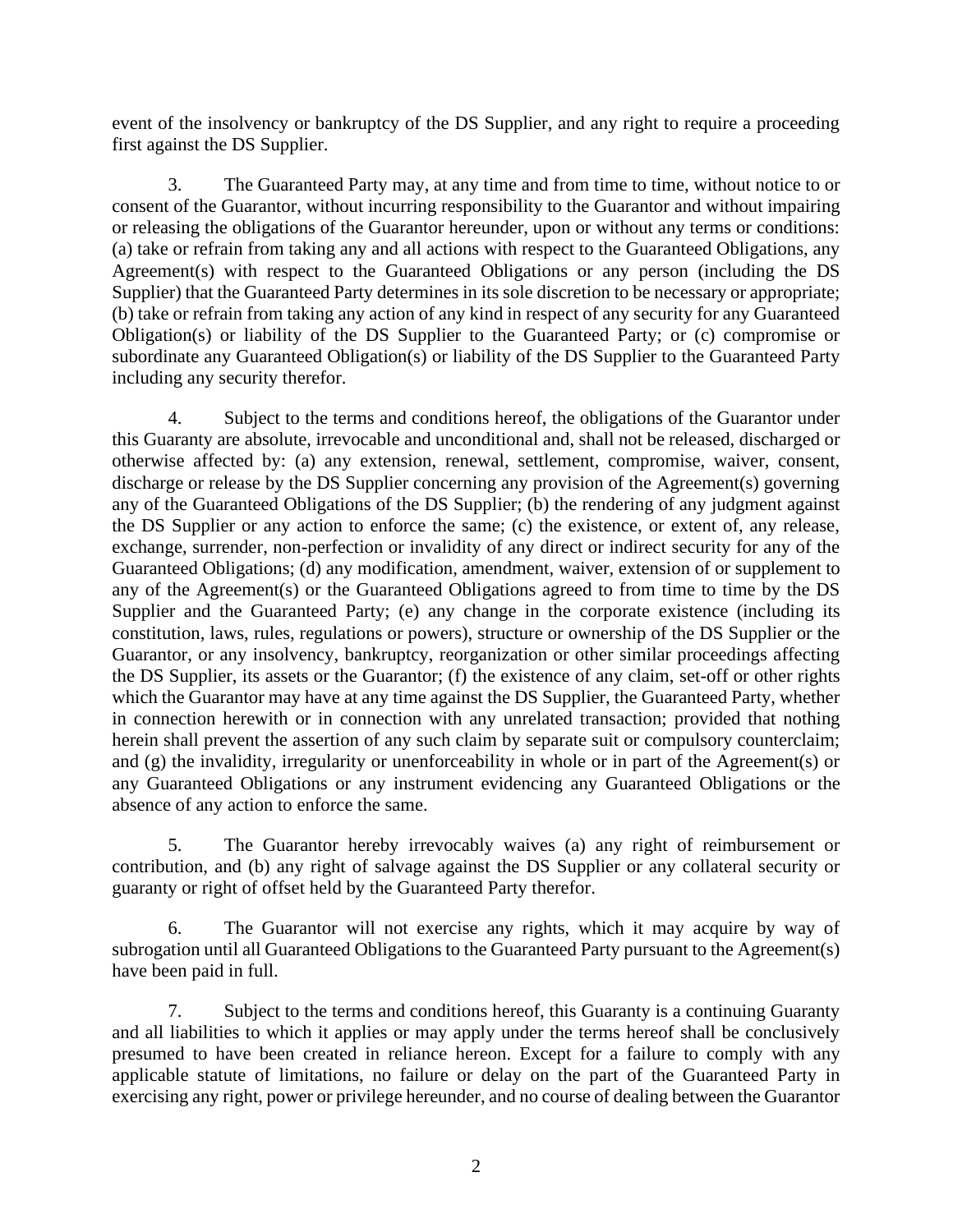event of the insolvency or bankruptcy of the DS Supplier, and any right to require a proceeding first against the DS Supplier.

3. The Guaranteed Party may, at any time and from time to time, without notice to or consent of the Guarantor, without incurring responsibility to the Guarantor and without impairing or releasing the obligations of the Guarantor hereunder, upon or without any terms or conditions: (a) take or refrain from taking any and all actions with respect to the Guaranteed Obligations, any Agreement(s) with respect to the Guaranteed Obligations or any person (including the DS Supplier) that the Guaranteed Party determines in its sole discretion to be necessary or appropriate; (b) take or refrain from taking any action of any kind in respect of any security for any Guaranteed Obligation(s) or liability of the DS Supplier to the Guaranteed Party; or (c) compromise or subordinate any Guaranteed Obligation(s) or liability of the DS Supplier to the Guaranteed Party including any security therefor.

4. Subject to the terms and conditions hereof, the obligations of the Guarantor under this Guaranty are absolute, irrevocable and unconditional and, shall not be released, discharged or otherwise affected by: (a) any extension, renewal, settlement, compromise, waiver, consent, discharge or release by the DS Supplier concerning any provision of the Agreement(s) governing any of the Guaranteed Obligations of the DS Supplier; (b) the rendering of any judgment against the DS Supplier or any action to enforce the same; (c) the existence, or extent of, any release, exchange, surrender, non-perfection or invalidity of any direct or indirect security for any of the Guaranteed Obligations; (d) any modification, amendment, waiver, extension of or supplement to any of the Agreement(s) or the Guaranteed Obligations agreed to from time to time by the DS Supplier and the Guaranteed Party; (e) any change in the corporate existence (including its constitution, laws, rules, regulations or powers), structure or ownership of the DS Supplier or the Guarantor, or any insolvency, bankruptcy, reorganization or other similar proceedings affecting the DS Supplier, its assets or the Guarantor; (f) the existence of any claim, set-off or other rights which the Guarantor may have at any time against the DS Supplier, the Guaranteed Party, whether in connection herewith or in connection with any unrelated transaction; provided that nothing herein shall prevent the assertion of any such claim by separate suit or compulsory counterclaim; and (g) the invalidity, irregularity or unenforceability in whole or in part of the Agreement(s) or any Guaranteed Obligations or any instrument evidencing any Guaranteed Obligations or the absence of any action to enforce the same.

5. The Guarantor hereby irrevocably waives (a) any right of reimbursement or contribution, and (b) any right of salvage against the DS Supplier or any collateral security or guaranty or right of offset held by the Guaranteed Party therefor.

6. The Guarantor will not exercise any rights, which it may acquire by way of subrogation until all Guaranteed Obligations to the Guaranteed Party pursuant to the Agreement(s) have been paid in full.

7. Subject to the terms and conditions hereof, this Guaranty is a continuing Guaranty and all liabilities to which it applies or may apply under the terms hereof shall be conclusively presumed to have been created in reliance hereon. Except for a failure to comply with any applicable statute of limitations, no failure or delay on the part of the Guaranteed Party in exercising any right, power or privilege hereunder, and no course of dealing between the Guarantor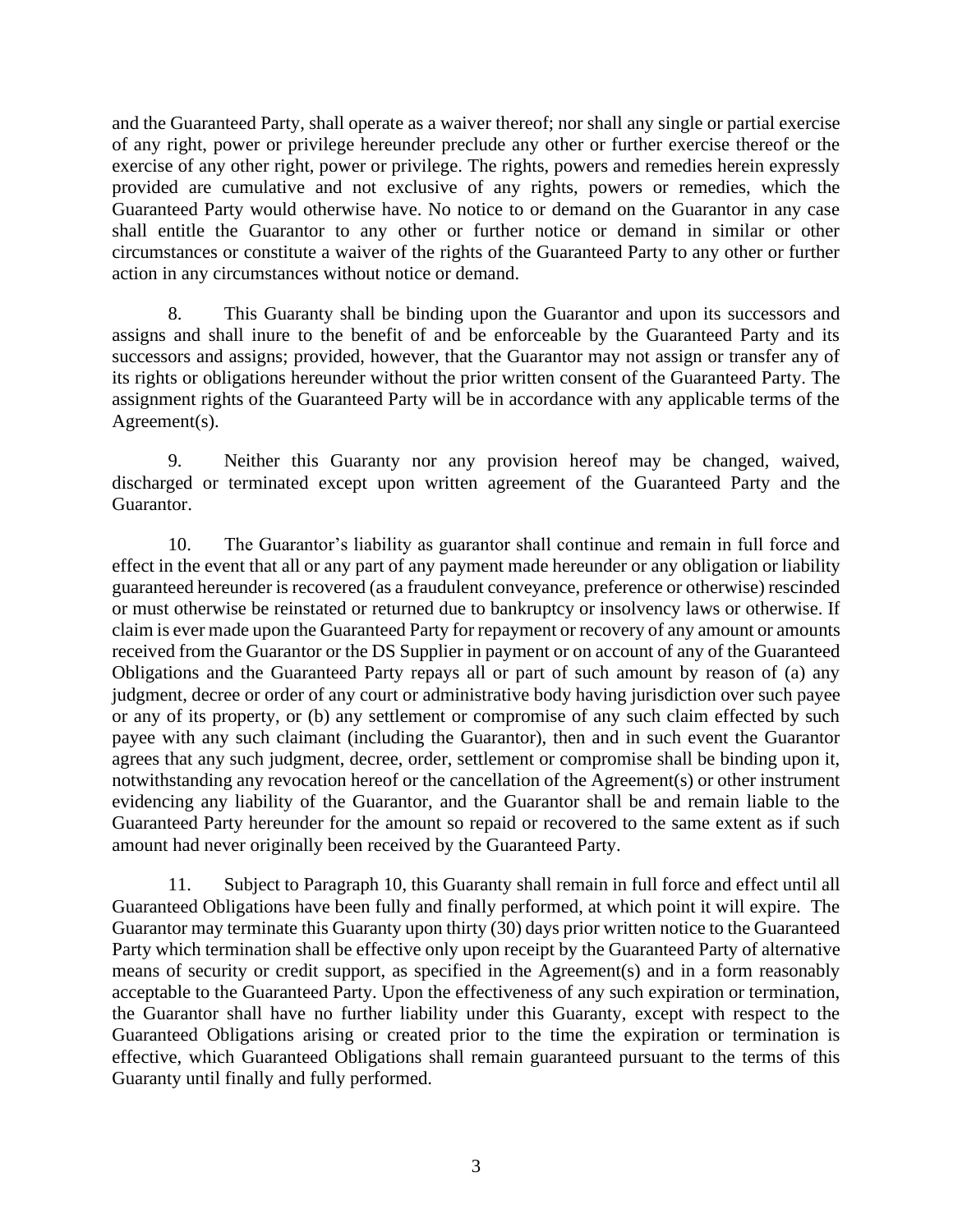and the Guaranteed Party, shall operate as a waiver thereof; nor shall any single or partial exercise of any right, power or privilege hereunder preclude any other or further exercise thereof or the exercise of any other right, power or privilege. The rights, powers and remedies herein expressly provided are cumulative and not exclusive of any rights, powers or remedies, which the Guaranteed Party would otherwise have. No notice to or demand on the Guarantor in any case shall entitle the Guarantor to any other or further notice or demand in similar or other circumstances or constitute a waiver of the rights of the Guaranteed Party to any other or further action in any circumstances without notice or demand.

8. This Guaranty shall be binding upon the Guarantor and upon its successors and assigns and shall inure to the benefit of and be enforceable by the Guaranteed Party and its successors and assigns; provided, however, that the Guarantor may not assign or transfer any of its rights or obligations hereunder without the prior written consent of the Guaranteed Party. The assignment rights of the Guaranteed Party will be in accordance with any applicable terms of the Agreement(s).

9. Neither this Guaranty nor any provision hereof may be changed, waived, discharged or terminated except upon written agreement of the Guaranteed Party and the Guarantor.

10. The Guarantor's liability as guarantor shall continue and remain in full force and effect in the event that all or any part of any payment made hereunder or any obligation or liability guaranteed hereunder is recovered (as a fraudulent conveyance, preference or otherwise) rescinded or must otherwise be reinstated or returned due to bankruptcy or insolvency laws or otherwise. If claim is ever made upon the Guaranteed Party for repayment or recovery of any amount or amounts received from the Guarantor or the DS Supplier in payment or on account of any of the Guaranteed Obligations and the Guaranteed Party repays all or part of such amount by reason of (a) any judgment, decree or order of any court or administrative body having jurisdiction over such payee or any of its property, or (b) any settlement or compromise of any such claim effected by such payee with any such claimant (including the Guarantor), then and in such event the Guarantor agrees that any such judgment, decree, order, settlement or compromise shall be binding upon it, notwithstanding any revocation hereof or the cancellation of the Agreement(s) or other instrument evidencing any liability of the Guarantor, and the Guarantor shall be and remain liable to the Guaranteed Party hereunder for the amount so repaid or recovered to the same extent as if such amount had never originally been received by the Guaranteed Party.

11. Subject to Paragraph 10, this Guaranty shall remain in full force and effect until all Guaranteed Obligations have been fully and finally performed, at which point it will expire. The Guarantor may terminate this Guaranty upon thirty (30) days prior written notice to the Guaranteed Party which termination shall be effective only upon receipt by the Guaranteed Party of alternative means of security or credit support, as specified in the Agreement(s) and in a form reasonably acceptable to the Guaranteed Party. Upon the effectiveness of any such expiration or termination, the Guarantor shall have no further liability under this Guaranty, except with respect to the Guaranteed Obligations arising or created prior to the time the expiration or termination is effective, which Guaranteed Obligations shall remain guaranteed pursuant to the terms of this Guaranty until finally and fully performed.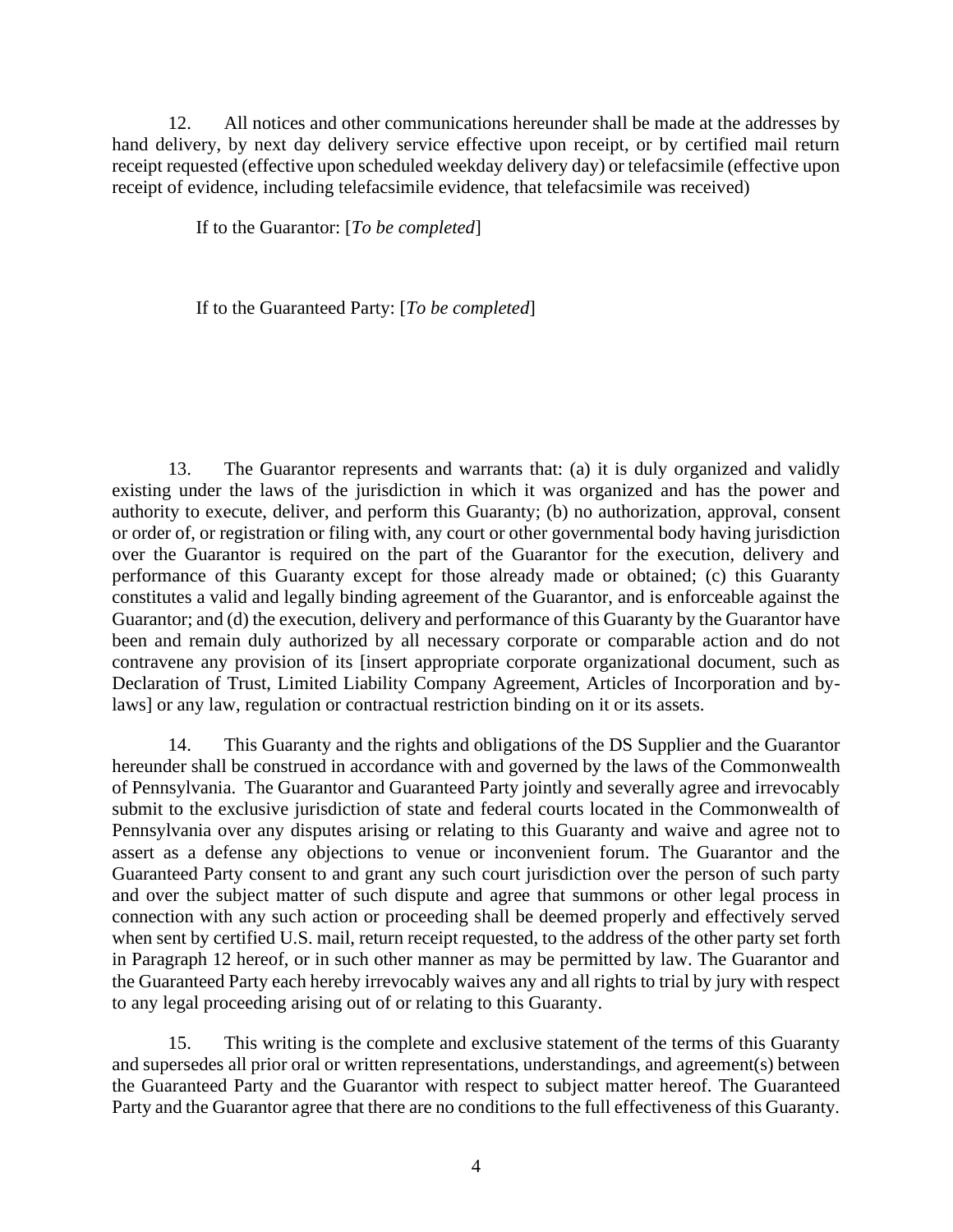12. All notices and other communications hereunder shall be made at the addresses by hand delivery, by next day delivery service effective upon receipt, or by certified mail return receipt requested (effective upon scheduled weekday delivery day) or telefacsimile (effective upon receipt of evidence, including telefacsimile evidence, that telefacsimile was received)

If to the Guarantor: [*To be completed*]

If to the Guaranteed Party: [*To be completed*]

13. The Guarantor represents and warrants that: (a) it is duly organized and validly existing under the laws of the jurisdiction in which it was organized and has the power and authority to execute, deliver, and perform this Guaranty; (b) no authorization, approval, consent or order of, or registration or filing with, any court or other governmental body having jurisdiction over the Guarantor is required on the part of the Guarantor for the execution, delivery and performance of this Guaranty except for those already made or obtained; (c) this Guaranty constitutes a valid and legally binding agreement of the Guarantor, and is enforceable against the Guarantor; and (d) the execution, delivery and performance of this Guaranty by the Guarantor have been and remain duly authorized by all necessary corporate or comparable action and do not contravene any provision of its [insert appropriate corporate organizational document, such as Declaration of Trust, Limited Liability Company Agreement, Articles of Incorporation and by-laws] or any law, regulation or contractual restriction binding on it or its assets.

14. This Guaranty and the rights and obligations of the DS Supplier and the Guarantor hereunder shall be construed in accordance with and governed by the laws of the Commonwealth of Pennsylvania. The Guarantor and Guaranteed Party jointly and severally agree and irrevocably submit to the exclusive jurisdiction of state and federal courts located in the Commonwealth of Pennsylvania over any disputes arising or relating to this Guaranty and waive and agree not to assert as a defense any objections to venue or inconvenient forum. The Guarantor and the Guaranteed Party consent to and grant any such court jurisdiction over the person of such party and over the subject matter of such dispute and agree that summons or other legal process in connection with any such action or proceeding shall be deemed properly and effectively served when sent by certified U.S. mail, return receipt requested, to the address of the other party set forth in Paragraph 12 hereof, or in such other manner as may be permitted by law. The Guarantor and the Guaranteed Party each hereby irrevocably waives any and all rights to trial by jury with respect to any legal proceeding arising out of or relating to this Guaranty.

15. This writing is the complete and exclusive statement of the terms of this Guaranty and supersedes all prior oral or written representations, understandings, and agreement(s) between the Guaranteed Party and the Guarantor with respect to subject matter hereof. The Guaranteed Party and the Guarantor agree that there are no conditions to the full effectiveness of this Guaranty.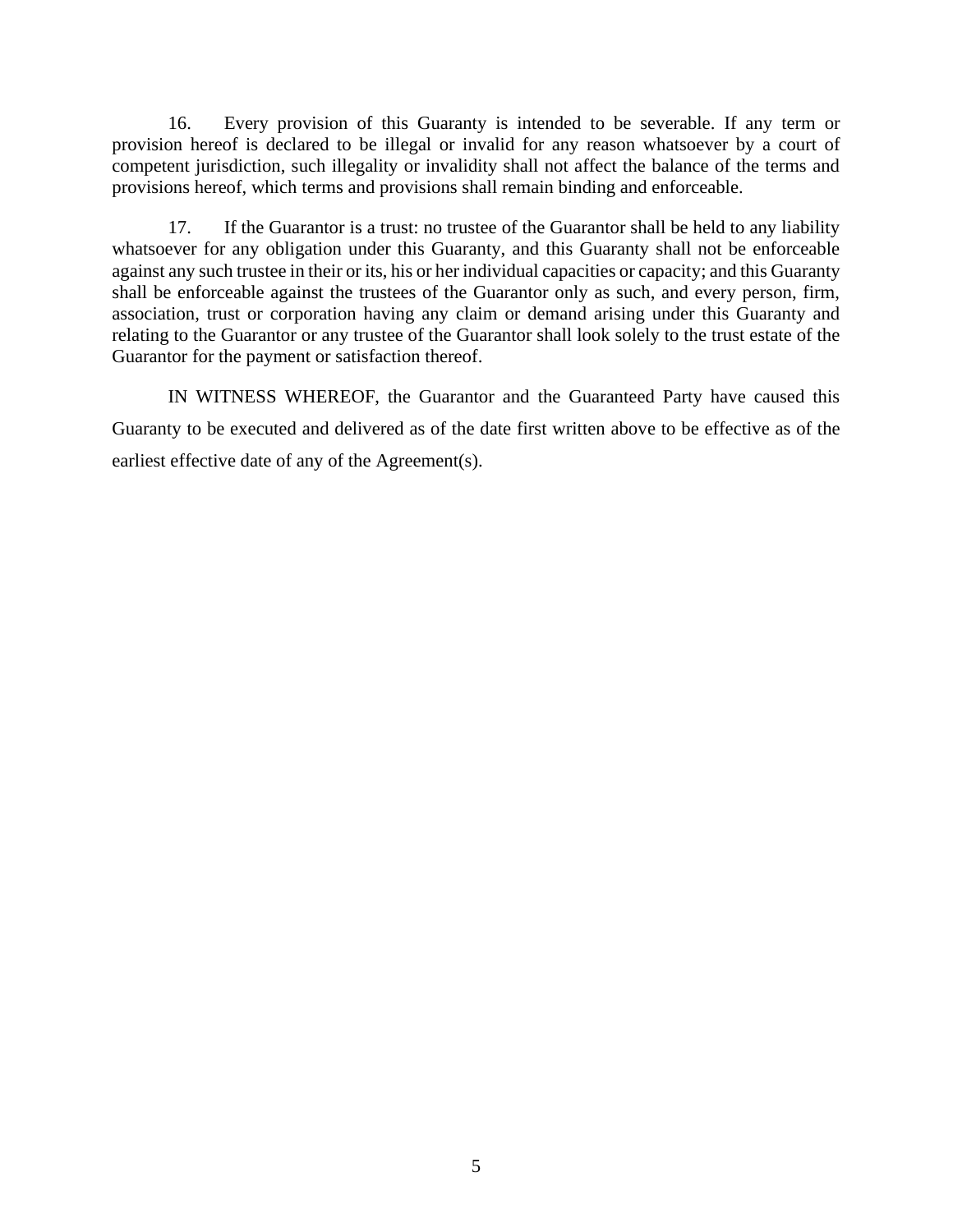16. Every provision of this Guaranty is intended to be severable. If any term or provision hereof is declared to be illegal or invalid for any reason whatsoever by a court of competent jurisdiction, such illegality or invalidity shall not affect the balance of the terms and provisions hereof, which terms and provisions shall remain binding and enforceable.

17. If the Guarantor is a trust: no trustee of the Guarantor shall be held to any liability whatsoever for any obligation under this Guaranty, and this Guaranty shall not be enforceable against any such trustee in their or its, his or her individual capacities or capacity; and this Guaranty shall be enforceable against the trustees of the Guarantor only as such, and every person, firm, association, trust or corporation having any claim or demand arising under this Guaranty and relating to the Guarantor or any trustee of the Guarantor shall look solely to the trust estate of the Guarantor for the payment or satisfaction thereof.

IN WITNESS WHEREOF, the Guarantor and the Guaranteed Party have caused this Guaranty to be executed and delivered as of the date first written above to be effective as of the earliest effective date of any of the Agreement(s).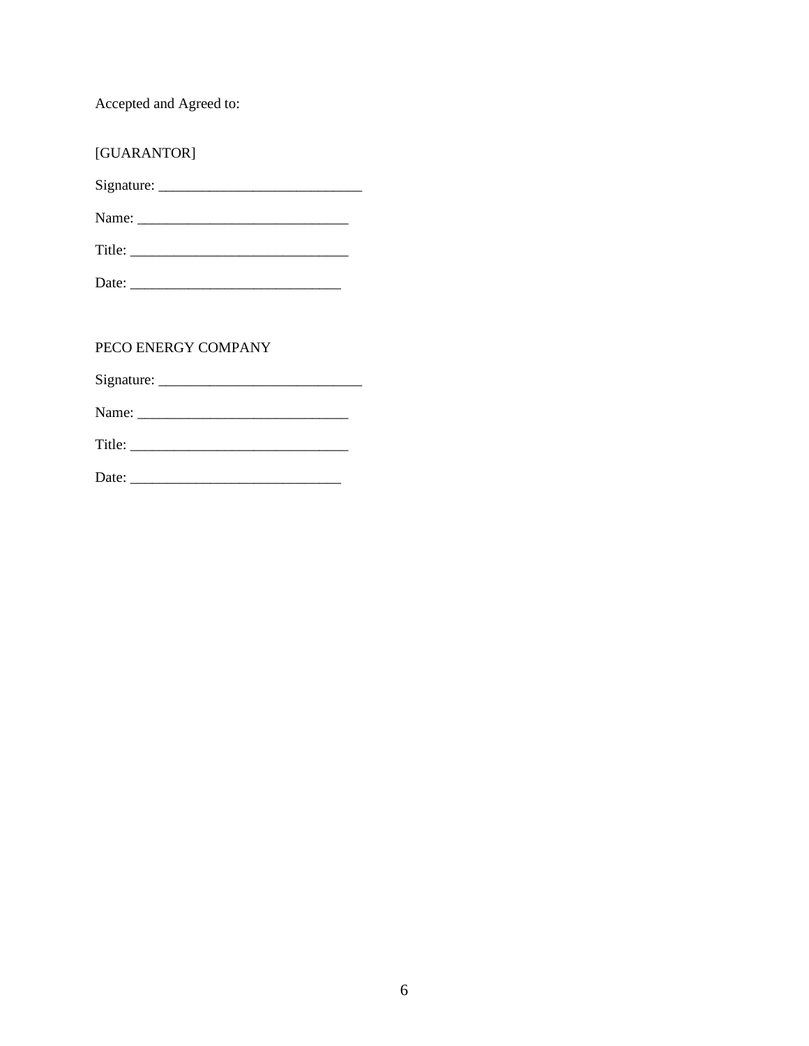Accepted and Agreed to:

[GUARANTOR]

Signature: ____________________________

Name: _____________________________

Title: ______________________________

Date: _____________________________

PECO ENERGY COMPANY

Signature: ____________________________

Name: _____________________________

Title: ______________________________

Date: _____________________________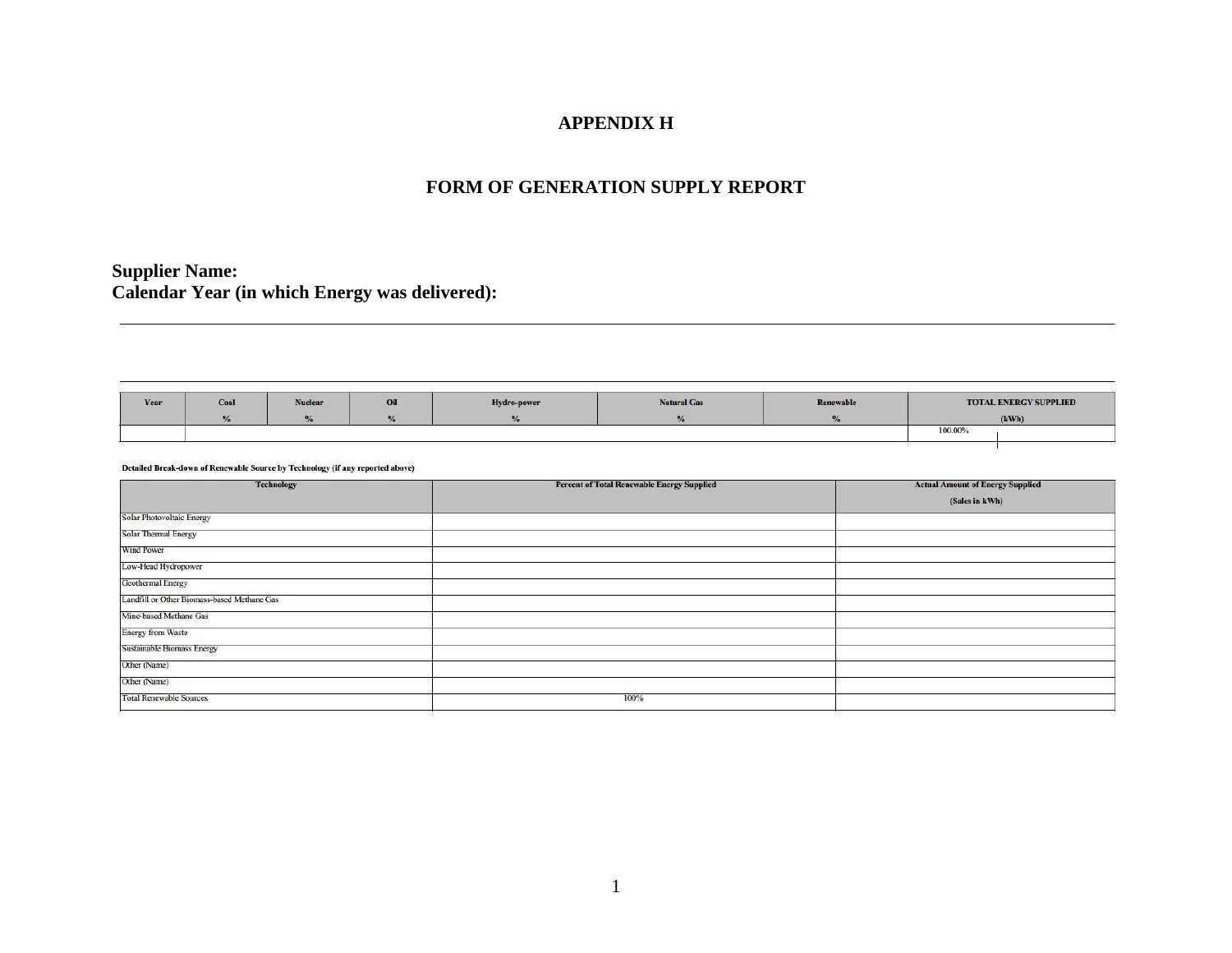# APPENDIX H

## FORM OF GENERATION SUPPLY REPORT

**Supplier Name:**
**Calendar Year (in which Energy was delivered):**

| Year | Coal % | Nuclear % | Oil % | Hydro-power % | Natural Gas % | Renewable % | TOTAL ENERGY SUPPLIED (kWh) |
|---|---|---|---|---|---|---|---|
| | | | | | | | 100.00% |

Detailed Break-down of Renewable Source by Technology (if any reported above)

| Technology | Percent of Total Renewable Energy Supplied | Actual Amount of Energy Supplied (Sales in kWh) |
|---|---|---|
| Solar Photovoltaic Energy | | |
| Solar Thermal Energy | | |
| Wind Power | | |
| Low-Head Hydropower | | |
| Geothermal Energy | | |
| Landfill or Other Biomass-based Methane Gas | | |
| Mine-based Methane Gas | | |
| Energy from Waste | | |
| Sustainable Biomass Energy | | |
| Other (Name) | | |
| Other (Name) | | |
| Total Renewable Sources | 100% | |